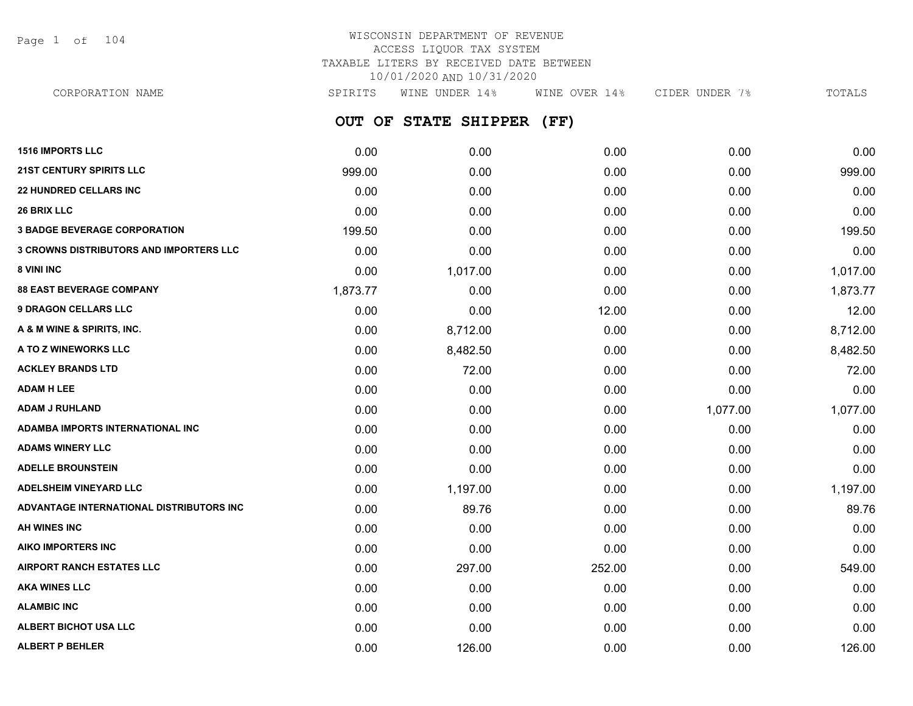# WISCONSIN DEPARTMENT OF REVENUE
ACCESS LIQUOR TAX SYSTEM
TAXABLE LITERS BY RECEIVED DATE BETWEEN
10/01/2020 AND 10/31/2020

## OUT OF STATE SHIPPER (FF)

| CORPORATION NAME | SPIRITS | WINE UNDER 14% | WINE OVER 14% | CIDER UNDER 7% | TOTALS |
|---|---|---|---|---|---|
| **1516 IMPORTS LLC** | 0.00 | 0.00 | 0.00 | 0.00 | 0.00 |
| **21ST CENTURY SPIRITS LLC** | 999.00 | 0.00 | 0.00 | 0.00 | 999.00 |
| **22 HUNDRED CELLARS INC** | 0.00 | 0.00 | 0.00 | 0.00 | 0.00 |
| **26 BRIX LLC** | 0.00 | 0.00 | 0.00 | 0.00 | 0.00 |
| **3 BADGE BEVERAGE CORPORATION** | 199.50 | 0.00 | 0.00 | 0.00 | 199.50 |
| **3 CROWNS DISTRIBUTORS AND IMPORTERS LLC** | 0.00 | 0.00 | 0.00 | 0.00 | 0.00 |
| **8 VINI INC** | 0.00 | 1,017.00 | 0.00 | 0.00 | 1,017.00 |
| **88 EAST BEVERAGE COMPANY** | 1,873.77 | 0.00 | 0.00 | 0.00 | 1,873.77 |
| **9 DRAGON CELLARS LLC** | 0.00 | 0.00 | 12.00 | 0.00 | 12.00 |
| **A & M WINE & SPIRITS, INC.** | 0.00 | 8,712.00 | 0.00 | 0.00 | 8,712.00 |
| **A TO Z WINEWORKS LLC** | 0.00 | 8,482.50 | 0.00 | 0.00 | 8,482.50 |
| **ACKLEY BRANDS LTD** | 0.00 | 72.00 | 0.00 | 0.00 | 72.00 |
| **ADAM H LEE** | 0.00 | 0.00 | 0.00 | 0.00 | 0.00 |
| **ADAM J RUHLAND** | 0.00 | 0.00 | 0.00 | 1,077.00 | 1,077.00 |
| **ADAMBA IMPORTS INTERNATIONAL INC** | 0.00 | 0.00 | 0.00 | 0.00 | 0.00 |
| **ADAMS WINERY LLC** | 0.00 | 0.00 | 0.00 | 0.00 | 0.00 |
| **ADELLE BROUNSTEIN** | 0.00 | 0.00 | 0.00 | 0.00 | 0.00 |
| **ADELSHEIM VINEYARD LLC** | 0.00 | 1,197.00 | 0.00 | 0.00 | 1,197.00 |
| **ADVANTAGE INTERNATIONAL DISTRIBUTORS INC** | 0.00 | 89.76 | 0.00 | 0.00 | 89.76 |
| **AH WINES INC** | 0.00 | 0.00 | 0.00 | 0.00 | 0.00 |
| **AIKO IMPORTERS INC** | 0.00 | 0.00 | 0.00 | 0.00 | 0.00 |
| **AIRPORT RANCH ESTATES LLC** | 0.00 | 297.00 | 252.00 | 0.00 | 549.00 |
| **AKA WINES LLC** | 0.00 | 0.00 | 0.00 | 0.00 | 0.00 |
| **ALAMBIC INC** | 0.00 | 0.00 | 0.00 | 0.00 | 0.00 |
| **ALBERT BICHOT USA LLC** | 0.00 | 0.00 | 0.00 | 0.00 | 0.00 |
| **ALBERT P BEHLER** | 0.00 | 126.00 | 0.00 | 0.00 | 126.00 |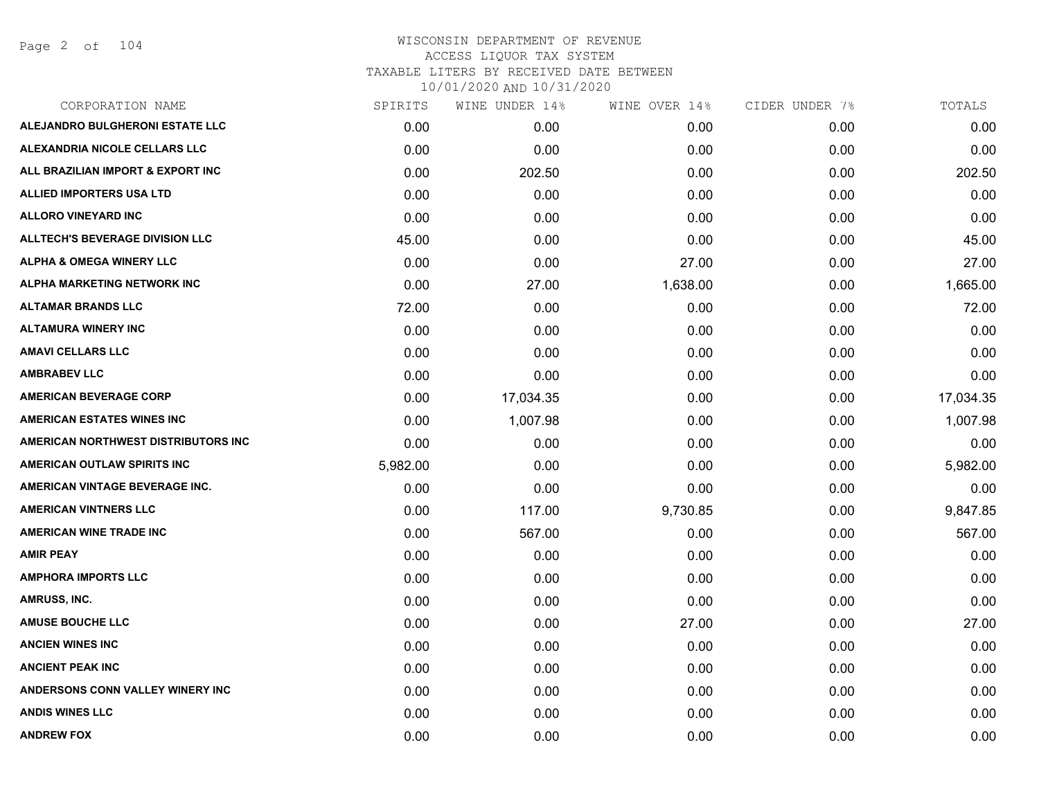# WISCONSIN DEPARTMENT OF REVENUE
## ACCESS LIQUOR TAX SYSTEM
### TAXABLE LITERS BY RECEIVED DATE BETWEEN 10/01/2020 AND 10/31/2020

| CORPORATION NAME | SPIRITS | WINE UNDER 14% | WINE OVER 14% | CIDER UNDER 7% | TOTALS |
|---|---|---|---|---|---|
| ALEJANDRO BULGHERONI ESTATE LLC | 0.00 | 0.00 | 0.00 | 0.00 | 0.00 |
| ALEXANDRIA NICOLE CELLARS LLC | 0.00 | 0.00 | 0.00 | 0.00 | 0.00 |
| ALL BRAZILIAN IMPORT & EXPORT INC | 0.00 | 202.50 | 0.00 | 0.00 | 202.50 |
| ALLIED IMPORTERS USA LTD | 0.00 | 0.00 | 0.00 | 0.00 | 0.00 |
| ALLORO VINEYARD INC | 0.00 | 0.00 | 0.00 | 0.00 | 0.00 |
| ALLTECH'S BEVERAGE DIVISION LLC | 45.00 | 0.00 | 0.00 | 0.00 | 45.00 |
| ALPHA & OMEGA WINERY LLC | 0.00 | 0.00 | 27.00 | 0.00 | 27.00 |
| ALPHA MARKETING NETWORK INC | 0.00 | 27.00 | 1,638.00 | 0.00 | 1,665.00 |
| ALTAMAR BRANDS LLC | 72.00 | 0.00 | 0.00 | 0.00 | 72.00 |
| ALTAMURA WINERY INC | 0.00 | 0.00 | 0.00 | 0.00 | 0.00 |
| AMAVI CELLARS LLC | 0.00 | 0.00 | 0.00 | 0.00 | 0.00 |
| AMBRABEV LLC | 0.00 | 0.00 | 0.00 | 0.00 | 0.00 |
| AMERICAN BEVERAGE CORP | 0.00 | 17,034.35 | 0.00 | 0.00 | 17,034.35 |
| AMERICAN ESTATES WINES INC | 0.00 | 1,007.98 | 0.00 | 0.00 | 1,007.98 |
| AMERICAN NORTHWEST DISTRIBUTORS INC | 0.00 | 0.00 | 0.00 | 0.00 | 0.00 |
| AMERICAN OUTLAW SPIRITS INC | 5,982.00 | 0.00 | 0.00 | 0.00 | 5,982.00 |
| AMERICAN VINTAGE BEVERAGE INC. | 0.00 | 0.00 | 0.00 | 0.00 | 0.00 |
| AMERICAN VINTNERS LLC | 0.00 | 117.00 | 9,730.85 | 0.00 | 9,847.85 |
| AMERICAN WINE TRADE INC | 0.00 | 567.00 | 0.00 | 0.00 | 567.00 |
| AMIR PEAY | 0.00 | 0.00 | 0.00 | 0.00 | 0.00 |
| AMPHORA IMPORTS LLC | 0.00 | 0.00 | 0.00 | 0.00 | 0.00 |
| AMRUSS, INC. | 0.00 | 0.00 | 0.00 | 0.00 | 0.00 |
| AMUSE BOUCHE LLC | 0.00 | 0.00 | 27.00 | 0.00 | 27.00 |
| ANCIEN WINES INC | 0.00 | 0.00 | 0.00 | 0.00 | 0.00 |
| ANCIENT PEAK INC | 0.00 | 0.00 | 0.00 | 0.00 | 0.00 |
| ANDERSONS CONN VALLEY WINERY INC | 0.00 | 0.00 | 0.00 | 0.00 | 0.00 |
| ANDIS WINES LLC | 0.00 | 0.00 | 0.00 | 0.00 | 0.00 |
| ANDREW FOX | 0.00 | 0.00 | 0.00 | 0.00 | 0.00 |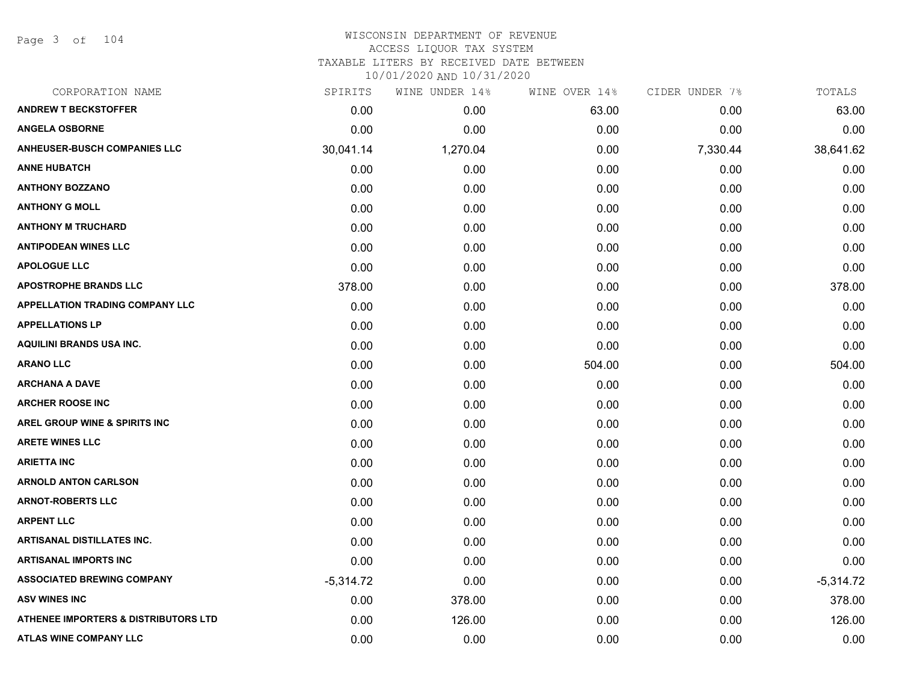# WISCONSIN DEPARTMENT OF REVENUE
## ACCESS LIQUOR TAX SYSTEM
### TAXABLE LITERS BY RECEIVED DATE BETWEEN 10/01/2020 AND 10/31/2020

| CORPORATION NAME | SPIRITS | WINE UNDER 14% | WINE OVER 14% | CIDER UNDER 7% | TOTALS |
|---|---|---|---|---|---|
| ANDREW T BECKSTOFFER | 0.00 | 0.00 | 63.00 | 0.00 | 63.00 |
| ANGELA OSBORNE | 0.00 | 0.00 | 0.00 | 0.00 | 0.00 |
| ANHEUSER-BUSCH COMPANIES LLC | 30,041.14 | 1,270.04 | 0.00 | 7,330.44 | 38,641.62 |
| ANNE HUBATCH | 0.00 | 0.00 | 0.00 | 0.00 | 0.00 |
| ANTHONY BOZZANO | 0.00 | 0.00 | 0.00 | 0.00 | 0.00 |
| ANTHONY G MOLL | 0.00 | 0.00 | 0.00 | 0.00 | 0.00 |
| ANTHONY M TRUCHARD | 0.00 | 0.00 | 0.00 | 0.00 | 0.00 |
| ANTIPODEAN WINES LLC | 0.00 | 0.00 | 0.00 | 0.00 | 0.00 |
| APOLOGUE LLC | 0.00 | 0.00 | 0.00 | 0.00 | 0.00 |
| APOSTROPHE BRANDS LLC | 378.00 | 0.00 | 0.00 | 0.00 | 378.00 |
| APPELLATION TRADING COMPANY LLC | 0.00 | 0.00 | 0.00 | 0.00 | 0.00 |
| APPELLATIONS LP | 0.00 | 0.00 | 0.00 | 0.00 | 0.00 |
| AQUILINI BRANDS USA INC. | 0.00 | 0.00 | 0.00 | 0.00 | 0.00 |
| ARANO LLC | 0.00 | 0.00 | 504.00 | 0.00 | 504.00 |
| ARCHANA A DAVE | 0.00 | 0.00 | 0.00 | 0.00 | 0.00 |
| ARCHER ROOSE INC | 0.00 | 0.00 | 0.00 | 0.00 | 0.00 |
| AREL GROUP WINE & SPIRITS INC | 0.00 | 0.00 | 0.00 | 0.00 | 0.00 |
| ARETE WINES LLC | 0.00 | 0.00 | 0.00 | 0.00 | 0.00 |
| ARIETTA INC | 0.00 | 0.00 | 0.00 | 0.00 | 0.00 |
| ARNOLD ANTON CARLSON | 0.00 | 0.00 | 0.00 | 0.00 | 0.00 |
| ARNOT-ROBERTS LLC | 0.00 | 0.00 | 0.00 | 0.00 | 0.00 |
| ARPENT LLC | 0.00 | 0.00 | 0.00 | 0.00 | 0.00 |
| ARTISANAL DISTILLATES INC. | 0.00 | 0.00 | 0.00 | 0.00 | 0.00 |
| ARTISANAL IMPORTS INC | 0.00 | 0.00 | 0.00 | 0.00 | 0.00 |
| ASSOCIATED BREWING COMPANY | -5,314.72 | 0.00 | 0.00 | 0.00 | -5,314.72 |
| ASV WINES INC | 0.00 | 378.00 | 0.00 | 0.00 | 378.00 |
| ATHENEE IMPORTERS & DISTRIBUTORS LTD | 0.00 | 126.00 | 0.00 | 0.00 | 126.00 |
| ATLAS WINE COMPANY LLC | 0.00 | 0.00 | 0.00 | 0.00 | 0.00 |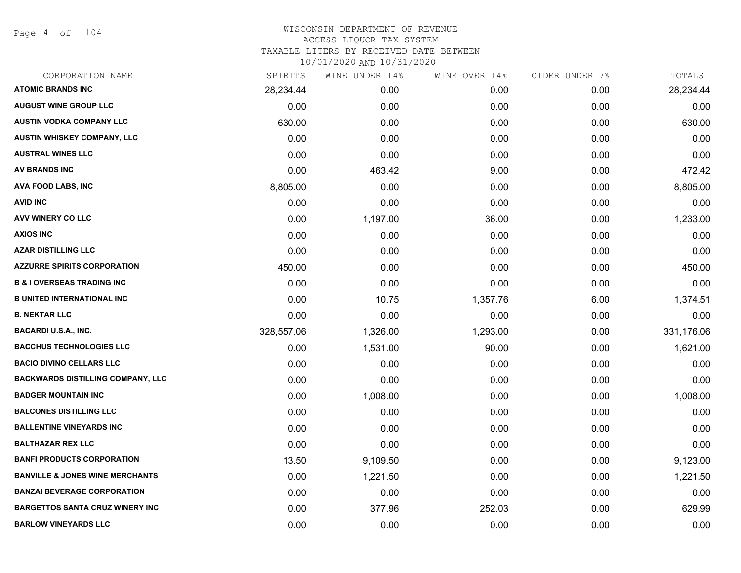# WISCONSIN DEPARTMENT OF REVENUE
## ACCESS LIQUOR TAX SYSTEM
### TAXABLE LITERS BY RECEIVED DATE BETWEEN 10/01/2020 AND 10/31/2020

| CORPORATION NAME | SPIRITS | WINE UNDER 14% | WINE OVER 14% | CIDER UNDER 7% | TOTALS |
|---|---|---|---|---|---|
| **ATOMIC BRANDS INC** | 28,234.44 | 0.00 | 0.00 | 0.00 | 28,234.44 |
| **AUGUST WINE GROUP LLC** | 0.00 | 0.00 | 0.00 | 0.00 | 0.00 |
| **AUSTIN VODKA COMPANY LLC** | 630.00 | 0.00 | 0.00 | 0.00 | 630.00 |
| **AUSTIN WHISKEY COMPANY, LLC** | 0.00 | 0.00 | 0.00 | 0.00 | 0.00 |
| **AUSTRAL WINES LLC** | 0.00 | 0.00 | 0.00 | 0.00 | 0.00 |
| **AV BRANDS INC** | 0.00 | 463.42 | 9.00 | 0.00 | 472.42 |
| **AVA FOOD LABS, INC** | 8,805.00 | 0.00 | 0.00 | 0.00 | 8,805.00 |
| **AVID INC** | 0.00 | 0.00 | 0.00 | 0.00 | 0.00 |
| **AVV WINERY CO LLC** | 0.00 | 1,197.00 | 36.00 | 0.00 | 1,233.00 |
| **AXIOS INC** | 0.00 | 0.00 | 0.00 | 0.00 | 0.00 |
| **AZAR DISTILLING LLC** | 0.00 | 0.00 | 0.00 | 0.00 | 0.00 |
| **AZZURRE SPIRITS CORPORATION** | 450.00 | 0.00 | 0.00 | 0.00 | 450.00 |
| **B & I OVERSEAS TRADING INC** | 0.00 | 0.00 | 0.00 | 0.00 | 0.00 |
| **B UNITED INTERNATIONAL INC** | 0.00 | 10.75 | 1,357.76 | 6.00 | 1,374.51 |
| **B. NEKTAR LLC** | 0.00 | 0.00 | 0.00 | 0.00 | 0.00 |
| **BACARDI U.S.A., INC.** | 328,557.06 | 1,326.00 | 1,293.00 | 0.00 | 331,176.06 |
| **BACCHUS TECHNOLOGIES LLC** | 0.00 | 1,531.00 | 90.00 | 0.00 | 1,621.00 |
| **BACIO DIVINO CELLARS LLC** | 0.00 | 0.00 | 0.00 | 0.00 | 0.00 |
| **BACKWARDS DISTILLING COMPANY, LLC** | 0.00 | 0.00 | 0.00 | 0.00 | 0.00 |
| **BADGER MOUNTAIN INC** | 0.00 | 1,008.00 | 0.00 | 0.00 | 1,008.00 |
| **BALCONES DISTILLING LLC** | 0.00 | 0.00 | 0.00 | 0.00 | 0.00 |
| **BALLENTINE VINEYARDS INC** | 0.00 | 0.00 | 0.00 | 0.00 | 0.00 |
| **BALTHAZAR REX LLC** | 0.00 | 0.00 | 0.00 | 0.00 | 0.00 |
| **BANFI PRODUCTS CORPORATION** | 13.50 | 9,109.50 | 0.00 | 0.00 | 9,123.00 |
| **BANVILLE & JONES WINE MERCHANTS** | 0.00 | 1,221.50 | 0.00 | 0.00 | 1,221.50 |
| **BANZAI BEVERAGE CORPORATION** | 0.00 | 0.00 | 0.00 | 0.00 | 0.00 |
| **BARGETTOS SANTA CRUZ WINERY INC** | 0.00 | 377.96 | 252.03 | 0.00 | 629.99 |
| **BARLOW VINEYARDS LLC** | 0.00 | 0.00 | 0.00 | 0.00 | 0.00 |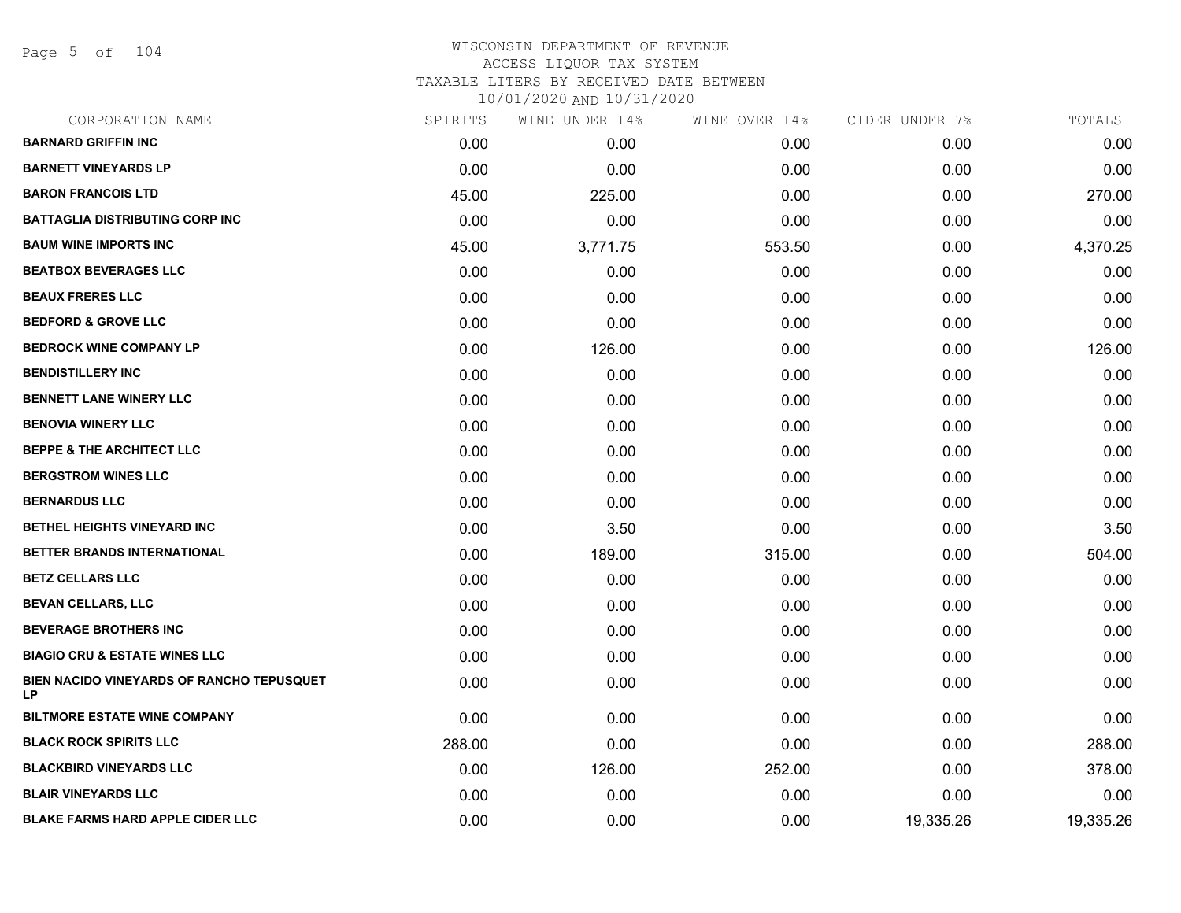# WISCONSIN DEPARTMENT OF REVENUE
## ACCESS LIQUOR TAX SYSTEM
### TAXABLE LITERS BY RECEIVED DATE BETWEEN 10/01/2020 AND 10/31/2020

| CORPORATION NAME | SPIRITS | WINE UNDER 14% | WINE OVER 14% | CIDER UNDER 7% | TOTALS |
|---|---|---|---|---|---|
| **BARNARD GRIFFIN INC** | 0.00 | 0.00 | 0.00 | 0.00 | 0.00 |
| **BARNETT VINEYARDS LP** | 0.00 | 0.00 | 0.00 | 0.00 | 0.00 |
| **BARON FRANCOIS LTD** | 45.00 | 225.00 | 0.00 | 0.00 | 270.00 |
| **BATTAGLIA DISTRIBUTING CORP INC** | 0.00 | 0.00 | 0.00 | 0.00 | 0.00 |
| **BAUM WINE IMPORTS INC** | 45.00 | 3,771.75 | 553.50 | 0.00 | 4,370.25 |
| **BEATBOX BEVERAGES LLC** | 0.00 | 0.00 | 0.00 | 0.00 | 0.00 |
| **BEAUX FRERES LLC** | 0.00 | 0.00 | 0.00 | 0.00 | 0.00 |
| **BEDFORD & GROVE LLC** | 0.00 | 0.00 | 0.00 | 0.00 | 0.00 |
| **BEDROCK WINE COMPANY LP** | 0.00 | 126.00 | 0.00 | 0.00 | 126.00 |
| **BENDISTILLERY INC** | 0.00 | 0.00 | 0.00 | 0.00 | 0.00 |
| **BENNETT LANE WINERY LLC** | 0.00 | 0.00 | 0.00 | 0.00 | 0.00 |
| **BENOVIA WINERY LLC** | 0.00 | 0.00 | 0.00 | 0.00 | 0.00 |
| **BEPPE & THE ARCHITECT LLC** | 0.00 | 0.00 | 0.00 | 0.00 | 0.00 |
| **BERGSTROM WINES LLC** | 0.00 | 0.00 | 0.00 | 0.00 | 0.00 |
| **BERNARDUS LLC** | 0.00 | 0.00 | 0.00 | 0.00 | 0.00 |
| **BETHEL HEIGHTS VINEYARD INC** | 0.00 | 3.50 | 0.00 | 0.00 | 3.50 |
| **BETTER BRANDS INTERNATIONAL** | 0.00 | 189.00 | 315.00 | 0.00 | 504.00 |
| **BETZ CELLARS LLC** | 0.00 | 0.00 | 0.00 | 0.00 | 0.00 |
| **BEVAN CELLARS, LLC** | 0.00 | 0.00 | 0.00 | 0.00 | 0.00 |
| **BEVERAGE BROTHERS INC** | 0.00 | 0.00 | 0.00 | 0.00 | 0.00 |
| **BIAGIO CRU & ESTATE WINES LLC** | 0.00 | 0.00 | 0.00 | 0.00 | 0.00 |
| **BIEN NACIDO VINEYARDS OF RANCHO TEPUSQUET LP** | 0.00 | 0.00 | 0.00 | 0.00 | 0.00 |
| **BILTMORE ESTATE WINE COMPANY** | 0.00 | 0.00 | 0.00 | 0.00 | 0.00 |
| **BLACK ROCK SPIRITS LLC** | 288.00 | 0.00 | 0.00 | 0.00 | 288.00 |
| **BLACKBIRD VINEYARDS LLC** | 0.00 | 126.00 | 252.00 | 0.00 | 378.00 |
| **BLAIR VINEYARDS LLC** | 0.00 | 0.00 | 0.00 | 0.00 | 0.00 |
| **BLAKE FARMS HARD APPLE CIDER LLC** | 0.00 | 0.00 | 0.00 | 19,335.26 | 19,335.26 |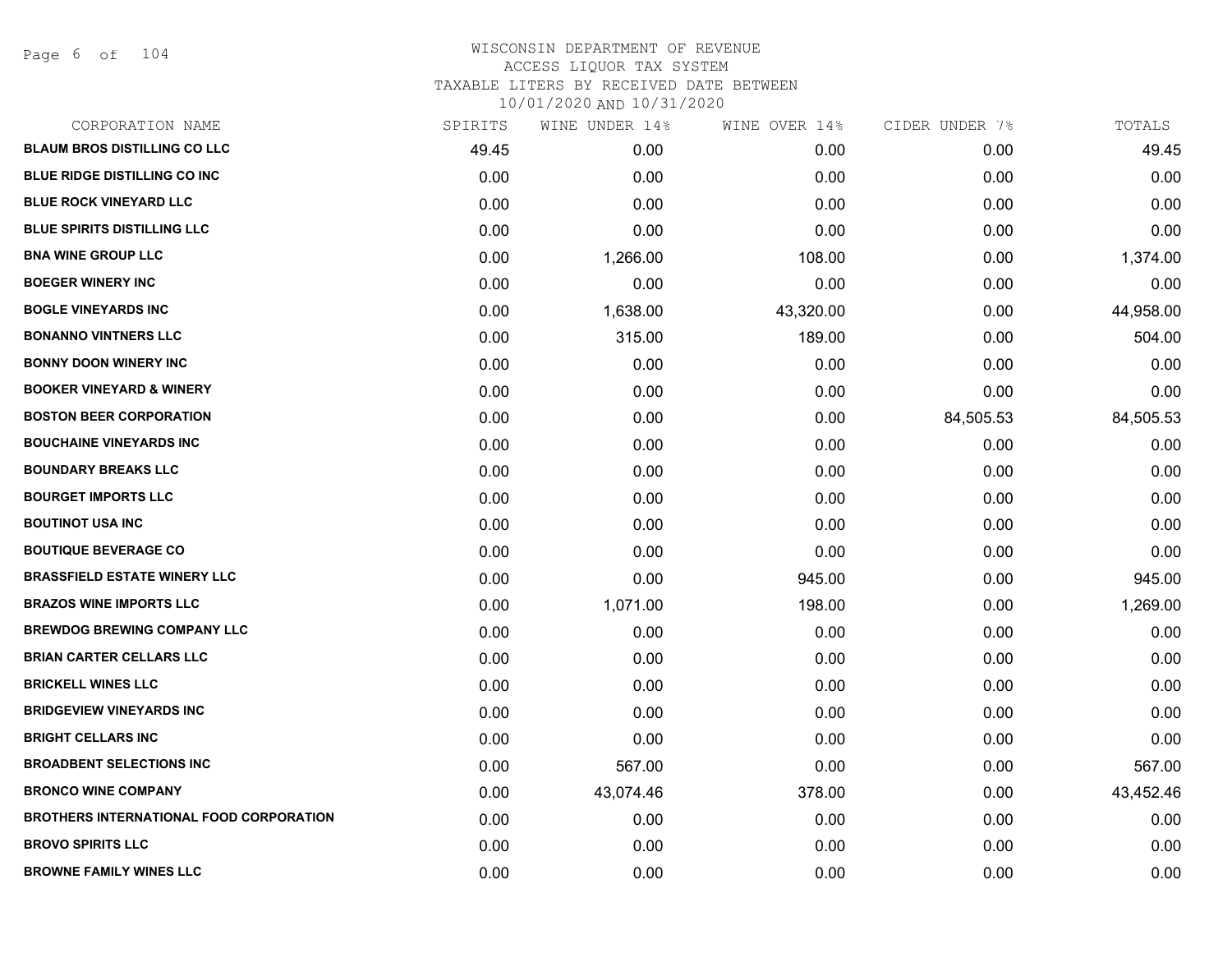# WISCONSIN DEPARTMENT OF REVENUE
ACCESS LIQUOR TAX SYSTEM
TAXABLE LITERS BY RECEIVED DATE BETWEEN
10/01/2020 AND 10/31/2020

| CORPORATION NAME | SPIRITS | WINE UNDER 14% | WINE OVER 14% | CIDER UNDER 7% | TOTALS |
|---|---|---|---|---|---|
| BLAUM BROS DISTILLING CO LLC | 49.45 | 0.00 | 0.00 | 0.00 | 49.45 |
| BLUE RIDGE DISTILLING CO INC | 0.00 | 0.00 | 0.00 | 0.00 | 0.00 |
| BLUE ROCK VINEYARD LLC | 0.00 | 0.00 | 0.00 | 0.00 | 0.00 |
| BLUE SPIRITS DISTILLING LLC | 0.00 | 0.00 | 0.00 | 0.00 | 0.00 |
| BNA WINE GROUP LLC | 0.00 | 1,266.00 | 108.00 | 0.00 | 1,374.00 |
| BOEGER WINERY INC | 0.00 | 0.00 | 0.00 | 0.00 | 0.00 |
| BOGLE VINEYARDS INC | 0.00 | 1,638.00 | 43,320.00 | 0.00 | 44,958.00 |
| BONANNO VINTNERS LLC | 0.00 | 315.00 | 189.00 | 0.00 | 504.00 |
| BONNY DOON WINERY INC | 0.00 | 0.00 | 0.00 | 0.00 | 0.00 |
| BOOKER VINEYARD & WINERY | 0.00 | 0.00 | 0.00 | 0.00 | 0.00 |
| BOSTON BEER CORPORATION | 0.00 | 0.00 | 0.00 | 84,505.53 | 84,505.53 |
| BOUCHAINE VINEYARDS INC | 0.00 | 0.00 | 0.00 | 0.00 | 0.00 |
| BOUNDARY BREAKS LLC | 0.00 | 0.00 | 0.00 | 0.00 | 0.00 |
| BOURGET IMPORTS LLC | 0.00 | 0.00 | 0.00 | 0.00 | 0.00 |
| BOUTINOT USA INC | 0.00 | 0.00 | 0.00 | 0.00 | 0.00 |
| BOUTIQUE BEVERAGE CO | 0.00 | 0.00 | 0.00 | 0.00 | 0.00 |
| BRASSFIELD ESTATE WINERY LLC | 0.00 | 0.00 | 945.00 | 0.00 | 945.00 |
| BRAZOS WINE IMPORTS LLC | 0.00 | 1,071.00 | 198.00 | 0.00 | 1,269.00 |
| BREWDOG BREWING COMPANY LLC | 0.00 | 0.00 | 0.00 | 0.00 | 0.00 |
| BRIAN CARTER CELLARS LLC | 0.00 | 0.00 | 0.00 | 0.00 | 0.00 |
| BRICKELL WINES LLC | 0.00 | 0.00 | 0.00 | 0.00 | 0.00 |
| BRIDGEVIEW VINEYARDS INC | 0.00 | 0.00 | 0.00 | 0.00 | 0.00 |
| BRIGHT CELLARS INC | 0.00 | 0.00 | 0.00 | 0.00 | 0.00 |
| BROADBENT SELECTIONS INC | 0.00 | 567.00 | 0.00 | 0.00 | 567.00 |
| BRONCO WINE COMPANY | 0.00 | 43,074.46 | 378.00 | 0.00 | 43,452.46 |
| BROTHERS INTERNATIONAL FOOD CORPORATION | 0.00 | 0.00 | 0.00 | 0.00 | 0.00 |
| BROVO SPIRITS LLC | 0.00 | 0.00 | 0.00 | 0.00 | 0.00 |
| BROWNE FAMILY WINES LLC | 0.00 | 0.00 | 0.00 | 0.00 | 0.00 |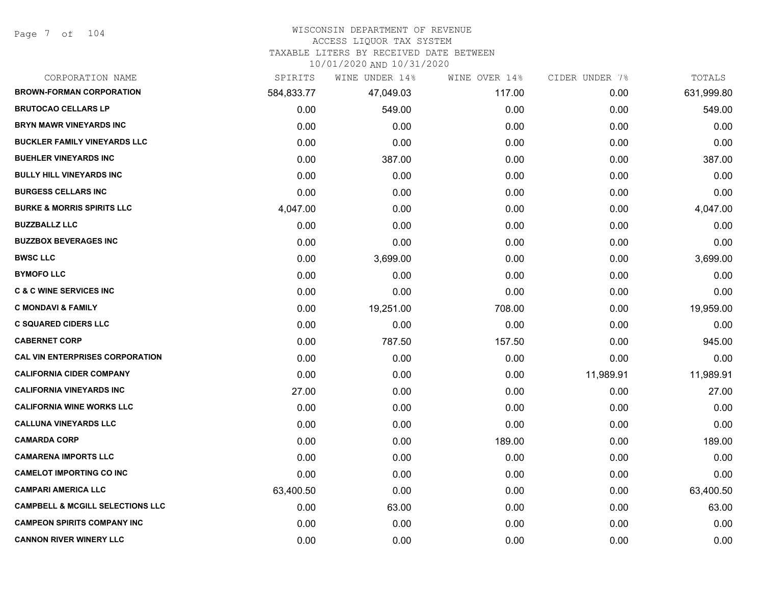WISCONSIN DEPARTMENT OF REVENUE
ACCESS LIQUOR TAX SYSTEM
TAXABLE LITERS BY RECEIVED DATE BETWEEN
10/01/2020 AND 10/31/2020

| CORPORATION NAME | SPIRITS | WINE UNDER 14% | WINE OVER 14% | CIDER UNDER 7% | TOTALS |
|---|---|---|---|---|---|
| **BROWN-FORMAN CORPORATION** | 584,833.77 | 47,049.03 | 117.00 | 0.00 | 631,999.80 |
| **BRUTOCAO CELLARS LP** | 0.00 | 549.00 | 0.00 | 0.00 | 549.00 |
| **BRYN MAWR VINEYARDS INC** | 0.00 | 0.00 | 0.00 | 0.00 | 0.00 |
| **BUCKLER FAMILY VINEYARDS LLC** | 0.00 | 0.00 | 0.00 | 0.00 | 0.00 |
| **BUEHLER VINEYARDS INC** | 0.00 | 387.00 | 0.00 | 0.00 | 387.00 |
| **BULLY HILL VINEYARDS INC** | 0.00 | 0.00 | 0.00 | 0.00 | 0.00 |
| **BURGESS CELLARS INC** | 0.00 | 0.00 | 0.00 | 0.00 | 0.00 |
| **BURKE & MORRIS SPIRITS LLC** | 4,047.00 | 0.00 | 0.00 | 0.00 | 4,047.00 |
| **BUZZBALLZ LLC** | 0.00 | 0.00 | 0.00 | 0.00 | 0.00 |
| **BUZZBOX BEVERAGES INC** | 0.00 | 0.00 | 0.00 | 0.00 | 0.00 |
| **BWSC LLC** | 0.00 | 3,699.00 | 0.00 | 0.00 | 3,699.00 |
| **BYMOFO LLC** | 0.00 | 0.00 | 0.00 | 0.00 | 0.00 |
| **C & C WINE SERVICES INC** | 0.00 | 0.00 | 0.00 | 0.00 | 0.00 |
| **C MONDAVI & FAMILY** | 0.00 | 19,251.00 | 708.00 | 0.00 | 19,959.00 |
| **C SQUARED CIDERS LLC** | 0.00 | 0.00 | 0.00 | 0.00 | 0.00 |
| **CABERNET CORP** | 0.00 | 787.50 | 157.50 | 0.00 | 945.00 |
| **CAL VIN ENTERPRISES CORPORATION** | 0.00 | 0.00 | 0.00 | 0.00 | 0.00 |
| **CALIFORNIA CIDER COMPANY** | 0.00 | 0.00 | 0.00 | 11,989.91 | 11,989.91 |
| **CALIFORNIA VINEYARDS INC** | 27.00 | 0.00 | 0.00 | 0.00 | 27.00 |
| **CALIFORNIA WINE WORKS LLC** | 0.00 | 0.00 | 0.00 | 0.00 | 0.00 |
| **CALLUNA VINEYARDS LLC** | 0.00 | 0.00 | 0.00 | 0.00 | 0.00 |
| **CAMARDA CORP** | 0.00 | 0.00 | 189.00 | 0.00 | 189.00 |
| **CAMARENA IMPORTS LLC** | 0.00 | 0.00 | 0.00 | 0.00 | 0.00 |
| **CAMELOT IMPORTING CO INC** | 0.00 | 0.00 | 0.00 | 0.00 | 0.00 |
| **CAMPARI AMERICA LLC** | 63,400.50 | 0.00 | 0.00 | 0.00 | 63,400.50 |
| **CAMPBELL & MCGILL SELECTIONS LLC** | 0.00 | 63.00 | 0.00 | 0.00 | 63.00 |
| **CAMPEON SPIRITS COMPANY INC** | 0.00 | 0.00 | 0.00 | 0.00 | 0.00 |
| **CANNON RIVER WINERY LLC** | 0.00 | 0.00 | 0.00 | 0.00 | 0.00 |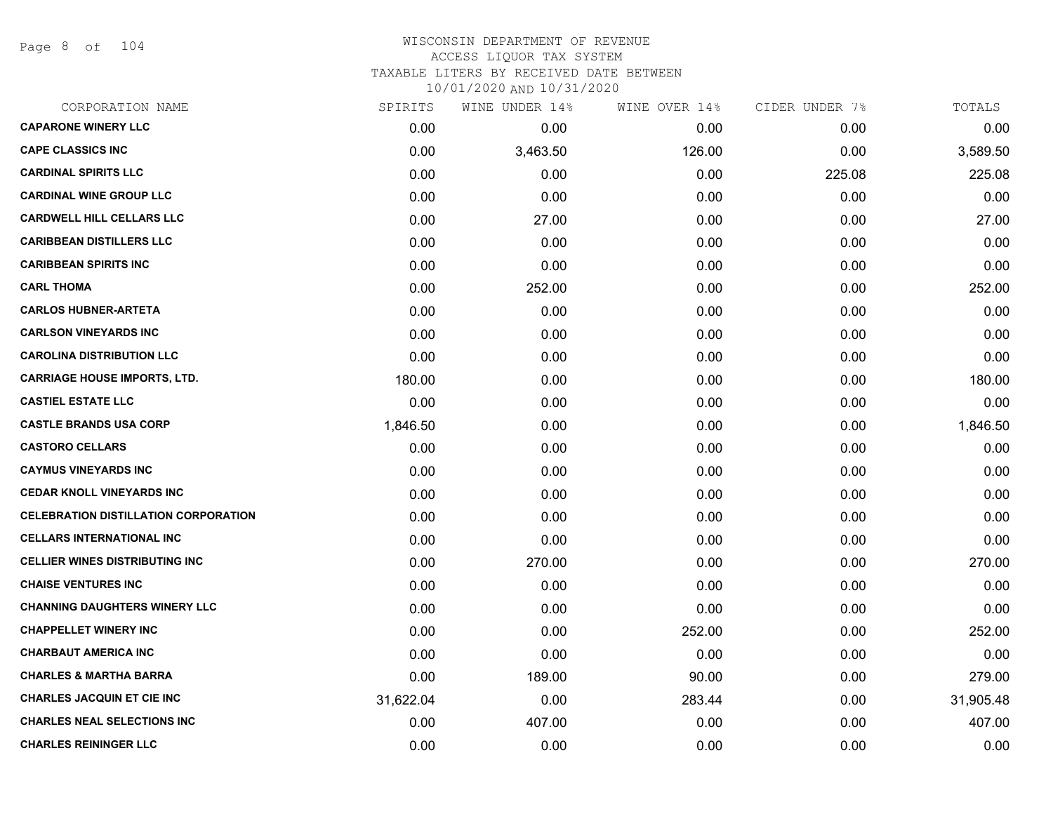# WISCONSIN DEPARTMENT OF REVENUE
## ACCESS LIQUOR TAX SYSTEM
### TAXABLE LITERS BY RECEIVED DATE BETWEEN 10/01/2020 AND 10/31/2020

| CORPORATION NAME | SPIRITS | WINE UNDER 14% | WINE OVER 14% | CIDER UNDER 7% | TOTALS |
|---|---|---|---|---|---|
| **CAPARONE WINERY LLC** | 0.00 | 0.00 | 0.00 | 0.00 | 0.00 |
| **CAPE CLASSICS INC** | 0.00 | 3,463.50 | 126.00 | 0.00 | 3,589.50 |
| **CARDINAL SPIRITS LLC** | 0.00 | 0.00 | 0.00 | 225.08 | 225.08 |
| **CARDINAL WINE GROUP LLC** | 0.00 | 0.00 | 0.00 | 0.00 | 0.00 |
| **CARDWELL HILL CELLARS LLC** | 0.00 | 27.00 | 0.00 | 0.00 | 27.00 |
| **CARIBBEAN DISTILLERS LLC** | 0.00 | 0.00 | 0.00 | 0.00 | 0.00 |
| **CARIBBEAN SPIRITS INC** | 0.00 | 0.00 | 0.00 | 0.00 | 0.00 |
| **CARL THOMA** | 0.00 | 252.00 | 0.00 | 0.00 | 252.00 |
| **CARLOS HUBNER-ARTETA** | 0.00 | 0.00 | 0.00 | 0.00 | 0.00 |
| **CARLSON VINEYARDS INC** | 0.00 | 0.00 | 0.00 | 0.00 | 0.00 |
| **CAROLINA DISTRIBUTION LLC** | 0.00 | 0.00 | 0.00 | 0.00 | 0.00 |
| **CARRIAGE HOUSE IMPORTS, LTD.** | 180.00 | 0.00 | 0.00 | 0.00 | 180.00 |
| **CASTIEL ESTATE LLC** | 0.00 | 0.00 | 0.00 | 0.00 | 0.00 |
| **CASTLE BRANDS USA CORP** | 1,846.50 | 0.00 | 0.00 | 0.00 | 1,846.50 |
| **CASTORO CELLARS** | 0.00 | 0.00 | 0.00 | 0.00 | 0.00 |
| **CAYMUS VINEYARDS INC** | 0.00 | 0.00 | 0.00 | 0.00 | 0.00 |
| **CEDAR KNOLL VINEYARDS INC** | 0.00 | 0.00 | 0.00 | 0.00 | 0.00 |
| **CELEBRATION DISTILLATION CORPORATION** | 0.00 | 0.00 | 0.00 | 0.00 | 0.00 |
| **CELLARS INTERNATIONAL INC** | 0.00 | 0.00 | 0.00 | 0.00 | 0.00 |
| **CELLIER WINES DISTRIBUTING INC** | 0.00 | 270.00 | 0.00 | 0.00 | 270.00 |
| **CHAISE VENTURES INC** | 0.00 | 0.00 | 0.00 | 0.00 | 0.00 |
| **CHANNING DAUGHTERS WINERY LLC** | 0.00 | 0.00 | 0.00 | 0.00 | 0.00 |
| **CHAPPELLET WINERY INC** | 0.00 | 0.00 | 252.00 | 0.00 | 252.00 |
| **CHARBAUT AMERICA INC** | 0.00 | 0.00 | 0.00 | 0.00 | 0.00 |
| **CHARLES & MARTHA BARRA** | 0.00 | 189.00 | 90.00 | 0.00 | 279.00 |
| **CHARLES JACQUIN ET CIE INC** | 31,622.04 | 0.00 | 283.44 | 0.00 | 31,905.48 |
| **CHARLES NEAL SELECTIONS INC** | 0.00 | 407.00 | 0.00 | 0.00 | 407.00 |
| **CHARLES REININGER LLC** | 0.00 | 0.00 | 0.00 | 0.00 | 0.00 |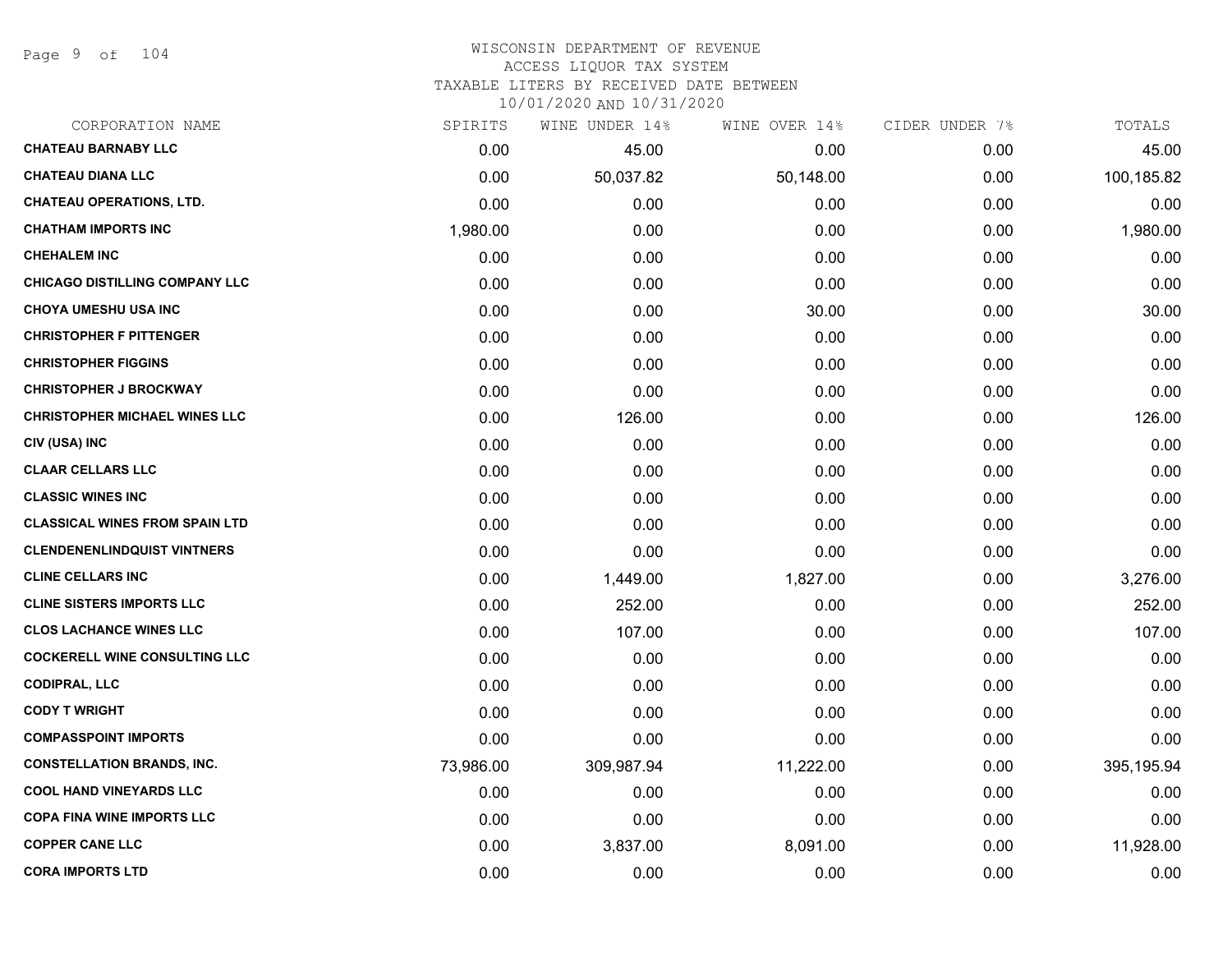WISCONSIN DEPARTMENT OF REVENUE
ACCESS LIQUOR TAX SYSTEM
TAXABLE LITERS BY RECEIVED DATE BETWEEN
10/01/2020 AND 10/31/2020

| CORPORATION NAME | SPIRITS | WINE UNDER 14% | WINE OVER 14% | CIDER UNDER 7% | TOTALS |
|---|---|---|---|---|---|
| CHATEAU BARNABY LLC | 0.00 | 45.00 | 0.00 | 0.00 | 45.00 |
| CHATEAU DIANA LLC | 0.00 | 50,037.82 | 50,148.00 | 0.00 | 100,185.82 |
| CHATEAU OPERATIONS, LTD. | 0.00 | 0.00 | 0.00 | 0.00 | 0.00 |
| CHATHAM IMPORTS INC | 1,980.00 | 0.00 | 0.00 | 0.00 | 1,980.00 |
| CHEHALEM INC | 0.00 | 0.00 | 0.00 | 0.00 | 0.00 |
| CHICAGO DISTILLING COMPANY LLC | 0.00 | 0.00 | 0.00 | 0.00 | 0.00 |
| CHOYA UMESHU USA INC | 0.00 | 0.00 | 30.00 | 0.00 | 30.00 |
| CHRISTOPHER F PITTENGER | 0.00 | 0.00 | 0.00 | 0.00 | 0.00 |
| CHRISTOPHER FIGGINS | 0.00 | 0.00 | 0.00 | 0.00 | 0.00 |
| CHRISTOPHER J BROCKWAY | 0.00 | 0.00 | 0.00 | 0.00 | 0.00 |
| CHRISTOPHER MICHAEL WINES LLC | 0.00 | 126.00 | 0.00 | 0.00 | 126.00 |
| CIV (USA) INC | 0.00 | 0.00 | 0.00 | 0.00 | 0.00 |
| CLAAR CELLARS LLC | 0.00 | 0.00 | 0.00 | 0.00 | 0.00 |
| CLASSIC WINES INC | 0.00 | 0.00 | 0.00 | 0.00 | 0.00 |
| CLASSICAL WINES FROM SPAIN LTD | 0.00 | 0.00 | 0.00 | 0.00 | 0.00 |
| CLENDENENLINDQUIST VINTNERS | 0.00 | 0.00 | 0.00 | 0.00 | 0.00 |
| CLINE CELLARS INC | 0.00 | 1,449.00 | 1,827.00 | 0.00 | 3,276.00 |
| CLINE SISTERS IMPORTS LLC | 0.00 | 252.00 | 0.00 | 0.00 | 252.00 |
| CLOS LACHANCE WINES LLC | 0.00 | 107.00 | 0.00 | 0.00 | 107.00 |
| COCKERELL WINE CONSULTING LLC | 0.00 | 0.00 | 0.00 | 0.00 | 0.00 |
| CODIPRAL, LLC | 0.00 | 0.00 | 0.00 | 0.00 | 0.00 |
| CODY T WRIGHT | 0.00 | 0.00 | 0.00 | 0.00 | 0.00 |
| COMPASSPOINT IMPORTS | 0.00 | 0.00 | 0.00 | 0.00 | 0.00 |
| CONSTELLATION BRANDS, INC. | 73,986.00 | 309,987.94 | 11,222.00 | 0.00 | 395,195.94 |
| COOL HAND VINEYARDS LLC | 0.00 | 0.00 | 0.00 | 0.00 | 0.00 |
| COPA FINA WINE IMPORTS LLC | 0.00 | 0.00 | 0.00 | 0.00 | 0.00 |
| COPPER CANE LLC | 0.00 | 3,837.00 | 8,091.00 | 0.00 | 11,928.00 |
| CORA IMPORTS LTD | 0.00 | 0.00 | 0.00 | 0.00 | 0.00 |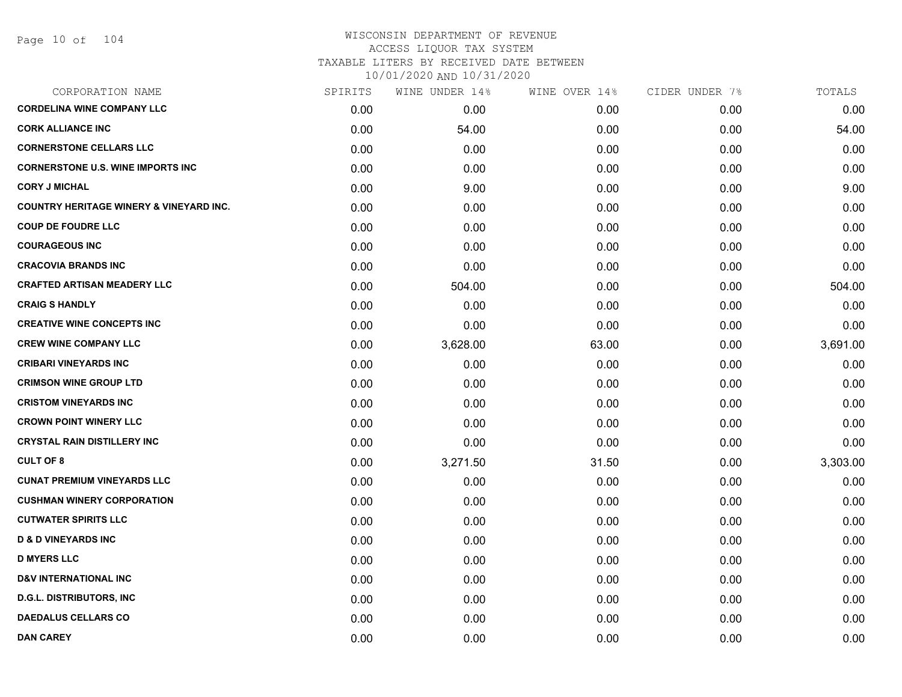# WISCONSIN DEPARTMENT OF REVENUE
ACCESS LIQUOR TAX SYSTEM
TAXABLE LITERS BY RECEIVED DATE BETWEEN
10/01/2020 AND 10/31/2020

| CORPORATION NAME | SPIRITS | WINE UNDER 14% | WINE OVER 14% | CIDER UNDER 7% | TOTALS |
|---|---|---|---|---|---|
| **CORDELINA WINE COMPANY LLC** | 0.00 | 0.00 | 0.00 | 0.00 | 0.00 |
| **CORK ALLIANCE INC** | 0.00 | 54.00 | 0.00 | 0.00 | 54.00 |
| **CORNERSTONE CELLARS LLC** | 0.00 | 0.00 | 0.00 | 0.00 | 0.00 |
| **CORNERSTONE U.S. WINE IMPORTS INC** | 0.00 | 0.00 | 0.00 | 0.00 | 0.00 |
| **CORY J MICHAL** | 0.00 | 9.00 | 0.00 | 0.00 | 9.00 |
| **COUNTRY HERITAGE WINERY & VINEYARD INC.** | 0.00 | 0.00 | 0.00 | 0.00 | 0.00 |
| **COUP DE FOUDRE LLC** | 0.00 | 0.00 | 0.00 | 0.00 | 0.00 |
| **COURAGEOUS INC** | 0.00 | 0.00 | 0.00 | 0.00 | 0.00 |
| **CRACOVIA BRANDS INC** | 0.00 | 0.00 | 0.00 | 0.00 | 0.00 |
| **CRAFTED ARTISAN MEADERY LLC** | 0.00 | 504.00 | 0.00 | 0.00 | 504.00 |
| **CRAIG S HANDLY** | 0.00 | 0.00 | 0.00 | 0.00 | 0.00 |
| **CREATIVE WINE CONCEPTS INC** | 0.00 | 0.00 | 0.00 | 0.00 | 0.00 |
| **CREW WINE COMPANY LLC** | 0.00 | 3,628.00 | 63.00 | 0.00 | 3,691.00 |
| **CRIBARI VINEYARDS INC** | 0.00 | 0.00 | 0.00 | 0.00 | 0.00 |
| **CRIMSON WINE GROUP LTD** | 0.00 | 0.00 | 0.00 | 0.00 | 0.00 |
| **CRISTOM VINEYARDS INC** | 0.00 | 0.00 | 0.00 | 0.00 | 0.00 |
| **CROWN POINT WINERY LLC** | 0.00 | 0.00 | 0.00 | 0.00 | 0.00 |
| **CRYSTAL RAIN DISTILLERY INC** | 0.00 | 0.00 | 0.00 | 0.00 | 0.00 |
| **CULT OF 8** | 0.00 | 3,271.50 | 31.50 | 0.00 | 3,303.00 |
| **CUNAT PREMIUM VINEYARDS LLC** | 0.00 | 0.00 | 0.00 | 0.00 | 0.00 |
| **CUSHMAN WINERY CORPORATION** | 0.00 | 0.00 | 0.00 | 0.00 | 0.00 |
| **CUTWATER SPIRITS LLC** | 0.00 | 0.00 | 0.00 | 0.00 | 0.00 |
| **D & D VINEYARDS INC** | 0.00 | 0.00 | 0.00 | 0.00 | 0.00 |
| **D MYERS LLC** | 0.00 | 0.00 | 0.00 | 0.00 | 0.00 |
| **D&V INTERNATIONAL INC** | 0.00 | 0.00 | 0.00 | 0.00 | 0.00 |
| **D.G.L. DISTRIBUTORS, INC** | 0.00 | 0.00 | 0.00 | 0.00 | 0.00 |
| **DAEDALUS CELLARS CO** | 0.00 | 0.00 | 0.00 | 0.00 | 0.00 |
| **DAN CAREY** | 0.00 | 0.00 | 0.00 | 0.00 | 0.00 |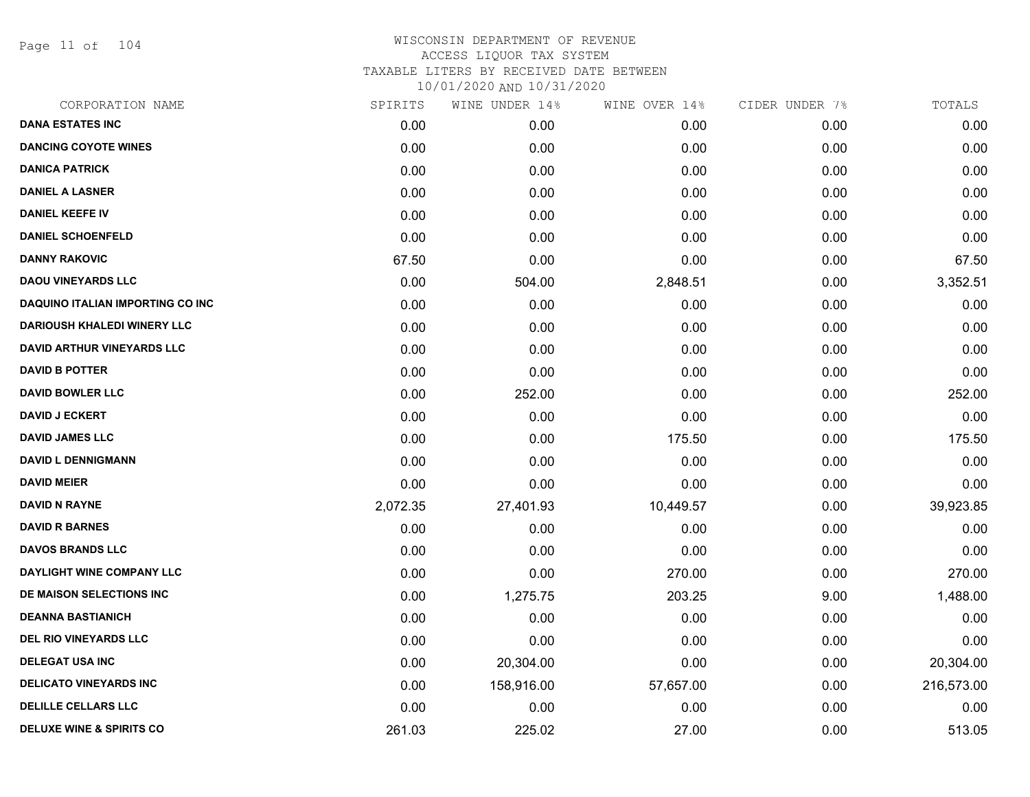# WISCONSIN DEPARTMENT OF REVENUE
## ACCESS LIQUOR TAX SYSTEM
### TAXABLE LITERS BY RECEIVED DATE BETWEEN 10/01/2020 AND 10/31/2020

| CORPORATION NAME | SPIRITS | WINE UNDER 14% | WINE OVER 14% | CIDER UNDER 7% | TOTALS |
|---|---|---|---|---|---|
| DANA ESTATES INC | 0.00 | 0.00 | 0.00 | 0.00 | 0.00 |
| DANCING COYOTE WINES | 0.00 | 0.00 | 0.00 | 0.00 | 0.00 |
| DANICA PATRICK | 0.00 | 0.00 | 0.00 | 0.00 | 0.00 |
| DANIEL A LASNER | 0.00 | 0.00 | 0.00 | 0.00 | 0.00 |
| DANIEL KEEFE IV | 0.00 | 0.00 | 0.00 | 0.00 | 0.00 |
| DANIEL SCHOENFELD | 0.00 | 0.00 | 0.00 | 0.00 | 0.00 |
| DANNY RAKOVIC | 67.50 | 0.00 | 0.00 | 0.00 | 67.50 |
| DAOU VINEYARDS LLC | 0.00 | 504.00 | 2,848.51 | 0.00 | 3,352.51 |
| DAQUINO ITALIAN IMPORTING CO INC | 0.00 | 0.00 | 0.00 | 0.00 | 0.00 |
| DARIOUSH KHALEDI WINERY LLC | 0.00 | 0.00 | 0.00 | 0.00 | 0.00 |
| DAVID ARTHUR VINEYARDS LLC | 0.00 | 0.00 | 0.00 | 0.00 | 0.00 |
| DAVID B POTTER | 0.00 | 0.00 | 0.00 | 0.00 | 0.00 |
| DAVID BOWLER LLC | 0.00 | 252.00 | 0.00 | 0.00 | 252.00 |
| DAVID J ECKERT | 0.00 | 0.00 | 0.00 | 0.00 | 0.00 |
| DAVID JAMES LLC | 0.00 | 0.00 | 175.50 | 0.00 | 175.50 |
| DAVID L DENNIGMANN | 0.00 | 0.00 | 0.00 | 0.00 | 0.00 |
| DAVID MEIER | 0.00 | 0.00 | 0.00 | 0.00 | 0.00 |
| DAVID N RAYNE | 2,072.35 | 27,401.93 | 10,449.57 | 0.00 | 39,923.85 |
| DAVID R BARNES | 0.00 | 0.00 | 0.00 | 0.00 | 0.00 |
| DAVOS BRANDS LLC | 0.00 | 0.00 | 0.00 | 0.00 | 0.00 |
| DAYLIGHT WINE COMPANY LLC | 0.00 | 0.00 | 270.00 | 0.00 | 270.00 |
| DE MAISON SELECTIONS INC | 0.00 | 1,275.75 | 203.25 | 9.00 | 1,488.00 |
| DEANNA BASTIANICH | 0.00 | 0.00 | 0.00 | 0.00 | 0.00 |
| DEL RIO VINEYARDS LLC | 0.00 | 0.00 | 0.00 | 0.00 | 0.00 |
| DELEGAT USA INC | 0.00 | 20,304.00 | 0.00 | 0.00 | 20,304.00 |
| DELICATO VINEYARDS INC | 0.00 | 158,916.00 | 57,657.00 | 0.00 | 216,573.00 |
| DELILLE CELLARS LLC | 0.00 | 0.00 | 0.00 | 0.00 | 0.00 |
| DELUXE WINE & SPIRITS CO | 261.03 | 225.02 | 27.00 | 0.00 | 513.05 |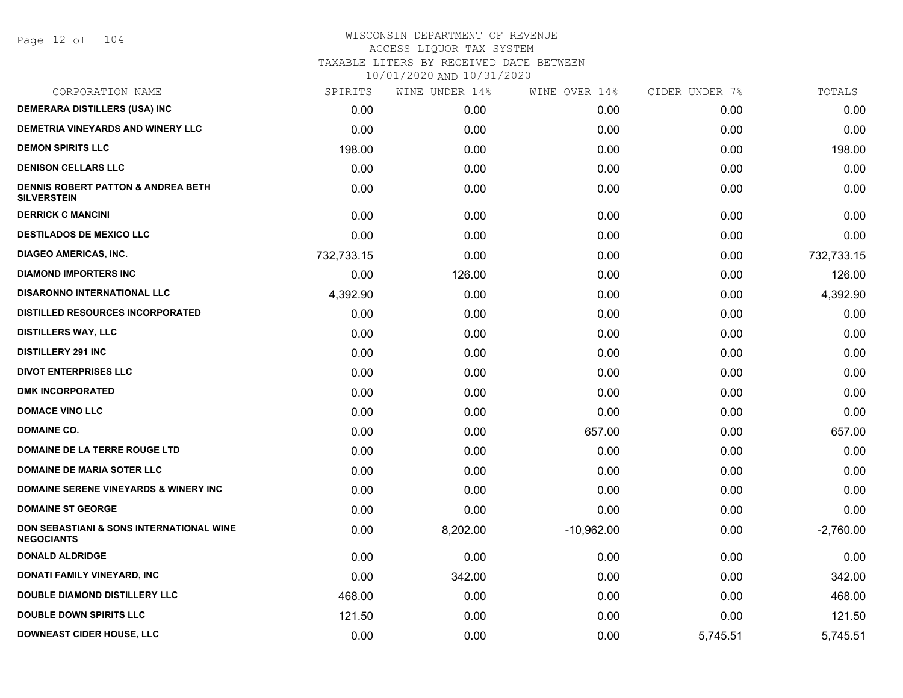WISCONSIN DEPARTMENT OF REVENUE
ACCESS LIQUOR TAX SYSTEM
TAXABLE LITERS BY RECEIVED DATE BETWEEN
10/01/2020 AND 10/31/2020

| CORPORATION NAME | SPIRITS | WINE UNDER 14% | WINE OVER 14% | CIDER UNDER 7% | TOTALS |
|---|---|---|---|---|---|
| **DEMERARA DISTILLERS (USA) INC** | 0.00 | 0.00 | 0.00 | 0.00 | 0.00 |
| **DEMETRIA VINEYARDS AND WINERY LLC** | 0.00 | 0.00 | 0.00 | 0.00 | 0.00 |
| **DEMON SPIRITS LLC** | 198.00 | 0.00 | 0.00 | 0.00 | 198.00 |
| **DENISON CELLARS LLC** | 0.00 | 0.00 | 0.00 | 0.00 | 0.00 |
| **DENNIS ROBERT PATTON & ANDREA BETH SILVERSTEIN** | 0.00 | 0.00 | 0.00 | 0.00 | 0.00 |
| **DERRICK C MANCINI** | 0.00 | 0.00 | 0.00 | 0.00 | 0.00 |
| **DESTILADOS DE MEXICO LLC** | 0.00 | 0.00 | 0.00 | 0.00 | 0.00 |
| **DIAGEO AMERICAS, INC.** | 732,733.15 | 0.00 | 0.00 | 0.00 | 732,733.15 |
| **DIAMOND IMPORTERS INC** | 0.00 | 126.00 | 0.00 | 0.00 | 126.00 |
| **DISARONNO INTERNATIONAL LLC** | 4,392.90 | 0.00 | 0.00 | 0.00 | 4,392.90 |
| **DISTILLED RESOURCES INCORPORATED** | 0.00 | 0.00 | 0.00 | 0.00 | 0.00 |
| **DISTILLERS WAY, LLC** | 0.00 | 0.00 | 0.00 | 0.00 | 0.00 |
| **DISTILLERY 291 INC** | 0.00 | 0.00 | 0.00 | 0.00 | 0.00 |
| **DIVOT ENTERPRISES LLC** | 0.00 | 0.00 | 0.00 | 0.00 | 0.00 |
| **DMK INCORPORATED** | 0.00 | 0.00 | 0.00 | 0.00 | 0.00 |
| **DOMACE VINO LLC** | 0.00 | 0.00 | 0.00 | 0.00 | 0.00 |
| **DOMAINE CO.** | 0.00 | 0.00 | 657.00 | 0.00 | 657.00 |
| **DOMAINE DE LA TERRE ROUGE LTD** | 0.00 | 0.00 | 0.00 | 0.00 | 0.00 |
| **DOMAINE DE MARIA SOTER LLC** | 0.00 | 0.00 | 0.00 | 0.00 | 0.00 |
| **DOMAINE SERENE VINEYARDS & WINERY INC** | 0.00 | 0.00 | 0.00 | 0.00 | 0.00 |
| **DOMAINE ST GEORGE** | 0.00 | 0.00 | 0.00 | 0.00 | 0.00 |
| **DON SEBASTIANI & SONS INTERNATIONAL WINE NEGOCIANTS** | 0.00 | 8,202.00 | -10,962.00 | 0.00 | -2,760.00 |
| **DONALD ALDRIDGE** | 0.00 | 0.00 | 0.00 | 0.00 | 0.00 |
| **DONATI FAMILY VINEYARD, INC** | 0.00 | 342.00 | 0.00 | 0.00 | 342.00 |
| **DOUBLE DIAMOND DISTILLERY LLC** | 468.00 | 0.00 | 0.00 | 0.00 | 468.00 |
| **DOUBLE DOWN SPIRITS LLC** | 121.50 | 0.00 | 0.00 | 0.00 | 121.50 |
| **DOWNEAST CIDER HOUSE, LLC** | 0.00 | 0.00 | 0.00 | 5,745.51 | 5,745.51 |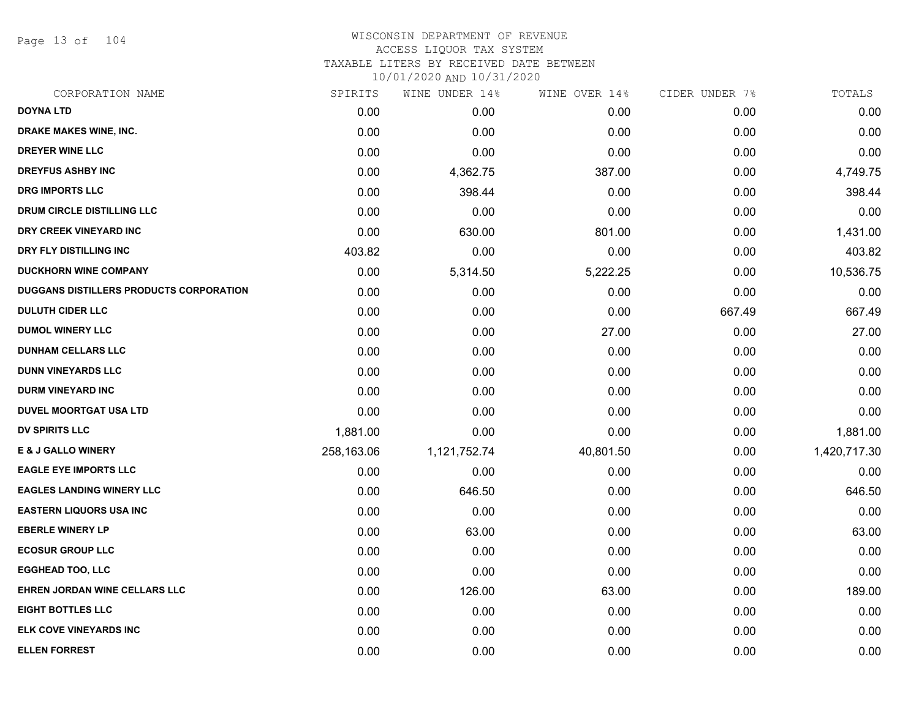# WISCONSIN DEPARTMENT OF REVENUE
## ACCESS LIQUOR TAX SYSTEM
### TAXABLE LITERS BY RECEIVED DATE BETWEEN 10/01/2020 AND 10/31/2020

| CORPORATION NAME | SPIRITS | WINE UNDER 14% | WINE OVER 14% | CIDER UNDER 7% | TOTALS |
|---|---|---|---|---|---|
| DOYNA LTD | 0.00 | 0.00 | 0.00 | 0.00 | 0.00 |
| DRAKE MAKES WINE, INC. | 0.00 | 0.00 | 0.00 | 0.00 | 0.00 |
| DREYER WINE LLC | 0.00 | 0.00 | 0.00 | 0.00 | 0.00 |
| DREYFUS ASHBY INC | 0.00 | 4,362.75 | 387.00 | 0.00 | 4,749.75 |
| DRG IMPORTS LLC | 0.00 | 398.44 | 0.00 | 0.00 | 398.44 |
| DRUM CIRCLE DISTILLING LLC | 0.00 | 0.00 | 0.00 | 0.00 | 0.00 |
| DRY CREEK VINEYARD INC | 0.00 | 630.00 | 801.00 | 0.00 | 1,431.00 |
| DRY FLY DISTILLING INC | 403.82 | 0.00 | 0.00 | 0.00 | 403.82 |
| DUCKHORN WINE COMPANY | 0.00 | 5,314.50 | 5,222.25 | 0.00 | 10,536.75 |
| DUGGANS DISTILLERS PRODUCTS CORPORATION | 0.00 | 0.00 | 0.00 | 0.00 | 0.00 |
| DULUTH CIDER LLC | 0.00 | 0.00 | 0.00 | 667.49 | 667.49 |
| DUMOL WINERY LLC | 0.00 | 0.00 | 27.00 | 0.00 | 27.00 |
| DUNHAM CELLARS LLC | 0.00 | 0.00 | 0.00 | 0.00 | 0.00 |
| DUNN VINEYARDS LLC | 0.00 | 0.00 | 0.00 | 0.00 | 0.00 |
| DURM VINEYARD INC | 0.00 | 0.00 | 0.00 | 0.00 | 0.00 |
| DUVEL MOORTGAT USA LTD | 0.00 | 0.00 | 0.00 | 0.00 | 0.00 |
| DV SPIRITS LLC | 1,881.00 | 0.00 | 0.00 | 0.00 | 1,881.00 |
| E & J GALLO WINERY | 258,163.06 | 1,121,752.74 | 40,801.50 | 0.00 | 1,420,717.30 |
| EAGLE EYE IMPORTS LLC | 0.00 | 0.00 | 0.00 | 0.00 | 0.00 |
| EAGLES LANDING WINERY LLC | 0.00 | 646.50 | 0.00 | 0.00 | 646.50 |
| EASTERN LIQUORS USA INC | 0.00 | 0.00 | 0.00 | 0.00 | 0.00 |
| EBERLE WINERY LP | 0.00 | 63.00 | 0.00 | 0.00 | 63.00 |
| ECOSUR GROUP LLC | 0.00 | 0.00 | 0.00 | 0.00 | 0.00 |
| EGGHEAD TOO, LLC | 0.00 | 0.00 | 0.00 | 0.00 | 0.00 |
| EHREN JORDAN WINE CELLARS LLC | 0.00 | 126.00 | 63.00 | 0.00 | 189.00 |
| EIGHT BOTTLES LLC | 0.00 | 0.00 | 0.00 | 0.00 | 0.00 |
| ELK COVE VINEYARDS INC | 0.00 | 0.00 | 0.00 | 0.00 | 0.00 |
| ELLEN FORREST | 0.00 | 0.00 | 0.00 | 0.00 | 0.00 |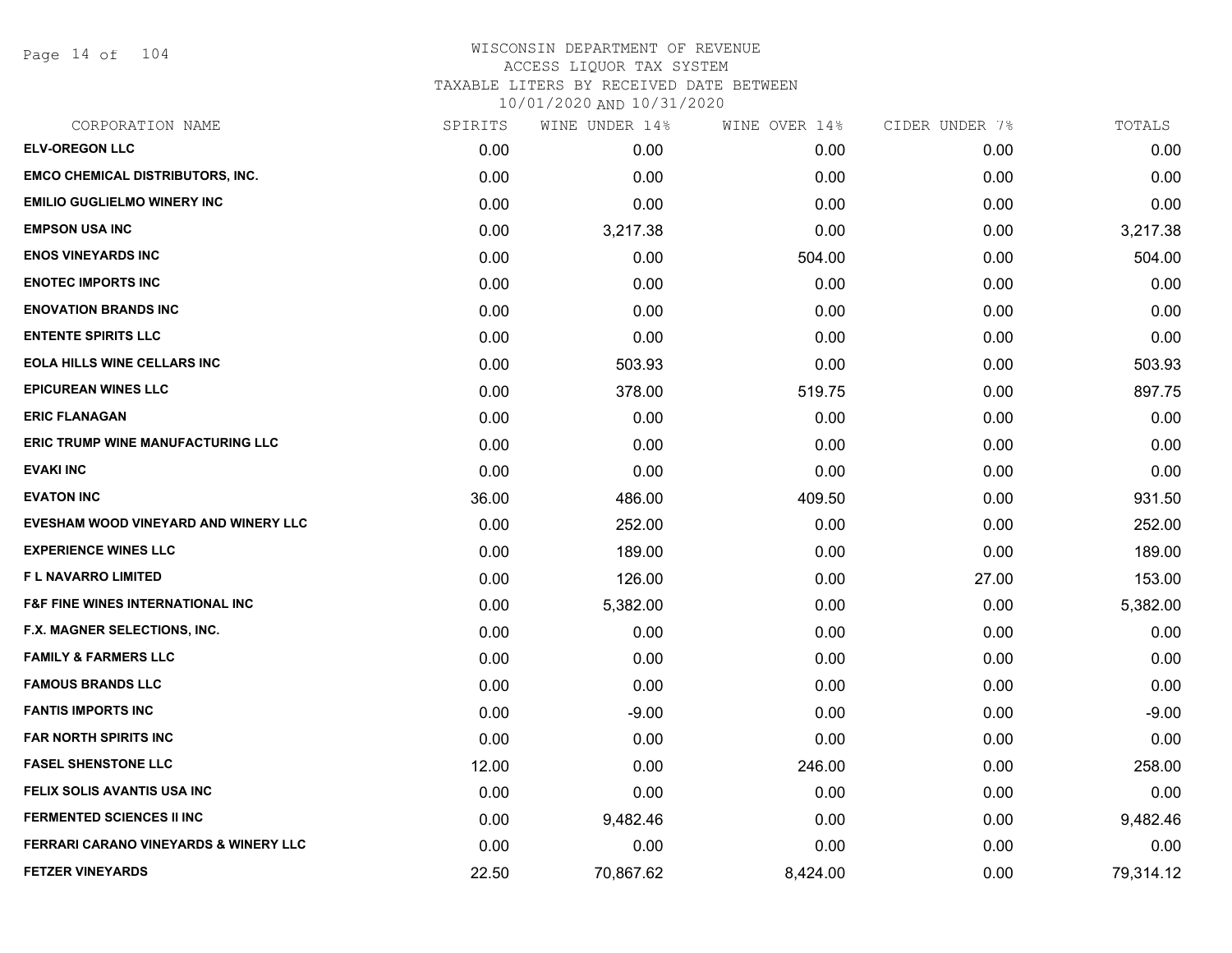WISCONSIN DEPARTMENT OF REVENUE
ACCESS LIQUOR TAX SYSTEM
TAXABLE LITERS BY RECEIVED DATE BETWEEN
10/01/2020 AND 10/31/2020

| CORPORATION NAME | SPIRITS | WINE UNDER 14% | WINE OVER 14% | CIDER UNDER 7% | TOTALS |
|---|---|---|---|---|---|
| ELV-OREGON LLC | 0.00 | 0.00 | 0.00 | 0.00 | 0.00 |
| EMCO CHEMICAL DISTRIBUTORS, INC. | 0.00 | 0.00 | 0.00 | 0.00 | 0.00 |
| EMILIO GUGLIELMO WINERY INC | 0.00 | 0.00 | 0.00 | 0.00 | 0.00 |
| EMPSON USA INC | 0.00 | 3,217.38 | 0.00 | 0.00 | 3,217.38 |
| ENOS VINEYARDS INC | 0.00 | 0.00 | 504.00 | 0.00 | 504.00 |
| ENOTEC IMPORTS INC | 0.00 | 0.00 | 0.00 | 0.00 | 0.00 |
| ENOVATION BRANDS INC | 0.00 | 0.00 | 0.00 | 0.00 | 0.00 |
| ENTENTE SPIRITS LLC | 0.00 | 0.00 | 0.00 | 0.00 | 0.00 |
| EOLA HILLS WINE CELLARS INC | 0.00 | 503.93 | 0.00 | 0.00 | 503.93 |
| EPICUREAN WINES LLC | 0.00 | 378.00 | 519.75 | 0.00 | 897.75 |
| ERIC FLANAGAN | 0.00 | 0.00 | 0.00 | 0.00 | 0.00 |
| ERIC TRUMP WINE MANUFACTURING LLC | 0.00 | 0.00 | 0.00 | 0.00 | 0.00 |
| EVAKI INC | 0.00 | 0.00 | 0.00 | 0.00 | 0.00 |
| EVATON INC | 36.00 | 486.00 | 409.50 | 0.00 | 931.50 |
| EVESHAM WOOD VINEYARD AND WINERY LLC | 0.00 | 252.00 | 0.00 | 0.00 | 252.00 |
| EXPERIENCE WINES LLC | 0.00 | 189.00 | 0.00 | 0.00 | 189.00 |
| F L NAVARRO LIMITED | 0.00 | 126.00 | 0.00 | 27.00 | 153.00 |
| F&F FINE WINES INTERNATIONAL INC | 0.00 | 5,382.00 | 0.00 | 0.00 | 5,382.00 |
| F.X. MAGNER SELECTIONS, INC. | 0.00 | 0.00 | 0.00 | 0.00 | 0.00 |
| FAMILY & FARMERS LLC | 0.00 | 0.00 | 0.00 | 0.00 | 0.00 |
| FAMOUS BRANDS LLC | 0.00 | 0.00 | 0.00 | 0.00 | 0.00 |
| FANTIS IMPORTS INC | 0.00 | -9.00 | 0.00 | 0.00 | -9.00 |
| FAR NORTH SPIRITS INC | 0.00 | 0.00 | 0.00 | 0.00 | 0.00 |
| FASEL SHENSTONE LLC | 12.00 | 0.00 | 246.00 | 0.00 | 258.00 |
| FELIX SOLIS AVANTIS USA INC | 0.00 | 0.00 | 0.00 | 0.00 | 0.00 |
| FERMENTED SCIENCES II INC | 0.00 | 9,482.46 | 0.00 | 0.00 | 9,482.46 |
| FERRARI CARANO VINEYARDS & WINERY LLC | 0.00 | 0.00 | 0.00 | 0.00 | 0.00 |
| FETZER VINEYARDS | 22.50 | 70,867.62 | 8,424.00 | 0.00 | 79,314.12 |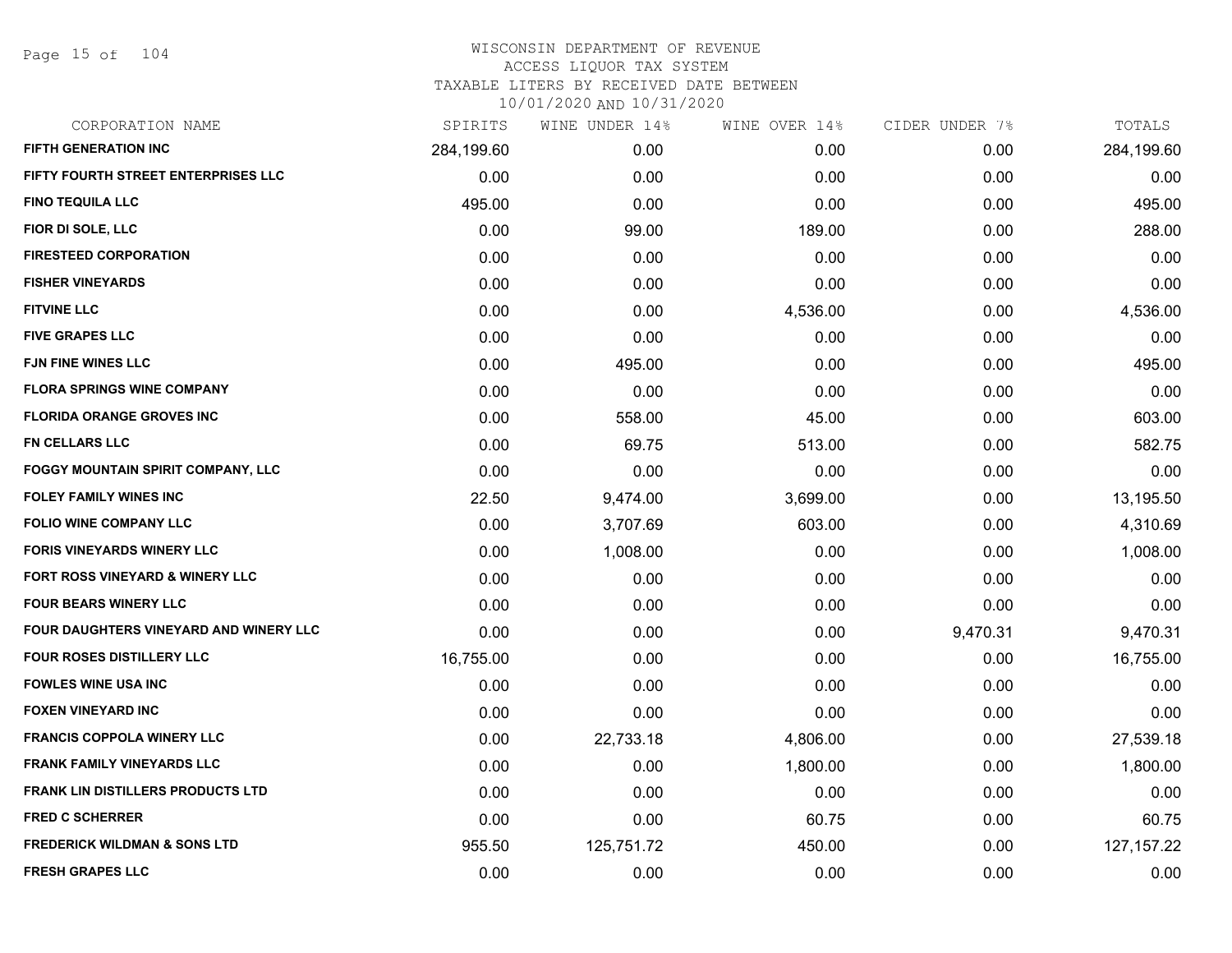# WISCONSIN DEPARTMENT OF REVENUE
## ACCESS LIQUOR TAX SYSTEM
### TAXABLE LITERS BY RECEIVED DATE BETWEEN 10/01/2020 AND 10/31/2020

| CORPORATION NAME | SPIRITS | WINE UNDER 14% | WINE OVER 14% | CIDER UNDER 7% | TOTALS |
|---|---|---|---|---|---|
| FIFTH GENERATION INC | 284,199.60 | 0.00 | 0.00 | 0.00 | 284,199.60 |
| FIFTY FOURTH STREET ENTERPRISES LLC | 0.00 | 0.00 | 0.00 | 0.00 | 0.00 |
| FINO TEQUILA LLC | 495.00 | 0.00 | 0.00 | 0.00 | 495.00 |
| FIOR DI SOLE, LLC | 0.00 | 99.00 | 189.00 | 0.00 | 288.00 |
| FIRESTEED CORPORATION | 0.00 | 0.00 | 0.00 | 0.00 | 0.00 |
| FISHER VINEYARDS | 0.00 | 0.00 | 0.00 | 0.00 | 0.00 |
| FITVINE LLC | 0.00 | 0.00 | 4,536.00 | 0.00 | 4,536.00 |
| FIVE GRAPES LLC | 0.00 | 0.00 | 0.00 | 0.00 | 0.00 |
| FJN FINE WINES LLC | 0.00 | 495.00 | 0.00 | 0.00 | 495.00 |
| FLORA SPRINGS WINE COMPANY | 0.00 | 0.00 | 0.00 | 0.00 | 0.00 |
| FLORIDA ORANGE GROVES INC | 0.00 | 558.00 | 45.00 | 0.00 | 603.00 |
| FN CELLARS LLC | 0.00 | 69.75 | 513.00 | 0.00 | 582.75 |
| FOGGY MOUNTAIN SPIRIT COMPANY, LLC | 0.00 | 0.00 | 0.00 | 0.00 | 0.00 |
| FOLEY FAMILY WINES INC | 22.50 | 9,474.00 | 3,699.00 | 0.00 | 13,195.50 |
| FOLIO WINE COMPANY LLC | 0.00 | 3,707.69 | 603.00 | 0.00 | 4,310.69 |
| FORIS VINEYARDS WINERY LLC | 0.00 | 1,008.00 | 0.00 | 0.00 | 1,008.00 |
| FORT ROSS VINEYARD & WINERY LLC | 0.00 | 0.00 | 0.00 | 0.00 | 0.00 |
| FOUR BEARS WINERY LLC | 0.00 | 0.00 | 0.00 | 0.00 | 0.00 |
| FOUR DAUGHTERS VINEYARD AND WINERY LLC | 0.00 | 0.00 | 0.00 | 9,470.31 | 9,470.31 |
| FOUR ROSES DISTILLERY LLC | 16,755.00 | 0.00 | 0.00 | 0.00 | 16,755.00 |
| FOWLES WINE USA INC | 0.00 | 0.00 | 0.00 | 0.00 | 0.00 |
| FOXEN VINEYARD INC | 0.00 | 0.00 | 0.00 | 0.00 | 0.00 |
| FRANCIS COPPOLA WINERY LLC | 0.00 | 22,733.18 | 4,806.00 | 0.00 | 27,539.18 |
| FRANK FAMILY VINEYARDS LLC | 0.00 | 0.00 | 1,800.00 | 0.00 | 1,800.00 |
| FRANK LIN DISTILLERS PRODUCTS LTD | 0.00 | 0.00 | 0.00 | 0.00 | 0.00 |
| FRED C SCHERRER | 0.00 | 0.00 | 60.75 | 0.00 | 60.75 |
| FREDERICK WILDMAN & SONS LTD | 955.50 | 125,751.72 | 450.00 | 0.00 | 127,157.22 |
| FRESH GRAPES LLC | 0.00 | 0.00 | 0.00 | 0.00 | 0.00 |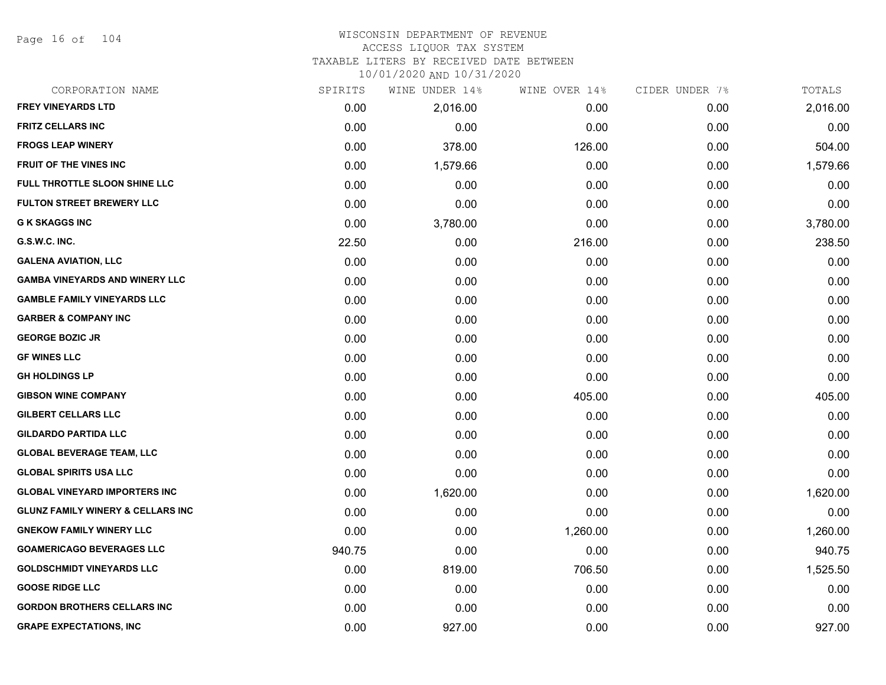WISCONSIN DEPARTMENT OF REVENUE
ACCESS LIQUOR TAX SYSTEM
TAXABLE LITERS BY RECEIVED DATE BETWEEN
10/01/2020 AND 10/31/2020

| CORPORATION NAME | SPIRITS | WINE UNDER 14% | WINE OVER 14% | CIDER UNDER 7% | TOTALS |
|---|---|---|---|---|---|
| FREY VINEYARDS LTD | 0.00 | 2,016.00 | 0.00 | 0.00 | 2,016.00 |
| FRITZ CELLARS INC | 0.00 | 0.00 | 0.00 | 0.00 | 0.00 |
| FROGS LEAP WINERY | 0.00 | 378.00 | 126.00 | 0.00 | 504.00 |
| FRUIT OF THE VINES INC | 0.00 | 1,579.66 | 0.00 | 0.00 | 1,579.66 |
| FULL THROTTLE SLOON SHINE LLC | 0.00 | 0.00 | 0.00 | 0.00 | 0.00 |
| FULTON STREET BREWERY LLC | 0.00 | 0.00 | 0.00 | 0.00 | 0.00 |
| G K SKAGGS INC | 0.00 | 3,780.00 | 0.00 | 0.00 | 3,780.00 |
| G.S.W.C. INC. | 22.50 | 0.00 | 216.00 | 0.00 | 238.50 |
| GALENA AVIATION, LLC | 0.00 | 0.00 | 0.00 | 0.00 | 0.00 |
| GAMBA VINEYARDS AND WINERY LLC | 0.00 | 0.00 | 0.00 | 0.00 | 0.00 |
| GAMBLE FAMILY VINEYARDS LLC | 0.00 | 0.00 | 0.00 | 0.00 | 0.00 |
| GARBER & COMPANY INC | 0.00 | 0.00 | 0.00 | 0.00 | 0.00 |
| GEORGE BOZIC JR | 0.00 | 0.00 | 0.00 | 0.00 | 0.00 |
| GF WINES LLC | 0.00 | 0.00 | 0.00 | 0.00 | 0.00 |
| GH HOLDINGS LP | 0.00 | 0.00 | 0.00 | 0.00 | 0.00 |
| GIBSON WINE COMPANY | 0.00 | 0.00 | 405.00 | 0.00 | 405.00 |
| GILBERT CELLARS LLC | 0.00 | 0.00 | 0.00 | 0.00 | 0.00 |
| GILDARDO PARTIDA LLC | 0.00 | 0.00 | 0.00 | 0.00 | 0.00 |
| GLOBAL BEVERAGE TEAM, LLC | 0.00 | 0.00 | 0.00 | 0.00 | 0.00 |
| GLOBAL SPIRITS USA LLC | 0.00 | 0.00 | 0.00 | 0.00 | 0.00 |
| GLOBAL VINEYARD IMPORTERS INC | 0.00 | 1,620.00 | 0.00 | 0.00 | 1,620.00 |
| GLUNZ FAMILY WINERY & CELLARS INC | 0.00 | 0.00 | 0.00 | 0.00 | 0.00 |
| GNEKOW FAMILY WINERY LLC | 0.00 | 0.00 | 1,260.00 | 0.00 | 1,260.00 |
| GOAMERICAGO BEVERAGES LLC | 940.75 | 0.00 | 0.00 | 0.00 | 940.75 |
| GOLDSCHMIDT VINEYARDS LLC | 0.00 | 819.00 | 706.50 | 0.00 | 1,525.50 |
| GOOSE RIDGE LLC | 0.00 | 0.00 | 0.00 | 0.00 | 0.00 |
| GORDON BROTHERS CELLARS INC | 0.00 | 0.00 | 0.00 | 0.00 | 0.00 |
| GRAPE EXPECTATIONS, INC | 0.00 | 927.00 | 0.00 | 0.00 | 927.00 |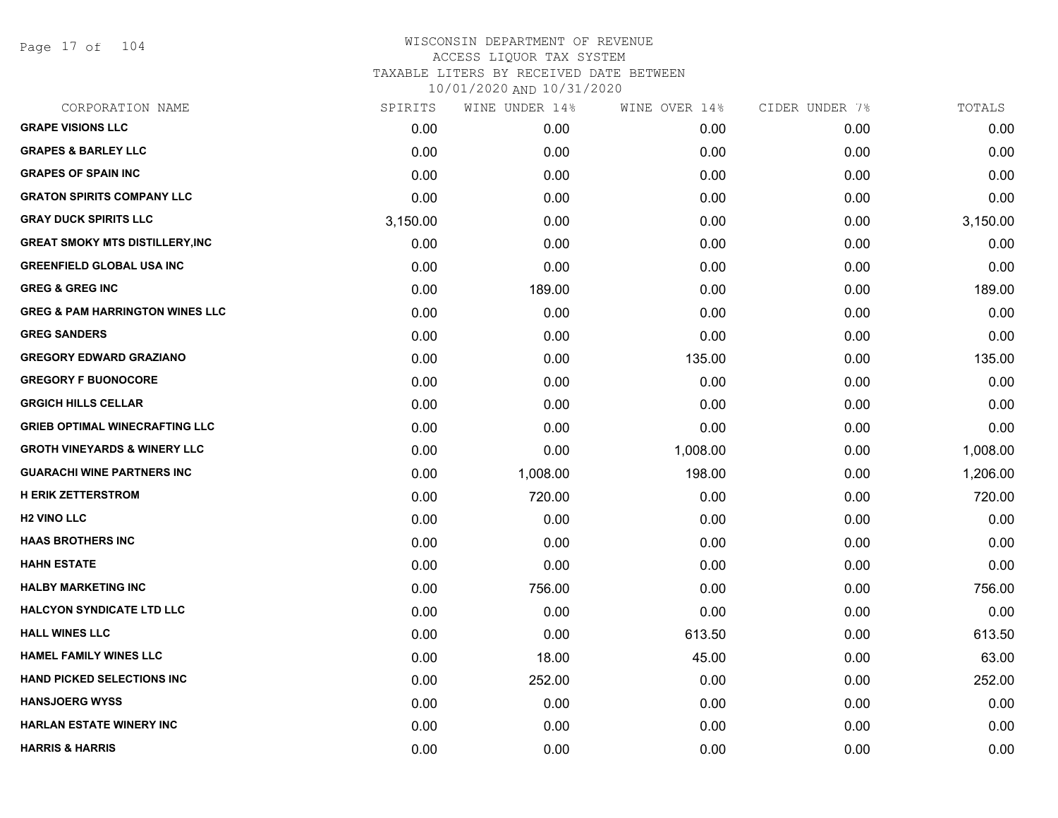WISCONSIN DEPARTMENT OF REVENUE
ACCESS LIQUOR TAX SYSTEM
TAXABLE LITERS BY RECEIVED DATE BETWEEN
10/01/2020 AND 10/31/2020

| CORPORATION NAME | SPIRITS | WINE UNDER 14% | WINE OVER 14% | CIDER UNDER 7% | TOTALS |
|---|---|---|---|---|---|
| **GRAPE VISIONS LLC** | 0.00 | 0.00 | 0.00 | 0.00 | 0.00 |
| **GRAPES & BARLEY LLC** | 0.00 | 0.00 | 0.00 | 0.00 | 0.00 |
| **GRAPES OF SPAIN INC** | 0.00 | 0.00 | 0.00 | 0.00 | 0.00 |
| **GRATON SPIRITS COMPANY LLC** | 0.00 | 0.00 | 0.00 | 0.00 | 0.00 |
| **GRAY DUCK SPIRITS LLC** | 3,150.00 | 0.00 | 0.00 | 0.00 | 3,150.00 |
| **GREAT SMOKY MTS DISTILLERY,INC** | 0.00 | 0.00 | 0.00 | 0.00 | 0.00 |
| **GREENFIELD GLOBAL USA INC** | 0.00 | 0.00 | 0.00 | 0.00 | 0.00 |
| **GREG & GREG INC** | 0.00 | 189.00 | 0.00 | 0.00 | 189.00 |
| **GREG & PAM HARRINGTON WINES LLC** | 0.00 | 0.00 | 0.00 | 0.00 | 0.00 |
| **GREG SANDERS** | 0.00 | 0.00 | 0.00 | 0.00 | 0.00 |
| **GREGORY EDWARD GRAZIANO** | 0.00 | 0.00 | 135.00 | 0.00 | 135.00 |
| **GREGORY F BUONOCORE** | 0.00 | 0.00 | 0.00 | 0.00 | 0.00 |
| **GRGICH HILLS CELLAR** | 0.00 | 0.00 | 0.00 | 0.00 | 0.00 |
| **GRIEB OPTIMAL WINECRAFTING LLC** | 0.00 | 0.00 | 0.00 | 0.00 | 0.00 |
| **GROTH VINEYARDS & WINERY LLC** | 0.00 | 0.00 | 1,008.00 | 0.00 | 1,008.00 |
| **GUARACHI WINE PARTNERS INC** | 0.00 | 1,008.00 | 198.00 | 0.00 | 1,206.00 |
| **H ERIK ZETTERSTROM** | 0.00 | 720.00 | 0.00 | 0.00 | 720.00 |
| **H2 VINO LLC** | 0.00 | 0.00 | 0.00 | 0.00 | 0.00 |
| **HAAS BROTHERS INC** | 0.00 | 0.00 | 0.00 | 0.00 | 0.00 |
| **HAHN ESTATE** | 0.00 | 0.00 | 0.00 | 0.00 | 0.00 |
| **HALBY MARKETING INC** | 0.00 | 756.00 | 0.00 | 0.00 | 756.00 |
| **HALCYON SYNDICATE LTD LLC** | 0.00 | 0.00 | 0.00 | 0.00 | 0.00 |
| **HALL WINES LLC** | 0.00 | 0.00 | 613.50 | 0.00 | 613.50 |
| **HAMEL FAMILY WINES LLC** | 0.00 | 18.00 | 45.00 | 0.00 | 63.00 |
| **HAND PICKED SELECTIONS INC** | 0.00 | 252.00 | 0.00 | 0.00 | 252.00 |
| **HANSJOERG WYSS** | 0.00 | 0.00 | 0.00 | 0.00 | 0.00 |
| **HARLAN ESTATE WINERY INC** | 0.00 | 0.00 | 0.00 | 0.00 | 0.00 |
| **HARRIS & HARRIS** | 0.00 | 0.00 | 0.00 | 0.00 | 0.00 |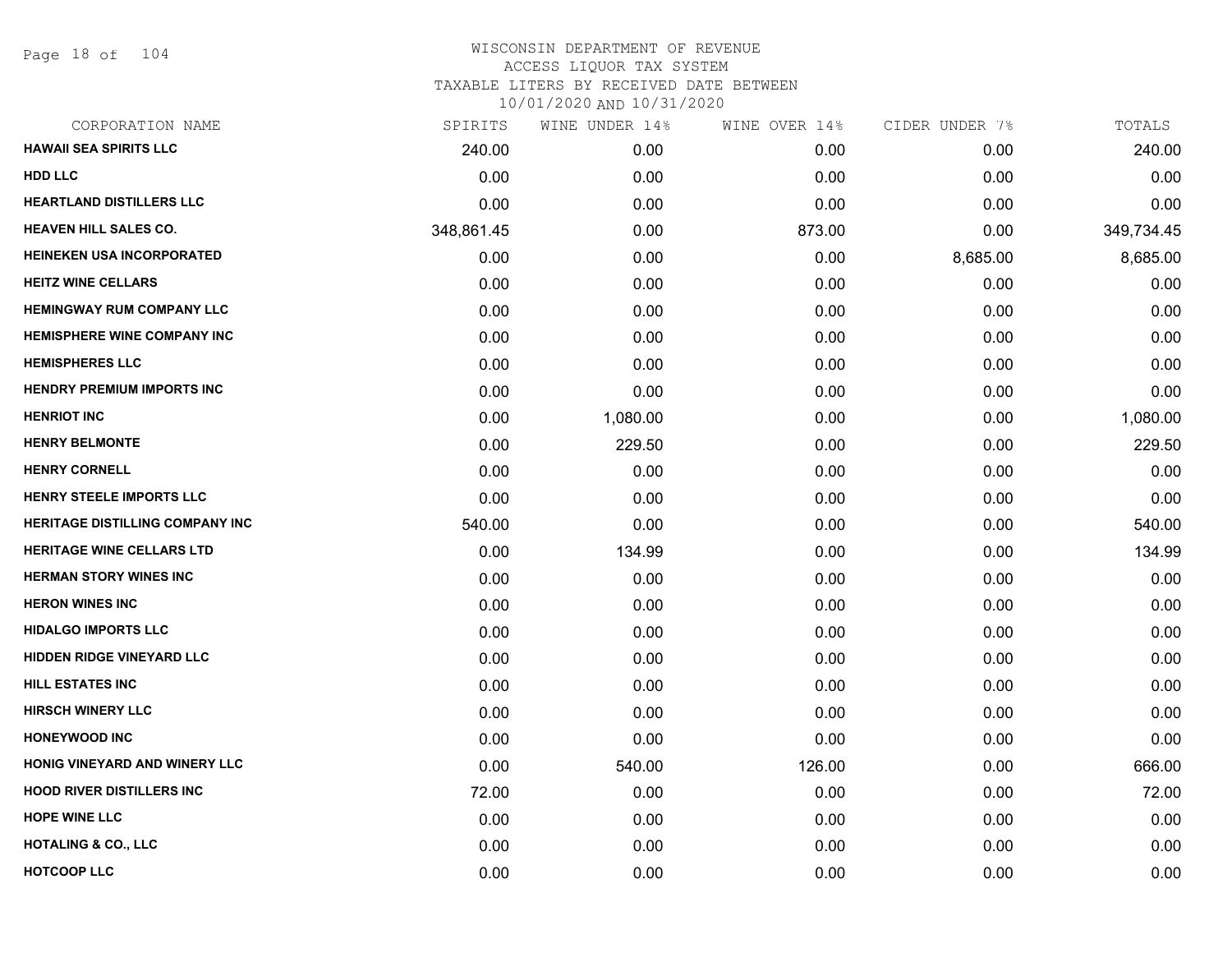WISCONSIN DEPARTMENT OF REVENUE
ACCESS LIQUOR TAX SYSTEM
TAXABLE LITERS BY RECEIVED DATE BETWEEN
10/01/2020 AND 10/31/2020

| CORPORATION NAME | SPIRITS | WINE UNDER 14% | WINE OVER 14% | CIDER UNDER 7% | TOTALS |
|---|---|---|---|---|---|
| HAWAII SEA SPIRITS LLC | 240.00 | 0.00 | 0.00 | 0.00 | 240.00 |
| HDD LLC | 0.00 | 0.00 | 0.00 | 0.00 | 0.00 |
| HEARTLAND DISTILLERS LLC | 0.00 | 0.00 | 0.00 | 0.00 | 0.00 |
| HEAVEN HILL SALES CO. | 348,861.45 | 0.00 | 873.00 | 0.00 | 349,734.45 |
| HEINEKEN USA INCORPORATED | 0.00 | 0.00 | 0.00 | 8,685.00 | 8,685.00 |
| HEITZ WINE CELLARS | 0.00 | 0.00 | 0.00 | 0.00 | 0.00 |
| HEMINGWAY RUM COMPANY LLC | 0.00 | 0.00 | 0.00 | 0.00 | 0.00 |
| HEMISPHERE WINE COMPANY INC | 0.00 | 0.00 | 0.00 | 0.00 | 0.00 |
| HEMISPHERES LLC | 0.00 | 0.00 | 0.00 | 0.00 | 0.00 |
| HENDRY PREMIUM IMPORTS INC | 0.00 | 0.00 | 0.00 | 0.00 | 0.00 |
| HENRIOT INC | 0.00 | 1,080.00 | 0.00 | 0.00 | 1,080.00 |
| HENRY BELMONTE | 0.00 | 229.50 | 0.00 | 0.00 | 229.50 |
| HENRY CORNELL | 0.00 | 0.00 | 0.00 | 0.00 | 0.00 |
| HENRY STEELE IMPORTS LLC | 0.00 | 0.00 | 0.00 | 0.00 | 0.00 |
| HERITAGE DISTILLING COMPANY INC | 540.00 | 0.00 | 0.00 | 0.00 | 540.00 |
| HERITAGE WINE CELLARS LTD | 0.00 | 134.99 | 0.00 | 0.00 | 134.99 |
| HERMAN STORY WINES INC | 0.00 | 0.00 | 0.00 | 0.00 | 0.00 |
| HERON WINES INC | 0.00 | 0.00 | 0.00 | 0.00 | 0.00 |
| HIDALGO IMPORTS LLC | 0.00 | 0.00 | 0.00 | 0.00 | 0.00 |
| HIDDEN RIDGE VINEYARD LLC | 0.00 | 0.00 | 0.00 | 0.00 | 0.00 |
| HILL ESTATES INC | 0.00 | 0.00 | 0.00 | 0.00 | 0.00 |
| HIRSCH WINERY LLC | 0.00 | 0.00 | 0.00 | 0.00 | 0.00 |
| HONEYWOOD INC | 0.00 | 0.00 | 0.00 | 0.00 | 0.00 |
| HONIG VINEYARD AND WINERY LLC | 0.00 | 540.00 | 126.00 | 0.00 | 666.00 |
| HOOD RIVER DISTILLERS INC | 72.00 | 0.00 | 0.00 | 0.00 | 72.00 |
| HOPE WINE LLC | 0.00 | 0.00 | 0.00 | 0.00 | 0.00 |
| HOTALING & CO., LLC | 0.00 | 0.00 | 0.00 | 0.00 | 0.00 |
| HOTCOOP LLC | 0.00 | 0.00 | 0.00 | 0.00 | 0.00 |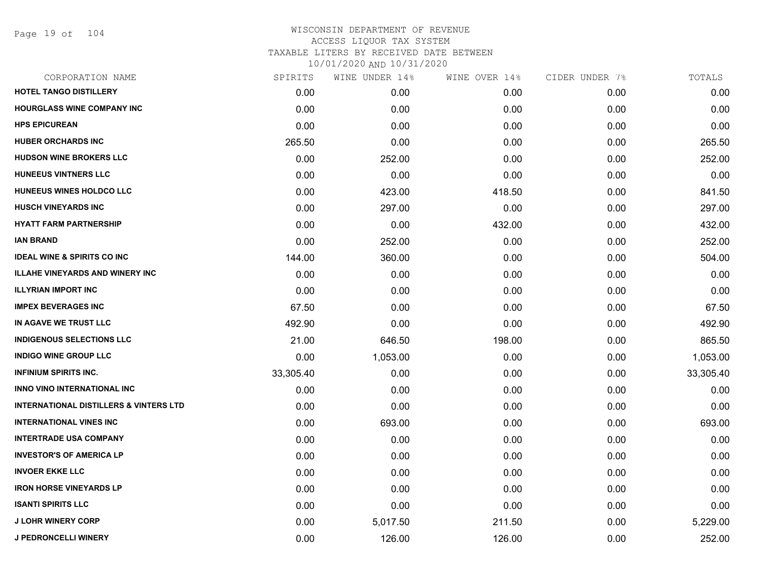WISCONSIN DEPARTMENT OF REVENUE
ACCESS LIQUOR TAX SYSTEM
TAXABLE LITERS BY RECEIVED DATE BETWEEN
10/01/2020 AND 10/31/2020

| CORPORATION NAME | SPIRITS | WINE UNDER 14% | WINE OVER 14% | CIDER UNDER 7% | TOTALS |
|---|---|---|---|---|---|
| HOTEL TANGO DISTILLERY | 0.00 | 0.00 | 0.00 | 0.00 | 0.00 |
| HOURGLASS WINE COMPANY INC | 0.00 | 0.00 | 0.00 | 0.00 | 0.00 |
| HPS EPICUREAN | 0.00 | 0.00 | 0.00 | 0.00 | 0.00 |
| HUBER ORCHARDS INC | 265.50 | 0.00 | 0.00 | 0.00 | 265.50 |
| HUDSON WINE BROKERS LLC | 0.00 | 252.00 | 0.00 | 0.00 | 252.00 |
| HUNEEUS VINTNERS LLC | 0.00 | 0.00 | 0.00 | 0.00 | 0.00 |
| HUNEEUS WINES HOLDCO LLC | 0.00 | 423.00 | 418.50 | 0.00 | 841.50 |
| HUSCH VINEYARDS INC | 0.00 | 297.00 | 0.00 | 0.00 | 297.00 |
| HYATT FARM PARTNERSHIP | 0.00 | 0.00 | 432.00 | 0.00 | 432.00 |
| IAN BRAND | 0.00 | 252.00 | 0.00 | 0.00 | 252.00 |
| IDEAL WINE & SPIRITS CO INC | 144.00 | 360.00 | 0.00 | 0.00 | 504.00 |
| ILLAHE VINEYARDS AND WINERY INC | 0.00 | 0.00 | 0.00 | 0.00 | 0.00 |
| ILLYRIAN IMPORT INC | 0.00 | 0.00 | 0.00 | 0.00 | 0.00 |
| IMPEX BEVERAGES INC | 67.50 | 0.00 | 0.00 | 0.00 | 67.50 |
| IN AGAVE WE TRUST LLC | 492.90 | 0.00 | 0.00 | 0.00 | 492.90 |
| INDIGENOUS SELECTIONS LLC | 21.00 | 646.50 | 198.00 | 0.00 | 865.50 |
| INDIGO WINE GROUP LLC | 0.00 | 1,053.00 | 0.00 | 0.00 | 1,053.00 |
| INFINIUM SPIRITS INC. | 33,305.40 | 0.00 | 0.00 | 0.00 | 33,305.40 |
| INNO VINO INTERNATIONAL INC | 0.00 | 0.00 | 0.00 | 0.00 | 0.00 |
| INTERNATIONAL DISTILLERS & VINTERS LTD | 0.00 | 0.00 | 0.00 | 0.00 | 0.00 |
| INTERNATIONAL VINES INC | 0.00 | 693.00 | 0.00 | 0.00 | 693.00 |
| INTERTRADE USA COMPANY | 0.00 | 0.00 | 0.00 | 0.00 | 0.00 |
| INVESTOR'S OF AMERICA LP | 0.00 | 0.00 | 0.00 | 0.00 | 0.00 |
| INVOER EKKE LLC | 0.00 | 0.00 | 0.00 | 0.00 | 0.00 |
| IRON HORSE VINEYARDS LP | 0.00 | 0.00 | 0.00 | 0.00 | 0.00 |
| ISANTI SPIRITS LLC | 0.00 | 0.00 | 0.00 | 0.00 | 0.00 |
| J LOHR WINERY CORP | 0.00 | 5,017.50 | 211.50 | 0.00 | 5,229.00 |
| J PEDRONCELLI WINERY | 0.00 | 126.00 | 126.00 | 0.00 | 252.00 |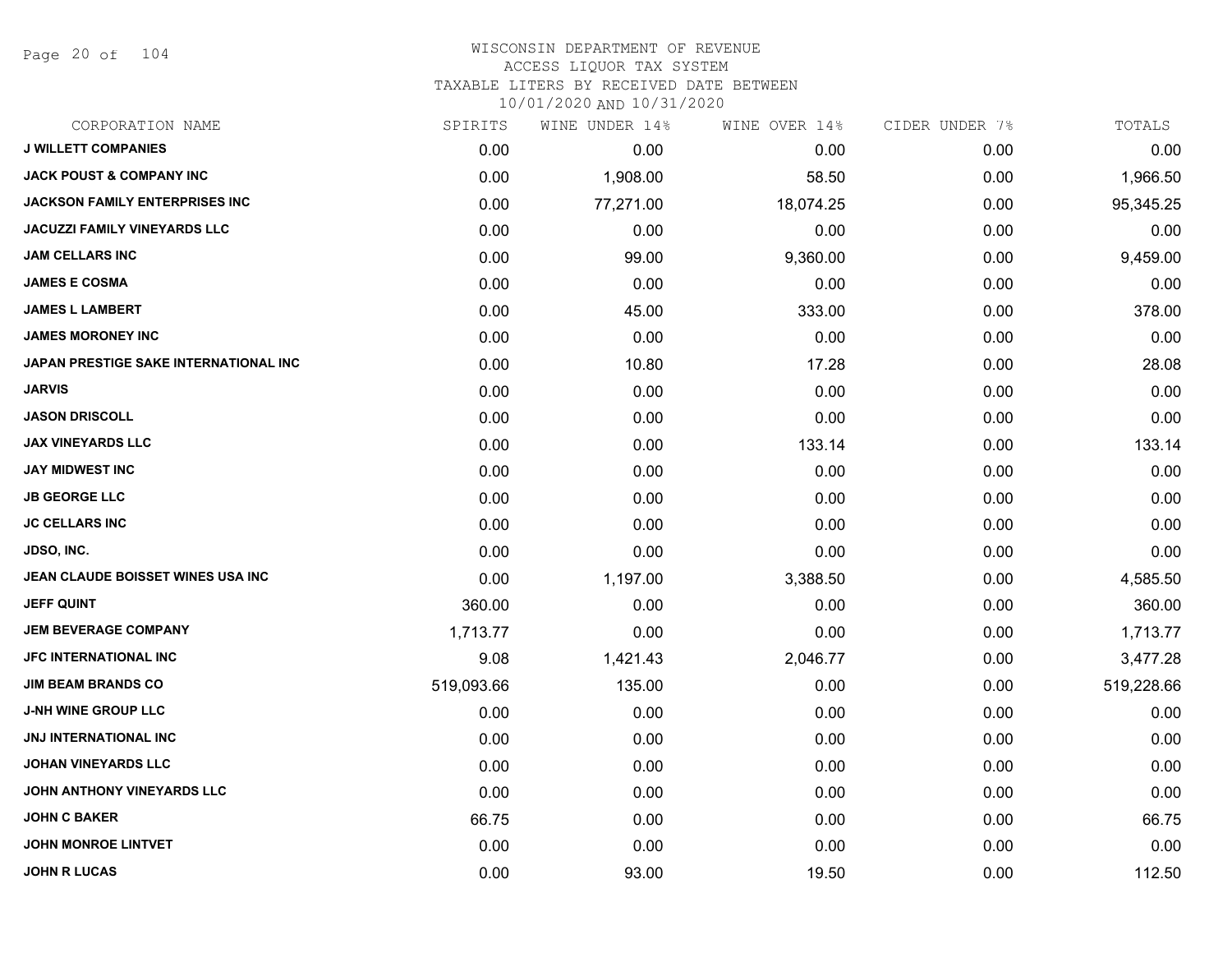# WISCONSIN DEPARTMENT OF REVENUE
## ACCESS LIQUOR TAX SYSTEM
### TAXABLE LITERS BY RECEIVED DATE BETWEEN 10/01/2020 AND 10/31/2020

| CORPORATION NAME | SPIRITS | WINE UNDER 14% | WINE OVER 14% | CIDER UNDER 7% | TOTALS |
|---|---|---|---|---|---|
| J WILLETT COMPANIES | 0.00 | 0.00 | 0.00 | 0.00 | 0.00 |
| JACK POUST & COMPANY INC | 0.00 | 1,908.00 | 58.50 | 0.00 | 1,966.50 |
| JACKSON FAMILY ENTERPRISES INC | 0.00 | 77,271.00 | 18,074.25 | 0.00 | 95,345.25 |
| JACUZZI FAMILY VINEYARDS LLC | 0.00 | 0.00 | 0.00 | 0.00 | 0.00 |
| JAM CELLARS INC | 0.00 | 99.00 | 9,360.00 | 0.00 | 9,459.00 |
| JAMES E COSMA | 0.00 | 0.00 | 0.00 | 0.00 | 0.00 |
| JAMES L LAMBERT | 0.00 | 45.00 | 333.00 | 0.00 | 378.00 |
| JAMES MORONEY INC | 0.00 | 0.00 | 0.00 | 0.00 | 0.00 |
| JAPAN PRESTIGE SAKE INTERNATIONAL INC | 0.00 | 10.80 | 17.28 | 0.00 | 28.08 |
| JARVIS | 0.00 | 0.00 | 0.00 | 0.00 | 0.00 |
| JASON DRISCOLL | 0.00 | 0.00 | 0.00 | 0.00 | 0.00 |
| JAX VINEYARDS LLC | 0.00 | 0.00 | 133.14 | 0.00 | 133.14 |
| JAY MIDWEST INC | 0.00 | 0.00 | 0.00 | 0.00 | 0.00 |
| JB GEORGE LLC | 0.00 | 0.00 | 0.00 | 0.00 | 0.00 |
| JC CELLARS INC | 0.00 | 0.00 | 0.00 | 0.00 | 0.00 |
| JDSO, INC. | 0.00 | 0.00 | 0.00 | 0.00 | 0.00 |
| JEAN CLAUDE BOISSET WINES USA INC | 0.00 | 1,197.00 | 3,388.50 | 0.00 | 4,585.50 |
| JEFF QUINT | 360.00 | 0.00 | 0.00 | 0.00 | 360.00 |
| JEM BEVERAGE COMPANY | 1,713.77 | 0.00 | 0.00 | 0.00 | 1,713.77 |
| JFC INTERNATIONAL INC | 9.08 | 1,421.43 | 2,046.77 | 0.00 | 3,477.28 |
| JIM BEAM BRANDS CO | 519,093.66 | 135.00 | 0.00 | 0.00 | 519,228.66 |
| J-NH WINE GROUP LLC | 0.00 | 0.00 | 0.00 | 0.00 | 0.00 |
| JNJ INTERNATIONAL INC | 0.00 | 0.00 | 0.00 | 0.00 | 0.00 |
| JOHAN VINEYARDS LLC | 0.00 | 0.00 | 0.00 | 0.00 | 0.00 |
| JOHN ANTHONY VINEYARDS LLC | 0.00 | 0.00 | 0.00 | 0.00 | 0.00 |
| JOHN C BAKER | 66.75 | 0.00 | 0.00 | 0.00 | 66.75 |
| JOHN MONROE LINTVET | 0.00 | 0.00 | 0.00 | 0.00 | 0.00 |
| JOHN R LUCAS | 0.00 | 93.00 | 19.50 | 0.00 | 112.50 |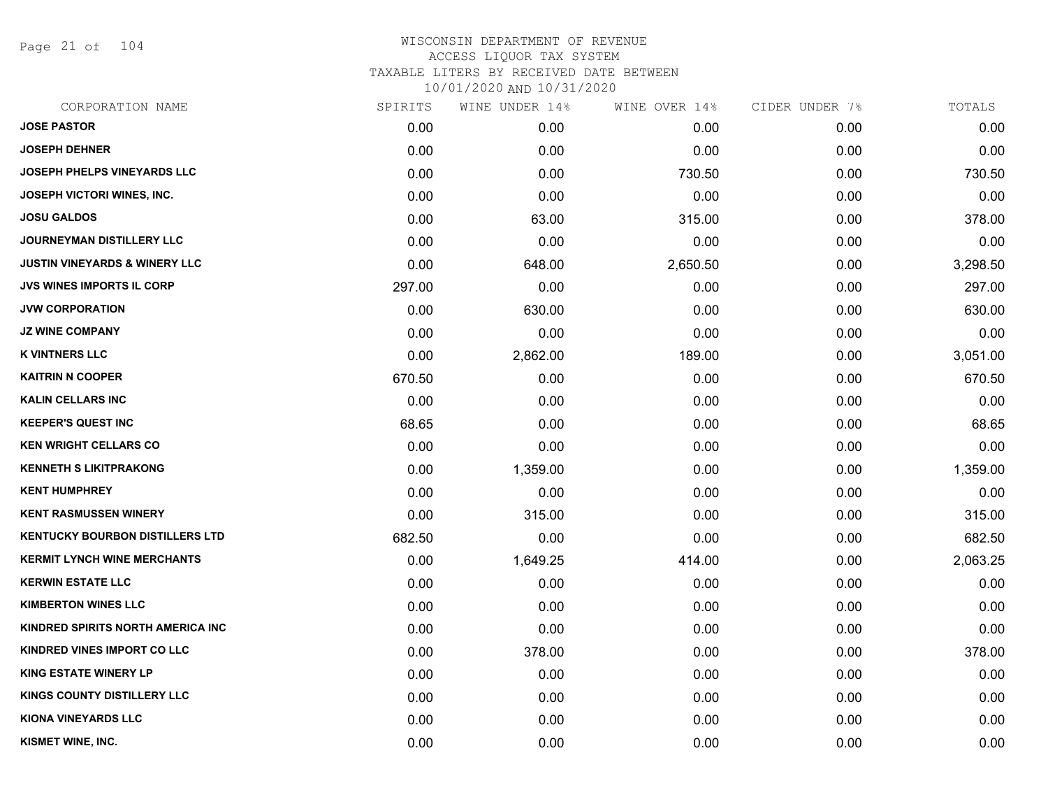# WISCONSIN DEPARTMENT OF REVENUE
## ACCESS LIQUOR TAX SYSTEM
## TAXABLE LITERS BY RECEIVED DATE BETWEEN 10/01/2020 AND 10/31/2020

| CORPORATION NAME | SPIRITS | WINE UNDER 14% | WINE OVER 14% | CIDER UNDER 7% | TOTALS |
|---|---|---|---|---|---|
| JOSE PASTOR | 0.00 | 0.00 | 0.00 | 0.00 | 0.00 |
| JOSEPH DEHNER | 0.00 | 0.00 | 0.00 | 0.00 | 0.00 |
| JOSEPH PHELPS VINEYARDS LLC | 0.00 | 0.00 | 730.50 | 0.00 | 730.50 |
| JOSEPH VICTORI WINES, INC. | 0.00 | 0.00 | 0.00 | 0.00 | 0.00 |
| JOSU GALDOS | 0.00 | 63.00 | 315.00 | 0.00 | 378.00 |
| JOURNEYMAN DISTILLERY LLC | 0.00 | 0.00 | 0.00 | 0.00 | 0.00 |
| JUSTIN VINEYARDS & WINERY LLC | 0.00 | 648.00 | 2,650.50 | 0.00 | 3,298.50 |
| JVS WINES IMPORTS IL CORP | 297.00 | 0.00 | 0.00 | 0.00 | 297.00 |
| JVW CORPORATION | 0.00 | 630.00 | 0.00 | 0.00 | 630.00 |
| JZ WINE COMPANY | 0.00 | 0.00 | 0.00 | 0.00 | 0.00 |
| K VINTNERS LLC | 0.00 | 2,862.00 | 189.00 | 0.00 | 3,051.00 |
| KAITRIN N COOPER | 670.50 | 0.00 | 0.00 | 0.00 | 670.50 |
| KALIN CELLARS INC | 0.00 | 0.00 | 0.00 | 0.00 | 0.00 |
| KEEPER'S QUEST INC | 68.65 | 0.00 | 0.00 | 0.00 | 68.65 |
| KEN WRIGHT CELLARS CO | 0.00 | 0.00 | 0.00 | 0.00 | 0.00 |
| KENNETH S LIKITPRAKONG | 0.00 | 1,359.00 | 0.00 | 0.00 | 1,359.00 |
| KENT HUMPHREY | 0.00 | 0.00 | 0.00 | 0.00 | 0.00 |
| KENT RASMUSSEN WINERY | 0.00 | 315.00 | 0.00 | 0.00 | 315.00 |
| KENTUCKY BOURBON DISTILLERS LTD | 682.50 | 0.00 | 0.00 | 0.00 | 682.50 |
| KERMIT LYNCH WINE MERCHANTS | 0.00 | 1,649.25 | 414.00 | 0.00 | 2,063.25 |
| KERWIN ESTATE LLC | 0.00 | 0.00 | 0.00 | 0.00 | 0.00 |
| KIMBERTON WINES LLC | 0.00 | 0.00 | 0.00 | 0.00 | 0.00 |
| KINDRED SPIRITS NORTH AMERICA INC | 0.00 | 0.00 | 0.00 | 0.00 | 0.00 |
| KINDRED VINES IMPORT CO LLC | 0.00 | 378.00 | 0.00 | 0.00 | 378.00 |
| KING ESTATE WINERY LP | 0.00 | 0.00 | 0.00 | 0.00 | 0.00 |
| KINGS COUNTY DISTILLERY LLC | 0.00 | 0.00 | 0.00 | 0.00 | 0.00 |
| KIONA VINEYARDS LLC | 0.00 | 0.00 | 0.00 | 0.00 | 0.00 |
| KISMET WINE, INC. | 0.00 | 0.00 | 0.00 | 0.00 | 0.00 |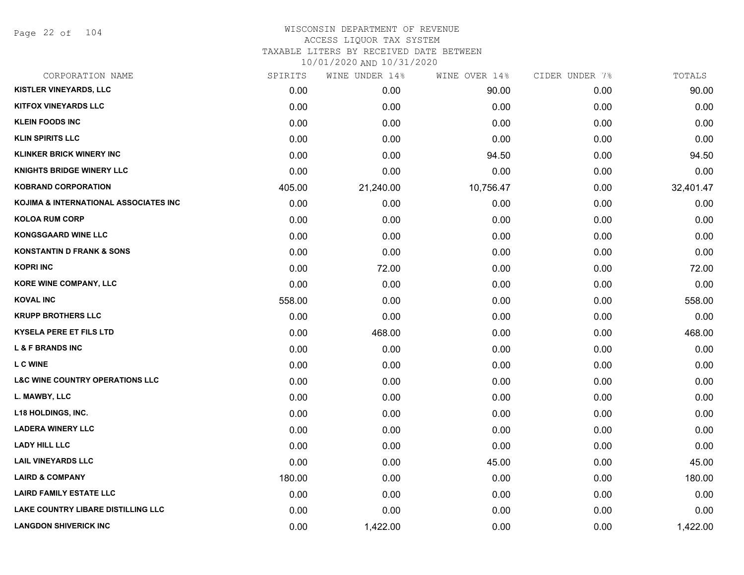WISCONSIN DEPARTMENT OF REVENUE
ACCESS LIQUOR TAX SYSTEM
TAXABLE LITERS BY RECEIVED DATE BETWEEN
10/01/2020 AND 10/31/2020

| CORPORATION NAME | SPIRITS | WINE UNDER 14% | WINE OVER 14% | CIDER UNDER 7% | TOTALS |
|---|---|---|---|---|---|
| KISTLER VINEYARDS, LLC | 0.00 | 0.00 | 90.00 | 0.00 | 90.00 |
| KITFOX VINEYARDS LLC | 0.00 | 0.00 | 0.00 | 0.00 | 0.00 |
| KLEIN FOODS INC | 0.00 | 0.00 | 0.00 | 0.00 | 0.00 |
| KLIN SPIRITS LLC | 0.00 | 0.00 | 0.00 | 0.00 | 0.00 |
| KLINKER BRICK WINERY INC | 0.00 | 0.00 | 94.50 | 0.00 | 94.50 |
| KNIGHTS BRIDGE WINERY LLC | 0.00 | 0.00 | 0.00 | 0.00 | 0.00 |
| KOBRAND CORPORATION | 405.00 | 21,240.00 | 10,756.47 | 0.00 | 32,401.47 |
| KOJIMA & INTERNATIONAL ASSOCIATES INC | 0.00 | 0.00 | 0.00 | 0.00 | 0.00 |
| KOLOA RUM CORP | 0.00 | 0.00 | 0.00 | 0.00 | 0.00 |
| KONGSGAARD WINE LLC | 0.00 | 0.00 | 0.00 | 0.00 | 0.00 |
| KONSTANTIN D FRANK & SONS | 0.00 | 0.00 | 0.00 | 0.00 | 0.00 |
| KOPRI INC | 0.00 | 72.00 | 0.00 | 0.00 | 72.00 |
| KORE WINE COMPANY, LLC | 0.00 | 0.00 | 0.00 | 0.00 | 0.00 |
| KOVAL INC | 558.00 | 0.00 | 0.00 | 0.00 | 558.00 |
| KRUPP BROTHERS LLC | 0.00 | 0.00 | 0.00 | 0.00 | 0.00 |
| KYSELA PERE ET FILS LTD | 0.00 | 468.00 | 0.00 | 0.00 | 468.00 |
| L & F BRANDS INC | 0.00 | 0.00 | 0.00 | 0.00 | 0.00 |
| L C WINE | 0.00 | 0.00 | 0.00 | 0.00 | 0.00 |
| L&C WINE COUNTRY OPERATIONS LLC | 0.00 | 0.00 | 0.00 | 0.00 | 0.00 |
| L. MAWBY, LLC | 0.00 | 0.00 | 0.00 | 0.00 | 0.00 |
| L18 HOLDINGS, INC. | 0.00 | 0.00 | 0.00 | 0.00 | 0.00 |
| LADERA WINERY LLC | 0.00 | 0.00 | 0.00 | 0.00 | 0.00 |
| LADY HILL LLC | 0.00 | 0.00 | 0.00 | 0.00 | 0.00 |
| LAIL VINEYARDS LLC | 0.00 | 0.00 | 45.00 | 0.00 | 45.00 |
| LAIRD & COMPANY | 180.00 | 0.00 | 0.00 | 0.00 | 180.00 |
| LAIRD FAMILY ESTATE LLC | 0.00 | 0.00 | 0.00 | 0.00 | 0.00 |
| LAKE COUNTRY LIBARE DISTILLING LLC | 0.00 | 0.00 | 0.00 | 0.00 | 0.00 |
| LANGDON SHIVERICK INC | 0.00 | 1,422.00 | 0.00 | 0.00 | 1,422.00 |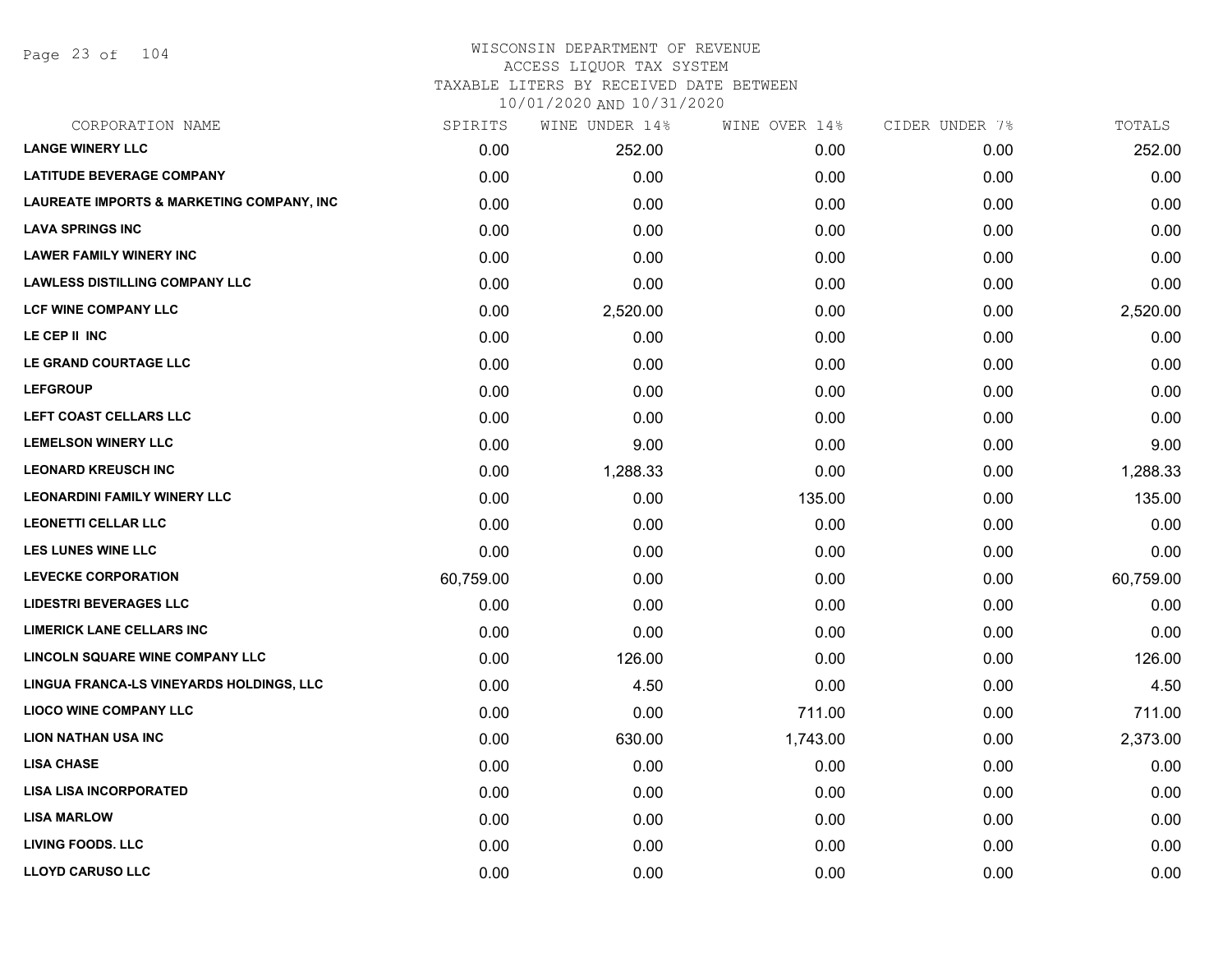# WISCONSIN DEPARTMENT OF REVENUE
## ACCESS LIQUOR TAX SYSTEM
### TAXABLE LITERS BY RECEIVED DATE BETWEEN 10/01/2020 AND 10/31/2020

| CORPORATION NAME | SPIRITS | WINE UNDER 14% | WINE OVER 14% | CIDER UNDER 7% | TOTALS |
|---|---|---|---|---|---|
| LANGE WINERY LLC | 0.00 | 252.00 | 0.00 | 0.00 | 252.00 |
| LATITUDE BEVERAGE COMPANY | 0.00 | 0.00 | 0.00 | 0.00 | 0.00 |
| LAUREATE IMPORTS & MARKETING COMPANY, INC | 0.00 | 0.00 | 0.00 | 0.00 | 0.00 |
| LAVA SPRINGS INC | 0.00 | 0.00 | 0.00 | 0.00 | 0.00 |
| LAWER FAMILY WINERY INC | 0.00 | 0.00 | 0.00 | 0.00 | 0.00 |
| LAWLESS DISTILLING COMPANY LLC | 0.00 | 0.00 | 0.00 | 0.00 | 0.00 |
| LCF WINE COMPANY LLC | 0.00 | 2,520.00 | 0.00 | 0.00 | 2,520.00 |
| LE CEP II INC | 0.00 | 0.00 | 0.00 | 0.00 | 0.00 |
| LE GRAND COURTAGE LLC | 0.00 | 0.00 | 0.00 | 0.00 | 0.00 |
| LEFGROUP | 0.00 | 0.00 | 0.00 | 0.00 | 0.00 |
| LEFT COAST CELLARS LLC | 0.00 | 0.00 | 0.00 | 0.00 | 0.00 |
| LEMELSON WINERY LLC | 0.00 | 9.00 | 0.00 | 0.00 | 9.00 |
| LEONARD KREUSCH INC | 0.00 | 1,288.33 | 0.00 | 0.00 | 1,288.33 |
| LEONARDINI FAMILY WINERY LLC | 0.00 | 0.00 | 135.00 | 0.00 | 135.00 |
| LEONETTI CELLAR LLC | 0.00 | 0.00 | 0.00 | 0.00 | 0.00 |
| LES LUNES WINE LLC | 0.00 | 0.00 | 0.00 | 0.00 | 0.00 |
| LEVECKE CORPORATION | 60,759.00 | 0.00 | 0.00 | 0.00 | 60,759.00 |
| LIDESTRI BEVERAGES LLC | 0.00 | 0.00 | 0.00 | 0.00 | 0.00 |
| LIMERICK LANE CELLARS INC | 0.00 | 0.00 | 0.00 | 0.00 | 0.00 |
| LINCOLN SQUARE WINE COMPANY LLC | 0.00 | 126.00 | 0.00 | 0.00 | 126.00 |
| LINGUA FRANCA-LS VINEYARDS HOLDINGS, LLC | 0.00 | 4.50 | 0.00 | 0.00 | 4.50 |
| LIOCO WINE COMPANY LLC | 0.00 | 0.00 | 711.00 | 0.00 | 711.00 |
| LION NATHAN USA INC | 0.00 | 630.00 | 1,743.00 | 0.00 | 2,373.00 |
| LISA CHASE | 0.00 | 0.00 | 0.00 | 0.00 | 0.00 |
| LISA LISA INCORPORATED | 0.00 | 0.00 | 0.00 | 0.00 | 0.00 |
| LISA MARLOW | 0.00 | 0.00 | 0.00 | 0.00 | 0.00 |
| LIVING FOODS. LLC | 0.00 | 0.00 | 0.00 | 0.00 | 0.00 |
| LLOYD CARUSO LLC | 0.00 | 0.00 | 0.00 | 0.00 | 0.00 |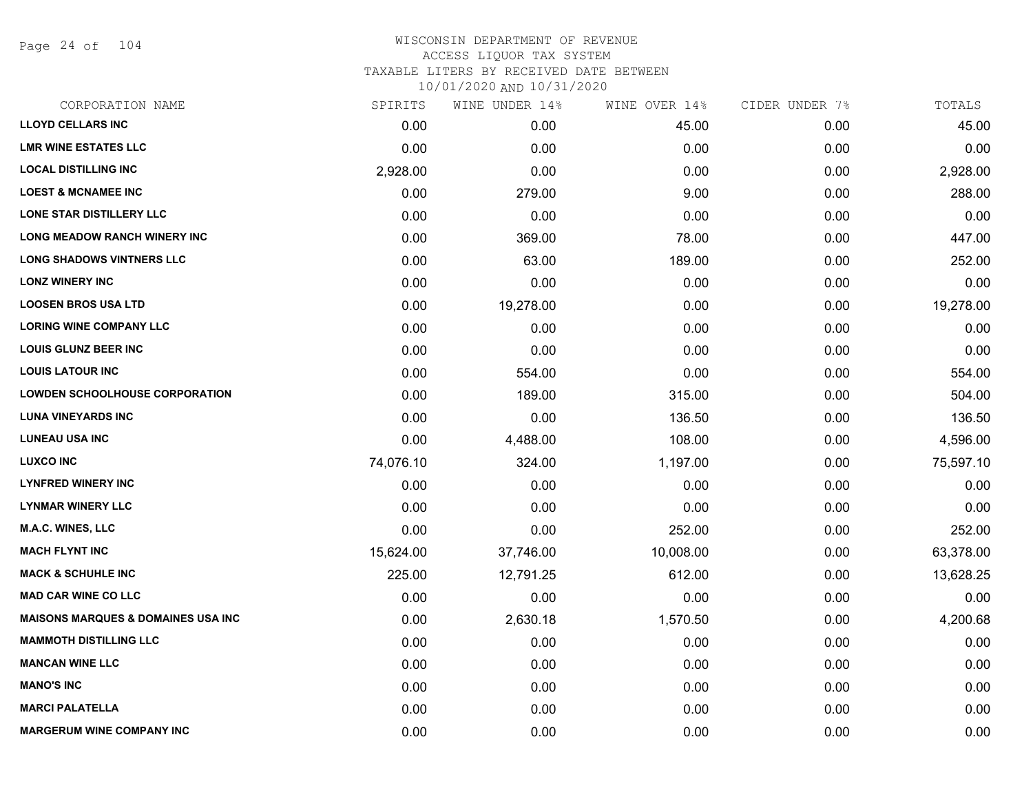# WISCONSIN DEPARTMENT OF REVENUE
## ACCESS LIQUOR TAX SYSTEM
### TAXABLE LITERS BY RECEIVED DATE BETWEEN 10/01/2020 AND 10/31/2020

| CORPORATION NAME | SPIRITS | WINE UNDER 14% | WINE OVER 14% | CIDER UNDER 7% | TOTALS |
|---|---|---|---|---|---|
| LLOYD CELLARS INC | 0.00 | 0.00 | 45.00 | 0.00 | 45.00 |
| LMR WINE ESTATES LLC | 0.00 | 0.00 | 0.00 | 0.00 | 0.00 |
| LOCAL DISTILLING INC | 2,928.00 | 0.00 | 0.00 | 0.00 | 2,928.00 |
| LOEST & MCNAMEE INC | 0.00 | 279.00 | 9.00 | 0.00 | 288.00 |
| LONE STAR DISTILLERY LLC | 0.00 | 0.00 | 0.00 | 0.00 | 0.00 |
| LONG MEADOW RANCH WINERY INC | 0.00 | 369.00 | 78.00 | 0.00 | 447.00 |
| LONG SHADOWS VINTNERS LLC | 0.00 | 63.00 | 189.00 | 0.00 | 252.00 |
| LONZ WINERY INC | 0.00 | 0.00 | 0.00 | 0.00 | 0.00 |
| LOOSEN BROS USA LTD | 0.00 | 19,278.00 | 0.00 | 0.00 | 19,278.00 |
| LORING WINE COMPANY LLC | 0.00 | 0.00 | 0.00 | 0.00 | 0.00 |
| LOUIS GLUNZ BEER INC | 0.00 | 0.00 | 0.00 | 0.00 | 0.00 |
| LOUIS LATOUR INC | 0.00 | 554.00 | 0.00 | 0.00 | 554.00 |
| LOWDEN SCHOOLHOUSE CORPORATION | 0.00 | 189.00 | 315.00 | 0.00 | 504.00 |
| LUNA VINEYARDS INC | 0.00 | 0.00 | 136.50 | 0.00 | 136.50 |
| LUNEAU USA INC | 0.00 | 4,488.00 | 108.00 | 0.00 | 4,596.00 |
| LUXCO INC | 74,076.10 | 324.00 | 1,197.00 | 0.00 | 75,597.10 |
| LYNFRED WINERY INC | 0.00 | 0.00 | 0.00 | 0.00 | 0.00 |
| LYNMAR WINERY LLC | 0.00 | 0.00 | 0.00 | 0.00 | 0.00 |
| M.A.C. WINES, LLC | 0.00 | 0.00 | 252.00 | 0.00 | 252.00 |
| MACH FLYNT INC | 15,624.00 | 37,746.00 | 10,008.00 | 0.00 | 63,378.00 |
| MACK & SCHUHLE INC | 225.00 | 12,791.25 | 612.00 | 0.00 | 13,628.25 |
| MAD CAR WINE CO LLC | 0.00 | 0.00 | 0.00 | 0.00 | 0.00 |
| MAISONS MARQUES & DOMAINES USA INC | 0.00 | 2,630.18 | 1,570.50 | 0.00 | 4,200.68 |
| MAMMOTH DISTILLING LLC | 0.00 | 0.00 | 0.00 | 0.00 | 0.00 |
| MANCAN WINE LLC | 0.00 | 0.00 | 0.00 | 0.00 | 0.00 |
| MANO'S INC | 0.00 | 0.00 | 0.00 | 0.00 | 0.00 |
| MARCI PALATELLA | 0.00 | 0.00 | 0.00 | 0.00 | 0.00 |
| MARGERUM WINE COMPANY INC | 0.00 | 0.00 | 0.00 | 0.00 | 0.00 |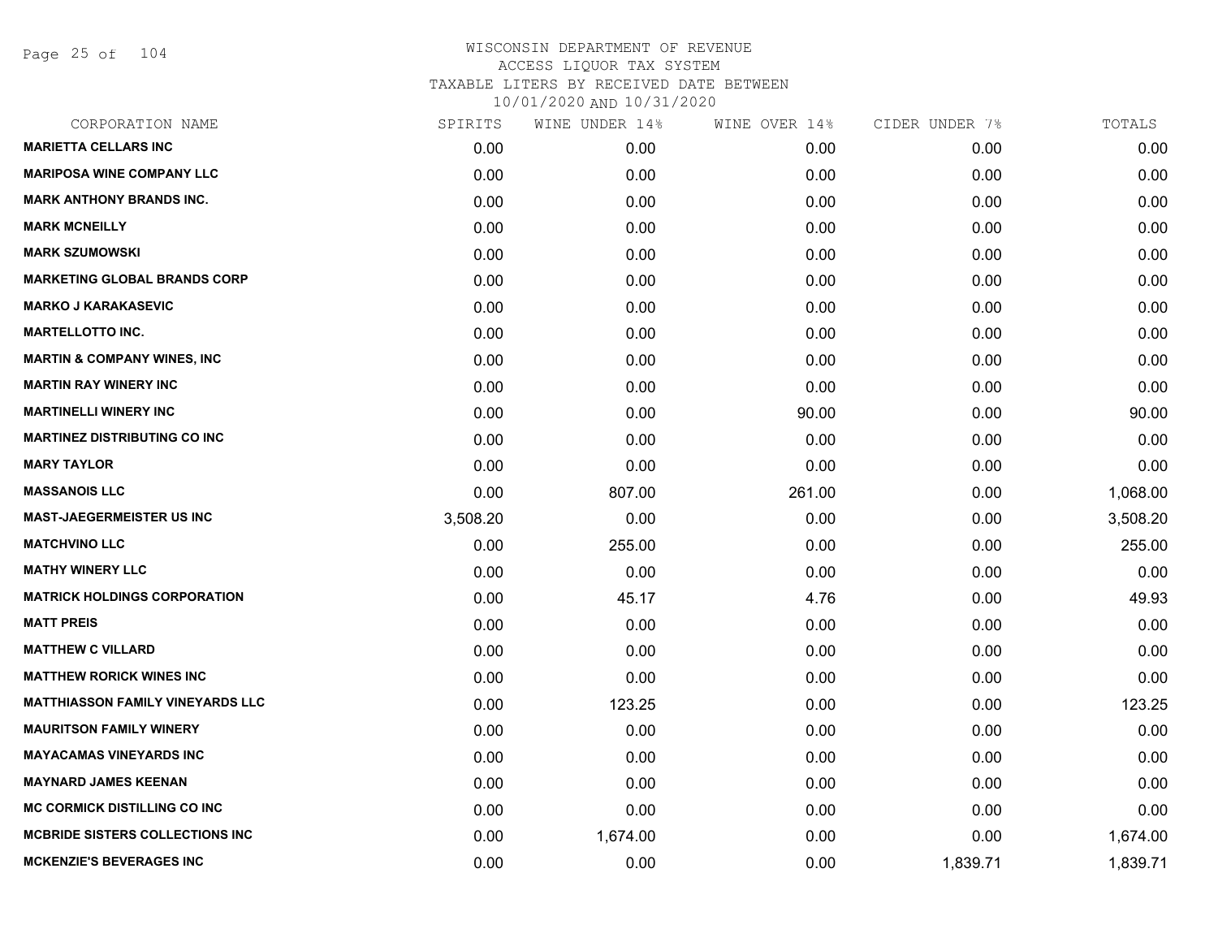WISCONSIN DEPARTMENT OF REVENUE
ACCESS LIQUOR TAX SYSTEM
TAXABLE LITERS BY RECEIVED DATE BETWEEN
10/01/2020 AND 10/31/2020

| CORPORATION NAME | SPIRITS | WINE UNDER 14% | WINE OVER 14% | CIDER UNDER 7% | TOTALS |
|---|---|---|---|---|---|
| MARIETTA CELLARS INC | 0.00 | 0.00 | 0.00 | 0.00 | 0.00 |
| MARIPOSA WINE COMPANY LLC | 0.00 | 0.00 | 0.00 | 0.00 | 0.00 |
| MARK ANTHONY BRANDS INC. | 0.00 | 0.00 | 0.00 | 0.00 | 0.00 |
| MARK MCNEILLY | 0.00 | 0.00 | 0.00 | 0.00 | 0.00 |
| MARK SZUMOWSKI | 0.00 | 0.00 | 0.00 | 0.00 | 0.00 |
| MARKETING GLOBAL BRANDS CORP | 0.00 | 0.00 | 0.00 | 0.00 | 0.00 |
| MARKO J KARAKASEVIC | 0.00 | 0.00 | 0.00 | 0.00 | 0.00 |
| MARTELLOTTO INC. | 0.00 | 0.00 | 0.00 | 0.00 | 0.00 |
| MARTIN & COMPANY WINES, INC | 0.00 | 0.00 | 0.00 | 0.00 | 0.00 |
| MARTIN RAY WINERY INC | 0.00 | 0.00 | 0.00 | 0.00 | 0.00 |
| MARTINELLI WINERY INC | 0.00 | 0.00 | 90.00 | 0.00 | 90.00 |
| MARTINEZ DISTRIBUTING CO INC | 0.00 | 0.00 | 0.00 | 0.00 | 0.00 |
| MARY TAYLOR | 0.00 | 0.00 | 0.00 | 0.00 | 0.00 |
| MASSANOIS LLC | 0.00 | 807.00 | 261.00 | 0.00 | 1,068.00 |
| MAST-JAEGERMEISTER US INC | 3,508.20 | 0.00 | 0.00 | 0.00 | 3,508.20 |
| MATCHVINO LLC | 0.00 | 255.00 | 0.00 | 0.00 | 255.00 |
| MATHY WINERY LLC | 0.00 | 0.00 | 0.00 | 0.00 | 0.00 |
| MATRICK HOLDINGS CORPORATION | 0.00 | 45.17 | 4.76 | 0.00 | 49.93 |
| MATT PREIS | 0.00 | 0.00 | 0.00 | 0.00 | 0.00 |
| MATTHEW C VILLARD | 0.00 | 0.00 | 0.00 | 0.00 | 0.00 |
| MATTHEW RORICK WINES INC | 0.00 | 0.00 | 0.00 | 0.00 | 0.00 |
| MATTHIASSON FAMILY VINEYARDS LLC | 0.00 | 123.25 | 0.00 | 0.00 | 123.25 |
| MAURITSON FAMILY WINERY | 0.00 | 0.00 | 0.00 | 0.00 | 0.00 |
| MAYACAMAS VINEYARDS INC | 0.00 | 0.00 | 0.00 | 0.00 | 0.00 |
| MAYNARD JAMES KEENAN | 0.00 | 0.00 | 0.00 | 0.00 | 0.00 |
| MC CORMICK DISTILLING CO INC | 0.00 | 0.00 | 0.00 | 0.00 | 0.00 |
| MCBRIDE SISTERS COLLECTIONS INC | 0.00 | 1,674.00 | 0.00 | 0.00 | 1,674.00 |
| MCKENZIE'S BEVERAGES INC | 0.00 | 0.00 | 0.00 | 1,839.71 | 1,839.71 |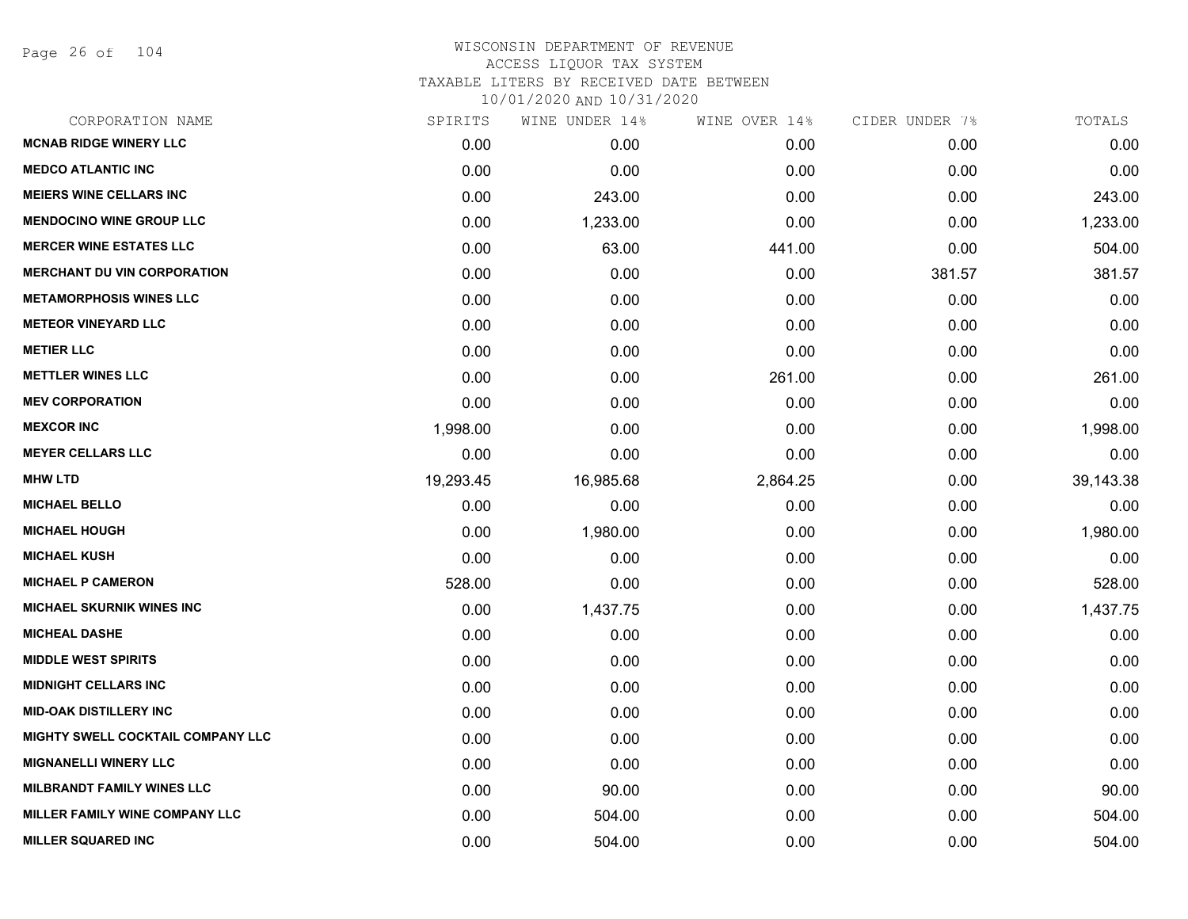WISCONSIN DEPARTMENT OF REVENUE
ACCESS LIQUOR TAX SYSTEM
TAXABLE LITERS BY RECEIVED DATE BETWEEN
10/01/2020 AND 10/31/2020

| CORPORATION NAME | SPIRITS | WINE UNDER 14% | WINE OVER 14% | CIDER UNDER 7% | TOTALS |
|---|---|---|---|---|---|
| **MCNAB RIDGE WINERY LLC** | 0.00 | 0.00 | 0.00 | 0.00 | 0.00 |
| **MEDCO ATLANTIC INC** | 0.00 | 0.00 | 0.00 | 0.00 | 0.00 |
| **MEIERS WINE CELLARS INC** | 0.00 | 243.00 | 0.00 | 0.00 | 243.00 |
| **MENDOCINO WINE GROUP LLC** | 0.00 | 1,233.00 | 0.00 | 0.00 | 1,233.00 |
| **MERCER WINE ESTATES LLC** | 0.00 | 63.00 | 441.00 | 0.00 | 504.00 |
| **MERCHANT DU VIN CORPORATION** | 0.00 | 0.00 | 0.00 | 381.57 | 381.57 |
| **METAMORPHOSIS WINES LLC** | 0.00 | 0.00 | 0.00 | 0.00 | 0.00 |
| **METEOR VINEYARD LLC** | 0.00 | 0.00 | 0.00 | 0.00 | 0.00 |
| **METIER LLC** | 0.00 | 0.00 | 0.00 | 0.00 | 0.00 |
| **METTLER WINES LLC** | 0.00 | 0.00 | 261.00 | 0.00 | 261.00 |
| **MEV CORPORATION** | 0.00 | 0.00 | 0.00 | 0.00 | 0.00 |
| **MEXCOR INC** | 1,998.00 | 0.00 | 0.00 | 0.00 | 1,998.00 |
| **MEYER CELLARS LLC** | 0.00 | 0.00 | 0.00 | 0.00 | 0.00 |
| **MHW LTD** | 19,293.45 | 16,985.68 | 2,864.25 | 0.00 | 39,143.38 |
| **MICHAEL BELLO** | 0.00 | 0.00 | 0.00 | 0.00 | 0.00 |
| **MICHAEL HOUGH** | 0.00 | 1,980.00 | 0.00 | 0.00 | 1,980.00 |
| **MICHAEL KUSH** | 0.00 | 0.00 | 0.00 | 0.00 | 0.00 |
| **MICHAEL P CAMERON** | 528.00 | 0.00 | 0.00 | 0.00 | 528.00 |
| **MICHAEL SKURNIK WINES INC** | 0.00 | 1,437.75 | 0.00 | 0.00 | 1,437.75 |
| **MICHEAL DASHE** | 0.00 | 0.00 | 0.00 | 0.00 | 0.00 |
| **MIDDLE WEST SPIRITS** | 0.00 | 0.00 | 0.00 | 0.00 | 0.00 |
| **MIDNIGHT CELLARS INC** | 0.00 | 0.00 | 0.00 | 0.00 | 0.00 |
| **MID-OAK DISTILLERY INC** | 0.00 | 0.00 | 0.00 | 0.00 | 0.00 |
| **MIGHTY SWELL COCKTAIL COMPANY LLC** | 0.00 | 0.00 | 0.00 | 0.00 | 0.00 |
| **MIGNANELLI WINERY LLC** | 0.00 | 0.00 | 0.00 | 0.00 | 0.00 |
| **MILBRANDT FAMILY WINES LLC** | 0.00 | 90.00 | 0.00 | 0.00 | 90.00 |
| **MILLER FAMILY WINE COMPANY LLC** | 0.00 | 504.00 | 0.00 | 0.00 | 504.00 |
| **MILLER SQUARED INC** | 0.00 | 504.00 | 0.00 | 0.00 | 504.00 |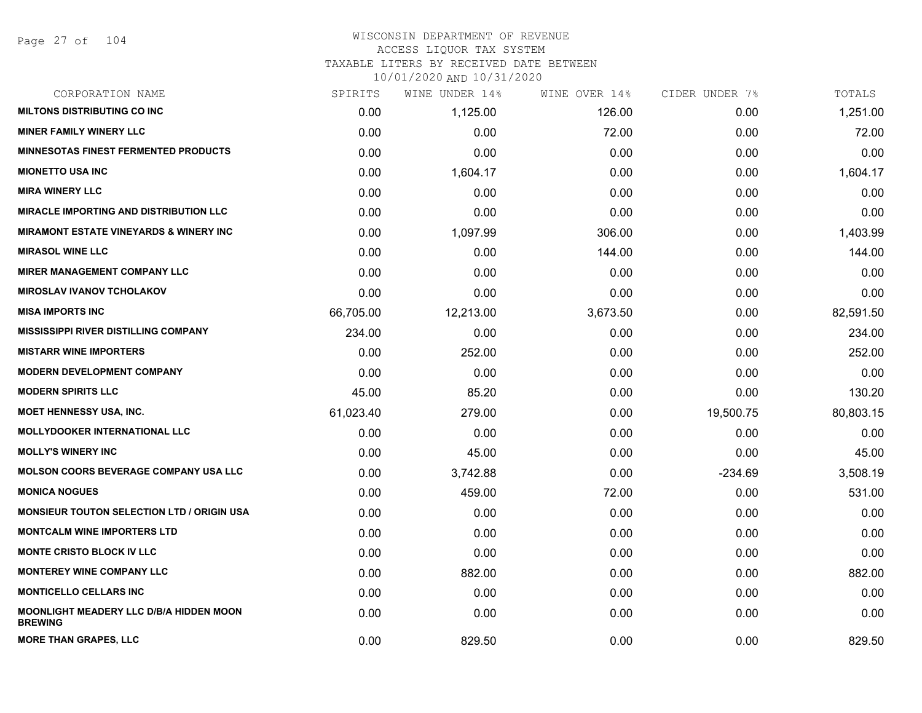# WISCONSIN DEPARTMENT OF REVENUE
ACCESS LIQUOR TAX SYSTEM
TAXABLE LITERS BY RECEIVED DATE BETWEEN
10/01/2020 AND 10/31/2020

| CORPORATION NAME | SPIRITS | WINE UNDER 14% | WINE OVER 14% | CIDER UNDER 7% | TOTALS |
|---|---|---|---|---|---|
| MILTONS DISTRIBUTING CO INC | 0.00 | 1,125.00 | 126.00 | 0.00 | 1,251.00 |
| MINER FAMILY WINERY LLC | 0.00 | 0.00 | 72.00 | 0.00 | 72.00 |
| MINNESOTAS FINEST FERMENTED PRODUCTS | 0.00 | 0.00 | 0.00 | 0.00 | 0.00 |
| MIONETTO USA INC | 0.00 | 1,604.17 | 0.00 | 0.00 | 1,604.17 |
| MIRA WINERY LLC | 0.00 | 0.00 | 0.00 | 0.00 | 0.00 |
| MIRACLE IMPORTING AND DISTRIBUTION LLC | 0.00 | 0.00 | 0.00 | 0.00 | 0.00 |
| MIRAMONT ESTATE VINEYARDS & WINERY INC | 0.00 | 1,097.99 | 306.00 | 0.00 | 1,403.99 |
| MIRASOL WINE LLC | 0.00 | 0.00 | 144.00 | 0.00 | 144.00 |
| MIRER MANAGEMENT COMPANY LLC | 0.00 | 0.00 | 0.00 | 0.00 | 0.00 |
| MIROSLAV IVANOV TCHOLAKOV | 0.00 | 0.00 | 0.00 | 0.00 | 0.00 |
| MISA IMPORTS INC | 66,705.00 | 12,213.00 | 3,673.50 | 0.00 | 82,591.50 |
| MISSISSIPPI RIVER DISTILLING COMPANY | 234.00 | 0.00 | 0.00 | 0.00 | 234.00 |
| MISTARR WINE IMPORTERS | 0.00 | 252.00 | 0.00 | 0.00 | 252.00 |
| MODERN DEVELOPMENT COMPANY | 0.00 | 0.00 | 0.00 | 0.00 | 0.00 |
| MODERN SPIRITS LLC | 45.00 | 85.20 | 0.00 | 0.00 | 130.20 |
| MOET HENNESSY USA, INC. | 61,023.40 | 279.00 | 0.00 | 19,500.75 | 80,803.15 |
| MOLLYDOOKER INTERNATIONAL LLC | 0.00 | 0.00 | 0.00 | 0.00 | 0.00 |
| MOLLY'S WINERY INC | 0.00 | 45.00 | 0.00 | 0.00 | 45.00 |
| MOLSON COORS BEVERAGE COMPANY USA LLC | 0.00 | 3,742.88 | 0.00 | -234.69 | 3,508.19 |
| MONICA NOGUES | 0.00 | 459.00 | 72.00 | 0.00 | 531.00 |
| MONSIEUR TOUTON SELECTION LTD / ORIGIN USA | 0.00 | 0.00 | 0.00 | 0.00 | 0.00 |
| MONTCALM WINE IMPORTERS LTD | 0.00 | 0.00 | 0.00 | 0.00 | 0.00 |
| MONTE CRISTO BLOCK IV LLC | 0.00 | 0.00 | 0.00 | 0.00 | 0.00 |
| MONTEREY WINE COMPANY LLC | 0.00 | 882.00 | 0.00 | 0.00 | 882.00 |
| MONTICELLO CELLARS INC | 0.00 | 0.00 | 0.00 | 0.00 | 0.00 |
| MOONLIGHT MEADERY LLC D/B/A HIDDEN MOON BREWING | 0.00 | 0.00 | 0.00 | 0.00 | 0.00 |
| MORE THAN GRAPES, LLC | 0.00 | 829.50 | 0.00 | 0.00 | 829.50 |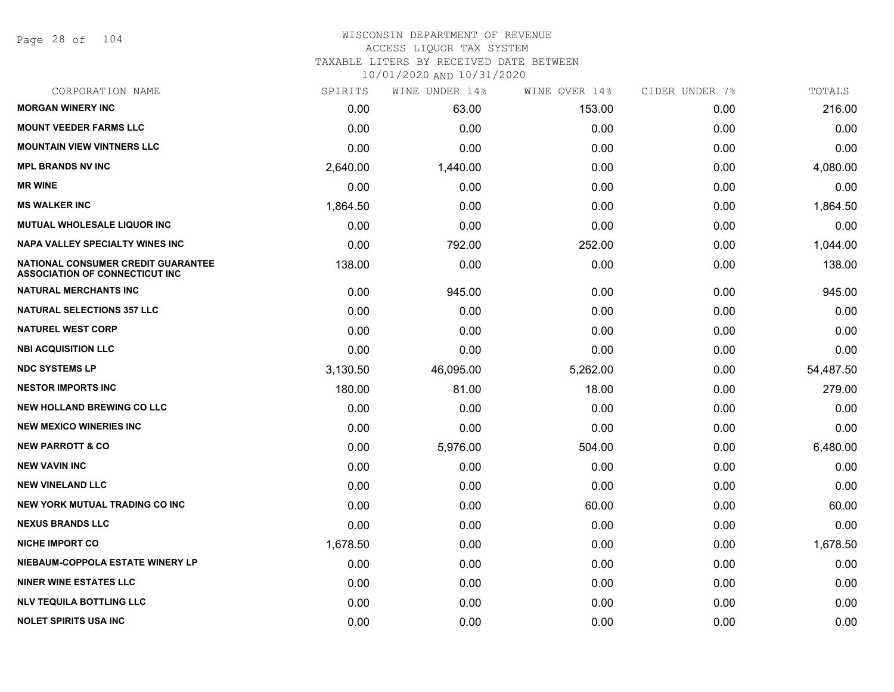WISCONSIN DEPARTMENT OF REVENUE
ACCESS LIQUOR TAX SYSTEM
TAXABLE LITERS BY RECEIVED DATE BETWEEN
10/01/2020 AND 10/31/2020

| CORPORATION NAME | SPIRITS | WINE UNDER 14% | WINE OVER 14% | CIDER UNDER 7% | TOTALS |
|---|---|---|---|---|---|
| **MORGAN WINERY INC** | 0.00 | 63.00 | 153.00 | 0.00 | 216.00 |
| **MOUNT VEEDER FARMS LLC** | 0.00 | 0.00 | 0.00 | 0.00 | 0.00 |
| **MOUNTAIN VIEW VINTNERS LLC** | 0.00 | 0.00 | 0.00 | 0.00 | 0.00 |
| **MPL BRANDS NV INC** | 2,640.00 | 1,440.00 | 0.00 | 0.00 | 4,080.00 |
| **MR WINE** | 0.00 | 0.00 | 0.00 | 0.00 | 0.00 |
| **MS WALKER INC** | 1,864.50 | 0.00 | 0.00 | 0.00 | 1,864.50 |
| **MUTUAL WHOLESALE LIQUOR INC** | 0.00 | 0.00 | 0.00 | 0.00 | 0.00 |
| **NAPA VALLEY SPECIALTY WINES INC** | 0.00 | 792.00 | 252.00 | 0.00 | 1,044.00 |
| **NATIONAL CONSUMER CREDIT GUARANTEE ASSOCIATION OF CONNECTICUT INC** | 138.00 | 0.00 | 0.00 | 0.00 | 138.00 |
| **NATURAL MERCHANTS INC** | 0.00 | 945.00 | 0.00 | 0.00 | 945.00 |
| **NATURAL SELECTIONS 357 LLC** | 0.00 | 0.00 | 0.00 | 0.00 | 0.00 |
| **NATUREL WEST CORP** | 0.00 | 0.00 | 0.00 | 0.00 | 0.00 |
| **NBI ACQUISITION LLC** | 0.00 | 0.00 | 0.00 | 0.00 | 0.00 |
| **NDC SYSTEMS LP** | 3,130.50 | 46,095.00 | 5,262.00 | 0.00 | 54,487.50 |
| **NESTOR IMPORTS INC** | 180.00 | 81.00 | 18.00 | 0.00 | 279.00 |
| **NEW HOLLAND BREWING CO LLC** | 0.00 | 0.00 | 0.00 | 0.00 | 0.00 |
| **NEW MEXICO WINERIES INC** | 0.00 | 0.00 | 0.00 | 0.00 | 0.00 |
| **NEW PARROTT & CO** | 0.00 | 5,976.00 | 504.00 | 0.00 | 6,480.00 |
| **NEW VAVIN INC** | 0.00 | 0.00 | 0.00 | 0.00 | 0.00 |
| **NEW VINELAND LLC** | 0.00 | 0.00 | 0.00 | 0.00 | 0.00 |
| **NEW YORK MUTUAL TRADING CO INC** | 0.00 | 0.00 | 60.00 | 0.00 | 60.00 |
| **NEXUS BRANDS LLC** | 0.00 | 0.00 | 0.00 | 0.00 | 0.00 |
| **NICHE IMPORT CO** | 1,678.50 | 0.00 | 0.00 | 0.00 | 1,678.50 |
| **NIEBAUM-COPPOLA ESTATE WINERY LP** | 0.00 | 0.00 | 0.00 | 0.00 | 0.00 |
| **NINER WINE ESTATES LLC** | 0.00 | 0.00 | 0.00 | 0.00 | 0.00 |
| **NLV TEQUILA BOTTLING LLC** | 0.00 | 0.00 | 0.00 | 0.00 | 0.00 |
| **NOLET SPIRITS USA INC** | 0.00 | 0.00 | 0.00 | 0.00 | 0.00 |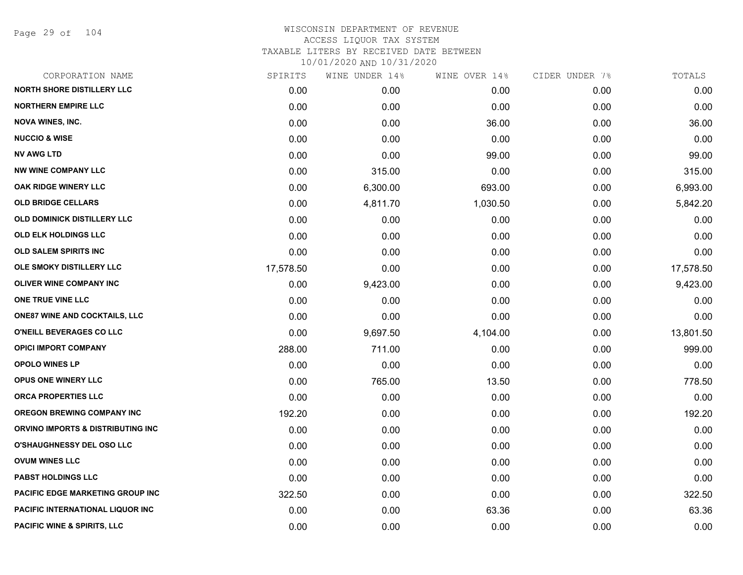WISCONSIN DEPARTMENT OF REVENUE
ACCESS LIQUOR TAX SYSTEM
TAXABLE LITERS BY RECEIVED DATE BETWEEN
10/01/2020 AND 10/31/2020

| CORPORATION NAME | SPIRITS | WINE UNDER 14% | WINE OVER 14% | CIDER UNDER 7% | TOTALS |
|---|---|---|---|---|---|
| NORTH SHORE DISTILLERY LLC | 0.00 | 0.00 | 0.00 | 0.00 | 0.00 |
| NORTHERN EMPIRE LLC | 0.00 | 0.00 | 0.00 | 0.00 | 0.00 |
| NOVA WINES, INC. | 0.00 | 0.00 | 36.00 | 0.00 | 36.00 |
| NUCCIO & WISE | 0.00 | 0.00 | 0.00 | 0.00 | 0.00 |
| NV AWG LTD | 0.00 | 0.00 | 99.00 | 0.00 | 99.00 |
| NW WINE COMPANY LLC | 0.00 | 315.00 | 0.00 | 0.00 | 315.00 |
| OAK RIDGE WINERY LLC | 0.00 | 6,300.00 | 693.00 | 0.00 | 6,993.00 |
| OLD BRIDGE CELLARS | 0.00 | 4,811.70 | 1,030.50 | 0.00 | 5,842.20 |
| OLD DOMINICK DISTILLERY LLC | 0.00 | 0.00 | 0.00 | 0.00 | 0.00 |
| OLD ELK HOLDINGS LLC | 0.00 | 0.00 | 0.00 | 0.00 | 0.00 |
| OLD SALEM SPIRITS INC | 0.00 | 0.00 | 0.00 | 0.00 | 0.00 |
| OLE SMOKY DISTILLERY LLC | 17,578.50 | 0.00 | 0.00 | 0.00 | 17,578.50 |
| OLIVER WINE COMPANY INC | 0.00 | 9,423.00 | 0.00 | 0.00 | 9,423.00 |
| ONE TRUE VINE LLC | 0.00 | 0.00 | 0.00 | 0.00 | 0.00 |
| ONE87 WINE AND COCKTAILS, LLC | 0.00 | 0.00 | 0.00 | 0.00 | 0.00 |
| O'NEILL BEVERAGES CO LLC | 0.00 | 9,697.50 | 4,104.00 | 0.00 | 13,801.50 |
| OPICI IMPORT COMPANY | 288.00 | 711.00 | 0.00 | 0.00 | 999.00 |
| OPOLO WINES LP | 0.00 | 0.00 | 0.00 | 0.00 | 0.00 |
| OPUS ONE WINERY LLC | 0.00 | 765.00 | 13.50 | 0.00 | 778.50 |
| ORCA PROPERTIES LLC | 0.00 | 0.00 | 0.00 | 0.00 | 0.00 |
| OREGON BREWING COMPANY INC | 192.20 | 0.00 | 0.00 | 0.00 | 192.20 |
| ORVINO IMPORTS & DISTRIBUTING INC | 0.00 | 0.00 | 0.00 | 0.00 | 0.00 |
| O'SHAUGHNESSY DEL OSO LLC | 0.00 | 0.00 | 0.00 | 0.00 | 0.00 |
| OVUM WINES LLC | 0.00 | 0.00 | 0.00 | 0.00 | 0.00 |
| PABST HOLDINGS LLC | 0.00 | 0.00 | 0.00 | 0.00 | 0.00 |
| PACIFIC EDGE MARKETING GROUP INC | 322.50 | 0.00 | 0.00 | 0.00 | 322.50 |
| PACIFIC INTERNATIONAL LIQUOR INC | 0.00 | 0.00 | 63.36 | 0.00 | 63.36 |
| PACIFIC WINE & SPIRITS, LLC | 0.00 | 0.00 | 0.00 | 0.00 | 0.00 |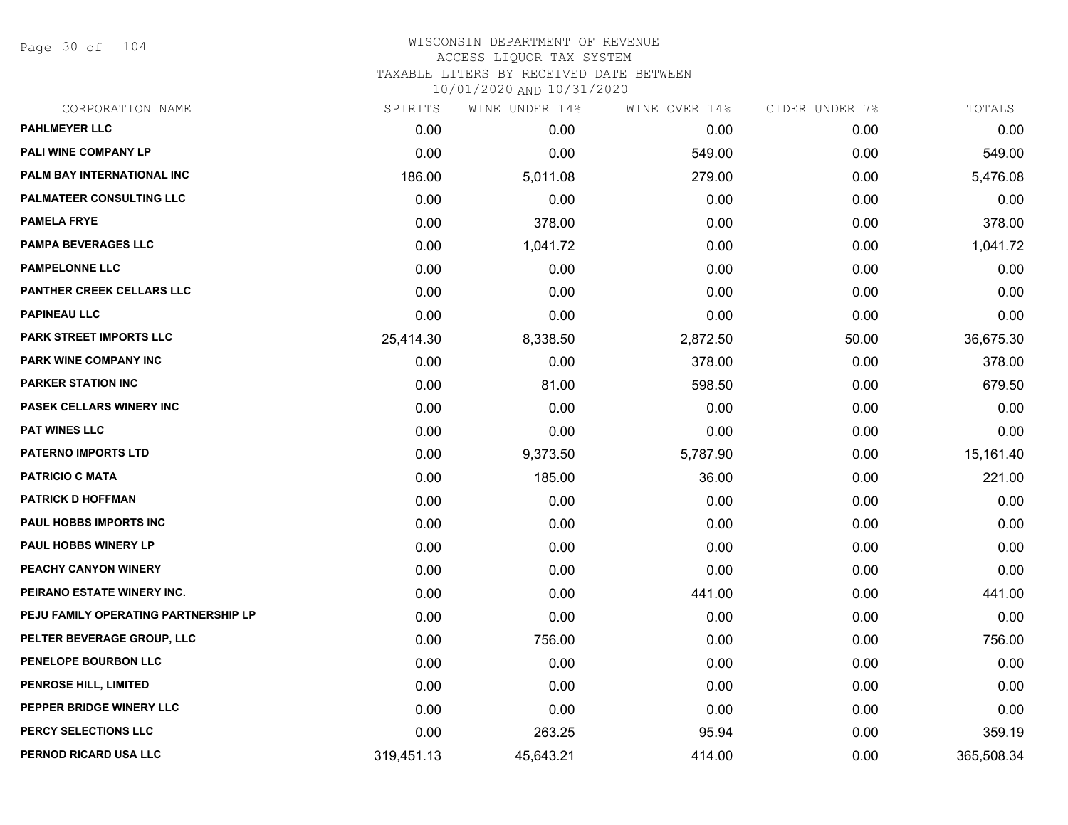WISCONSIN DEPARTMENT OF REVENUE
ACCESS LIQUOR TAX SYSTEM
TAXABLE LITERS BY RECEIVED DATE BETWEEN
10/01/2020 AND 10/31/2020

| CORPORATION NAME | SPIRITS | WINE UNDER 14% | WINE OVER 14% | CIDER UNDER 7% | TOTALS |
|---|---|---|---|---|---|
| PAHLMEYER LLC | 0.00 | 0.00 | 0.00 | 0.00 | 0.00 |
| PALI WINE COMPANY LP | 0.00 | 0.00 | 549.00 | 0.00 | 549.00 |
| PALM BAY INTERNATIONAL INC | 186.00 | 5,011.08 | 279.00 | 0.00 | 5,476.08 |
| PALMATEER CONSULTING LLC | 0.00 | 0.00 | 0.00 | 0.00 | 0.00 |
| PAMELA FRYE | 0.00 | 378.00 | 0.00 | 0.00 | 378.00 |
| PAMPA BEVERAGES LLC | 0.00 | 1,041.72 | 0.00 | 0.00 | 1,041.72 |
| PAMPELONNE LLC | 0.00 | 0.00 | 0.00 | 0.00 | 0.00 |
| PANTHER CREEK CELLARS LLC | 0.00 | 0.00 | 0.00 | 0.00 | 0.00 |
| PAPINEAU LLC | 0.00 | 0.00 | 0.00 | 0.00 | 0.00 |
| PARK STREET IMPORTS LLC | 25,414.30 | 8,338.50 | 2,872.50 | 50.00 | 36,675.30 |
| PARK WINE COMPANY INC | 0.00 | 0.00 | 378.00 | 0.00 | 378.00 |
| PARKER STATION INC | 0.00 | 81.00 | 598.50 | 0.00 | 679.50 |
| PASEK CELLARS WINERY INC | 0.00 | 0.00 | 0.00 | 0.00 | 0.00 |
| PAT WINES LLC | 0.00 | 0.00 | 0.00 | 0.00 | 0.00 |
| PATERNO IMPORTS LTD | 0.00 | 9,373.50 | 5,787.90 | 0.00 | 15,161.40 |
| PATRICIO C MATA | 0.00 | 185.00 | 36.00 | 0.00 | 221.00 |
| PATRICK D HOFFMAN | 0.00 | 0.00 | 0.00 | 0.00 | 0.00 |
| PAUL HOBBS IMPORTS INC | 0.00 | 0.00 | 0.00 | 0.00 | 0.00 |
| PAUL HOBBS WINERY LP | 0.00 | 0.00 | 0.00 | 0.00 | 0.00 |
| PEACHY CANYON WINERY | 0.00 | 0.00 | 0.00 | 0.00 | 0.00 |
| PEIRANO ESTATE WINERY INC. | 0.00 | 0.00 | 441.00 | 0.00 | 441.00 |
| PEJU FAMILY OPERATING PARTNERSHIP LP | 0.00 | 0.00 | 0.00 | 0.00 | 0.00 |
| PELTER BEVERAGE GROUP, LLC | 0.00 | 756.00 | 0.00 | 0.00 | 756.00 |
| PENELOPE BOURBON LLC | 0.00 | 0.00 | 0.00 | 0.00 | 0.00 |
| PENROSE HILL, LIMITED | 0.00 | 0.00 | 0.00 | 0.00 | 0.00 |
| PEPPER BRIDGE WINERY LLC | 0.00 | 0.00 | 0.00 | 0.00 | 0.00 |
| PERCY SELECTIONS LLC | 0.00 | 263.25 | 95.94 | 0.00 | 359.19 |
| PERNOD RICARD USA LLC | 319,451.13 | 45,643.21 | 414.00 | 0.00 | 365,508.34 |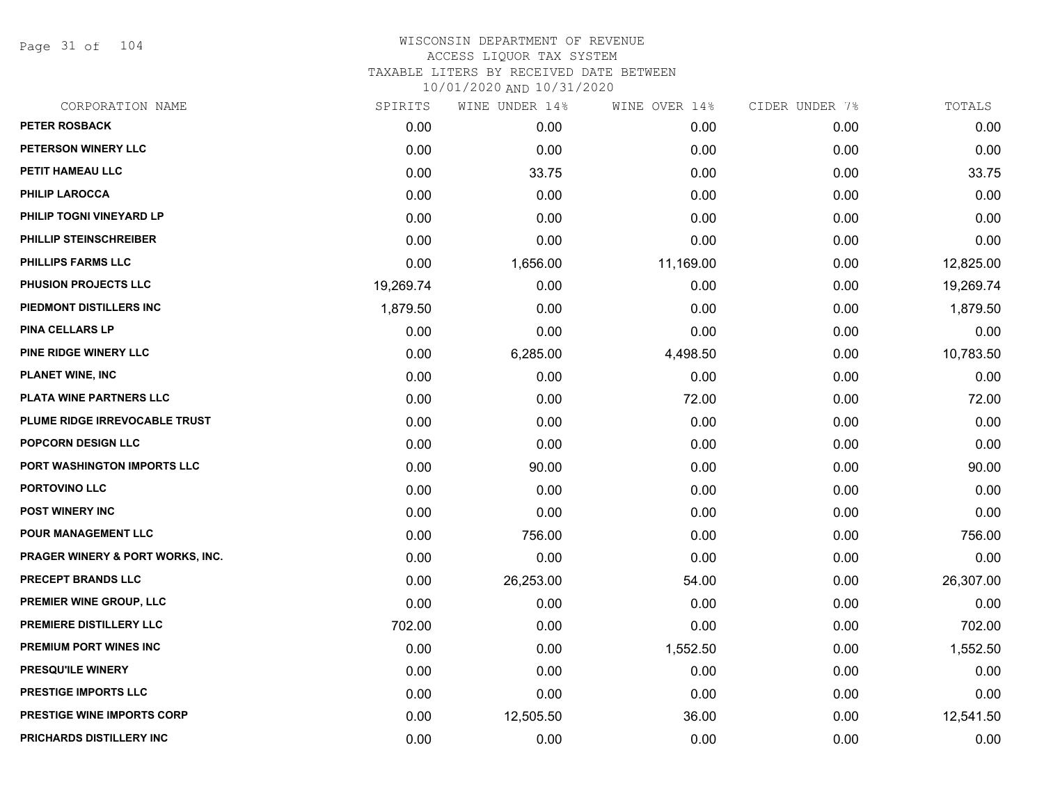WISCONSIN DEPARTMENT OF REVENUE
ACCESS LIQUOR TAX SYSTEM
TAXABLE LITERS BY RECEIVED DATE BETWEEN
10/01/2020 AND 10/31/2020

| CORPORATION NAME | SPIRITS | WINE UNDER 14% | WINE OVER 14% | CIDER UNDER 7% | TOTALS |
|---|---|---|---|---|---|
| PETER ROSBACK | 0.00 | 0.00 | 0.00 | 0.00 | 0.00 |
| PETERSON WINERY LLC | 0.00 | 0.00 | 0.00 | 0.00 | 0.00 |
| PETIT HAMEAU LLC | 0.00 | 33.75 | 0.00 | 0.00 | 33.75 |
| PHILIP LAROCCA | 0.00 | 0.00 | 0.00 | 0.00 | 0.00 |
| PHILIP TOGNI VINEYARD LP | 0.00 | 0.00 | 0.00 | 0.00 | 0.00 |
| PHILLIP STEINSCHREIBER | 0.00 | 0.00 | 0.00 | 0.00 | 0.00 |
| PHILLIPS FARMS LLC | 0.00 | 1,656.00 | 11,169.00 | 0.00 | 12,825.00 |
| PHUSION PROJECTS LLC | 19,269.74 | 0.00 | 0.00 | 0.00 | 19,269.74 |
| PIEDMONT DISTILLERS INC | 1,879.50 | 0.00 | 0.00 | 0.00 | 1,879.50 |
| PINA CELLARS LP | 0.00 | 0.00 | 0.00 | 0.00 | 0.00 |
| PINE RIDGE WINERY LLC | 0.00 | 6,285.00 | 4,498.50 | 0.00 | 10,783.50 |
| PLANET WINE, INC | 0.00 | 0.00 | 0.00 | 0.00 | 0.00 |
| PLATA WINE PARTNERS LLC | 0.00 | 0.00 | 72.00 | 0.00 | 72.00 |
| PLUME RIDGE IRREVOCABLE TRUST | 0.00 | 0.00 | 0.00 | 0.00 | 0.00 |
| POPCORN DESIGN LLC | 0.00 | 0.00 | 0.00 | 0.00 | 0.00 |
| PORT WASHINGTON IMPORTS LLC | 0.00 | 90.00 | 0.00 | 0.00 | 90.00 |
| PORTOVINO LLC | 0.00 | 0.00 | 0.00 | 0.00 | 0.00 |
| POST WINERY INC | 0.00 | 0.00 | 0.00 | 0.00 | 0.00 |
| POUR MANAGEMENT LLC | 0.00 | 756.00 | 0.00 | 0.00 | 756.00 |
| PRAGER WINERY & PORT WORKS, INC. | 0.00 | 0.00 | 0.00 | 0.00 | 0.00 |
| PRECEPT BRANDS LLC | 0.00 | 26,253.00 | 54.00 | 0.00 | 26,307.00 |
| PREMIER WINE GROUP, LLC | 0.00 | 0.00 | 0.00 | 0.00 | 0.00 |
| PREMIERE DISTILLERY LLC | 702.00 | 0.00 | 0.00 | 0.00 | 702.00 |
| PREMIUM PORT WINES INC | 0.00 | 0.00 | 1,552.50 | 0.00 | 1,552.50 |
| PRESQU'ILE WINERY | 0.00 | 0.00 | 0.00 | 0.00 | 0.00 |
| PRESTIGE IMPORTS LLC | 0.00 | 0.00 | 0.00 | 0.00 | 0.00 |
| PRESTIGE WINE IMPORTS CORP | 0.00 | 12,505.50 | 36.00 | 0.00 | 12,541.50 |
| PRICHARDS DISTILLERY INC | 0.00 | 0.00 | 0.00 | 0.00 | 0.00 |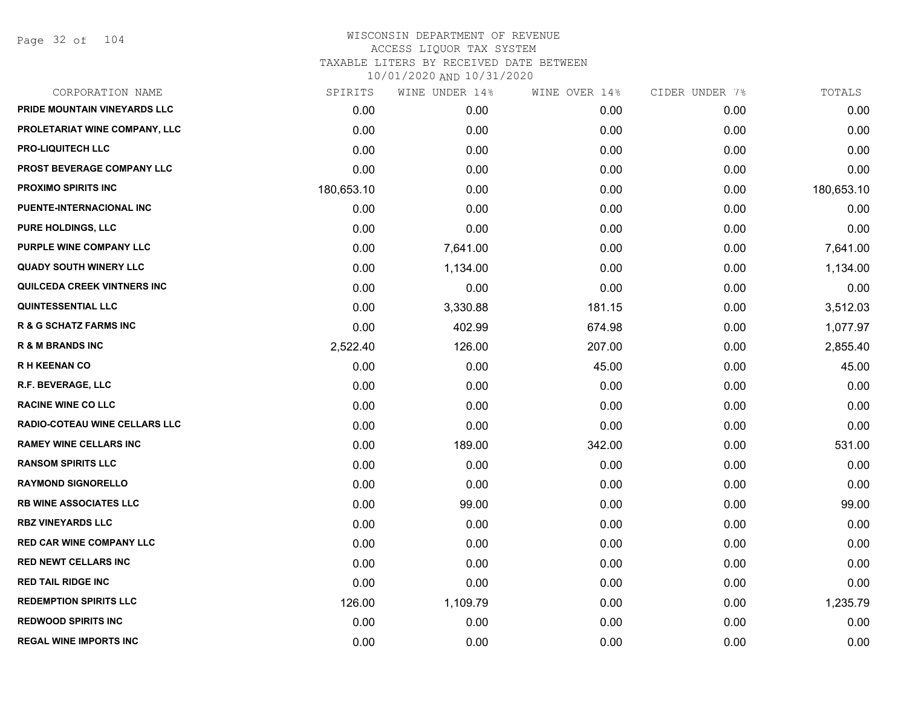# WISCONSIN DEPARTMENT OF REVENUE
ACCESS LIQUOR TAX SYSTEM
TAXABLE LITERS BY RECEIVED DATE BETWEEN
10/01/2020 AND 10/31/2020

| CORPORATION NAME | SPIRITS | WINE UNDER 14% | WINE OVER 14% | CIDER UNDER 7% | TOTALS |
|---|---|---|---|---|---|
| PRIDE MOUNTAIN VINEYARDS LLC | 0.00 | 0.00 | 0.00 | 0.00 | 0.00 |
| PROLETARIAT WINE COMPANY, LLC | 0.00 | 0.00 | 0.00 | 0.00 | 0.00 |
| PRO-LIQUITECH LLC | 0.00 | 0.00 | 0.00 | 0.00 | 0.00 |
| PROST BEVERAGE COMPANY LLC | 0.00 | 0.00 | 0.00 | 0.00 | 0.00 |
| PROXIMO SPIRITS INC | 180,653.10 | 0.00 | 0.00 | 0.00 | 180,653.10 |
| PUENTE-INTERNACIONAL INC | 0.00 | 0.00 | 0.00 | 0.00 | 0.00 |
| PURE HOLDINGS, LLC | 0.00 | 0.00 | 0.00 | 0.00 | 0.00 |
| PURPLE WINE COMPANY LLC | 0.00 | 7,641.00 | 0.00 | 0.00 | 7,641.00 |
| QUADY SOUTH WINERY LLC | 0.00 | 1,134.00 | 0.00 | 0.00 | 1,134.00 |
| QUILCEDA CREEK VINTNERS INC | 0.00 | 0.00 | 0.00 | 0.00 | 0.00 |
| QUINTESSENTIAL LLC | 0.00 | 3,330.88 | 181.15 | 0.00 | 3,512.03 |
| R & G SCHATZ FARMS INC | 0.00 | 402.99 | 674.98 | 0.00 | 1,077.97 |
| R & M BRANDS INC | 2,522.40 | 126.00 | 207.00 | 0.00 | 2,855.40 |
| R H KEENAN CO | 0.00 | 0.00 | 45.00 | 0.00 | 45.00 |
| R.F. BEVERAGE, LLC | 0.00 | 0.00 | 0.00 | 0.00 | 0.00 |
| RACINE WINE CO LLC | 0.00 | 0.00 | 0.00 | 0.00 | 0.00 |
| RADIO-COTEAU WINE CELLARS LLC | 0.00 | 0.00 | 0.00 | 0.00 | 0.00 |
| RAMEY WINE CELLARS INC | 0.00 | 189.00 | 342.00 | 0.00 | 531.00 |
| RANSOM SPIRITS LLC | 0.00 | 0.00 | 0.00 | 0.00 | 0.00 |
| RAYMOND SIGNORELLO | 0.00 | 0.00 | 0.00 | 0.00 | 0.00 |
| RB WINE ASSOCIATES LLC | 0.00 | 99.00 | 0.00 | 0.00 | 99.00 |
| RBZ VINEYARDS LLC | 0.00 | 0.00 | 0.00 | 0.00 | 0.00 |
| RED CAR WINE COMPANY LLC | 0.00 | 0.00 | 0.00 | 0.00 | 0.00 |
| RED NEWT CELLARS INC | 0.00 | 0.00 | 0.00 | 0.00 | 0.00 |
| RED TAIL RIDGE INC | 0.00 | 0.00 | 0.00 | 0.00 | 0.00 |
| REDEMPTION SPIRITS LLC | 126.00 | 1,109.79 | 0.00 | 0.00 | 1,235.79 |
| REDWOOD SPIRITS INC | 0.00 | 0.00 | 0.00 | 0.00 | 0.00 |
| REGAL WINE IMPORTS INC | 0.00 | 0.00 | 0.00 | 0.00 | 0.00 |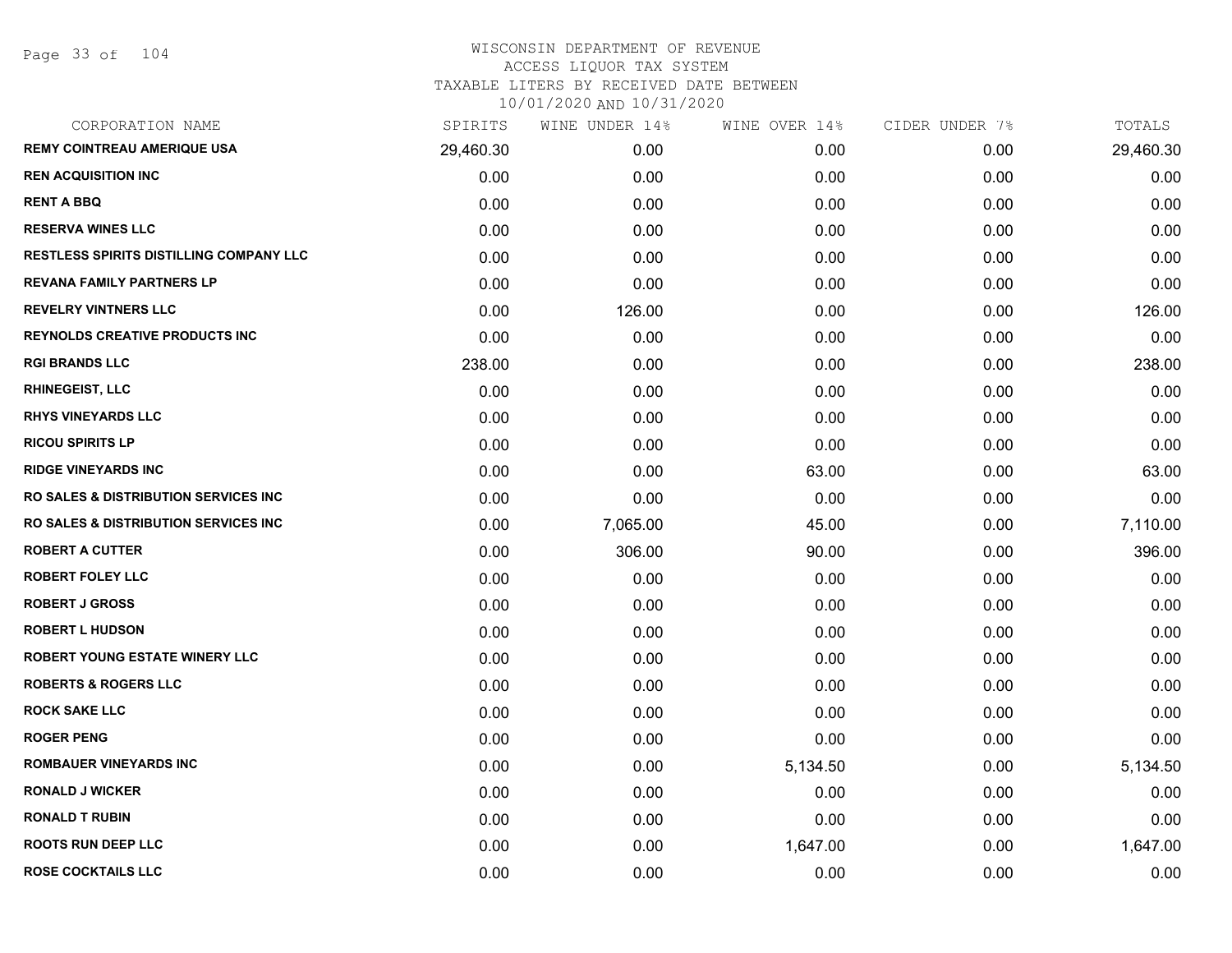# WISCONSIN DEPARTMENT OF REVENUE
## ACCESS LIQUOR TAX SYSTEM
### TAXABLE LITERS BY RECEIVED DATE BETWEEN 10/01/2020 AND 10/31/2020

| CORPORATION NAME | SPIRITS | WINE UNDER 14% | WINE OVER 14% | CIDER UNDER 7% | TOTALS |
|---|---|---|---|---|---|
| REMY COINTREAU AMERIQUE USA | 29,460.30 | 0.00 | 0.00 | 0.00 | 29,460.30 |
| REN ACQUISITION INC | 0.00 | 0.00 | 0.00 | 0.00 | 0.00 |
| RENT A BBQ | 0.00 | 0.00 | 0.00 | 0.00 | 0.00 |
| RESERVA WINES LLC | 0.00 | 0.00 | 0.00 | 0.00 | 0.00 |
| RESTLESS SPIRITS DISTILLING COMPANY LLC | 0.00 | 0.00 | 0.00 | 0.00 | 0.00 |
| REVANA FAMILY PARTNERS LP | 0.00 | 0.00 | 0.00 | 0.00 | 0.00 |
| REVELRY VINTNERS LLC | 0.00 | 126.00 | 0.00 | 0.00 | 126.00 |
| REYNOLDS CREATIVE PRODUCTS INC | 0.00 | 0.00 | 0.00 | 0.00 | 0.00 |
| RGI BRANDS LLC | 238.00 | 0.00 | 0.00 | 0.00 | 238.00 |
| RHINEGEIST, LLC | 0.00 | 0.00 | 0.00 | 0.00 | 0.00 |
| RHYS VINEYARDS LLC | 0.00 | 0.00 | 0.00 | 0.00 | 0.00 |
| RICOU SPIRITS LP | 0.00 | 0.00 | 0.00 | 0.00 | 0.00 |
| RIDGE VINEYARDS INC | 0.00 | 0.00 | 63.00 | 0.00 | 63.00 |
| RO SALES & DISTRIBUTION SERVICES INC | 0.00 | 0.00 | 0.00 | 0.00 | 0.00 |
| RO SALES & DISTRIBUTION SERVICES INC | 0.00 | 7,065.00 | 45.00 | 0.00 | 7,110.00 |
| ROBERT A CUTTER | 0.00 | 306.00 | 90.00 | 0.00 | 396.00 |
| ROBERT FOLEY LLC | 0.00 | 0.00 | 0.00 | 0.00 | 0.00 |
| ROBERT J GROSS | 0.00 | 0.00 | 0.00 | 0.00 | 0.00 |
| ROBERT L HUDSON | 0.00 | 0.00 | 0.00 | 0.00 | 0.00 |
| ROBERT YOUNG ESTATE WINERY LLC | 0.00 | 0.00 | 0.00 | 0.00 | 0.00 |
| ROBERTS & ROGERS LLC | 0.00 | 0.00 | 0.00 | 0.00 | 0.00 |
| ROCK SAKE LLC | 0.00 | 0.00 | 0.00 | 0.00 | 0.00 |
| ROGER PENG | 0.00 | 0.00 | 0.00 | 0.00 | 0.00 |
| ROMBAUER VINEYARDS INC | 0.00 | 0.00 | 5,134.50 | 0.00 | 5,134.50 |
| RONALD J WICKER | 0.00 | 0.00 | 0.00 | 0.00 | 0.00 |
| RONALD T RUBIN | 0.00 | 0.00 | 0.00 | 0.00 | 0.00 |
| ROOTS RUN DEEP LLC | 0.00 | 0.00 | 1,647.00 | 0.00 | 1,647.00 |
| ROSE COCKTAILS LLC | 0.00 | 0.00 | 0.00 | 0.00 | 0.00 |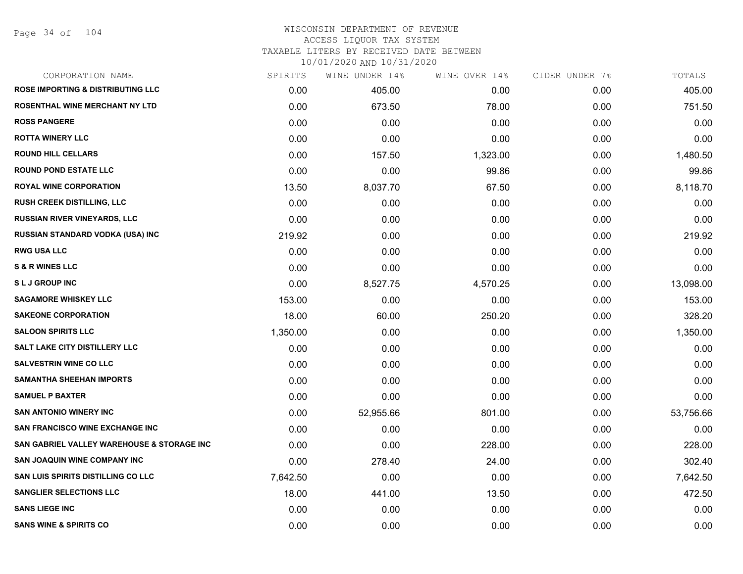# WISCONSIN DEPARTMENT OF REVENUE
## ACCESS LIQUOR TAX SYSTEM
### TAXABLE LITERS BY RECEIVED DATE BETWEEN 10/01/2020 AND 10/31/2020

| CORPORATION NAME | SPIRITS | WINE UNDER 14% | WINE OVER 14% | CIDER UNDER 7% | TOTALS |
|---|---|---|---|---|---|
| ROSE IMPORTING & DISTRIBUTING LLC | 0.00 | 405.00 | 0.00 | 0.00 | 405.00 |
| ROSENTHAL WINE MERCHANT NY LTD | 0.00 | 673.50 | 78.00 | 0.00 | 751.50 |
| ROSS PANGERE | 0.00 | 0.00 | 0.00 | 0.00 | 0.00 |
| ROTTA WINERY LLC | 0.00 | 0.00 | 0.00 | 0.00 | 0.00 |
| ROUND HILL CELLARS | 0.00 | 157.50 | 1,323.00 | 0.00 | 1,480.50 |
| ROUND POND ESTATE LLC | 0.00 | 0.00 | 99.86 | 0.00 | 99.86 |
| ROYAL WINE CORPORATION | 13.50 | 8,037.70 | 67.50 | 0.00 | 8,118.70 |
| RUSH CREEK DISTILLING, LLC | 0.00 | 0.00 | 0.00 | 0.00 | 0.00 |
| RUSSIAN RIVER VINEYARDS, LLC | 0.00 | 0.00 | 0.00 | 0.00 | 0.00 |
| RUSSIAN STANDARD VODKA (USA) INC | 219.92 | 0.00 | 0.00 | 0.00 | 219.92 |
| RWG USA LLC | 0.00 | 0.00 | 0.00 | 0.00 | 0.00 |
| S & R WINES LLC | 0.00 | 0.00 | 0.00 | 0.00 | 0.00 |
| S L J GROUP INC | 0.00 | 8,527.75 | 4,570.25 | 0.00 | 13,098.00 |
| SAGAMORE WHISKEY LLC | 153.00 | 0.00 | 0.00 | 0.00 | 153.00 |
| SAKEONE CORPORATION | 18.00 | 60.00 | 250.20 | 0.00 | 328.20 |
| SALOON SPIRITS LLC | 1,350.00 | 0.00 | 0.00 | 0.00 | 1,350.00 |
| SALT LAKE CITY DISTILLERY LLC | 0.00 | 0.00 | 0.00 | 0.00 | 0.00 |
| SALVESTRIN WINE CO LLC | 0.00 | 0.00 | 0.00 | 0.00 | 0.00 |
| SAMANTHA SHEEHAN IMPORTS | 0.00 | 0.00 | 0.00 | 0.00 | 0.00 |
| SAMUEL P BAXTER | 0.00 | 0.00 | 0.00 | 0.00 | 0.00 |
| SAN ANTONIO WINERY INC | 0.00 | 52,955.66 | 801.00 | 0.00 | 53,756.66 |
| SAN FRANCISCO WINE EXCHANGE INC | 0.00 | 0.00 | 0.00 | 0.00 | 0.00 |
| SAN GABRIEL VALLEY WAREHOUSE & STORAGE INC | 0.00 | 0.00 | 228.00 | 0.00 | 228.00 |
| SAN JOAQUIN WINE COMPANY INC | 0.00 | 278.40 | 24.00 | 0.00 | 302.40 |
| SAN LUIS SPIRITS DISTILLING CO LLC | 7,642.50 | 0.00 | 0.00 | 0.00 | 7,642.50 |
| SANGLIER SELECTIONS LLC | 18.00 | 441.00 | 13.50 | 0.00 | 472.50 |
| SANS LIEGE INC | 0.00 | 0.00 | 0.00 | 0.00 | 0.00 |
| SANS WINE & SPIRITS CO | 0.00 | 0.00 | 0.00 | 0.00 | 0.00 |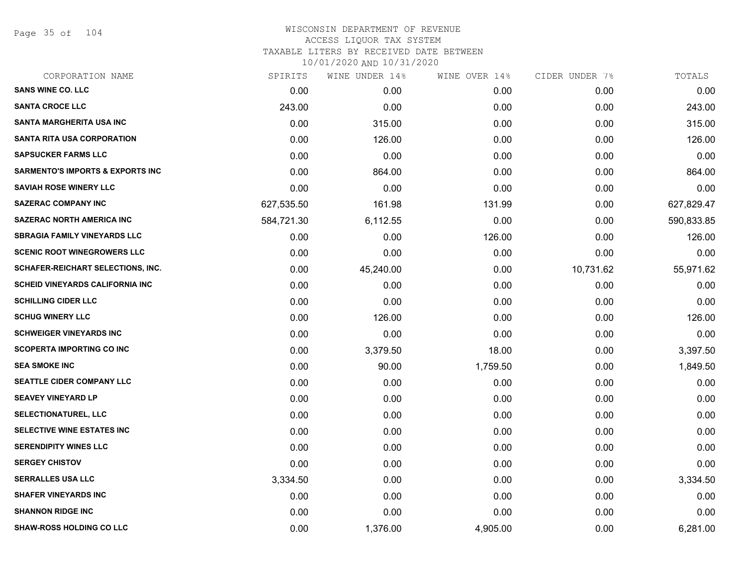# WISCONSIN DEPARTMENT OF REVENUE
ACCESS LIQUOR TAX SYSTEM
TAXABLE LITERS BY RECEIVED DATE BETWEEN
10/01/2020 AND 10/31/2020

| CORPORATION NAME | SPIRITS | WINE UNDER 14% | WINE OVER 14% | CIDER UNDER 7% | TOTALS |
|---|---|---|---|---|---|
| SANS WINE CO. LLC | 0.00 | 0.00 | 0.00 | 0.00 | 0.00 |
| SANTA CROCE LLC | 243.00 | 0.00 | 0.00 | 0.00 | 243.00 |
| SANTA MARGHERITA USA INC | 0.00 | 315.00 | 0.00 | 0.00 | 315.00 |
| SANTA RITA USA CORPORATION | 0.00 | 126.00 | 0.00 | 0.00 | 126.00 |
| SAPSUCKER FARMS LLC | 0.00 | 0.00 | 0.00 | 0.00 | 0.00 |
| SARMENTO'S IMPORTS & EXPORTS INC | 0.00 | 864.00 | 0.00 | 0.00 | 864.00 |
| SAVIAH ROSE WINERY LLC | 0.00 | 0.00 | 0.00 | 0.00 | 0.00 |
| SAZERAC COMPANY INC | 627,535.50 | 161.98 | 131.99 | 0.00 | 627,829.47 |
| SAZERAC NORTH AMERICA INC | 584,721.30 | 6,112.55 | 0.00 | 0.00 | 590,833.85 |
| SBRAGIA FAMILY VINEYARDS LLC | 0.00 | 0.00 | 126.00 | 0.00 | 126.00 |
| SCENIC ROOT WINEGROWERS LLC | 0.00 | 0.00 | 0.00 | 0.00 | 0.00 |
| SCHAFER-REICHART SELECTIONS, INC. | 0.00 | 45,240.00 | 0.00 | 10,731.62 | 55,971.62 |
| SCHEID VINEYARDS CALIFORNIA INC | 0.00 | 0.00 | 0.00 | 0.00 | 0.00 |
| SCHILLING CIDER LLC | 0.00 | 0.00 | 0.00 | 0.00 | 0.00 |
| SCHUG WINERY LLC | 0.00 | 126.00 | 0.00 | 0.00 | 126.00 |
| SCHWEIGER VINEYARDS INC | 0.00 | 0.00 | 0.00 | 0.00 | 0.00 |
| SCOPERTA IMPORTING CO INC | 0.00 | 3,379.50 | 18.00 | 0.00 | 3,397.50 |
| SEA SMOKE INC | 0.00 | 90.00 | 1,759.50 | 0.00 | 1,849.50 |
| SEATTLE CIDER COMPANY LLC | 0.00 | 0.00 | 0.00 | 0.00 | 0.00 |
| SEAVEY VINEYARD LP | 0.00 | 0.00 | 0.00 | 0.00 | 0.00 |
| SELECTIONATUREL, LLC | 0.00 | 0.00 | 0.00 | 0.00 | 0.00 |
| SELECTIVE WINE ESTATES INC | 0.00 | 0.00 | 0.00 | 0.00 | 0.00 |
| SERENDIPITY WINES LLC | 0.00 | 0.00 | 0.00 | 0.00 | 0.00 |
| SERGEY CHISTOV | 0.00 | 0.00 | 0.00 | 0.00 | 0.00 |
| SERRALLES USA LLC | 3,334.50 | 0.00 | 0.00 | 0.00 | 3,334.50 |
| SHAFER VINEYARDS INC | 0.00 | 0.00 | 0.00 | 0.00 | 0.00 |
| SHANNON RIDGE INC | 0.00 | 0.00 | 0.00 | 0.00 | 0.00 |
| SHAW-ROSS HOLDING CO LLC | 0.00 | 1,376.00 | 4,905.00 | 0.00 | 6,281.00 |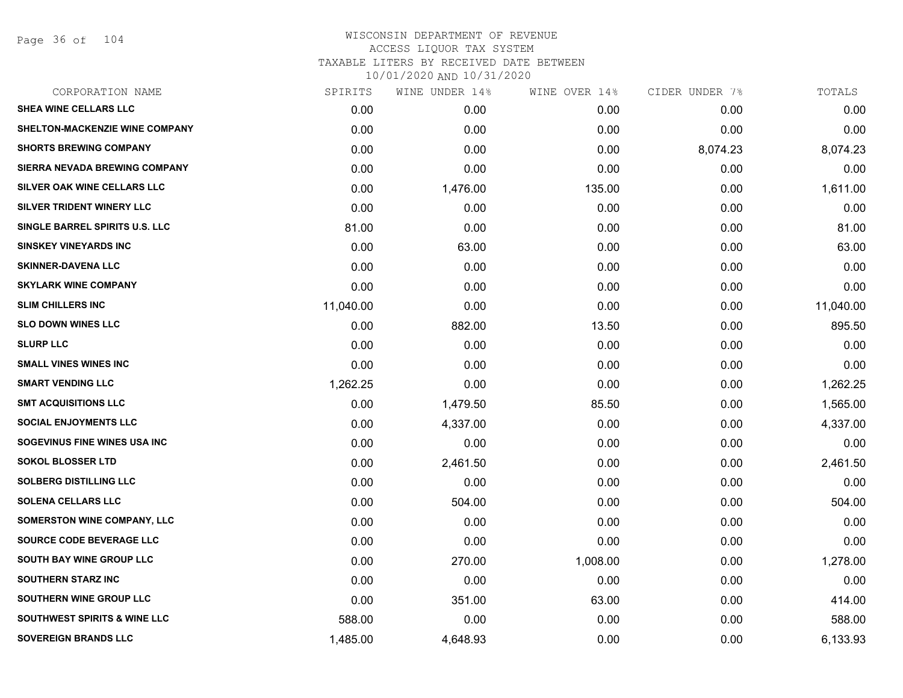WISCONSIN DEPARTMENT OF REVENUE
ACCESS LIQUOR TAX SYSTEM
TAXABLE LITERS BY RECEIVED DATE BETWEEN
10/01/2020 AND 10/31/2020

| CORPORATION NAME | SPIRITS | WINE UNDER 14% | WINE OVER 14% | CIDER UNDER 7% | TOTALS |
|---|---|---|---|---|---|
| SHEA WINE CELLARS LLC | 0.00 | 0.00 | 0.00 | 0.00 | 0.00 |
| SHELTON-MACKENZIE WINE COMPANY | 0.00 | 0.00 | 0.00 | 0.00 | 0.00 |
| SHORTS BREWING COMPANY | 0.00 | 0.00 | 0.00 | 8,074.23 | 8,074.23 |
| SIERRA NEVADA BREWING COMPANY | 0.00 | 0.00 | 0.00 | 0.00 | 0.00 |
| SILVER OAK WINE CELLARS LLC | 0.00 | 1,476.00 | 135.00 | 0.00 | 1,611.00 |
| SILVER TRIDENT WINERY LLC | 0.00 | 0.00 | 0.00 | 0.00 | 0.00 |
| SINGLE BARREL SPIRITS U.S. LLC | 81.00 | 0.00 | 0.00 | 0.00 | 81.00 |
| SINSKEY VINEYARDS INC | 0.00 | 63.00 | 0.00 | 0.00 | 63.00 |
| SKINNER-DAVENA LLC | 0.00 | 0.00 | 0.00 | 0.00 | 0.00 |
| SKYLARK WINE COMPANY | 0.00 | 0.00 | 0.00 | 0.00 | 0.00 |
| SLIM CHILLERS INC | 11,040.00 | 0.00 | 0.00 | 0.00 | 11,040.00 |
| SLO DOWN WINES LLC | 0.00 | 882.00 | 13.50 | 0.00 | 895.50 |
| SLURP LLC | 0.00 | 0.00 | 0.00 | 0.00 | 0.00 |
| SMALL VINES WINES INC | 0.00 | 0.00 | 0.00 | 0.00 | 0.00 |
| SMART VENDING LLC | 1,262.25 | 0.00 | 0.00 | 0.00 | 1,262.25 |
| SMT ACQUISITIONS LLC | 0.00 | 1,479.50 | 85.50 | 0.00 | 1,565.00 |
| SOCIAL ENJOYMENTS LLC | 0.00 | 4,337.00 | 0.00 | 0.00 | 4,337.00 |
| SOGEVINUS FINE WINES USA INC | 0.00 | 0.00 | 0.00 | 0.00 | 0.00 |
| SOKOL BLOSSER LTD | 0.00 | 2,461.50 | 0.00 | 0.00 | 2,461.50 |
| SOLBERG DISTILLING LLC | 0.00 | 0.00 | 0.00 | 0.00 | 0.00 |
| SOLENA CELLARS LLC | 0.00 | 504.00 | 0.00 | 0.00 | 504.00 |
| SOMERSTON WINE COMPANY, LLC | 0.00 | 0.00 | 0.00 | 0.00 | 0.00 |
| SOURCE CODE BEVERAGE LLC | 0.00 | 0.00 | 0.00 | 0.00 | 0.00 |
| SOUTH BAY WINE GROUP LLC | 0.00 | 270.00 | 1,008.00 | 0.00 | 1,278.00 |
| SOUTHERN STARZ INC | 0.00 | 0.00 | 0.00 | 0.00 | 0.00 |
| SOUTHERN WINE GROUP LLC | 0.00 | 351.00 | 63.00 | 0.00 | 414.00 |
| SOUTHWEST SPIRITS & WINE LLC | 588.00 | 0.00 | 0.00 | 0.00 | 588.00 |
| SOVEREIGN BRANDS LLC | 1,485.00 | 4,648.93 | 0.00 | 0.00 | 6,133.93 |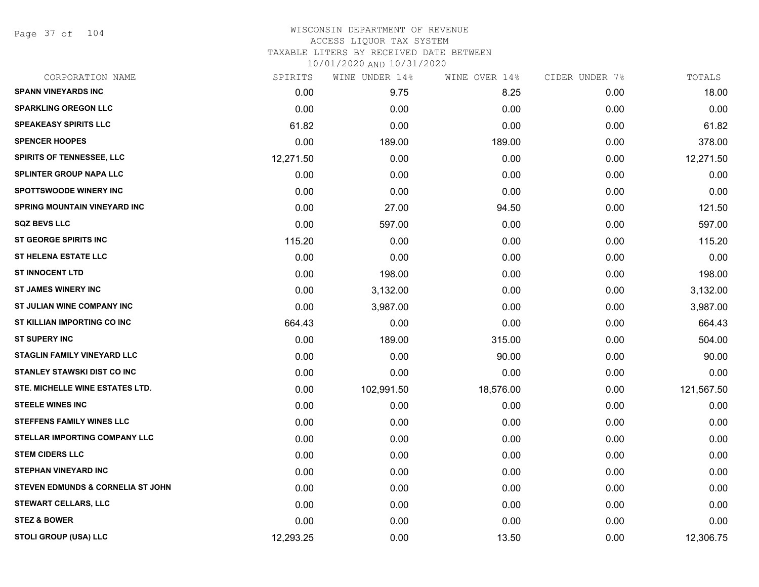WISCONSIN DEPARTMENT OF REVENUE
ACCESS LIQUOR TAX SYSTEM
TAXABLE LITERS BY RECEIVED DATE BETWEEN
10/01/2020 AND 10/31/2020

| CORPORATION NAME | SPIRITS | WINE UNDER 14% | WINE OVER 14% | CIDER UNDER 7% | TOTALS |
|---|---|---|---|---|---|
| SPANN VINEYARDS INC | 0.00 | 9.75 | 8.25 | 0.00 | 18.00 |
| SPARKLING OREGON LLC | 0.00 | 0.00 | 0.00 | 0.00 | 0.00 |
| SPEAKEASY SPIRITS LLC | 61.82 | 0.00 | 0.00 | 0.00 | 61.82 |
| SPENCER HOOPES | 0.00 | 189.00 | 189.00 | 0.00 | 378.00 |
| SPIRITS OF TENNESSEE, LLC | 12,271.50 | 0.00 | 0.00 | 0.00 | 12,271.50 |
| SPLINTER GROUP NAPA LLC | 0.00 | 0.00 | 0.00 | 0.00 | 0.00 |
| SPOTTSWOODE WINERY INC | 0.00 | 0.00 | 0.00 | 0.00 | 0.00 |
| SPRING MOUNTAIN VINEYARD INC | 0.00 | 27.00 | 94.50 | 0.00 | 121.50 |
| SQZ BEVS LLC | 0.00 | 597.00 | 0.00 | 0.00 | 597.00 |
| ST GEORGE SPIRITS INC | 115.20 | 0.00 | 0.00 | 0.00 | 115.20 |
| ST HELENA ESTATE LLC | 0.00 | 0.00 | 0.00 | 0.00 | 0.00 |
| ST INNOCENT LTD | 0.00 | 198.00 | 0.00 | 0.00 | 198.00 |
| ST JAMES WINERY INC | 0.00 | 3,132.00 | 0.00 | 0.00 | 3,132.00 |
| ST JULIAN WINE COMPANY INC | 0.00 | 3,987.00 | 0.00 | 0.00 | 3,987.00 |
| ST KILLIAN IMPORTING CO INC | 664.43 | 0.00 | 0.00 | 0.00 | 664.43 |
| ST SUPERY INC | 0.00 | 189.00 | 315.00 | 0.00 | 504.00 |
| STAGLIN FAMILY VINEYARD LLC | 0.00 | 0.00 | 90.00 | 0.00 | 90.00 |
| STANLEY STAWSKI DIST CO INC | 0.00 | 0.00 | 0.00 | 0.00 | 0.00 |
| STE. MICHELLE WINE ESTATES LTD. | 0.00 | 102,991.50 | 18,576.00 | 0.00 | 121,567.50 |
| STEELE WINES INC | 0.00 | 0.00 | 0.00 | 0.00 | 0.00 |
| STEFFENS FAMILY WINES LLC | 0.00 | 0.00 | 0.00 | 0.00 | 0.00 |
| STELLAR IMPORTING COMPANY LLC | 0.00 | 0.00 | 0.00 | 0.00 | 0.00 |
| STEM CIDERS LLC | 0.00 | 0.00 | 0.00 | 0.00 | 0.00 |
| STEPHAN VINEYARD INC | 0.00 | 0.00 | 0.00 | 0.00 | 0.00 |
| STEVEN EDMUNDS & CORNELIA ST JOHN | 0.00 | 0.00 | 0.00 | 0.00 | 0.00 |
| STEWART CELLARS, LLC | 0.00 | 0.00 | 0.00 | 0.00 | 0.00 |
| STEZ & BOWER | 0.00 | 0.00 | 0.00 | 0.00 | 0.00 |
| STOLI GROUP (USA) LLC | 12,293.25 | 0.00 | 13.50 | 0.00 | 12,306.75 |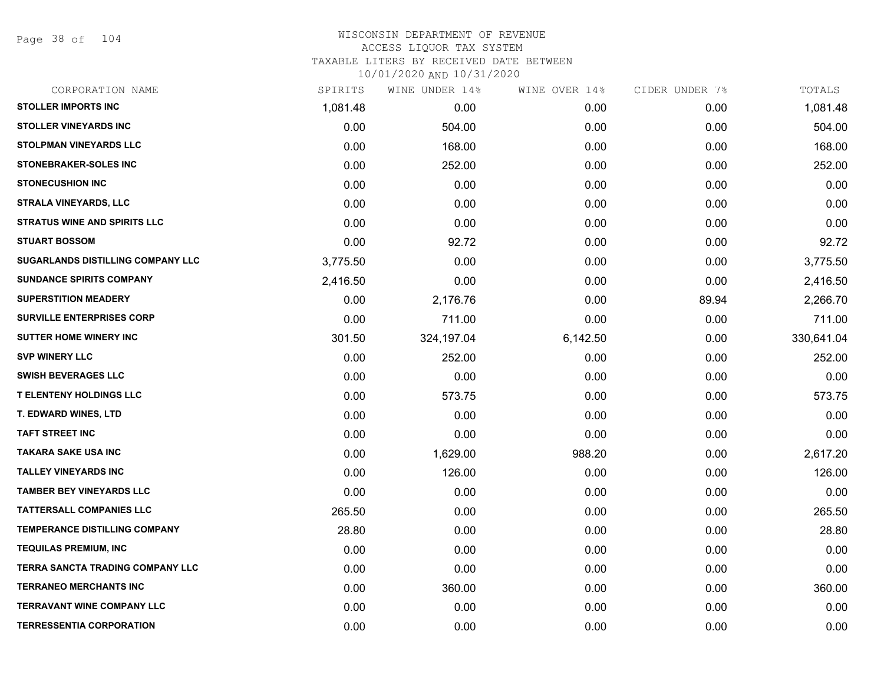WISCONSIN DEPARTMENT OF REVENUE
ACCESS LIQUOR TAX SYSTEM
TAXABLE LITERS BY RECEIVED DATE BETWEEN
10/01/2020 AND 10/31/2020

| CORPORATION NAME | SPIRITS | WINE UNDER 14% | WINE OVER 14% | CIDER UNDER 7% | TOTALS |
|---|---|---|---|---|---|
| STOLLER IMPORTS INC | 1,081.48 | 0.00 | 0.00 | 0.00 | 1,081.48 |
| STOLLER VINEYARDS INC | 0.00 | 504.00 | 0.00 | 0.00 | 504.00 |
| STOLPMAN VINEYARDS LLC | 0.00 | 168.00 | 0.00 | 0.00 | 168.00 |
| STONEBRAKER-SOLES INC | 0.00 | 252.00 | 0.00 | 0.00 | 252.00 |
| STONECUSHION INC | 0.00 | 0.00 | 0.00 | 0.00 | 0.00 |
| STRALA VINEYARDS, LLC | 0.00 | 0.00 | 0.00 | 0.00 | 0.00 |
| STRATUS WINE AND SPIRITS LLC | 0.00 | 0.00 | 0.00 | 0.00 | 0.00 |
| STUART BOSSOM | 0.00 | 92.72 | 0.00 | 0.00 | 92.72 |
| SUGARLANDS DISTILLING COMPANY LLC | 3,775.50 | 0.00 | 0.00 | 0.00 | 3,775.50 |
| SUNDANCE SPIRITS COMPANY | 2,416.50 | 0.00 | 0.00 | 0.00 | 2,416.50 |
| SUPERSTITION MEADERY | 0.00 | 2,176.76 | 0.00 | 89.94 | 2,266.70 |
| SURVILLE ENTERPRISES CORP | 0.00 | 711.00 | 0.00 | 0.00 | 711.00 |
| SUTTER HOME WINERY INC | 301.50 | 324,197.04 | 6,142.50 | 0.00 | 330,641.04 |
| SVP WINERY LLC | 0.00 | 252.00 | 0.00 | 0.00 | 252.00 |
| SWISH BEVERAGES LLC | 0.00 | 0.00 | 0.00 | 0.00 | 0.00 |
| T ELENTENY HOLDINGS LLC | 0.00 | 573.75 | 0.00 | 0.00 | 573.75 |
| T. EDWARD WINES, LTD | 0.00 | 0.00 | 0.00 | 0.00 | 0.00 |
| TAFT STREET INC | 0.00 | 0.00 | 0.00 | 0.00 | 0.00 |
| TAKARA SAKE USA INC | 0.00 | 1,629.00 | 988.20 | 0.00 | 2,617.20 |
| TALLEY VINEYARDS INC | 0.00 | 126.00 | 0.00 | 0.00 | 126.00 |
| TAMBER BEY VINEYARDS LLC | 0.00 | 0.00 | 0.00 | 0.00 | 0.00 |
| TATTERSALL COMPANIES LLC | 265.50 | 0.00 | 0.00 | 0.00 | 265.50 |
| TEMPERANCE DISTILLING COMPANY | 28.80 | 0.00 | 0.00 | 0.00 | 28.80 |
| TEQUILAS PREMIUM, INC | 0.00 | 0.00 | 0.00 | 0.00 | 0.00 |
| TERRA SANCTA TRADING COMPANY LLC | 0.00 | 0.00 | 0.00 | 0.00 | 0.00 |
| TERRANEO MERCHANTS INC | 0.00 | 360.00 | 0.00 | 0.00 | 360.00 |
| TERRAVANT WINE COMPANY LLC | 0.00 | 0.00 | 0.00 | 0.00 | 0.00 |
| TERRESSENTIA CORPORATION | 0.00 | 0.00 | 0.00 | 0.00 | 0.00 |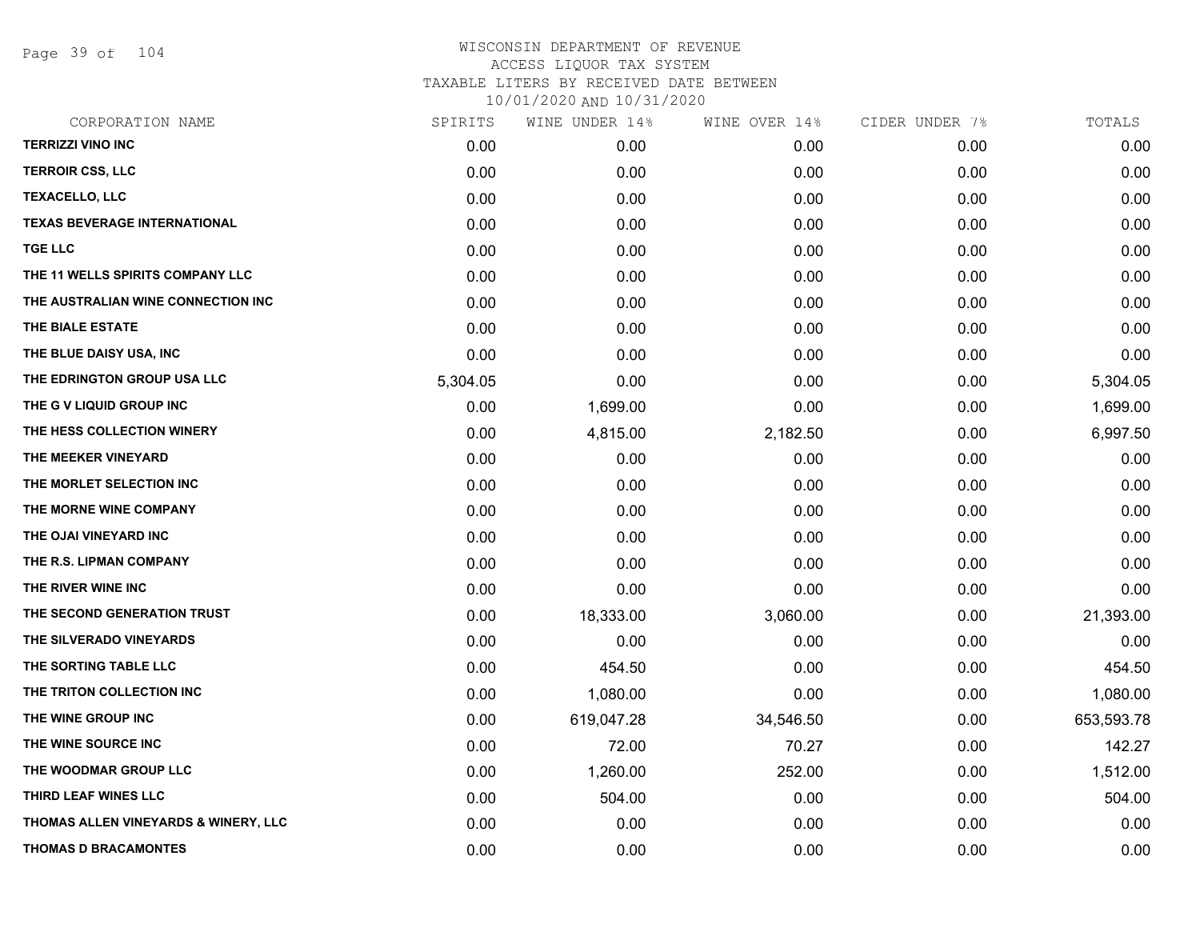WISCONSIN DEPARTMENT OF REVENUE
ACCESS LIQUOR TAX SYSTEM
TAXABLE LITERS BY RECEIVED DATE BETWEEN
10/01/2020 AND 10/31/2020

| CORPORATION NAME | SPIRITS | WINE UNDER 14% | WINE OVER 14% | CIDER UNDER 7% | TOTALS |
|---|---|---|---|---|---|
| TERRIZZI VINO INC | 0.00 | 0.00 | 0.00 | 0.00 | 0.00 |
| TERROIR CSS, LLC | 0.00 | 0.00 | 0.00 | 0.00 | 0.00 |
| TEXACELLO, LLC | 0.00 | 0.00 | 0.00 | 0.00 | 0.00 |
| TEXAS BEVERAGE INTERNATIONAL | 0.00 | 0.00 | 0.00 | 0.00 | 0.00 |
| TGE LLC | 0.00 | 0.00 | 0.00 | 0.00 | 0.00 |
| THE 11 WELLS SPIRITS COMPANY LLC | 0.00 | 0.00 | 0.00 | 0.00 | 0.00 |
| THE AUSTRALIAN WINE CONNECTION INC | 0.00 | 0.00 | 0.00 | 0.00 | 0.00 |
| THE BIALE ESTATE | 0.00 | 0.00 | 0.00 | 0.00 | 0.00 |
| THE BLUE DAISY USA, INC | 0.00 | 0.00 | 0.00 | 0.00 | 0.00 |
| THE EDRINGTON GROUP USA LLC | 5,304.05 | 0.00 | 0.00 | 0.00 | 5,304.05 |
| THE G V LIQUID GROUP INC | 0.00 | 1,699.00 | 0.00 | 0.00 | 1,699.00 |
| THE HESS COLLECTION WINERY | 0.00 | 4,815.00 | 2,182.50 | 0.00 | 6,997.50 |
| THE MEEKER VINEYARD | 0.00 | 0.00 | 0.00 | 0.00 | 0.00 |
| THE MORLET SELECTION INC | 0.00 | 0.00 | 0.00 | 0.00 | 0.00 |
| THE MORNE WINE COMPANY | 0.00 | 0.00 | 0.00 | 0.00 | 0.00 |
| THE OJAI VINEYARD INC | 0.00 | 0.00 | 0.00 | 0.00 | 0.00 |
| THE R.S. LIPMAN COMPANY | 0.00 | 0.00 | 0.00 | 0.00 | 0.00 |
| THE RIVER WINE INC | 0.00 | 0.00 | 0.00 | 0.00 | 0.00 |
| THE SECOND GENERATION TRUST | 0.00 | 18,333.00 | 3,060.00 | 0.00 | 21,393.00 |
| THE SILVERADO VINEYARDS | 0.00 | 0.00 | 0.00 | 0.00 | 0.00 |
| THE SORTING TABLE LLC | 0.00 | 454.50 | 0.00 | 0.00 | 454.50 |
| THE TRITON COLLECTION INC | 0.00 | 1,080.00 | 0.00 | 0.00 | 1,080.00 |
| THE WINE GROUP INC | 0.00 | 619,047.28 | 34,546.50 | 0.00 | 653,593.78 |
| THE WINE SOURCE INC | 0.00 | 72.00 | 70.27 | 0.00 | 142.27 |
| THE WOODMAR GROUP LLC | 0.00 | 1,260.00 | 252.00 | 0.00 | 1,512.00 |
| THIRD LEAF WINES LLC | 0.00 | 504.00 | 0.00 | 0.00 | 504.00 |
| THOMAS ALLEN VINEYARDS & WINERY, LLC | 0.00 | 0.00 | 0.00 | 0.00 | 0.00 |
| THOMAS D BRACAMONTES | 0.00 | 0.00 | 0.00 | 0.00 | 0.00 |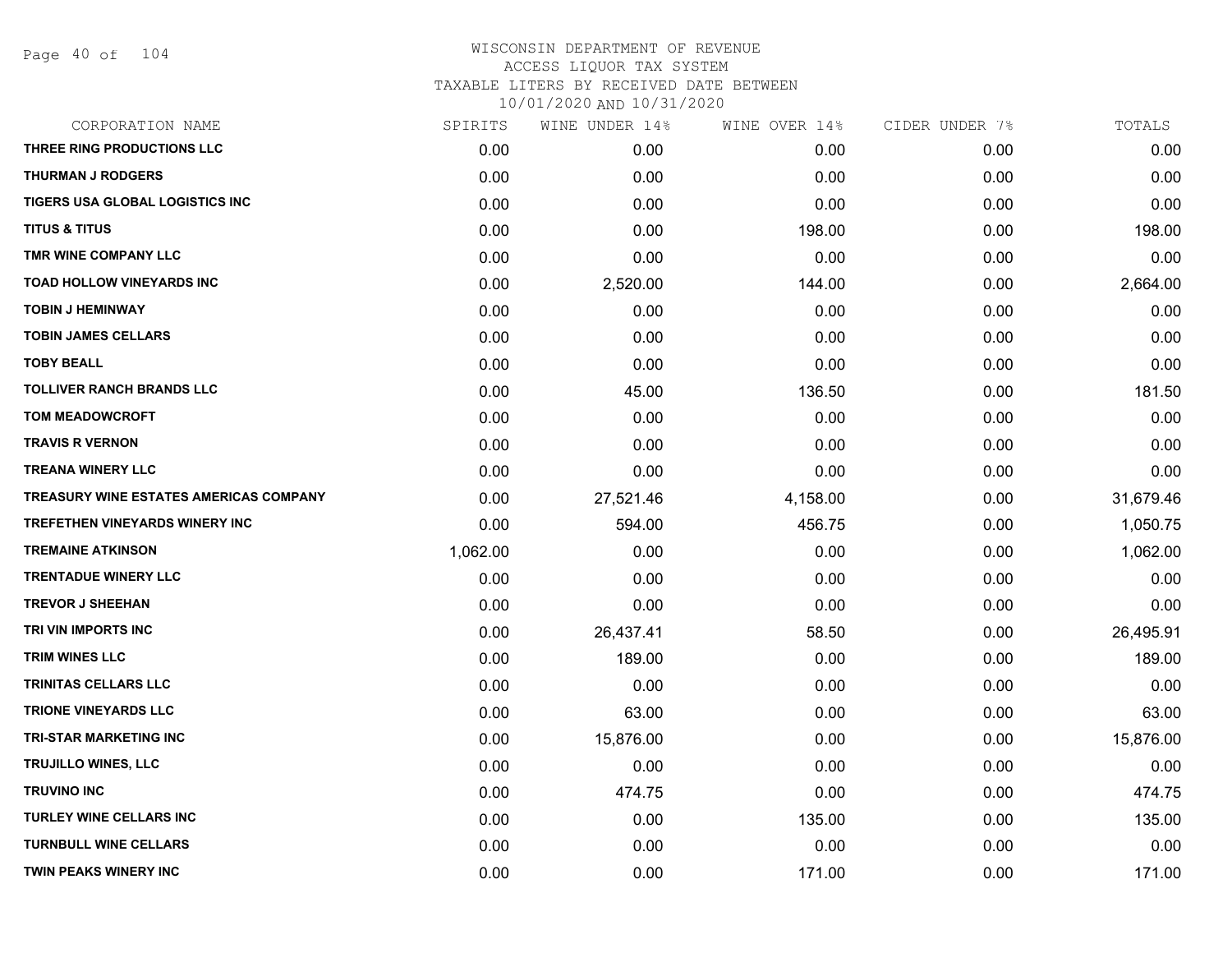WISCONSIN DEPARTMENT OF REVENUE
ACCESS LIQUOR TAX SYSTEM
TAXABLE LITERS BY RECEIVED DATE BETWEEN
10/01/2020 AND 10/31/2020

| CORPORATION NAME | SPIRITS | WINE UNDER 14% | WINE OVER 14% | CIDER UNDER 7% | TOTALS |
|---|---|---|---|---|---|
| THREE RING PRODUCTIONS LLC | 0.00 | 0.00 | 0.00 | 0.00 | 0.00 |
| THURMAN J RODGERS | 0.00 | 0.00 | 0.00 | 0.00 | 0.00 |
| TIGERS USA GLOBAL LOGISTICS INC | 0.00 | 0.00 | 0.00 | 0.00 | 0.00 |
| TITUS & TITUS | 0.00 | 0.00 | 198.00 | 0.00 | 198.00 |
| TMR WINE COMPANY LLC | 0.00 | 0.00 | 0.00 | 0.00 | 0.00 |
| TOAD HOLLOW VINEYARDS INC | 0.00 | 2,520.00 | 144.00 | 0.00 | 2,664.00 |
| TOBIN J HEMINWAY | 0.00 | 0.00 | 0.00 | 0.00 | 0.00 |
| TOBIN JAMES CELLARS | 0.00 | 0.00 | 0.00 | 0.00 | 0.00 |
| TOBY BEALL | 0.00 | 0.00 | 0.00 | 0.00 | 0.00 |
| TOLLIVER RANCH BRANDS LLC | 0.00 | 45.00 | 136.50 | 0.00 | 181.50 |
| TOM MEADOWCROFT | 0.00 | 0.00 | 0.00 | 0.00 | 0.00 |
| TRAVIS R VERNON | 0.00 | 0.00 | 0.00 | 0.00 | 0.00 |
| TREANA WINERY LLC | 0.00 | 0.00 | 0.00 | 0.00 | 0.00 |
| TREASURY WINE ESTATES AMERICAS COMPANY | 0.00 | 27,521.46 | 4,158.00 | 0.00 | 31,679.46 |
| TREFETHEN VINEYARDS WINERY INC | 0.00 | 594.00 | 456.75 | 0.00 | 1,050.75 |
| TREMAINE ATKINSON | 1,062.00 | 0.00 | 0.00 | 0.00 | 1,062.00 |
| TRENTADUE WINERY LLC | 0.00 | 0.00 | 0.00 | 0.00 | 0.00 |
| TREVOR J SHEEHAN | 0.00 | 0.00 | 0.00 | 0.00 | 0.00 |
| TRI VIN IMPORTS INC | 0.00 | 26,437.41 | 58.50 | 0.00 | 26,495.91 |
| TRIM WINES LLC | 0.00 | 189.00 | 0.00 | 0.00 | 189.00 |
| TRINITAS CELLARS LLC | 0.00 | 0.00 | 0.00 | 0.00 | 0.00 |
| TRIONE VINEYARDS LLC | 0.00 | 63.00 | 0.00 | 0.00 | 63.00 |
| TRI-STAR MARKETING INC | 0.00 | 15,876.00 | 0.00 | 0.00 | 15,876.00 |
| TRUJILLO WINES, LLC | 0.00 | 0.00 | 0.00 | 0.00 | 0.00 |
| TRUVINO INC | 0.00 | 474.75 | 0.00 | 0.00 | 474.75 |
| TURLEY WINE CELLARS INC | 0.00 | 0.00 | 135.00 | 0.00 | 135.00 |
| TURNBULL WINE CELLARS | 0.00 | 0.00 | 0.00 | 0.00 | 0.00 |
| TWIN PEAKS WINERY INC | 0.00 | 0.00 | 171.00 | 0.00 | 171.00 |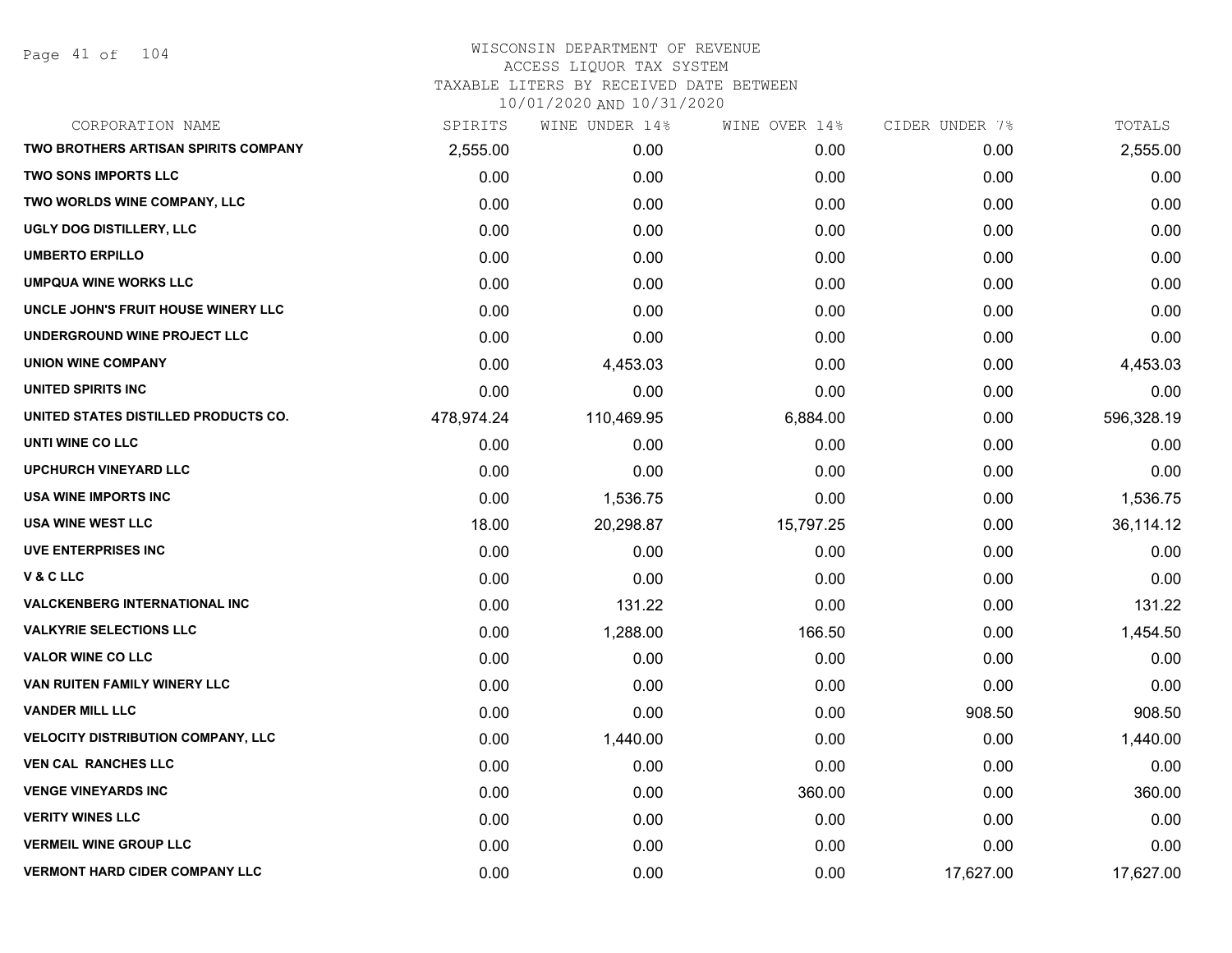WISCONSIN DEPARTMENT OF REVENUE
ACCESS LIQUOR TAX SYSTEM
TAXABLE LITERS BY RECEIVED DATE BETWEEN
10/01/2020 AND 10/31/2020

| CORPORATION NAME | SPIRITS | WINE UNDER 14% | WINE OVER 14% | CIDER UNDER 7% | TOTALS |
|---|---|---|---|---|---|
| TWO BROTHERS ARTISAN SPIRITS COMPANY | 2,555.00 | 0.00 | 0.00 | 0.00 | 2,555.00 |
| TWO SONS IMPORTS LLC | 0.00 | 0.00 | 0.00 | 0.00 | 0.00 |
| TWO WORLDS WINE COMPANY, LLC | 0.00 | 0.00 | 0.00 | 0.00 | 0.00 |
| UGLY DOG DISTILLERY, LLC | 0.00 | 0.00 | 0.00 | 0.00 | 0.00 |
| UMBERTO ERPILLO | 0.00 | 0.00 | 0.00 | 0.00 | 0.00 |
| UMPQUA WINE WORKS LLC | 0.00 | 0.00 | 0.00 | 0.00 | 0.00 |
| UNCLE JOHN'S FRUIT HOUSE WINERY LLC | 0.00 | 0.00 | 0.00 | 0.00 | 0.00 |
| UNDERGROUND WINE PROJECT LLC | 0.00 | 0.00 | 0.00 | 0.00 | 0.00 |
| UNION WINE COMPANY | 0.00 | 4,453.03 | 0.00 | 0.00 | 4,453.03 |
| UNITED SPIRITS INC | 0.00 | 0.00 | 0.00 | 0.00 | 0.00 |
| UNITED STATES DISTILLED PRODUCTS CO. | 478,974.24 | 110,469.95 | 6,884.00 | 0.00 | 596,328.19 |
| UNTI WINE CO LLC | 0.00 | 0.00 | 0.00 | 0.00 | 0.00 |
| UPCHURCH VINEYARD LLC | 0.00 | 0.00 | 0.00 | 0.00 | 0.00 |
| USA WINE IMPORTS INC | 0.00 | 1,536.75 | 0.00 | 0.00 | 1,536.75 |
| USA WINE WEST LLC | 18.00 | 20,298.87 | 15,797.25 | 0.00 | 36,114.12 |
| UVE ENTERPRISES INC | 0.00 | 0.00 | 0.00 | 0.00 | 0.00 |
| V & C LLC | 0.00 | 0.00 | 0.00 | 0.00 | 0.00 |
| VALCKENBERG INTERNATIONAL INC | 0.00 | 131.22 | 0.00 | 0.00 | 131.22 |
| VALKYRIE SELECTIONS LLC | 0.00 | 1,288.00 | 166.50 | 0.00 | 1,454.50 |
| VALOR WINE CO LLC | 0.00 | 0.00 | 0.00 | 0.00 | 0.00 |
| VAN RUITEN FAMILY WINERY LLC | 0.00 | 0.00 | 0.00 | 0.00 | 0.00 |
| VANDER MILL LLC | 0.00 | 0.00 | 0.00 | 908.50 | 908.50 |
| VELOCITY DISTRIBUTION COMPANY, LLC | 0.00 | 1,440.00 | 0.00 | 0.00 | 1,440.00 |
| VEN CAL RANCHES LLC | 0.00 | 0.00 | 0.00 | 0.00 | 0.00 |
| VENGE VINEYARDS INC | 0.00 | 0.00 | 360.00 | 0.00 | 360.00 |
| VERITY WINES LLC | 0.00 | 0.00 | 0.00 | 0.00 | 0.00 |
| VERMEIL WINE GROUP LLC | 0.00 | 0.00 | 0.00 | 0.00 | 0.00 |
| VERMONT HARD CIDER COMPANY LLC | 0.00 | 0.00 | 0.00 | 17,627.00 | 17,627.00 |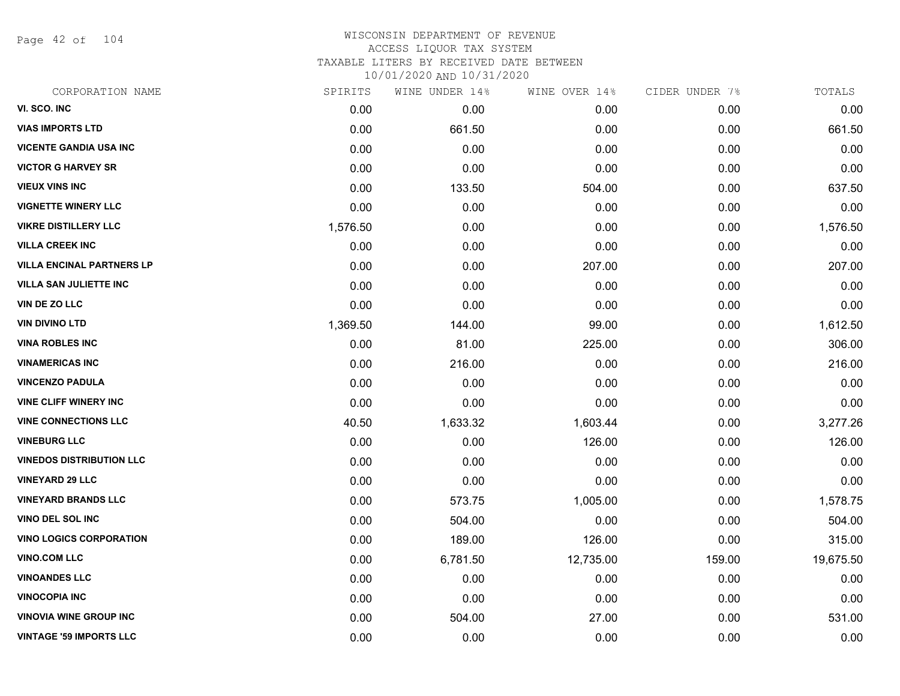# WISCONSIN DEPARTMENT OF REVENUE
## ACCESS LIQUOR TAX SYSTEM
### TAXABLE LITERS BY RECEIVED DATE BETWEEN 10/01/2020 AND 10/31/2020

| CORPORATION NAME | SPIRITS | WINE UNDER 14% | WINE OVER 14% | CIDER UNDER 7% | TOTALS |
|---|---|---|---|---|---|
| VI. SCO. INC | 0.00 | 0.00 | 0.00 | 0.00 | 0.00 |
| VIAS IMPORTS LTD | 0.00 | 661.50 | 0.00 | 0.00 | 661.50 |
| VICENTE GANDIA USA INC | 0.00 | 0.00 | 0.00 | 0.00 | 0.00 |
| VICTOR G HARVEY SR | 0.00 | 0.00 | 0.00 | 0.00 | 0.00 |
| VIEUX VINS INC | 0.00 | 133.50 | 504.00 | 0.00 | 637.50 |
| VIGNETTE WINERY LLC | 0.00 | 0.00 | 0.00 | 0.00 | 0.00 |
| VIKRE DISTILLERY LLC | 1,576.50 | 0.00 | 0.00 | 0.00 | 1,576.50 |
| VILLA CREEK INC | 0.00 | 0.00 | 0.00 | 0.00 | 0.00 |
| VILLA ENCINAL PARTNERS LP | 0.00 | 0.00 | 207.00 | 0.00 | 207.00 |
| VILLA SAN JULIETTE INC | 0.00 | 0.00 | 0.00 | 0.00 | 0.00 |
| VIN DE ZO LLC | 0.00 | 0.00 | 0.00 | 0.00 | 0.00 |
| VIN DIVINO LTD | 1,369.50 | 144.00 | 99.00 | 0.00 | 1,612.50 |
| VINA ROBLES INC | 0.00 | 81.00 | 225.00 | 0.00 | 306.00 |
| VINAMERICAS INC | 0.00 | 216.00 | 0.00 | 0.00 | 216.00 |
| VINCENZO PADULA | 0.00 | 0.00 | 0.00 | 0.00 | 0.00 |
| VINE CLIFF WINERY INC | 0.00 | 0.00 | 0.00 | 0.00 | 0.00 |
| VINE CONNECTIONS LLC | 40.50 | 1,633.32 | 1,603.44 | 0.00 | 3,277.26 |
| VINEBURG LLC | 0.00 | 0.00 | 126.00 | 0.00 | 126.00 |
| VINEDOS DISTRIBUTION LLC | 0.00 | 0.00 | 0.00 | 0.00 | 0.00 |
| VINEYARD 29 LLC | 0.00 | 0.00 | 0.00 | 0.00 | 0.00 |
| VINEYARD BRANDS LLC | 0.00 | 573.75 | 1,005.00 | 0.00 | 1,578.75 |
| VINO DEL SOL INC | 0.00 | 504.00 | 0.00 | 0.00 | 504.00 |
| VINO LOGICS CORPORATION | 0.00 | 189.00 | 126.00 | 0.00 | 315.00 |
| VINO.COM LLC | 0.00 | 6,781.50 | 12,735.00 | 159.00 | 19,675.50 |
| VINOANDES LLC | 0.00 | 0.00 | 0.00 | 0.00 | 0.00 |
| VINOCOPIA INC | 0.00 | 0.00 | 0.00 | 0.00 | 0.00 |
| VINOVIA WINE GROUP INC | 0.00 | 504.00 | 27.00 | 0.00 | 531.00 |
| VINTAGE '59 IMPORTS LLC | 0.00 | 0.00 | 0.00 | 0.00 | 0.00 |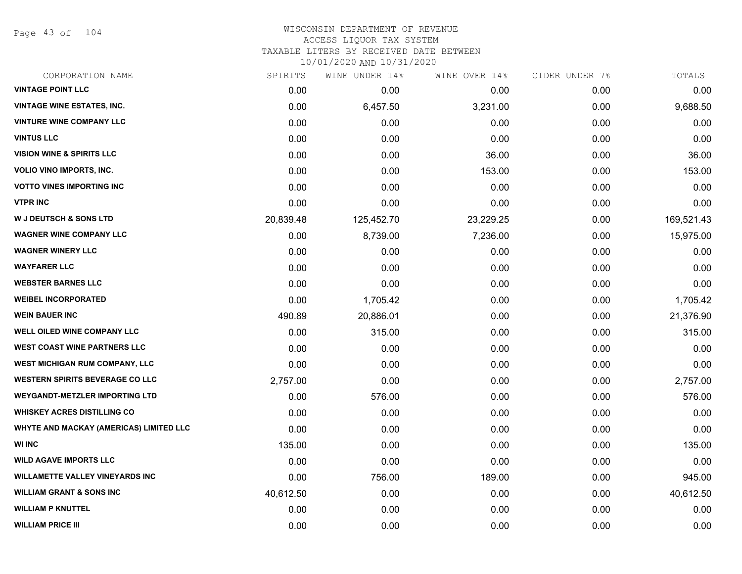# WISCONSIN DEPARTMENT OF REVENUE
## ACCESS LIQUOR TAX SYSTEM
### TAXABLE LITERS BY RECEIVED DATE BETWEEN 10/01/2020 AND 10/31/2020

| CORPORATION NAME | SPIRITS | WINE UNDER 14% | WINE OVER 14% | CIDER UNDER 7% | TOTALS |
|---|---|---|---|---|---|
| VINTAGE POINT LLC | 0.00 | 0.00 | 0.00 | 0.00 | 0.00 |
| VINTAGE WINE ESTATES, INC. | 0.00 | 6,457.50 | 3,231.00 | 0.00 | 9,688.50 |
| VINTURE WINE COMPANY LLC | 0.00 | 0.00 | 0.00 | 0.00 | 0.00 |
| VINTUS LLC | 0.00 | 0.00 | 0.00 | 0.00 | 0.00 |
| VISION WINE & SPIRITS LLC | 0.00 | 0.00 | 36.00 | 0.00 | 36.00 |
| VOLIO VINO IMPORTS, INC. | 0.00 | 0.00 | 153.00 | 0.00 | 153.00 |
| VOTTO VINES IMPORTING INC | 0.00 | 0.00 | 0.00 | 0.00 | 0.00 |
| VTPR INC | 0.00 | 0.00 | 0.00 | 0.00 | 0.00 |
| W J DEUTSCH & SONS LTD | 20,839.48 | 125,452.70 | 23,229.25 | 0.00 | 169,521.43 |
| WAGNER WINE COMPANY LLC | 0.00 | 8,739.00 | 7,236.00 | 0.00 | 15,975.00 |
| WAGNER WINERY LLC | 0.00 | 0.00 | 0.00 | 0.00 | 0.00 |
| WAYFARER LLC | 0.00 | 0.00 | 0.00 | 0.00 | 0.00 |
| WEBSTER BARNES LLC | 0.00 | 0.00 | 0.00 | 0.00 | 0.00 |
| WEIBEL INCORPORATED | 0.00 | 1,705.42 | 0.00 | 0.00 | 1,705.42 |
| WEIN BAUER INC | 490.89 | 20,886.01 | 0.00 | 0.00 | 21,376.90 |
| WELL OILED WINE COMPANY LLC | 0.00 | 315.00 | 0.00 | 0.00 | 315.00 |
| WEST COAST WINE PARTNERS LLC | 0.00 | 0.00 | 0.00 | 0.00 | 0.00 |
| WEST MICHIGAN RUM COMPANY, LLC | 0.00 | 0.00 | 0.00 | 0.00 | 0.00 |
| WESTERN SPIRITS BEVERAGE CO LLC | 2,757.00 | 0.00 | 0.00 | 0.00 | 2,757.00 |
| WEYGANDT-METZLER IMPORTING LTD | 0.00 | 576.00 | 0.00 | 0.00 | 576.00 |
| WHISKEY ACRES DISTILLING CO | 0.00 | 0.00 | 0.00 | 0.00 | 0.00 |
| WHYTE AND MACKAY (AMERICAS) LIMITED LLC | 0.00 | 0.00 | 0.00 | 0.00 | 0.00 |
| WI INC | 135.00 | 0.00 | 0.00 | 0.00 | 135.00 |
| WILD AGAVE IMPORTS LLC | 0.00 | 0.00 | 0.00 | 0.00 | 0.00 |
| WILLAMETTE VALLEY VINEYARDS INC | 0.00 | 756.00 | 189.00 | 0.00 | 945.00 |
| WILLIAM GRANT & SONS INC | 40,612.50 | 0.00 | 0.00 | 0.00 | 40,612.50 |
| WILLIAM P KNUTTEL | 0.00 | 0.00 | 0.00 | 0.00 | 0.00 |
| WILLIAM PRICE III | 0.00 | 0.00 | 0.00 | 0.00 | 0.00 |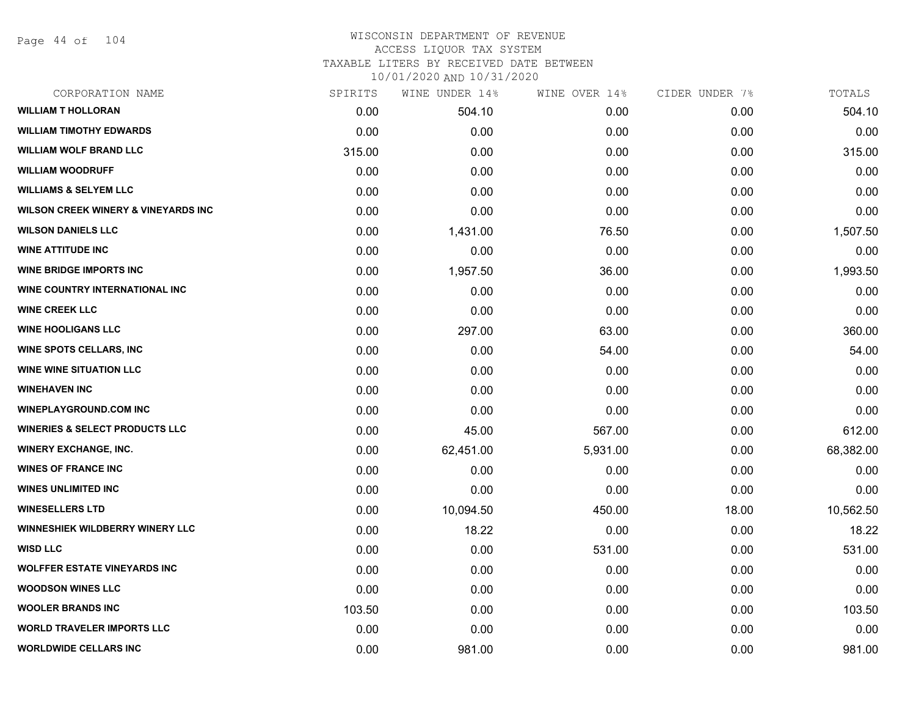WISCONSIN DEPARTMENT OF REVENUE
ACCESS LIQUOR TAX SYSTEM
TAXABLE LITERS BY RECEIVED DATE BETWEEN
10/01/2020 AND 10/31/2020

| CORPORATION NAME | SPIRITS | WINE UNDER 14% | WINE OVER 14% | CIDER UNDER 7% | TOTALS |
|---|---|---|---|---|---|
| WILLIAM T HOLLORAN | 0.00 | 504.10 | 0.00 | 0.00 | 504.10 |
| WILLIAM TIMOTHY EDWARDS | 0.00 | 0.00 | 0.00 | 0.00 | 0.00 |
| WILLIAM WOLF BRAND LLC | 315.00 | 0.00 | 0.00 | 0.00 | 315.00 |
| WILLIAM WOODRUFF | 0.00 | 0.00 | 0.00 | 0.00 | 0.00 |
| WILLIAMS & SELYEM LLC | 0.00 | 0.00 | 0.00 | 0.00 | 0.00 |
| WILSON CREEK WINERY & VINEYARDS INC | 0.00 | 0.00 | 0.00 | 0.00 | 0.00 |
| WILSON DANIELS LLC | 0.00 | 1,431.00 | 76.50 | 0.00 | 1,507.50 |
| WINE ATTITUDE INC | 0.00 | 0.00 | 0.00 | 0.00 | 0.00 |
| WINE BRIDGE IMPORTS INC | 0.00 | 1,957.50 | 36.00 | 0.00 | 1,993.50 |
| WINE COUNTRY INTERNATIONAL INC | 0.00 | 0.00 | 0.00 | 0.00 | 0.00 |
| WINE CREEK LLC | 0.00 | 0.00 | 0.00 | 0.00 | 0.00 |
| WINE HOOLIGANS LLC | 0.00 | 297.00 | 63.00 | 0.00 | 360.00 |
| WINE SPOTS CELLARS, INC | 0.00 | 0.00 | 54.00 | 0.00 | 54.00 |
| WINE WINE SITUATION LLC | 0.00 | 0.00 | 0.00 | 0.00 | 0.00 |
| WINEHAVEN INC | 0.00 | 0.00 | 0.00 | 0.00 | 0.00 |
| WINEPLAYGROUND.COM INC | 0.00 | 0.00 | 0.00 | 0.00 | 0.00 |
| WINERIES & SELECT PRODUCTS LLC | 0.00 | 45.00 | 567.00 | 0.00 | 612.00 |
| WINERY EXCHANGE, INC. | 0.00 | 62,451.00 | 5,931.00 | 0.00 | 68,382.00 |
| WINES OF FRANCE INC | 0.00 | 0.00 | 0.00 | 0.00 | 0.00 |
| WINES UNLIMITED INC | 0.00 | 0.00 | 0.00 | 0.00 | 0.00 |
| WINESELLERS LTD | 0.00 | 10,094.50 | 450.00 | 18.00 | 10,562.50 |
| WINNESHIEK WILDBERRY WINERY LLC | 0.00 | 18.22 | 0.00 | 0.00 | 18.22 |
| WISD LLC | 0.00 | 0.00 | 531.00 | 0.00 | 531.00 |
| WOLFFER ESTATE VINEYARDS INC | 0.00 | 0.00 | 0.00 | 0.00 | 0.00 |
| WOODSON WINES LLC | 0.00 | 0.00 | 0.00 | 0.00 | 0.00 |
| WOOLER BRANDS INC | 103.50 | 0.00 | 0.00 | 0.00 | 103.50 |
| WORLD TRAVELER IMPORTS LLC | 0.00 | 0.00 | 0.00 | 0.00 | 0.00 |
| WORLDWIDE CELLARS INC | 0.00 | 981.00 | 0.00 | 0.00 | 981.00 |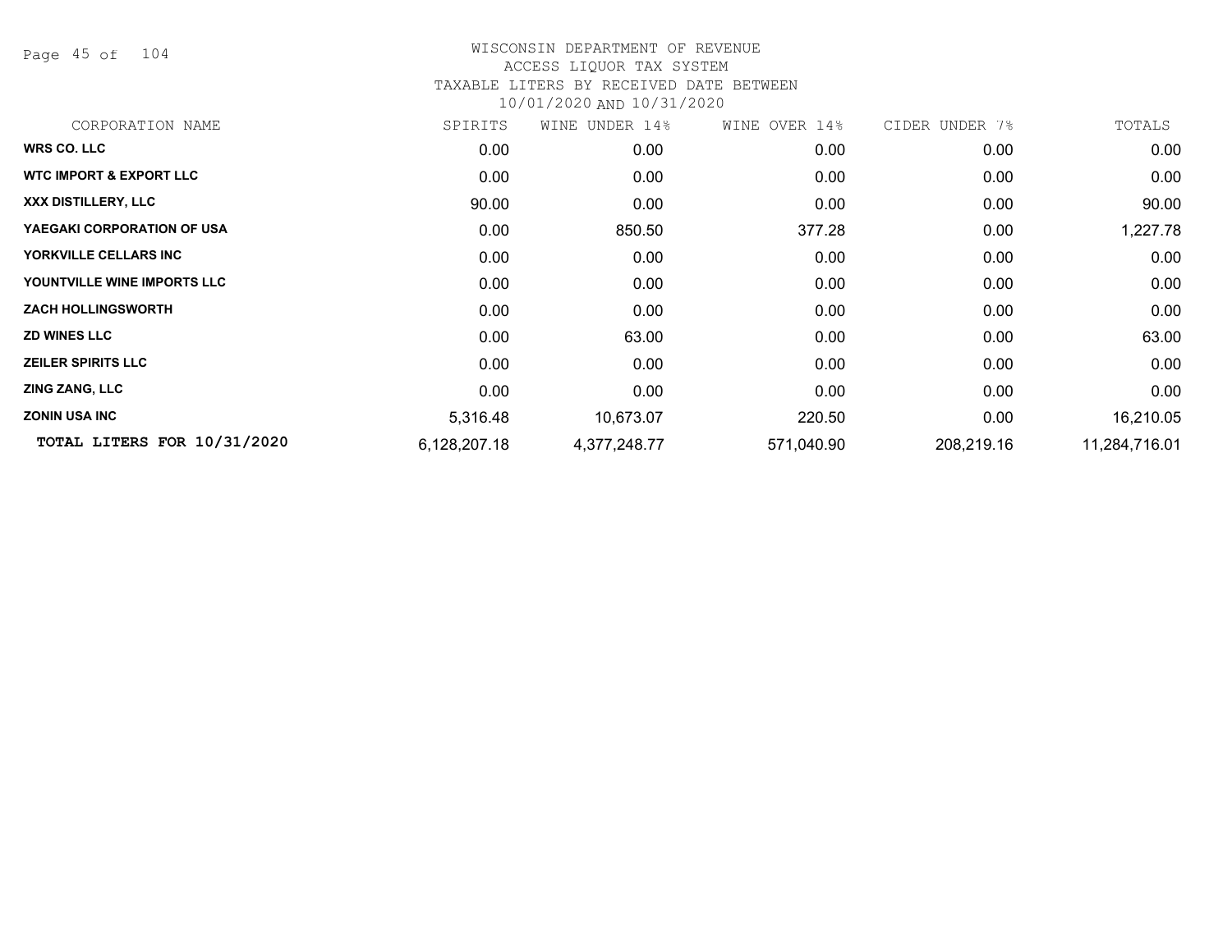# WISCONSIN DEPARTMENT OF REVENUE
## ACCESS LIQUOR TAX SYSTEM
### TAXABLE LITERS BY RECEIVED DATE BETWEEN 10/01/2020 AND 10/31/2020

| CORPORATION NAME | SPIRITS | WINE UNDER 14% | WINE OVER 14% | CIDER UNDER 7% | TOTALS |
|---|---|---|---|---|---|
| **WRS CO. LLC** | 0.00 | 0.00 | 0.00 | 0.00 | 0.00 |
| **WTC IMPORT & EXPORT LLC** | 0.00 | 0.00 | 0.00 | 0.00 | 0.00 |
| **XXX DISTILLERY, LLC** | 90.00 | 0.00 | 0.00 | 0.00 | 90.00 |
| **YAEGAKI CORPORATION OF USA** | 0.00 | 850.50 | 377.28 | 0.00 | 1,227.78 |
| **YORKVILLE CELLARS INC** | 0.00 | 0.00 | 0.00 | 0.00 | 0.00 |
| **YOUNTVILLE WINE IMPORTS LLC** | 0.00 | 0.00 | 0.00 | 0.00 | 0.00 |
| **ZACH HOLLINGSWORTH** | 0.00 | 0.00 | 0.00 | 0.00 | 0.00 |
| **ZD WINES LLC** | 0.00 | 63.00 | 0.00 | 0.00 | 63.00 |
| **ZEILER SPIRITS LLC** | 0.00 | 0.00 | 0.00 | 0.00 | 0.00 |
| **ZING ZANG, LLC** | 0.00 | 0.00 | 0.00 | 0.00 | 0.00 |
| **ZONIN USA INC** | 5,316.48 | 10,673.07 | 220.50 | 0.00 | 16,210.05 |
| **TOTAL LITERS FOR 10/31/2020** | 6,128,207.18 | 4,377,248.77 | 571,040.90 | 208,219.16 | 11,284,716.01 |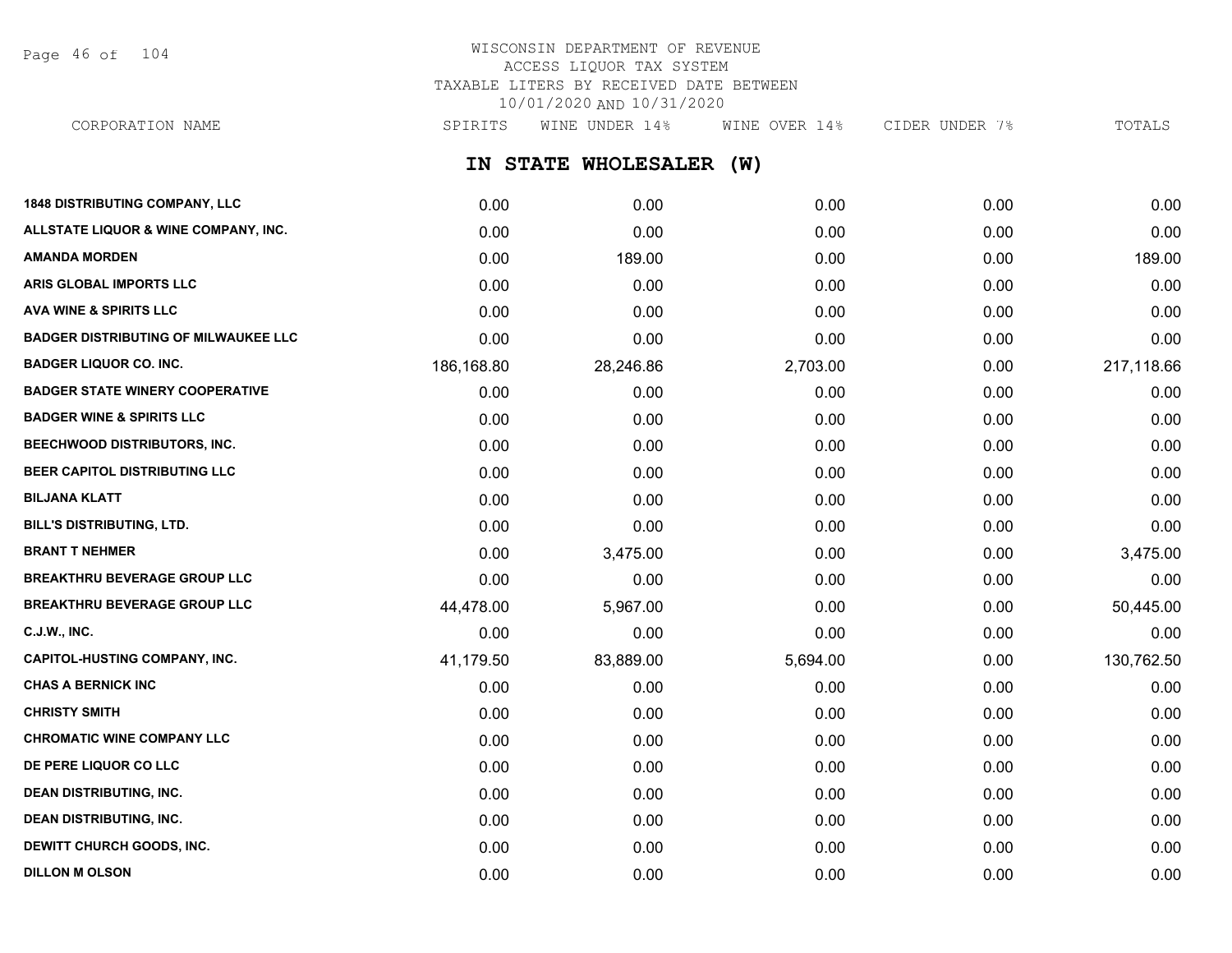# WISCONSIN DEPARTMENT OF REVENUE
## ACCESS LIQUOR TAX SYSTEM
## TAXABLE LITERS BY RECEIVED DATE BETWEEN 10/01/2020 AND 10/31/2020

## IN STATE WHOLESALER (W)

| CORPORATION NAME | SPIRITS | WINE UNDER 14% | WINE OVER 14% | CIDER UNDER 7% | TOTALS |
|---|---|---|---|---|---|
| 1848 DISTRIBUTING COMPANY, LLC | 0.00 | 0.00 | 0.00 | 0.00 | 0.00 |
| ALLSTATE LIQUOR & WINE COMPANY, INC. | 0.00 | 0.00 | 0.00 | 0.00 | 0.00 |
| AMANDA MORDEN | 0.00 | 189.00 | 0.00 | 0.00 | 189.00 |
| ARIS GLOBAL IMPORTS LLC | 0.00 | 0.00 | 0.00 | 0.00 | 0.00 |
| AVA WINE & SPIRITS LLC | 0.00 | 0.00 | 0.00 | 0.00 | 0.00 |
| BADGER DISTRIBUTING OF MILWAUKEE LLC | 0.00 | 0.00 | 0.00 | 0.00 | 0.00 |
| BADGER LIQUOR CO. INC. | 186,168.80 | 28,246.86 | 2,703.00 | 0.00 | 217,118.66 |
| BADGER STATE WINERY COOPERATIVE | 0.00 | 0.00 | 0.00 | 0.00 | 0.00 |
| BADGER WINE & SPIRITS LLC | 0.00 | 0.00 | 0.00 | 0.00 | 0.00 |
| BEECHWOOD DISTRIBUTORS, INC. | 0.00 | 0.00 | 0.00 | 0.00 | 0.00 |
| BEER CAPITOL DISTRIBUTING LLC | 0.00 | 0.00 | 0.00 | 0.00 | 0.00 |
| BILJANA KLATT | 0.00 | 0.00 | 0.00 | 0.00 | 0.00 |
| BILL'S DISTRIBUTING, LTD. | 0.00 | 0.00 | 0.00 | 0.00 | 0.00 |
| BRANT T NEHMER | 0.00 | 3,475.00 | 0.00 | 0.00 | 3,475.00 |
| BREAKTHRU BEVERAGE GROUP LLC | 0.00 | 0.00 | 0.00 | 0.00 | 0.00 |
| BREAKTHRU BEVERAGE GROUP LLC | 44,478.00 | 5,967.00 | 0.00 | 0.00 | 50,445.00 |
| C.J.W., INC. | 0.00 | 0.00 | 0.00 | 0.00 | 0.00 |
| CAPITOL-HUSTING COMPANY, INC. | 41,179.50 | 83,889.00 | 5,694.00 | 0.00 | 130,762.50 |
| CHAS A BERNICK INC | 0.00 | 0.00 | 0.00 | 0.00 | 0.00 |
| CHRISTY SMITH | 0.00 | 0.00 | 0.00 | 0.00 | 0.00 |
| CHROMATIC WINE COMPANY LLC | 0.00 | 0.00 | 0.00 | 0.00 | 0.00 |
| DE PERE LIQUOR CO LLC | 0.00 | 0.00 | 0.00 | 0.00 | 0.00 |
| DEAN DISTRIBUTING, INC. | 0.00 | 0.00 | 0.00 | 0.00 | 0.00 |
| DEAN DISTRIBUTING, INC. | 0.00 | 0.00 | 0.00 | 0.00 | 0.00 |
| DEWITT CHURCH GOODS, INC. | 0.00 | 0.00 | 0.00 | 0.00 | 0.00 |
| DILLON M OLSON | 0.00 | 0.00 | 0.00 | 0.00 | 0.00 |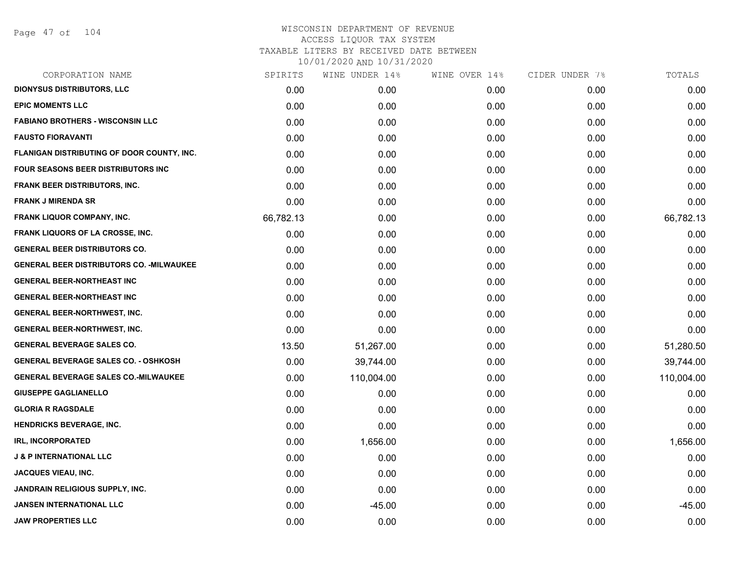WISCONSIN DEPARTMENT OF REVENUE
ACCESS LIQUOR TAX SYSTEM
TAXABLE LITERS BY RECEIVED DATE BETWEEN
10/01/2020 AND 10/31/2020

| CORPORATION NAME | SPIRITS | WINE UNDER 14% | WINE OVER 14% | CIDER UNDER 7% | TOTALS |
|---|---|---|---|---|---|
| DIONYSUS DISTRIBUTORS, LLC | 0.00 | 0.00 | 0.00 | 0.00 | 0.00 |
| EPIC MOMENTS LLC | 0.00 | 0.00 | 0.00 | 0.00 | 0.00 |
| FABIANO BROTHERS - WISCONSIN LLC | 0.00 | 0.00 | 0.00 | 0.00 | 0.00 |
| FAUSTO FIORAVANTI | 0.00 | 0.00 | 0.00 | 0.00 | 0.00 |
| FLANIGAN DISTRIBUTING OF DOOR COUNTY, INC. | 0.00 | 0.00 | 0.00 | 0.00 | 0.00 |
| FOUR SEASONS BEER DISTRIBUTORS INC | 0.00 | 0.00 | 0.00 | 0.00 | 0.00 |
| FRANK BEER DISTRIBUTORS, INC. | 0.00 | 0.00 | 0.00 | 0.00 | 0.00 |
| FRANK J MIRENDA SR | 0.00 | 0.00 | 0.00 | 0.00 | 0.00 |
| FRANK LIQUOR COMPANY, INC. | 66,782.13 | 0.00 | 0.00 | 0.00 | 66,782.13 |
| FRANK LIQUORS OF LA CROSSE, INC. | 0.00 | 0.00 | 0.00 | 0.00 | 0.00 |
| GENERAL BEER DISTRIBUTORS CO. | 0.00 | 0.00 | 0.00 | 0.00 | 0.00 |
| GENERAL BEER DISTRIBUTORS CO. -MILWAUKEE | 0.00 | 0.00 | 0.00 | 0.00 | 0.00 |
| GENERAL BEER-NORTHEAST INC | 0.00 | 0.00 | 0.00 | 0.00 | 0.00 |
| GENERAL BEER-NORTHEAST INC | 0.00 | 0.00 | 0.00 | 0.00 | 0.00 |
| GENERAL BEER-NORTHWEST, INC. | 0.00 | 0.00 | 0.00 | 0.00 | 0.00 |
| GENERAL BEER-NORTHWEST, INC. | 0.00 | 0.00 | 0.00 | 0.00 | 0.00 |
| GENERAL BEVERAGE SALES CO. | 13.50 | 51,267.00 | 0.00 | 0.00 | 51,280.50 |
| GENERAL BEVERAGE SALES CO. - OSHKOSH | 0.00 | 39,744.00 | 0.00 | 0.00 | 39,744.00 |
| GENERAL BEVERAGE SALES CO.-MILWAUKEE | 0.00 | 110,004.00 | 0.00 | 0.00 | 110,004.00 |
| GIUSEPPE GAGLIANELLO | 0.00 | 0.00 | 0.00 | 0.00 | 0.00 |
| GLORIA R RAGSDALE | 0.00 | 0.00 | 0.00 | 0.00 | 0.00 |
| HENDRICKS BEVERAGE, INC. | 0.00 | 0.00 | 0.00 | 0.00 | 0.00 |
| IRL, INCORPORATED | 0.00 | 1,656.00 | 0.00 | 0.00 | 1,656.00 |
| J & P INTERNATIONAL LLC | 0.00 | 0.00 | 0.00 | 0.00 | 0.00 |
| JACQUES VIEAU, INC. | 0.00 | 0.00 | 0.00 | 0.00 | 0.00 |
| JANDRAIN RELIGIOUS SUPPLY, INC. | 0.00 | 0.00 | 0.00 | 0.00 | 0.00 |
| JANSEN INTERNATIONAL LLC | 0.00 | -45.00 | 0.00 | 0.00 | -45.00 |
| JAW PROPERTIES LLC | 0.00 | 0.00 | 0.00 | 0.00 | 0.00 |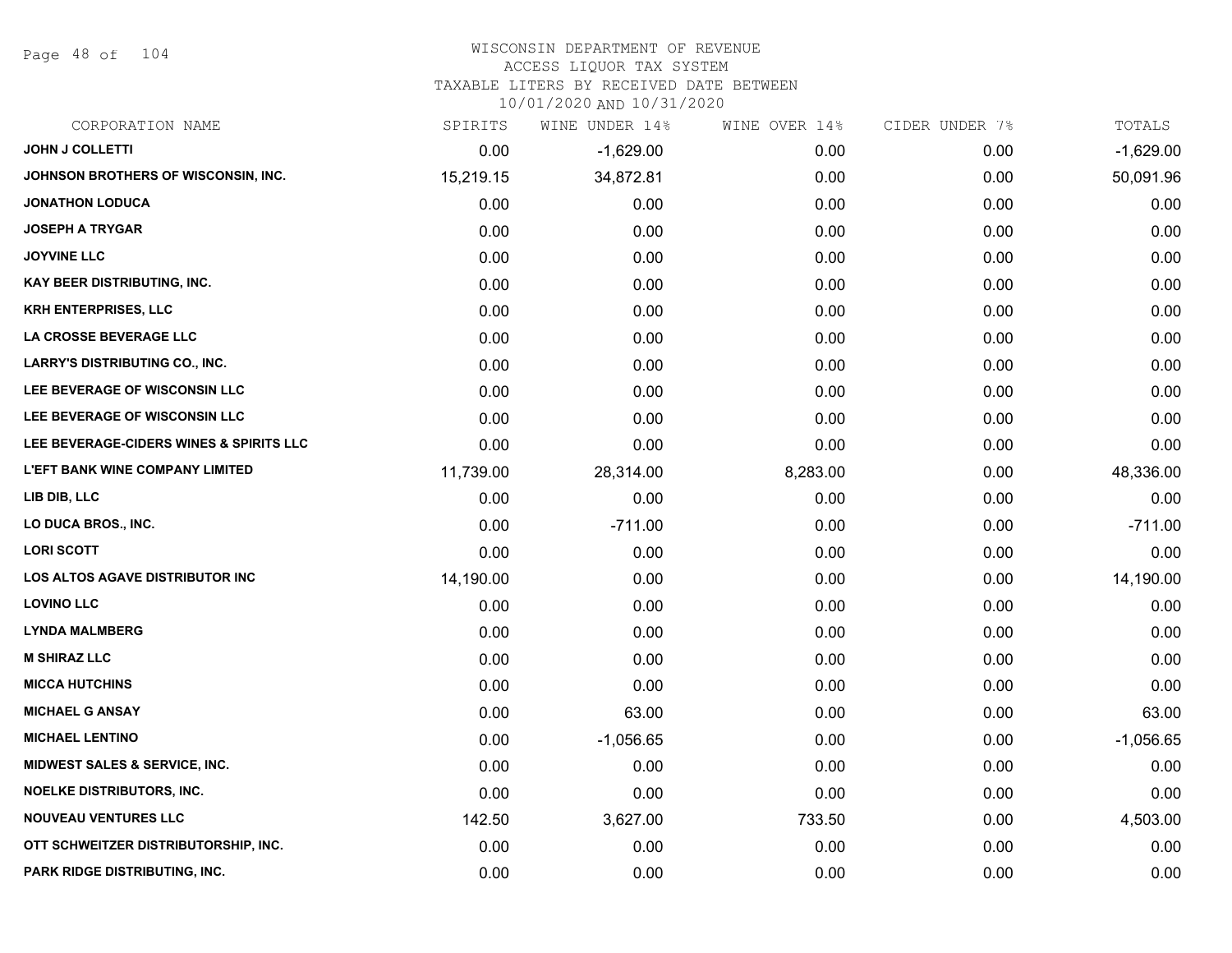# WISCONSIN DEPARTMENT OF REVENUE
## ACCESS LIQUOR TAX SYSTEM
### TAXABLE LITERS BY RECEIVED DATE BETWEEN 10/01/2020 AND 10/31/2020

| CORPORATION NAME | SPIRITS | WINE UNDER 14% | WINE OVER 14% | CIDER UNDER 7% | TOTALS |
|---|---|---|---|---|---|
| JOHN J COLLETTI | 0.00 | -1,629.00 | 0.00 | 0.00 | -1,629.00 |
| JOHNSON BROTHERS OF WISCONSIN, INC. | 15,219.15 | 34,872.81 | 0.00 | 0.00 | 50,091.96 |
| JONATHON LODUCA | 0.00 | 0.00 | 0.00 | 0.00 | 0.00 |
| JOSEPH A TRYGAR | 0.00 | 0.00 | 0.00 | 0.00 | 0.00 |
| JOYVINE LLC | 0.00 | 0.00 | 0.00 | 0.00 | 0.00 |
| KAY BEER DISTRIBUTING, INC. | 0.00 | 0.00 | 0.00 | 0.00 | 0.00 |
| KRH ENTERPRISES, LLC | 0.00 | 0.00 | 0.00 | 0.00 | 0.00 |
| LA CROSSE BEVERAGE LLC | 0.00 | 0.00 | 0.00 | 0.00 | 0.00 |
| LARRY'S DISTRIBUTING CO., INC. | 0.00 | 0.00 | 0.00 | 0.00 | 0.00 |
| LEE BEVERAGE OF WISCONSIN LLC | 0.00 | 0.00 | 0.00 | 0.00 | 0.00 |
| LEE BEVERAGE OF WISCONSIN LLC | 0.00 | 0.00 | 0.00 | 0.00 | 0.00 |
| LEE BEVERAGE-CIDERS WINES & SPIRITS LLC | 0.00 | 0.00 | 0.00 | 0.00 | 0.00 |
| L'EFT BANK WINE COMPANY LIMITED | 11,739.00 | 28,314.00 | 8,283.00 | 0.00 | 48,336.00 |
| LIB DIB, LLC | 0.00 | 0.00 | 0.00 | 0.00 | 0.00 |
| LO DUCA BROS., INC. | 0.00 | -711.00 | 0.00 | 0.00 | -711.00 |
| LORI SCOTT | 0.00 | 0.00 | 0.00 | 0.00 | 0.00 |
| LOS ALTOS AGAVE DISTRIBUTOR INC | 14,190.00 | 0.00 | 0.00 | 0.00 | 14,190.00 |
| LOVINO LLC | 0.00 | 0.00 | 0.00 | 0.00 | 0.00 |
| LYNDA MALMBERG | 0.00 | 0.00 | 0.00 | 0.00 | 0.00 |
| M SHIRAZ LLC | 0.00 | 0.00 | 0.00 | 0.00 | 0.00 |
| MICCA HUTCHINS | 0.00 | 0.00 | 0.00 | 0.00 | 0.00 |
| MICHAEL G ANSAY | 0.00 | 63.00 | 0.00 | 0.00 | 63.00 |
| MICHAEL LENTINO | 0.00 | -1,056.65 | 0.00 | 0.00 | -1,056.65 |
| MIDWEST SALES & SERVICE, INC. | 0.00 | 0.00 | 0.00 | 0.00 | 0.00 |
| NOELKE DISTRIBUTORS, INC. | 0.00 | 0.00 | 0.00 | 0.00 | 0.00 |
| NOUVEAU VENTURES LLC | 142.50 | 3,627.00 | 733.50 | 0.00 | 4,503.00 |
| OTT SCHWEITZER DISTRIBUTORSHIP, INC. | 0.00 | 0.00 | 0.00 | 0.00 | 0.00 |
| PARK RIDGE DISTRIBUTING, INC. | 0.00 | 0.00 | 0.00 | 0.00 | 0.00 |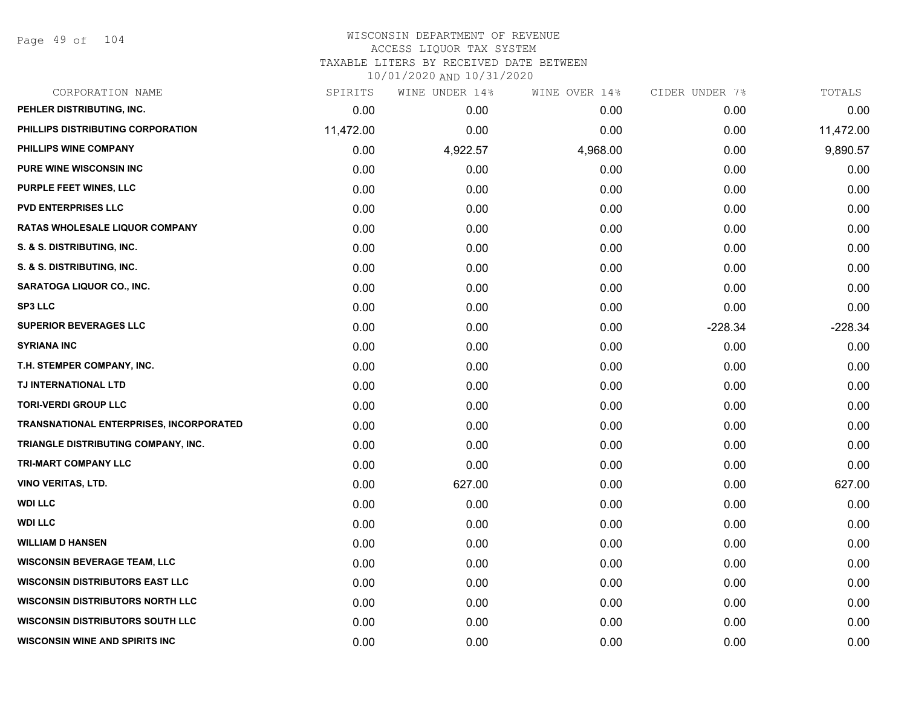# WISCONSIN DEPARTMENT OF REVENUE
ACCESS LIQUOR TAX SYSTEM
TAXABLE LITERS BY RECEIVED DATE BETWEEN
10/01/2020 AND 10/31/2020

| CORPORATION NAME | SPIRITS | WINE UNDER 14% | WINE OVER 14% | CIDER UNDER 7% | TOTALS |
|---|---|---|---|---|---|
| PEHLER DISTRIBUTING, INC. | 0.00 | 0.00 | 0.00 | 0.00 | 0.00 |
| PHILLIPS DISTRIBUTING CORPORATION | 11,472.00 | 0.00 | 0.00 | 0.00 | 11,472.00 |
| PHILLIPS WINE COMPANY | 0.00 | 4,922.57 | 4,968.00 | 0.00 | 9,890.57 |
| PURE WINE WISCONSIN INC | 0.00 | 0.00 | 0.00 | 0.00 | 0.00 |
| PURPLE FEET WINES, LLC | 0.00 | 0.00 | 0.00 | 0.00 | 0.00 |
| PVD ENTERPRISES LLC | 0.00 | 0.00 | 0.00 | 0.00 | 0.00 |
| RATAS WHOLESALE LIQUOR COMPANY | 0.00 | 0.00 | 0.00 | 0.00 | 0.00 |
| S. & S. DISTRIBUTING, INC. | 0.00 | 0.00 | 0.00 | 0.00 | 0.00 |
| S. & S. DISTRIBUTING, INC. | 0.00 | 0.00 | 0.00 | 0.00 | 0.00 |
| SARATOGA LIQUOR CO., INC. | 0.00 | 0.00 | 0.00 | 0.00 | 0.00 |
| SP3 LLC | 0.00 | 0.00 | 0.00 | 0.00 | 0.00 |
| SUPERIOR BEVERAGES LLC | 0.00 | 0.00 | 0.00 | -228.34 | -228.34 |
| SYRIANA INC | 0.00 | 0.00 | 0.00 | 0.00 | 0.00 |
| T.H. STEMPER COMPANY, INC. | 0.00 | 0.00 | 0.00 | 0.00 | 0.00 |
| TJ INTERNATIONAL LTD | 0.00 | 0.00 | 0.00 | 0.00 | 0.00 |
| TORI-VERDI GROUP LLC | 0.00 | 0.00 | 0.00 | 0.00 | 0.00 |
| TRANSNATIONAL ENTERPRISES, INCORPORATED | 0.00 | 0.00 | 0.00 | 0.00 | 0.00 |
| TRIANGLE DISTRIBUTING COMPANY, INC. | 0.00 | 0.00 | 0.00 | 0.00 | 0.00 |
| TRI-MART COMPANY LLC | 0.00 | 0.00 | 0.00 | 0.00 | 0.00 |
| VINO VERITAS, LTD. | 0.00 | 627.00 | 0.00 | 0.00 | 627.00 |
| WDI LLC | 0.00 | 0.00 | 0.00 | 0.00 | 0.00 |
| WDI LLC | 0.00 | 0.00 | 0.00 | 0.00 | 0.00 |
| WILLIAM D HANSEN | 0.00 | 0.00 | 0.00 | 0.00 | 0.00 |
| WISCONSIN BEVERAGE TEAM, LLC | 0.00 | 0.00 | 0.00 | 0.00 | 0.00 |
| WISCONSIN DISTRIBUTORS EAST LLC | 0.00 | 0.00 | 0.00 | 0.00 | 0.00 |
| WISCONSIN DISTRIBUTORS NORTH LLC | 0.00 | 0.00 | 0.00 | 0.00 | 0.00 |
| WISCONSIN DISTRIBUTORS SOUTH LLC | 0.00 | 0.00 | 0.00 | 0.00 | 0.00 |
| WISCONSIN WINE AND SPIRITS INC | 0.00 | 0.00 | 0.00 | 0.00 | 0.00 |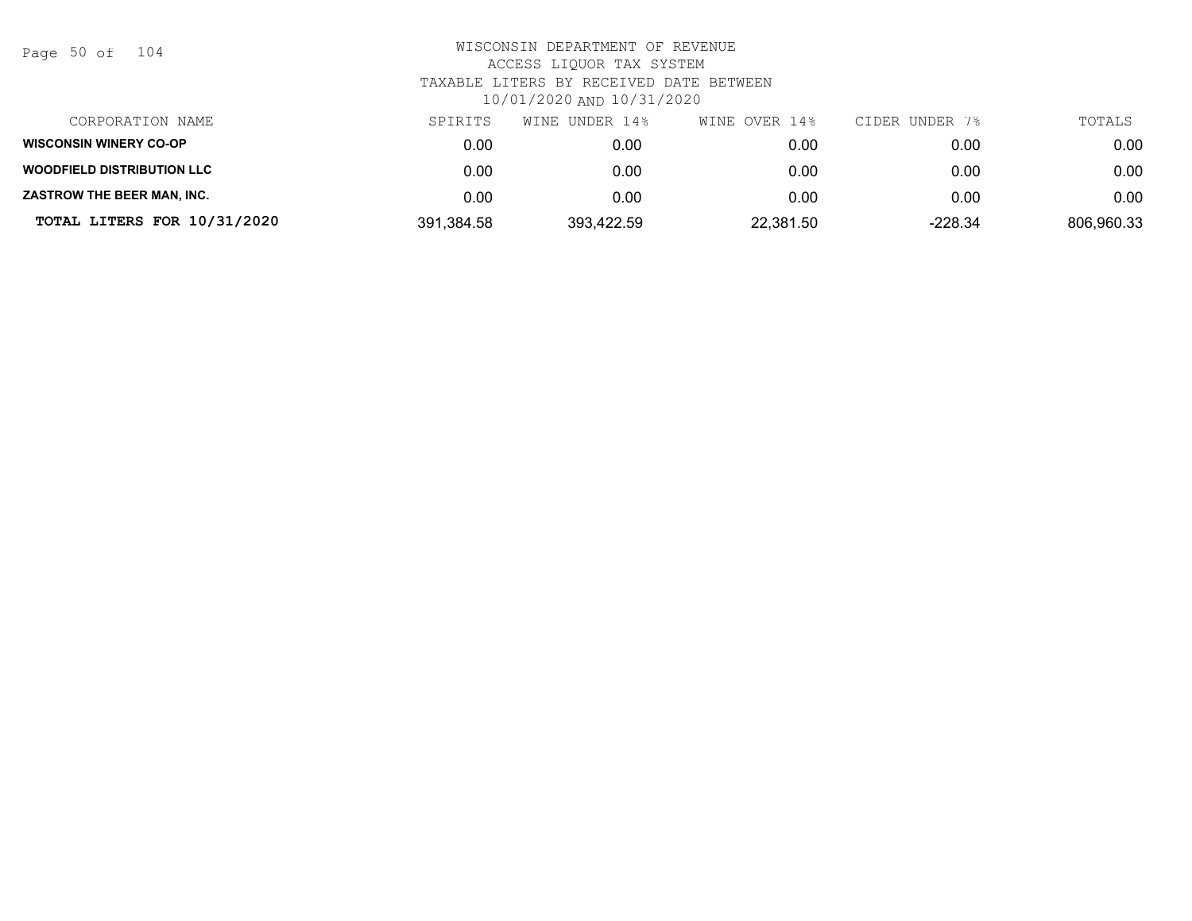WISCONSIN DEPARTMENT OF REVENUE
ACCESS LIQUOR TAX SYSTEM
TAXABLE LITERS BY RECEIVED DATE BETWEEN
10/01/2020 AND 10/31/2020

| CORPORATION NAME | SPIRITS | WINE UNDER 14% | WINE OVER 14% | CIDER UNDER 7% | TOTALS |
|---|---|---|---|---|---|
| **WISCONSIN WINERY CO-OP** | 0.00 | 0.00 | 0.00 | 0.00 | 0.00 |
| **WOODFIELD DISTRIBUTION LLC** | 0.00 | 0.00 | 0.00 | 0.00 | 0.00 |
| **ZASTROW THE BEER MAN, INC.** | 0.00 | 0.00 | 0.00 | 0.00 | 0.00 |
| **TOTAL LITERS FOR 10/31/2020** | 391,384.58 | 393,422.59 | 22,381.50 | -228.34 | 806,960.33 |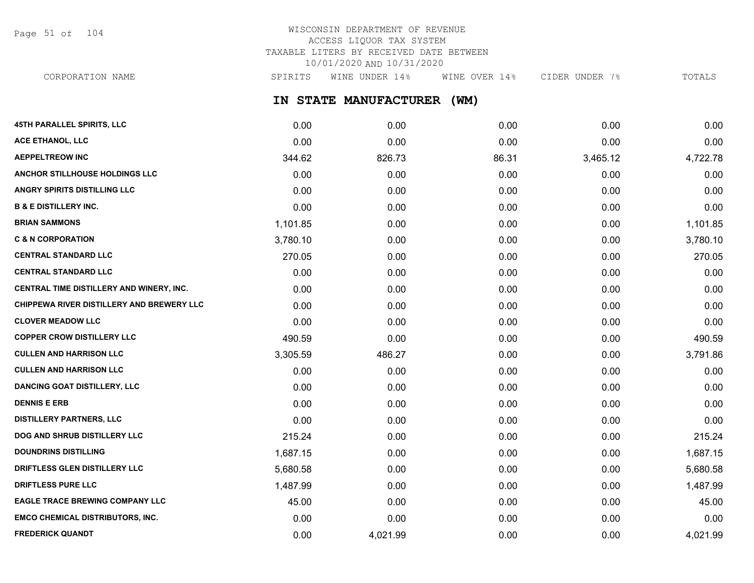# WISCONSIN DEPARTMENT OF REVENUE
## ACCESS LIQUOR TAX SYSTEM
## TAXABLE LITERS BY RECEIVED DATE BETWEEN 10/01/2020 AND 10/31/2020

## IN STATE MANUFACTURER (WM)

| CORPORATION NAME | SPIRITS | WINE UNDER 14% | WINE OVER 14% | CIDER UNDER 7% | TOTALS |
|---|---|---|---|---|---|
| 45TH PARALLEL SPIRITS, LLC | 0.00 | 0.00 | 0.00 | 0.00 | 0.00 |
| ACE ETHANOL, LLC | 0.00 | 0.00 | 0.00 | 0.00 | 0.00 |
| AEPPELTREOW INC | 344.62 | 826.73 | 86.31 | 3,465.12 | 4,722.78 |
| ANCHOR STILLHOUSE HOLDINGS LLC | 0.00 | 0.00 | 0.00 | 0.00 | 0.00 |
| ANGRY SPIRITS DISTILLING LLC | 0.00 | 0.00 | 0.00 | 0.00 | 0.00 |
| B & E DISTILLERY INC. | 0.00 | 0.00 | 0.00 | 0.00 | 0.00 |
| BRIAN SAMMONS | 1,101.85 | 0.00 | 0.00 | 0.00 | 1,101.85 |
| C & N CORPORATION | 3,780.10 | 0.00 | 0.00 | 0.00 | 3,780.10 |
| CENTRAL STANDARD LLC | 270.05 | 0.00 | 0.00 | 0.00 | 270.05 |
| CENTRAL STANDARD LLC | 0.00 | 0.00 | 0.00 | 0.00 | 0.00 |
| CENTRAL TIME DISTILLERY AND WINERY, INC. | 0.00 | 0.00 | 0.00 | 0.00 | 0.00 |
| CHIPPEWA RIVER DISTILLERY AND BREWERY LLC | 0.00 | 0.00 | 0.00 | 0.00 | 0.00 |
| CLOVER MEADOW LLC | 0.00 | 0.00 | 0.00 | 0.00 | 0.00 |
| COPPER CROW DISTILLERY LLC | 490.59 | 0.00 | 0.00 | 0.00 | 490.59 |
| CULLEN AND HARRISON LLC | 3,305.59 | 486.27 | 0.00 | 0.00 | 3,791.86 |
| CULLEN AND HARRISON LLC | 0.00 | 0.00 | 0.00 | 0.00 | 0.00 |
| DANCING GOAT DISTILLERY, LLC | 0.00 | 0.00 | 0.00 | 0.00 | 0.00 |
| DENNIS E ERB | 0.00 | 0.00 | 0.00 | 0.00 | 0.00 |
| DISTILLERY PARTNERS, LLC | 0.00 | 0.00 | 0.00 | 0.00 | 0.00 |
| DOG AND SHRUB DISTILLERY LLC | 215.24 | 0.00 | 0.00 | 0.00 | 215.24 |
| DOUNDRINS DISTILLING | 1,687.15 | 0.00 | 0.00 | 0.00 | 1,687.15 |
| DRIFTLESS GLEN DISTILLERY LLC | 5,680.58 | 0.00 | 0.00 | 0.00 | 5,680.58 |
| DRIFTLESS PURE LLC | 1,487.99 | 0.00 | 0.00 | 0.00 | 1,487.99 |
| EAGLE TRACE BREWING COMPANY LLC | 45.00 | 0.00 | 0.00 | 0.00 | 45.00 |
| EMCO CHEMICAL DISTRIBUTORS, INC. | 0.00 | 0.00 | 0.00 | 0.00 | 0.00 |
| FREDERICK QUANDT | 0.00 | 4,021.99 | 0.00 | 0.00 | 4,021.99 |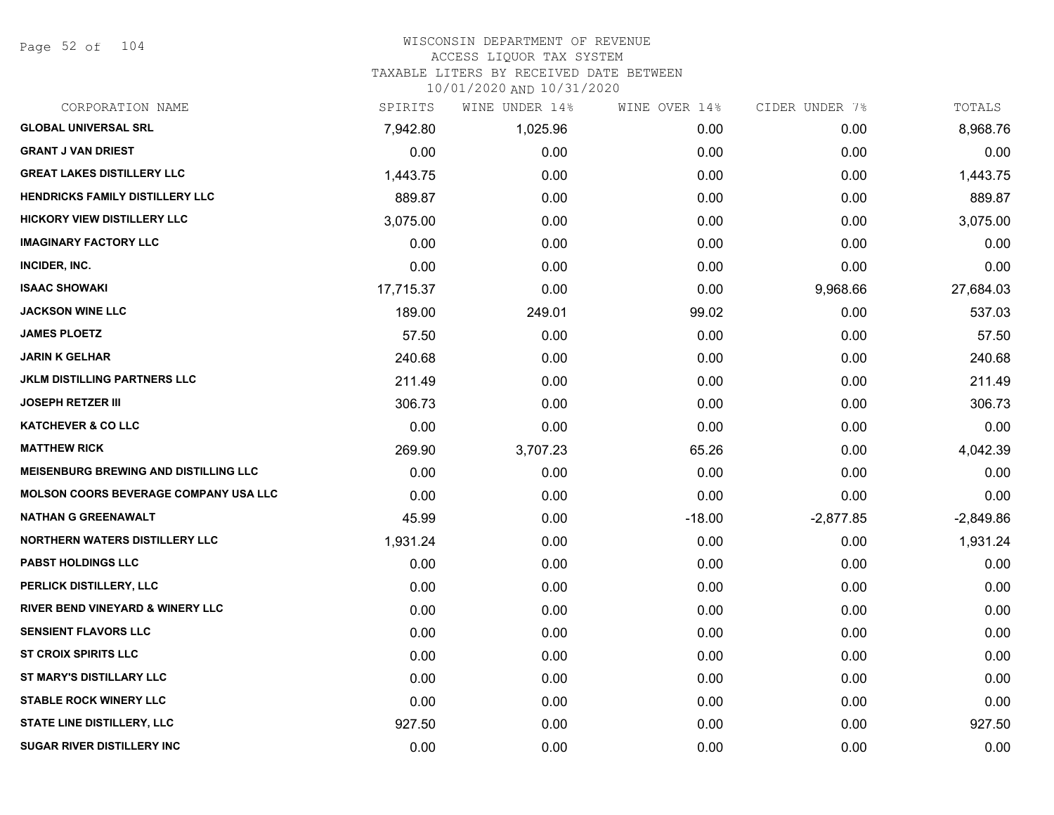# WISCONSIN DEPARTMENT OF REVENUE
## ACCESS LIQUOR TAX SYSTEM
### TAXABLE LITERS BY RECEIVED DATE BETWEEN 10/01/2020 AND 10/31/2020

| CORPORATION NAME | SPIRITS | WINE UNDER 14% | WINE OVER 14% | CIDER UNDER 7% | TOTALS |
|---|---|---|---|---|---|
| GLOBAL UNIVERSAL SRL | 7,942.80 | 1,025.96 | 0.00 | 0.00 | 8,968.76 |
| GRANT J VAN DRIEST | 0.00 | 0.00 | 0.00 | 0.00 | 0.00 |
| GREAT LAKES DISTILLERY LLC | 1,443.75 | 0.00 | 0.00 | 0.00 | 1,443.75 |
| HENDRICKS FAMILY DISTILLERY LLC | 889.87 | 0.00 | 0.00 | 0.00 | 889.87 |
| HICKORY VIEW DISTILLERY LLC | 3,075.00 | 0.00 | 0.00 | 0.00 | 3,075.00 |
| IMAGINARY FACTORY LLC | 0.00 | 0.00 | 0.00 | 0.00 | 0.00 |
| INCIDER, INC. | 0.00 | 0.00 | 0.00 | 0.00 | 0.00 |
| ISAAC SHOWAKI | 17,715.37 | 0.00 | 0.00 | 9,968.66 | 27,684.03 |
| JACKSON WINE LLC | 189.00 | 249.01 | 99.02 | 0.00 | 537.03 |
| JAMES PLOETZ | 57.50 | 0.00 | 0.00 | 0.00 | 57.50 |
| JARIN K GELHAR | 240.68 | 0.00 | 0.00 | 0.00 | 240.68 |
| JKLM DISTILLING PARTNERS LLC | 211.49 | 0.00 | 0.00 | 0.00 | 211.49 |
| JOSEPH RETZER III | 306.73 | 0.00 | 0.00 | 0.00 | 306.73 |
| KATCHEVER & CO LLC | 0.00 | 0.00 | 0.00 | 0.00 | 0.00 |
| MATTHEW RICK | 269.90 | 3,707.23 | 65.26 | 0.00 | 4,042.39 |
| MEISENBURG BREWING AND DISTILLING LLC | 0.00 | 0.00 | 0.00 | 0.00 | 0.00 |
| MOLSON COORS BEVERAGE COMPANY USA LLC | 0.00 | 0.00 | 0.00 | 0.00 | 0.00 |
| NATHAN G GREENAWALT | 45.99 | 0.00 | -18.00 | -2,877.85 | -2,849.86 |
| NORTHERN WATERS DISTILLERY LLC | 1,931.24 | 0.00 | 0.00 | 0.00 | 1,931.24 |
| PABST HOLDINGS LLC | 0.00 | 0.00 | 0.00 | 0.00 | 0.00 |
| PERLICK DISTILLERY, LLC | 0.00 | 0.00 | 0.00 | 0.00 | 0.00 |
| RIVER BEND VINEYARD & WINERY LLC | 0.00 | 0.00 | 0.00 | 0.00 | 0.00 |
| SENSIENT FLAVORS LLC | 0.00 | 0.00 | 0.00 | 0.00 | 0.00 |
| ST CROIX SPIRITS LLC | 0.00 | 0.00 | 0.00 | 0.00 | 0.00 |
| ST MARY'S DISTILLARY LLC | 0.00 | 0.00 | 0.00 | 0.00 | 0.00 |
| STABLE ROCK WINERY LLC | 0.00 | 0.00 | 0.00 | 0.00 | 0.00 |
| STATE LINE DISTILLERY, LLC | 927.50 | 0.00 | 0.00 | 0.00 | 927.50 |
| SUGAR RIVER DISTILLERY INC | 0.00 | 0.00 | 0.00 | 0.00 | 0.00 |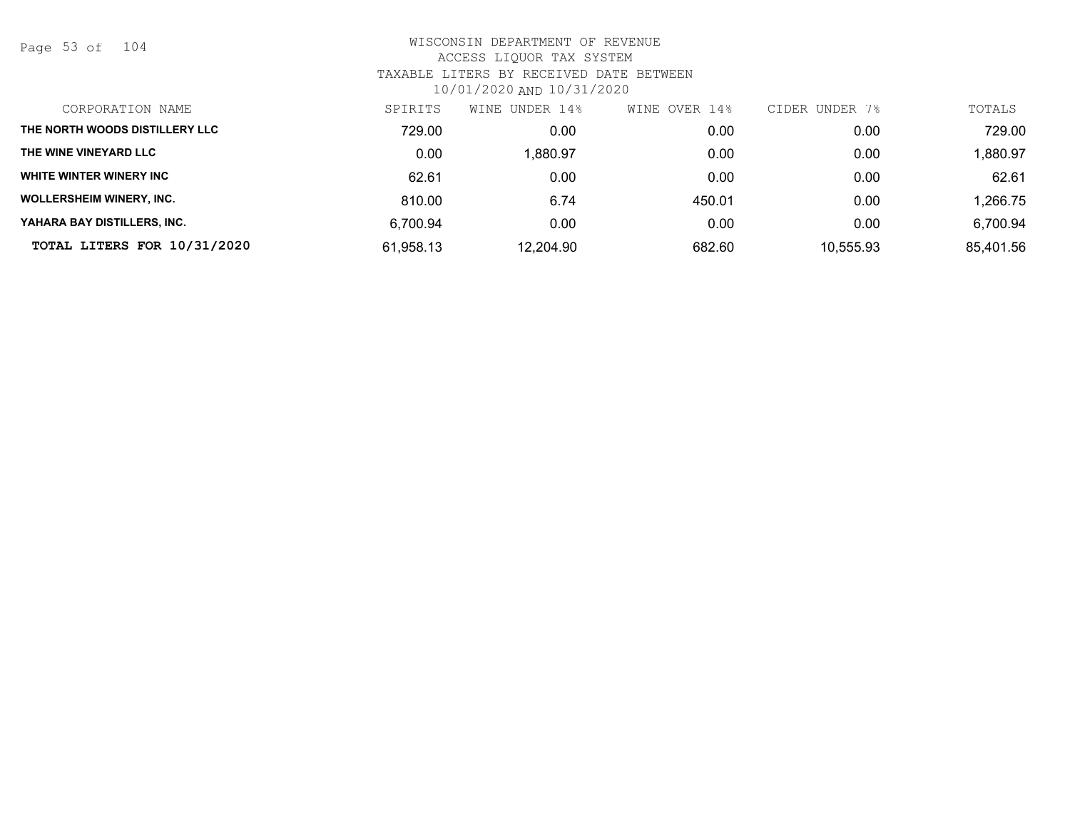WISCONSIN DEPARTMENT OF REVENUE
ACCESS LIQUOR TAX SYSTEM
TAXABLE LITERS BY RECEIVED DATE BETWEEN
10/01/2020 AND 10/31/2020

| CORPORATION NAME | SPIRITS | WINE UNDER 14% | WINE OVER 14% | CIDER UNDER 7% | TOTALS |
|---|---|---|---|---|---|
| **THE NORTH WOODS DISTILLERY LLC** | 729.00 | 0.00 | 0.00 | 0.00 | 729.00 |
| **THE WINE VINEYARD LLC** | 0.00 | 1,880.97 | 0.00 | 0.00 | 1,880.97 |
| **WHITE WINTER WINERY INC** | 62.61 | 0.00 | 0.00 | 0.00 | 62.61 |
| **WOLLERSHEIM WINERY, INC.** | 810.00 | 6.74 | 450.01 | 0.00 | 1,266.75 |
| **YAHARA BAY DISTILLERS, INC.** | 6,700.94 | 0.00 | 0.00 | 0.00 | 6,700.94 |
| **TOTAL LITERS FOR 10/31/2020** | 61,958.13 | 12,204.90 | 682.60 | 10,555.93 | 85,401.56 |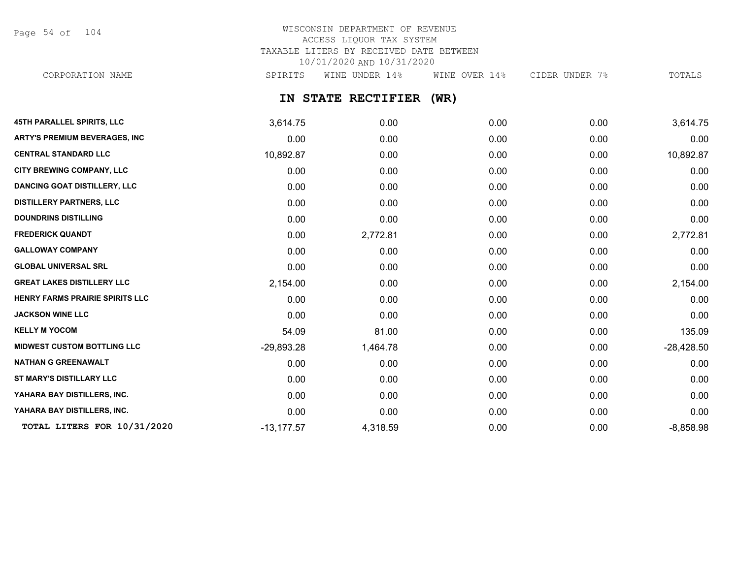WISCONSIN DEPARTMENT OF REVENUE
ACCESS LIQUOR TAX SYSTEM
TAXABLE LITERS BY RECEIVED DATE BETWEEN
10/01/2020 AND 10/31/2020

## IN STATE RECTIFIER (WR)

| CORPORATION NAME | SPIRITS | WINE UNDER 14% | WINE OVER 14% | CIDER UNDER 7% | TOTALS |
|---|---|---|---|---|---|
| 45TH PARALLEL SPIRITS, LLC | 3,614.75 | 0.00 | 0.00 | 0.00 | 3,614.75 |
| ARTY'S PREMIUM BEVERAGES, INC | 0.00 | 0.00 | 0.00 | 0.00 | 0.00 |
| CENTRAL STANDARD LLC | 10,892.87 | 0.00 | 0.00 | 0.00 | 10,892.87 |
| CITY BREWING COMPANY, LLC | 0.00 | 0.00 | 0.00 | 0.00 | 0.00 |
| DANCING GOAT DISTILLERY, LLC | 0.00 | 0.00 | 0.00 | 0.00 | 0.00 |
| DISTILLERY PARTNERS, LLC | 0.00 | 0.00 | 0.00 | 0.00 | 0.00 |
| DOUNDRINS DISTILLING | 0.00 | 0.00 | 0.00 | 0.00 | 0.00 |
| FREDERICK QUANDT | 0.00 | 2,772.81 | 0.00 | 0.00 | 2,772.81 |
| GALLOWAY COMPANY | 0.00 | 0.00 | 0.00 | 0.00 | 0.00 |
| GLOBAL UNIVERSAL SRL | 0.00 | 0.00 | 0.00 | 0.00 | 0.00 |
| GREAT LAKES DISTILLERY LLC | 2,154.00 | 0.00 | 0.00 | 0.00 | 2,154.00 |
| HENRY FARMS PRAIRIE SPIRITS LLC | 0.00 | 0.00 | 0.00 | 0.00 | 0.00 |
| JACKSON WINE LLC | 0.00 | 0.00 | 0.00 | 0.00 | 0.00 |
| KELLY M YOCOM | 54.09 | 81.00 | 0.00 | 0.00 | 135.09 |
| MIDWEST CUSTOM BOTTLING LLC | -29,893.28 | 1,464.78 | 0.00 | 0.00 | -28,428.50 |
| NATHAN G GREENAWALT | 0.00 | 0.00 | 0.00 | 0.00 | 0.00 |
| ST MARY'S DISTILLARY LLC | 0.00 | 0.00 | 0.00 | 0.00 | 0.00 |
| YAHARA BAY DISTILLERS, INC. | 0.00 | 0.00 | 0.00 | 0.00 | 0.00 |
| YAHARA BAY DISTILLERS, INC. | 0.00 | 0.00 | 0.00 | 0.00 | 0.00 |
| TOTAL LITERS FOR 10/31/2020 | -13,177.57 | 4,318.59 | 0.00 | 0.00 | -8,858.98 |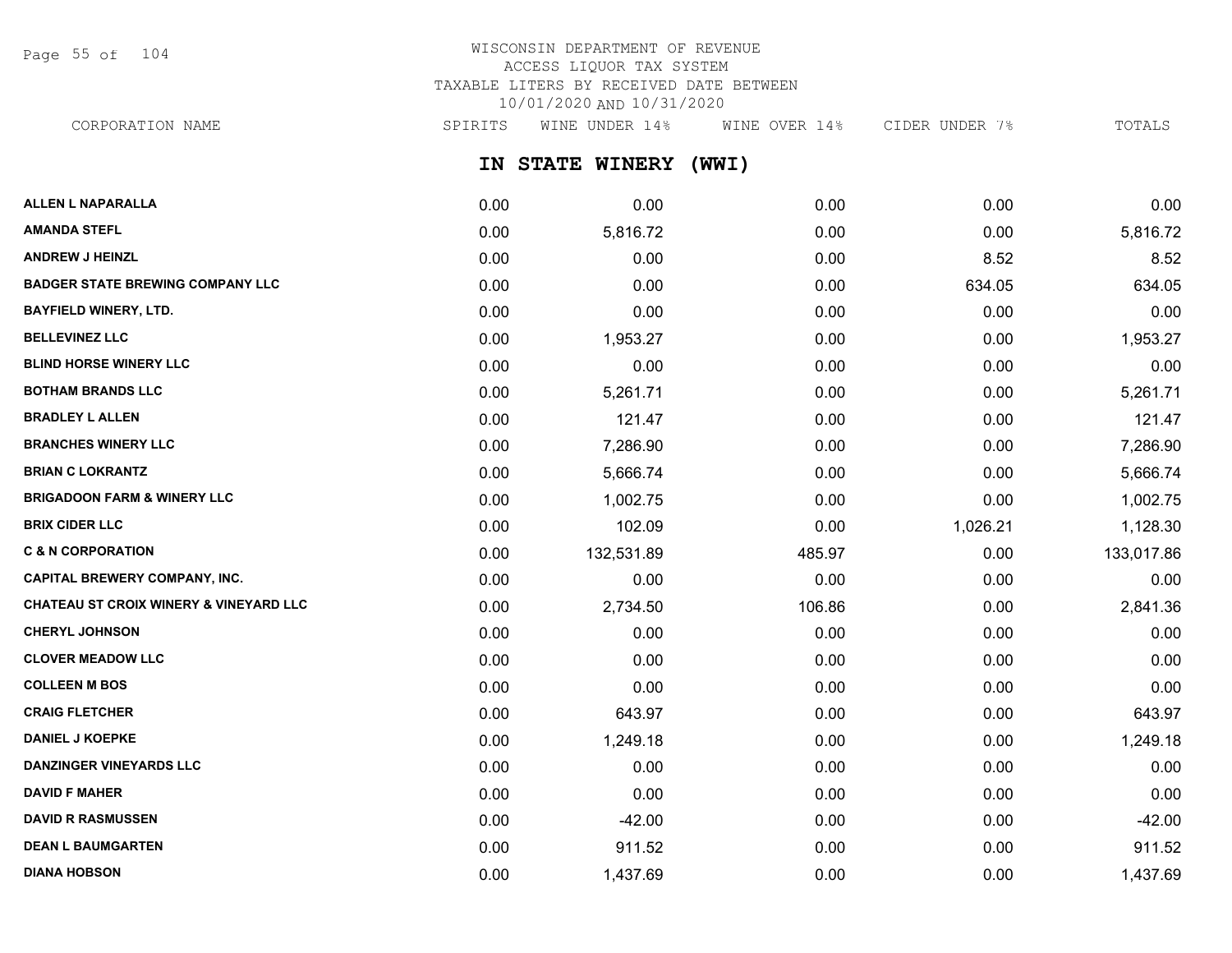# WISCONSIN DEPARTMENT OF REVENUE
ACCESS LIQUOR TAX SYSTEM
TAXABLE LITERS BY RECEIVED DATE BETWEEN
10/01/2020 AND 10/31/2020

## IN STATE WINERY (WWI)

| CORPORATION NAME | SPIRITS | WINE UNDER 14% | WINE OVER 14% | CIDER UNDER 7% | TOTALS |
|---|---|---|---|---|---|
| ALLEN L NAPARALLA | 0.00 | 0.00 | 0.00 | 0.00 | 0.00 |
| AMANDA STEFL | 0.00 | 5,816.72 | 0.00 | 0.00 | 5,816.72 |
| ANDREW J HEINZL | 0.00 | 0.00 | 0.00 | 8.52 | 8.52 |
| BADGER STATE BREWING COMPANY LLC | 0.00 | 0.00 | 0.00 | 634.05 | 634.05 |
| BAYFIELD WINERY, LTD. | 0.00 | 0.00 | 0.00 | 0.00 | 0.00 |
| BELLEVINEZ LLC | 0.00 | 1,953.27 | 0.00 | 0.00 | 1,953.27 |
| BLIND HORSE WINERY LLC | 0.00 | 0.00 | 0.00 | 0.00 | 0.00 |
| BOTHAM BRANDS LLC | 0.00 | 5,261.71 | 0.00 | 0.00 | 5,261.71 |
| BRADLEY L ALLEN | 0.00 | 121.47 | 0.00 | 0.00 | 121.47 |
| BRANCHES WINERY LLC | 0.00 | 7,286.90 | 0.00 | 0.00 | 7,286.90 |
| BRIAN C LOKRANTZ | 0.00 | 5,666.74 | 0.00 | 0.00 | 5,666.74 |
| BRIGADOON FARM & WINERY LLC | 0.00 | 1,002.75 | 0.00 | 0.00 | 1,002.75 |
| BRIX CIDER LLC | 0.00 | 102.09 | 0.00 | 1,026.21 | 1,128.30 |
| C & N CORPORATION | 0.00 | 132,531.89 | 485.97 | 0.00 | 133,017.86 |
| CAPITAL BREWERY COMPANY, INC. | 0.00 | 0.00 | 0.00 | 0.00 | 0.00 |
| CHATEAU ST CROIX WINERY & VINEYARD LLC | 0.00 | 2,734.50 | 106.86 | 0.00 | 2,841.36 |
| CHERYL JOHNSON | 0.00 | 0.00 | 0.00 | 0.00 | 0.00 |
| CLOVER MEADOW LLC | 0.00 | 0.00 | 0.00 | 0.00 | 0.00 |
| COLLEEN M BOS | 0.00 | 0.00 | 0.00 | 0.00 | 0.00 |
| CRAIG FLETCHER | 0.00 | 643.97 | 0.00 | 0.00 | 643.97 |
| DANIEL J KOEPKE | 0.00 | 1,249.18 | 0.00 | 0.00 | 1,249.18 |
| DANZINGER VINEYARDS LLC | 0.00 | 0.00 | 0.00 | 0.00 | 0.00 |
| DAVID F MAHER | 0.00 | 0.00 | 0.00 | 0.00 | 0.00 |
| DAVID R RASMUSSEN | 0.00 | -42.00 | 0.00 | 0.00 | -42.00 |
| DEAN L BAUMGARTEN | 0.00 | 911.52 | 0.00 | 0.00 | 911.52 |
| DIANA HOBSON | 0.00 | 1,437.69 | 0.00 | 0.00 | 1,437.69 |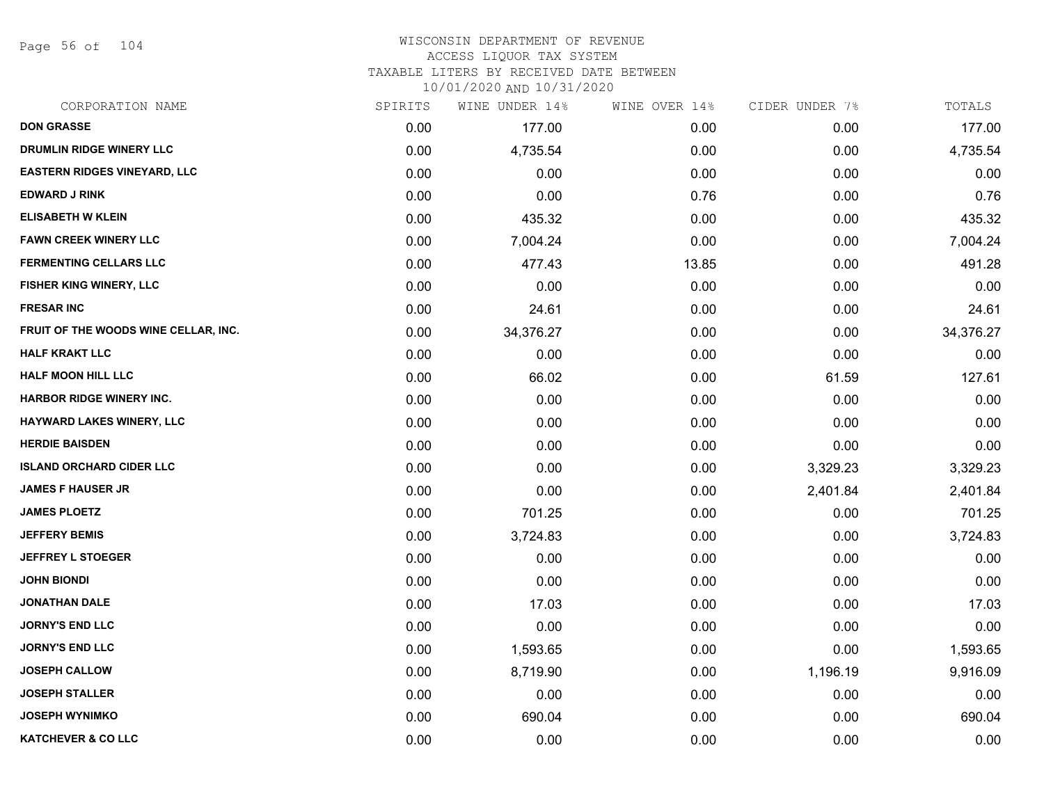WISCONSIN DEPARTMENT OF REVENUE
ACCESS LIQUOR TAX SYSTEM
TAXABLE LITERS BY RECEIVED DATE BETWEEN
10/01/2020 AND 10/31/2020

| CORPORATION NAME | SPIRITS | WINE UNDER 14% | WINE OVER 14% | CIDER UNDER 7% | TOTALS |
|---|---|---|---|---|---|
| DON GRASSE | 0.00 | 177.00 | 0.00 | 0.00 | 177.00 |
| DRUMLIN RIDGE WINERY LLC | 0.00 | 4,735.54 | 0.00 | 0.00 | 4,735.54 |
| EASTERN RIDGES VINEYARD, LLC | 0.00 | 0.00 | 0.00 | 0.00 | 0.00 |
| EDWARD J RINK | 0.00 | 0.00 | 0.76 | 0.00 | 0.76 |
| ELISABETH W KLEIN | 0.00 | 435.32 | 0.00 | 0.00 | 435.32 |
| FAWN CREEK WINERY LLC | 0.00 | 7,004.24 | 0.00 | 0.00 | 7,004.24 |
| FERMENTING CELLARS LLC | 0.00 | 477.43 | 13.85 | 0.00 | 491.28 |
| FISHER KING WINERY, LLC | 0.00 | 0.00 | 0.00 | 0.00 | 0.00 |
| FRESAR INC | 0.00 | 24.61 | 0.00 | 0.00 | 24.61 |
| FRUIT OF THE WOODS WINE CELLAR, INC. | 0.00 | 34,376.27 | 0.00 | 0.00 | 34,376.27 |
| HALF KRAKT LLC | 0.00 | 0.00 | 0.00 | 0.00 | 0.00 |
| HALF MOON HILL LLC | 0.00 | 66.02 | 0.00 | 61.59 | 127.61 |
| HARBOR RIDGE WINERY INC. | 0.00 | 0.00 | 0.00 | 0.00 | 0.00 |
| HAYWARD LAKES WINERY, LLC | 0.00 | 0.00 | 0.00 | 0.00 | 0.00 |
| HERDIE BAISDEN | 0.00 | 0.00 | 0.00 | 0.00 | 0.00 |
| ISLAND ORCHARD CIDER LLC | 0.00 | 0.00 | 0.00 | 3,329.23 | 3,329.23 |
| JAMES F HAUSER JR | 0.00 | 0.00 | 0.00 | 2,401.84 | 2,401.84 |
| JAMES PLOETZ | 0.00 | 701.25 | 0.00 | 0.00 | 701.25 |
| JEFFERY BEMIS | 0.00 | 3,724.83 | 0.00 | 0.00 | 3,724.83 |
| JEFFREY L STOEGER | 0.00 | 0.00 | 0.00 | 0.00 | 0.00 |
| JOHN BIONDI | 0.00 | 0.00 | 0.00 | 0.00 | 0.00 |
| JONATHAN DALE | 0.00 | 17.03 | 0.00 | 0.00 | 17.03 |
| JORNY'S END LLC | 0.00 | 0.00 | 0.00 | 0.00 | 0.00 |
| JORNY'S END LLC | 0.00 | 1,593.65 | 0.00 | 0.00 | 1,593.65 |
| JOSEPH CALLOW | 0.00 | 8,719.90 | 0.00 | 1,196.19 | 9,916.09 |
| JOSEPH STALLER | 0.00 | 0.00 | 0.00 | 0.00 | 0.00 |
| JOSEPH WYNIMKO | 0.00 | 690.04 | 0.00 | 0.00 | 690.04 |
| KATCHEVER & CO LLC | 0.00 | 0.00 | 0.00 | 0.00 | 0.00 |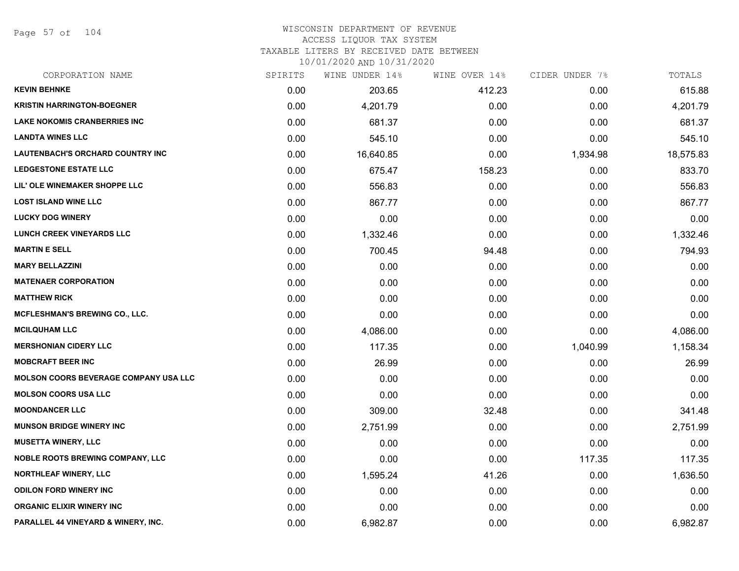# WISCONSIN DEPARTMENT OF REVENUE
## ACCESS LIQUOR TAX SYSTEM
### TAXABLE LITERS BY RECEIVED DATE BETWEEN 10/01/2020 AND 10/31/2020

| CORPORATION NAME | SPIRITS | WINE UNDER 14% | WINE OVER 14% | CIDER UNDER 7% | TOTALS |
|---|---|---|---|---|---|
| KEVIN BEHNKE | 0.00 | 203.65 | 412.23 | 0.00 | 615.88 |
| KRISTIN HARRINGTON-BOEGNER | 0.00 | 4,201.79 | 0.00 | 0.00 | 4,201.79 |
| LAKE NOKOMIS CRANBERRIES INC | 0.00 | 681.37 | 0.00 | 0.00 | 681.37 |
| LANDTA WINES LLC | 0.00 | 545.10 | 0.00 | 0.00 | 545.10 |
| LAUTENBACH'S ORCHARD COUNTRY INC | 0.00 | 16,640.85 | 0.00 | 1,934.98 | 18,575.83 |
| LEDGESTONE ESTATE LLC | 0.00 | 675.47 | 158.23 | 0.00 | 833.70 |
| LIL' OLE WINEMAKER SHOPPE LLC | 0.00 | 556.83 | 0.00 | 0.00 | 556.83 |
| LOST ISLAND WINE LLC | 0.00 | 867.77 | 0.00 | 0.00 | 867.77 |
| LUCKY DOG WINERY | 0.00 | 0.00 | 0.00 | 0.00 | 0.00 |
| LUNCH CREEK VINEYARDS LLC | 0.00 | 1,332.46 | 0.00 | 0.00 | 1,332.46 |
| MARTIN E SELL | 0.00 | 700.45 | 94.48 | 0.00 | 794.93 |
| MARY BELLAZZINI | 0.00 | 0.00 | 0.00 | 0.00 | 0.00 |
| MATENAER CORPORATION | 0.00 | 0.00 | 0.00 | 0.00 | 0.00 |
| MATTHEW RICK | 0.00 | 0.00 | 0.00 | 0.00 | 0.00 |
| MCFLESHMAN'S BREWING CO., LLC. | 0.00 | 0.00 | 0.00 | 0.00 | 0.00 |
| MCILQUHAM LLC | 0.00 | 4,086.00 | 0.00 | 0.00 | 4,086.00 |
| MERSHONIAN CIDERY LLC | 0.00 | 117.35 | 0.00 | 1,040.99 | 1,158.34 |
| MOBCRAFT BEER INC | 0.00 | 26.99 | 0.00 | 0.00 | 26.99 |
| MOLSON COORS BEVERAGE COMPANY USA LLC | 0.00 | 0.00 | 0.00 | 0.00 | 0.00 |
| MOLSON COORS USA LLC | 0.00 | 0.00 | 0.00 | 0.00 | 0.00 |
| MOONDANCER LLC | 0.00 | 309.00 | 32.48 | 0.00 | 341.48 |
| MUNSON BRIDGE WINERY INC | 0.00 | 2,751.99 | 0.00 | 0.00 | 2,751.99 |
| MUSETTA WINERY, LLC | 0.00 | 0.00 | 0.00 | 0.00 | 0.00 |
| NOBLE ROOTS BREWING COMPANY, LLC | 0.00 | 0.00 | 0.00 | 117.35 | 117.35 |
| NORTHLEAF WINERY, LLC | 0.00 | 1,595.24 | 41.26 | 0.00 | 1,636.50 |
| ODILON FORD WINERY INC | 0.00 | 0.00 | 0.00 | 0.00 | 0.00 |
| ORGANIC ELIXIR WINERY INC | 0.00 | 0.00 | 0.00 | 0.00 | 0.00 |
| PARALLEL 44 VINEYARD & WINERY, INC. | 0.00 | 6,982.87 | 0.00 | 0.00 | 6,982.87 |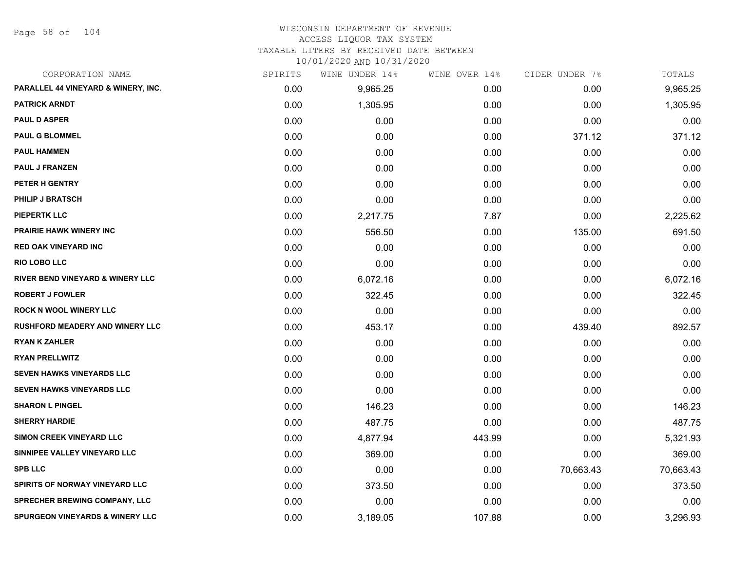WISCONSIN DEPARTMENT OF REVENUE
ACCESS LIQUOR TAX SYSTEM
TAXABLE LITERS BY RECEIVED DATE BETWEEN
10/01/2020 AND 10/31/2020

| CORPORATION NAME | SPIRITS | WINE UNDER 14% | WINE OVER 14% | CIDER UNDER 7% | TOTALS |
|---|---|---|---|---|---|
| PARALLEL 44 VINEYARD & WINERY, INC. | 0.00 | 9,965.25 | 0.00 | 0.00 | 9,965.25 |
| PATRICK ARNDT | 0.00 | 1,305.95 | 0.00 | 0.00 | 1,305.95 |
| PAUL D ASPER | 0.00 | 0.00 | 0.00 | 0.00 | 0.00 |
| PAUL G BLOMMEL | 0.00 | 0.00 | 0.00 | 371.12 | 371.12 |
| PAUL HAMMEN | 0.00 | 0.00 | 0.00 | 0.00 | 0.00 |
| PAUL J FRANZEN | 0.00 | 0.00 | 0.00 | 0.00 | 0.00 |
| PETER H GENTRY | 0.00 | 0.00 | 0.00 | 0.00 | 0.00 |
| PHILIP J BRATSCH | 0.00 | 0.00 | 0.00 | 0.00 | 0.00 |
| PIEPERTK LLC | 0.00 | 2,217.75 | 7.87 | 0.00 | 2,225.62 |
| PRAIRIE HAWK WINERY INC | 0.00 | 556.50 | 0.00 | 135.00 | 691.50 |
| RED OAK VINEYARD INC | 0.00 | 0.00 | 0.00 | 0.00 | 0.00 |
| RIO LOBO LLC | 0.00 | 0.00 | 0.00 | 0.00 | 0.00 |
| RIVER BEND VINEYARD & WINERY LLC | 0.00 | 6,072.16 | 0.00 | 0.00 | 6,072.16 |
| ROBERT J FOWLER | 0.00 | 322.45 | 0.00 | 0.00 | 322.45 |
| ROCK N WOOL WINERY LLC | 0.00 | 0.00 | 0.00 | 0.00 | 0.00 |
| RUSHFORD MEADERY AND WINERY LLC | 0.00 | 453.17 | 0.00 | 439.40 | 892.57 |
| RYAN K ZAHLER | 0.00 | 0.00 | 0.00 | 0.00 | 0.00 |
| RYAN PRELLWITZ | 0.00 | 0.00 | 0.00 | 0.00 | 0.00 |
| SEVEN HAWKS VINEYARDS LLC | 0.00 | 0.00 | 0.00 | 0.00 | 0.00 |
| SEVEN HAWKS VINEYARDS LLC | 0.00 | 0.00 | 0.00 | 0.00 | 0.00 |
| SHARON L PINGEL | 0.00 | 146.23 | 0.00 | 0.00 | 146.23 |
| SHERRY HARDIE | 0.00 | 487.75 | 0.00 | 0.00 | 487.75 |
| SIMON CREEK VINEYARD LLC | 0.00 | 4,877.94 | 443.99 | 0.00 | 5,321.93 |
| SINNIPEE VALLEY VINEYARD LLC | 0.00 | 369.00 | 0.00 | 0.00 | 369.00 |
| SPB LLC | 0.00 | 0.00 | 0.00 | 70,663.43 | 70,663.43 |
| SPIRITS OF NORWAY VINEYARD LLC | 0.00 | 373.50 | 0.00 | 0.00 | 373.50 |
| SPRECHER BREWING COMPANY, LLC | 0.00 | 0.00 | 0.00 | 0.00 | 0.00 |
| SPURGEON VINEYARDS & WINERY LLC | 0.00 | 3,189.05 | 107.88 | 0.00 | 3,296.93 |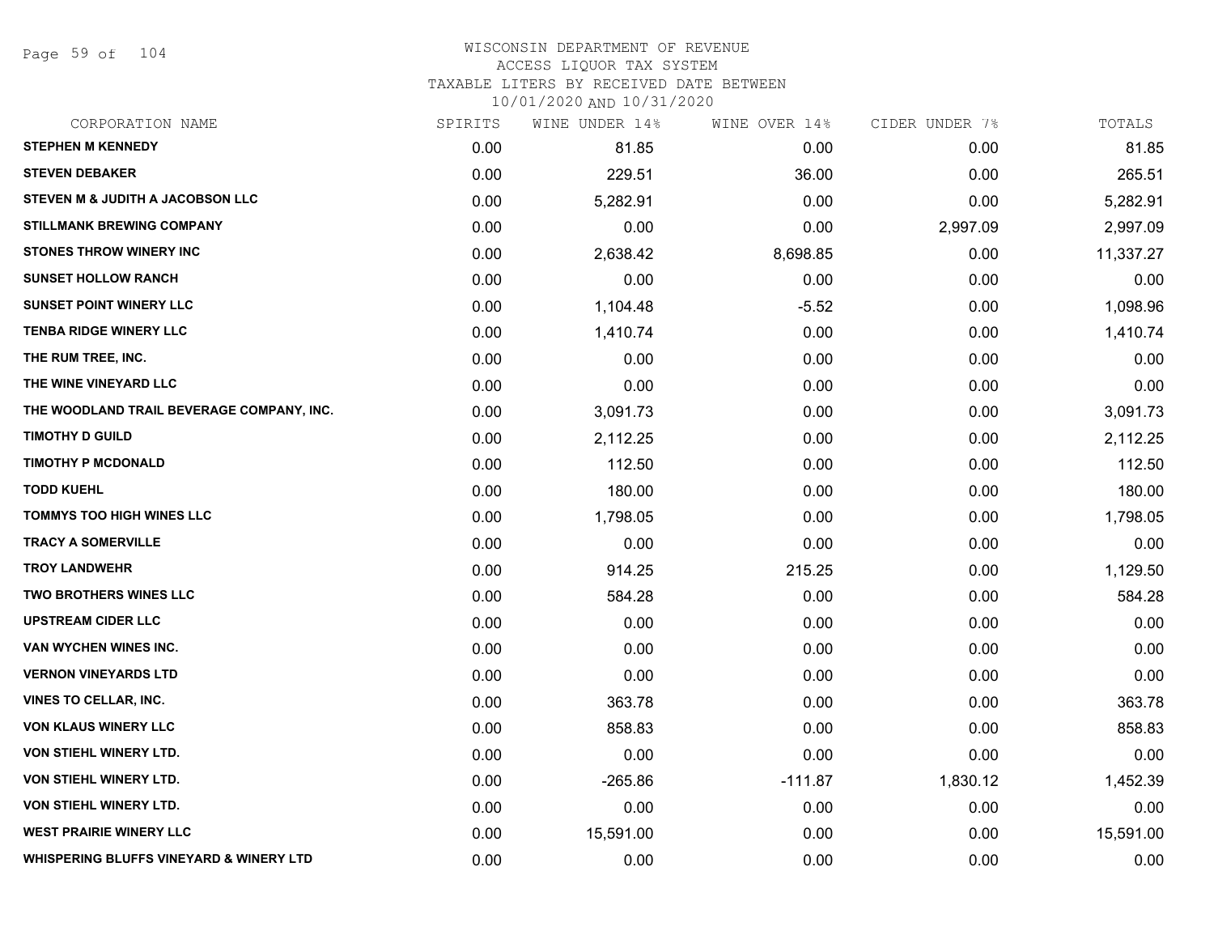# WISCONSIN DEPARTMENT OF REVENUE
## ACCESS LIQUOR TAX SYSTEM
### TAXABLE LITERS BY RECEIVED DATE BETWEEN 10/01/2020 AND 10/31/2020

| CORPORATION NAME | SPIRITS | WINE UNDER 14% | WINE OVER 14% | CIDER UNDER 7% | TOTALS |
|---|---|---|---|---|---|
| STEPHEN M KENNEDY | 0.00 | 81.85 | 0.00 | 0.00 | 81.85 |
| STEVEN DEBAKER | 0.00 | 229.51 | 36.00 | 0.00 | 265.51 |
| STEVEN M & JUDITH A JACOBSON LLC | 0.00 | 5,282.91 | 0.00 | 0.00 | 5,282.91 |
| STILLMANK BREWING COMPANY | 0.00 | 0.00 | 0.00 | 2,997.09 | 2,997.09 |
| STONES THROW WINERY INC | 0.00 | 2,638.42 | 8,698.85 | 0.00 | 11,337.27 |
| SUNSET HOLLOW RANCH | 0.00 | 0.00 | 0.00 | 0.00 | 0.00 |
| SUNSET POINT WINERY LLC | 0.00 | 1,104.48 | -5.52 | 0.00 | 1,098.96 |
| TENBA RIDGE WINERY LLC | 0.00 | 1,410.74 | 0.00 | 0.00 | 1,410.74 |
| THE RUM TREE, INC. | 0.00 | 0.00 | 0.00 | 0.00 | 0.00 |
| THE WINE VINEYARD LLC | 0.00 | 0.00 | 0.00 | 0.00 | 0.00 |
| THE WOODLAND TRAIL BEVERAGE COMPANY, INC. | 0.00 | 3,091.73 | 0.00 | 0.00 | 3,091.73 |
| TIMOTHY D GUILD | 0.00 | 2,112.25 | 0.00 | 0.00 | 2,112.25 |
| TIMOTHY P MCDONALD | 0.00 | 112.50 | 0.00 | 0.00 | 112.50 |
| TODD KUEHL | 0.00 | 180.00 | 0.00 | 0.00 | 180.00 |
| TOMMYS TOO HIGH WINES LLC | 0.00 | 1,798.05 | 0.00 | 0.00 | 1,798.05 |
| TRACY A SOMERVILLE | 0.00 | 0.00 | 0.00 | 0.00 | 0.00 |
| TROY LANDWEHR | 0.00 | 914.25 | 215.25 | 0.00 | 1,129.50 |
| TWO BROTHERS WINES LLC | 0.00 | 584.28 | 0.00 | 0.00 | 584.28 |
| UPSTREAM CIDER LLC | 0.00 | 0.00 | 0.00 | 0.00 | 0.00 |
| VAN WYCHEN WINES INC. | 0.00 | 0.00 | 0.00 | 0.00 | 0.00 |
| VERNON VINEYARDS LTD | 0.00 | 0.00 | 0.00 | 0.00 | 0.00 |
| VINES TO CELLAR, INC. | 0.00 | 363.78 | 0.00 | 0.00 | 363.78 |
| VON KLAUS WINERY LLC | 0.00 | 858.83 | 0.00 | 0.00 | 858.83 |
| VON STIEHL WINERY LTD. | 0.00 | 0.00 | 0.00 | 0.00 | 0.00 |
| VON STIEHL WINERY LTD. | 0.00 | -265.86 | -111.87 | 1,830.12 | 1,452.39 |
| VON STIEHL WINERY LTD. | 0.00 | 0.00 | 0.00 | 0.00 | 0.00 |
| WEST PRAIRIE WINERY LLC | 0.00 | 15,591.00 | 0.00 | 0.00 | 15,591.00 |
| WHISPERING BLUFFS VINEYARD & WINERY LTD | 0.00 | 0.00 | 0.00 | 0.00 | 0.00 |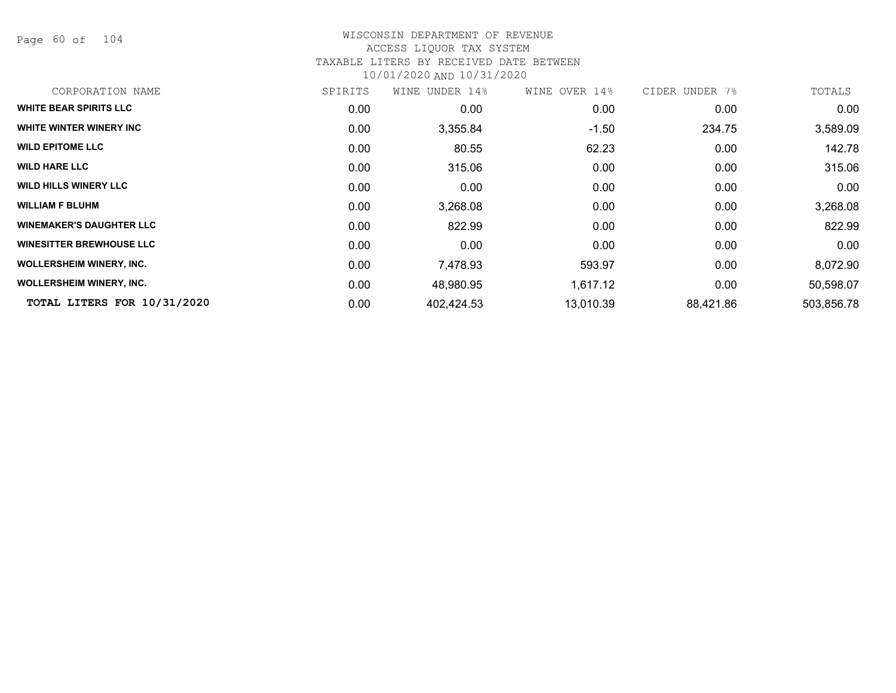WISCONSIN DEPARTMENT OF REVENUE
ACCESS LIQUOR TAX SYSTEM
TAXABLE LITERS BY RECEIVED DATE BETWEEN
10/01/2020 AND 10/31/2020

| CORPORATION NAME | SPIRITS | WINE UNDER 14% | WINE OVER 14% | CIDER UNDER 7% | TOTALS |
|---|---|---|---|---|---|
| **WHITE BEAR SPIRITS LLC** | 0.00 | 0.00 | 0.00 | 0.00 | 0.00 |
| **WHITE WINTER WINERY INC** | 0.00 | 3,355.84 | -1.50 | 234.75 | 3,589.09 |
| **WILD EPITOME LLC** | 0.00 | 80.55 | 62.23 | 0.00 | 142.78 |
| **WILD HARE LLC** | 0.00 | 315.06 | 0.00 | 0.00 | 315.06 |
| **WILD HILLS WINERY LLC** | 0.00 | 0.00 | 0.00 | 0.00 | 0.00 |
| **WILLIAM F BLUHM** | 0.00 | 3,268.08 | 0.00 | 0.00 | 3,268.08 |
| **WINEMAKER'S DAUGHTER LLC** | 0.00 | 822.99 | 0.00 | 0.00 | 822.99 |
| **WINESITTER BREWHOUSE LLC** | 0.00 | 0.00 | 0.00 | 0.00 | 0.00 |
| **WOLLERSHEIM WINERY, INC.** | 0.00 | 7,478.93 | 593.97 | 0.00 | 8,072.90 |
| **WOLLERSHEIM WINERY, INC.** | 0.00 | 48,980.95 | 1,617.12 | 0.00 | 50,598.07 |
| **TOTAL LITERS FOR 10/31/2020** | 0.00 | 402,424.53 | 13,010.39 | 88,421.86 | 503,856.78 |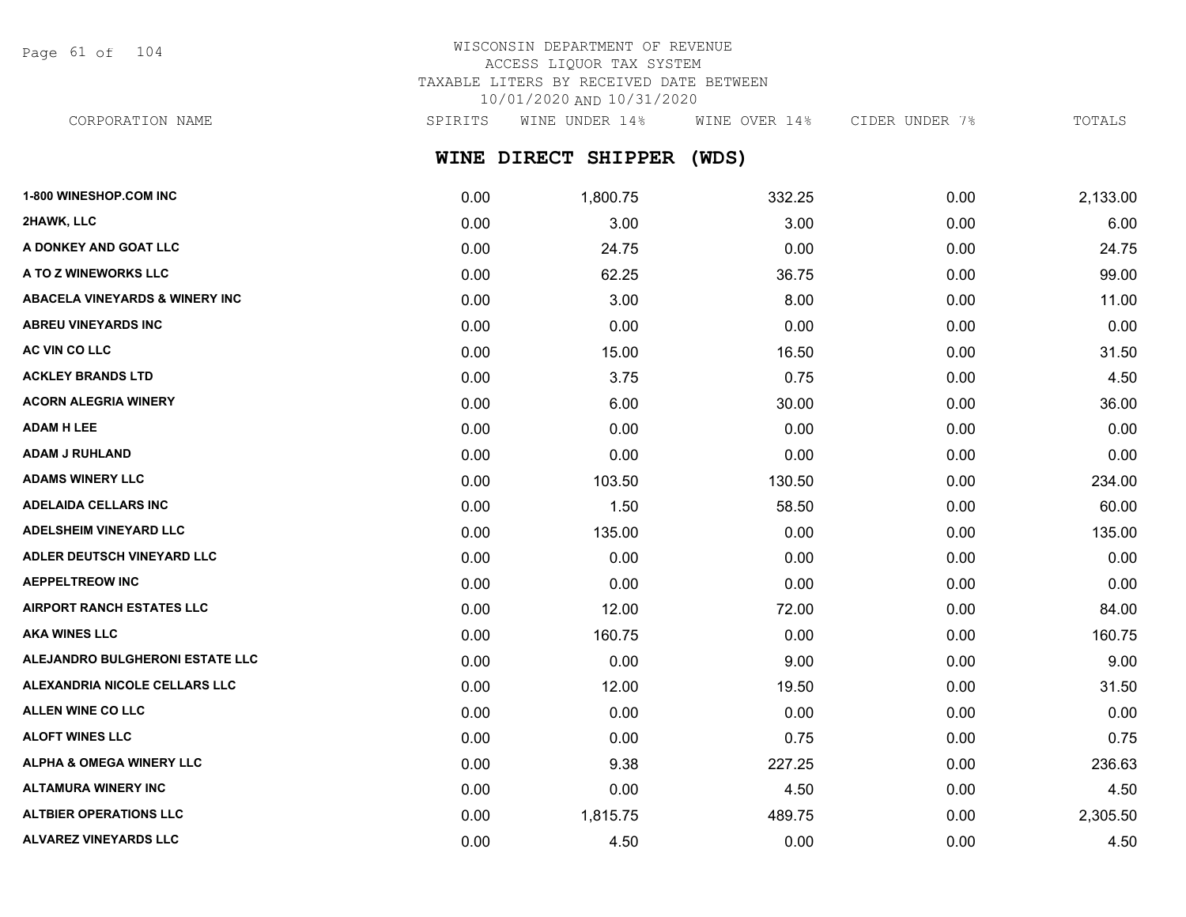WISCONSIN DEPARTMENT OF REVENUE
ACCESS LIQUOR TAX SYSTEM
TAXABLE LITERS BY RECEIVED DATE BETWEEN
10/01/2020 AND 10/31/2020

## WINE DIRECT SHIPPER (WDS)

| CORPORATION NAME | SPIRITS | WINE UNDER 14% | WINE OVER 14% | CIDER UNDER 7% | TOTALS |
|---|---|---|---|---|---|
| 1-800 WINESHOP.COM INC | 0.00 | 1,800.75 | 332.25 | 0.00 | 2,133.00 |
| 2HAWK, LLC | 0.00 | 3.00 | 3.00 | 0.00 | 6.00 |
| A DONKEY AND GOAT LLC | 0.00 | 24.75 | 0.00 | 0.00 | 24.75 |
| A TO Z WINEWORKS LLC | 0.00 | 62.25 | 36.75 | 0.00 | 99.00 |
| ABACELA VINEYARDS & WINERY INC | 0.00 | 3.00 | 8.00 | 0.00 | 11.00 |
| ABREU VINEYARDS INC | 0.00 | 0.00 | 0.00 | 0.00 | 0.00 |
| AC VIN CO LLC | 0.00 | 15.00 | 16.50 | 0.00 | 31.50 |
| ACKLEY BRANDS LTD | 0.00 | 3.75 | 0.75 | 0.00 | 4.50 |
| ACORN ALEGRIA WINERY | 0.00 | 6.00 | 30.00 | 0.00 | 36.00 |
| ADAM H LEE | 0.00 | 0.00 | 0.00 | 0.00 | 0.00 |
| ADAM J RUHLAND | 0.00 | 0.00 | 0.00 | 0.00 | 0.00 |
| ADAMS WINERY LLC | 0.00 | 103.50 | 130.50 | 0.00 | 234.00 |
| ADELAIDA CELLARS INC | 0.00 | 1.50 | 58.50 | 0.00 | 60.00 |
| ADELSHEIM VINEYARD LLC | 0.00 | 135.00 | 0.00 | 0.00 | 135.00 |
| ADLER DEUTSCH VINEYARD LLC | 0.00 | 0.00 | 0.00 | 0.00 | 0.00 |
| AEPPELTREOW INC | 0.00 | 0.00 | 0.00 | 0.00 | 0.00 |
| AIRPORT RANCH ESTATES LLC | 0.00 | 12.00 | 72.00 | 0.00 | 84.00 |
| AKA WINES LLC | 0.00 | 160.75 | 0.00 | 0.00 | 160.75 |
| ALEJANDRO BULGHERONI ESTATE LLC | 0.00 | 0.00 | 9.00 | 0.00 | 9.00 |
| ALEXANDRIA NICOLE CELLARS LLC | 0.00 | 12.00 | 19.50 | 0.00 | 31.50 |
| ALLEN WINE CO LLC | 0.00 | 0.00 | 0.00 | 0.00 | 0.00 |
| ALOFT WINES LLC | 0.00 | 0.00 | 0.75 | 0.00 | 0.75 |
| ALPHA & OMEGA WINERY LLC | 0.00 | 9.38 | 227.25 | 0.00 | 236.63 |
| ALTAMURA WINERY INC | 0.00 | 0.00 | 4.50 | 0.00 | 4.50 |
| ALTBIER OPERATIONS LLC | 0.00 | 1,815.75 | 489.75 | 0.00 | 2,305.50 |
| ALVAREZ VINEYARDS LLC | 0.00 | 4.50 | 0.00 | 0.00 | 4.50 |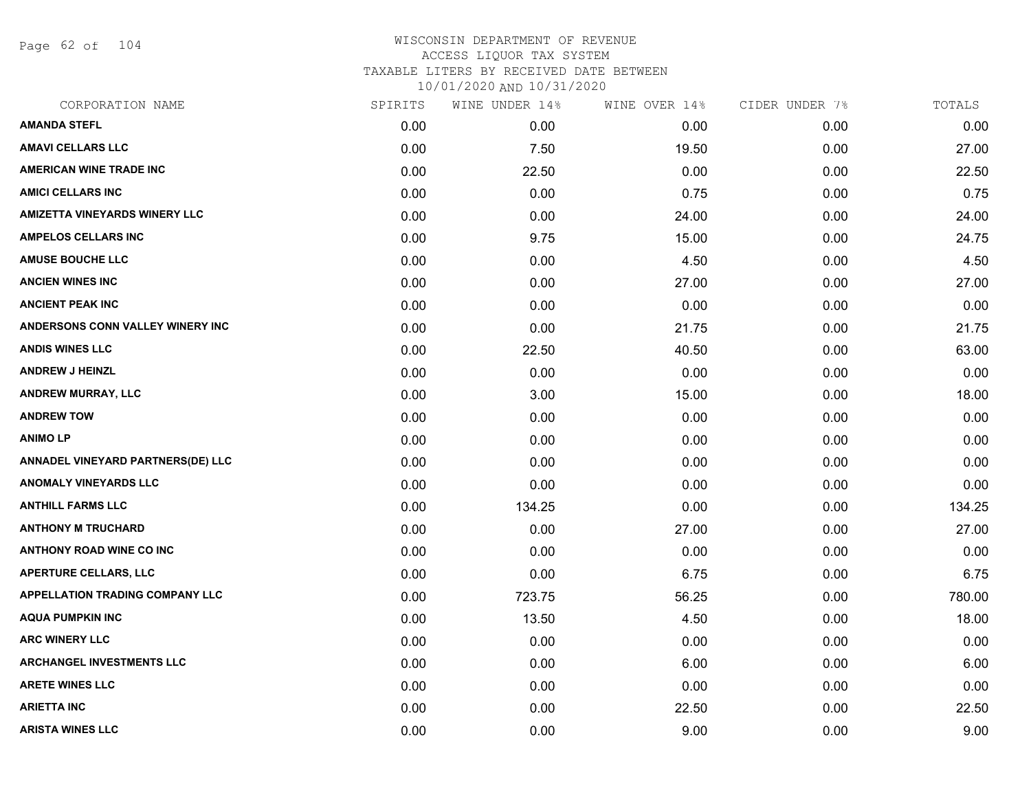# WISCONSIN DEPARTMENT OF REVENUE
## ACCESS LIQUOR TAX SYSTEM
### TAXABLE LITERS BY RECEIVED DATE BETWEEN 10/01/2020 AND 10/31/2020

| CORPORATION NAME | SPIRITS | WINE UNDER 14% | WINE OVER 14% | CIDER UNDER 7% | TOTALS |
|---|---|---|---|---|---|
| AMANDA STEFL | 0.00 | 0.00 | 0.00 | 0.00 | 0.00 |
| AMAVI CELLARS LLC | 0.00 | 7.50 | 19.50 | 0.00 | 27.00 |
| AMERICAN WINE TRADE INC | 0.00 | 22.50 | 0.00 | 0.00 | 22.50 |
| AMICI CELLARS INC | 0.00 | 0.00 | 0.75 | 0.00 | 0.75 |
| AMIZETTA VINEYARDS WINERY LLC | 0.00 | 0.00 | 24.00 | 0.00 | 24.00 |
| AMPELOS CELLARS INC | 0.00 | 9.75 | 15.00 | 0.00 | 24.75 |
| AMUSE BOUCHE LLC | 0.00 | 0.00 | 4.50 | 0.00 | 4.50 |
| ANCIEN WINES INC | 0.00 | 0.00 | 27.00 | 0.00 | 27.00 |
| ANCIENT PEAK INC | 0.00 | 0.00 | 0.00 | 0.00 | 0.00 |
| ANDERSONS CONN VALLEY WINERY INC | 0.00 | 0.00 | 21.75 | 0.00 | 21.75 |
| ANDIS WINES LLC | 0.00 | 22.50 | 40.50 | 0.00 | 63.00 |
| ANDREW J HEINZL | 0.00 | 0.00 | 0.00 | 0.00 | 0.00 |
| ANDREW MURRAY, LLC | 0.00 | 3.00 | 15.00 | 0.00 | 18.00 |
| ANDREW TOW | 0.00 | 0.00 | 0.00 | 0.00 | 0.00 |
| ANIMO LP | 0.00 | 0.00 | 0.00 | 0.00 | 0.00 |
| ANNADEL VINEYARD PARTNERS(DE) LLC | 0.00 | 0.00 | 0.00 | 0.00 | 0.00 |
| ANOMALY VINEYARDS LLC | 0.00 | 0.00 | 0.00 | 0.00 | 0.00 |
| ANTHILL FARMS LLC | 0.00 | 134.25 | 0.00 | 0.00 | 134.25 |
| ANTHONY M TRUCHARD | 0.00 | 0.00 | 27.00 | 0.00 | 27.00 |
| ANTHONY ROAD WINE CO INC | 0.00 | 0.00 | 0.00 | 0.00 | 0.00 |
| APERTURE CELLARS, LLC | 0.00 | 0.00 | 6.75 | 0.00 | 6.75 |
| APPELLATION TRADING COMPANY LLC | 0.00 | 723.75 | 56.25 | 0.00 | 780.00 |
| AQUA PUMPKIN INC | 0.00 | 13.50 | 4.50 | 0.00 | 18.00 |
| ARC WINERY LLC | 0.00 | 0.00 | 0.00 | 0.00 | 0.00 |
| ARCHANGEL INVESTMENTS LLC | 0.00 | 0.00 | 6.00 | 0.00 | 6.00 |
| ARETE WINES LLC | 0.00 | 0.00 | 0.00 | 0.00 | 0.00 |
| ARIETTA INC | 0.00 | 0.00 | 22.50 | 0.00 | 22.50 |
| ARISTA WINES LLC | 0.00 | 0.00 | 9.00 | 0.00 | 9.00 |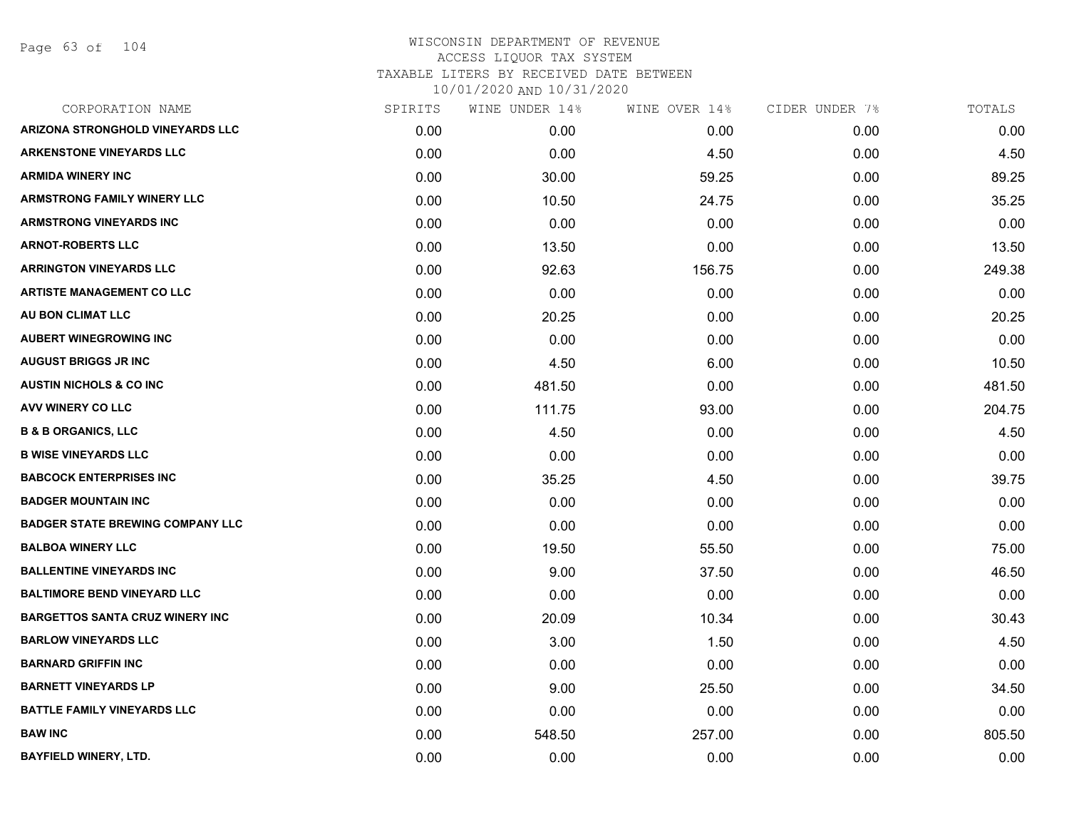# WISCONSIN DEPARTMENT OF REVENUE
## ACCESS LIQUOR TAX SYSTEM
### TAXABLE LITERS BY RECEIVED DATE BETWEEN 10/01/2020 AND 10/31/2020

| CORPORATION NAME | SPIRITS | WINE UNDER 14% | WINE OVER 14% | CIDER UNDER 7% | TOTALS |
|---|---|---|---|---|---|
| ARIZONA STRONGHOLD VINEYARDS LLC | 0.00 | 0.00 | 0.00 | 0.00 | 0.00 |
| ARKENSTONE VINEYARDS LLC | 0.00 | 0.00 | 4.50 | 0.00 | 4.50 |
| ARMIDA WINERY INC | 0.00 | 30.00 | 59.25 | 0.00 | 89.25 |
| ARMSTRONG FAMILY WINERY LLC | 0.00 | 10.50 | 24.75 | 0.00 | 35.25 |
| ARMSTRONG VINEYARDS INC | 0.00 | 0.00 | 0.00 | 0.00 | 0.00 |
| ARNOT-ROBERTS LLC | 0.00 | 13.50 | 0.00 | 0.00 | 13.50 |
| ARRINGTON VINEYARDS LLC | 0.00 | 92.63 | 156.75 | 0.00 | 249.38 |
| ARTISTE MANAGEMENT CO LLC | 0.00 | 0.00 | 0.00 | 0.00 | 0.00 |
| AU BON CLIMAT LLC | 0.00 | 20.25 | 0.00 | 0.00 | 20.25 |
| AUBERT WINEGROWING INC | 0.00 | 0.00 | 0.00 | 0.00 | 0.00 |
| AUGUST BRIGGS JR INC | 0.00 | 4.50 | 6.00 | 0.00 | 10.50 |
| AUSTIN NICHOLS & CO INC | 0.00 | 481.50 | 0.00 | 0.00 | 481.50 |
| AVV WINERY CO LLC | 0.00 | 111.75 | 93.00 | 0.00 | 204.75 |
| B & B ORGANICS, LLC | 0.00 | 4.50 | 0.00 | 0.00 | 4.50 |
| B WISE VINEYARDS LLC | 0.00 | 0.00 | 0.00 | 0.00 | 0.00 |
| BABCOCK ENTERPRISES INC | 0.00 | 35.25 | 4.50 | 0.00 | 39.75 |
| BADGER MOUNTAIN INC | 0.00 | 0.00 | 0.00 | 0.00 | 0.00 |
| BADGER STATE BREWING COMPANY LLC | 0.00 | 0.00 | 0.00 | 0.00 | 0.00 |
| BALBOA WINERY LLC | 0.00 | 19.50 | 55.50 | 0.00 | 75.00 |
| BALLENTINE VINEYARDS INC | 0.00 | 9.00 | 37.50 | 0.00 | 46.50 |
| BALTIMORE BEND VINEYARD LLC | 0.00 | 0.00 | 0.00 | 0.00 | 0.00 |
| BARGETTOS SANTA CRUZ WINERY INC | 0.00 | 20.09 | 10.34 | 0.00 | 30.43 |
| BARLOW VINEYARDS LLC | 0.00 | 3.00 | 1.50 | 0.00 | 4.50 |
| BARNARD GRIFFIN INC | 0.00 | 0.00 | 0.00 | 0.00 | 0.00 |
| BARNETT VINEYARDS LP | 0.00 | 9.00 | 25.50 | 0.00 | 34.50 |
| BATTLE FAMILY VINEYARDS LLC | 0.00 | 0.00 | 0.00 | 0.00 | 0.00 |
| BAW INC | 0.00 | 548.50 | 257.00 | 0.00 | 805.50 |
| BAYFIELD WINERY, LTD. | 0.00 | 0.00 | 0.00 | 0.00 | 0.00 |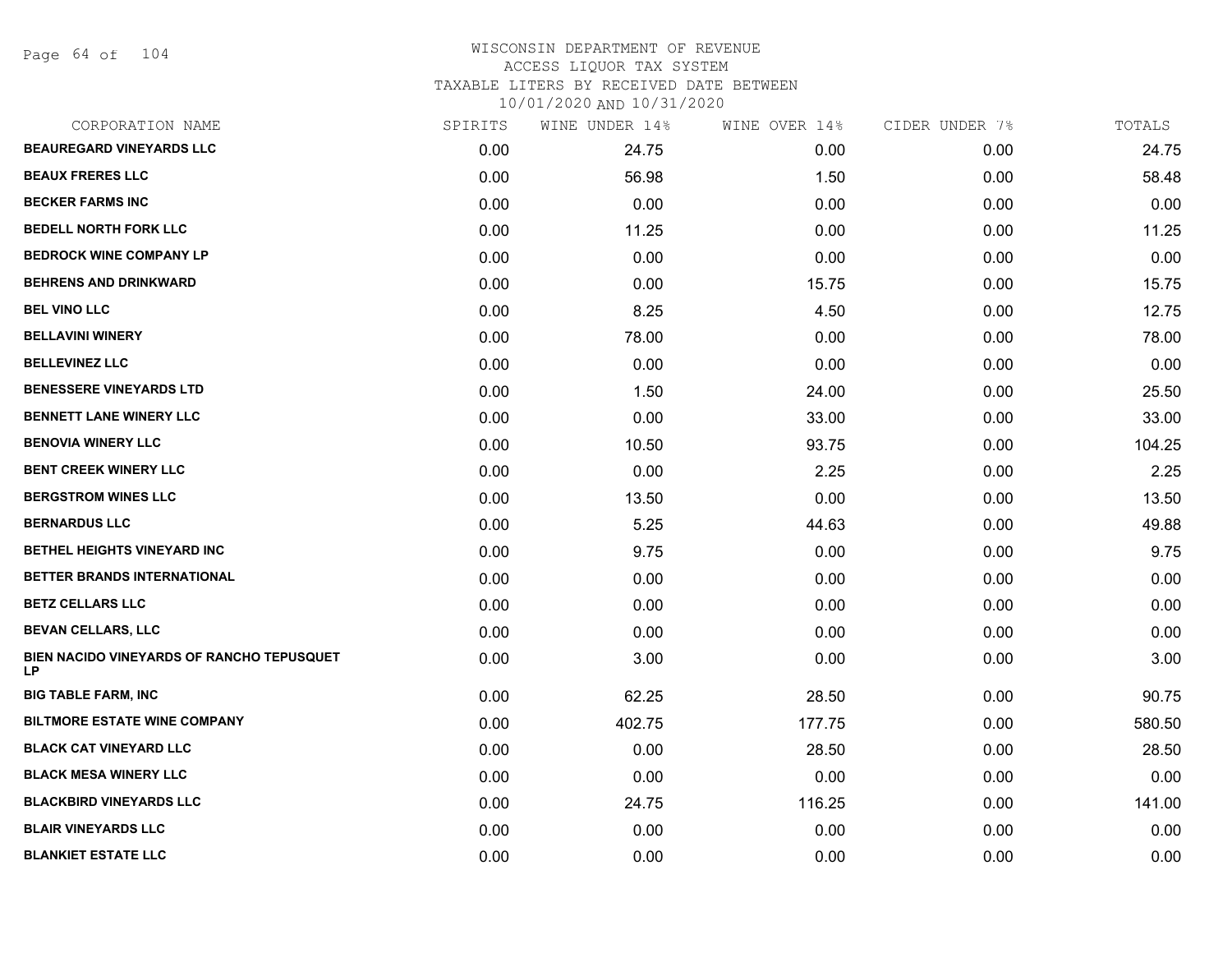# WISCONSIN DEPARTMENT OF REVENUE
## ACCESS LIQUOR TAX SYSTEM
### TAXABLE LITERS BY RECEIVED DATE BETWEEN 10/01/2020 AND 10/31/2020

| CORPORATION NAME | SPIRITS | WINE UNDER 14% | WINE OVER 14% | CIDER UNDER 7% | TOTALS |
|---|---|---|---|---|---|
| **BEAUREGARD VINEYARDS LLC** | 0.00 | 24.75 | 0.00 | 0.00 | 24.75 |
| **BEAUX FRERES LLC** | 0.00 | 56.98 | 1.50 | 0.00 | 58.48 |
| **BECKER FARMS INC** | 0.00 | 0.00 | 0.00 | 0.00 | 0.00 |
| **BEDELL NORTH FORK LLC** | 0.00 | 11.25 | 0.00 | 0.00 | 11.25 |
| **BEDROCK WINE COMPANY LP** | 0.00 | 0.00 | 0.00 | 0.00 | 0.00 |
| **BEHRENS AND DRINKWARD** | 0.00 | 0.00 | 15.75 | 0.00 | 15.75 |
| **BEL VINO LLC** | 0.00 | 8.25 | 4.50 | 0.00 | 12.75 |
| **BELLAVINI WINERY** | 0.00 | 78.00 | 0.00 | 0.00 | 78.00 |
| **BELLEVINEZ LLC** | 0.00 | 0.00 | 0.00 | 0.00 | 0.00 |
| **BENESSERE VINEYARDS LTD** | 0.00 | 1.50 | 24.00 | 0.00 | 25.50 |
| **BENNETT LANE WINERY LLC** | 0.00 | 0.00 | 33.00 | 0.00 | 33.00 |
| **BENOVIA WINERY LLC** | 0.00 | 10.50 | 93.75 | 0.00 | 104.25 |
| **BENT CREEK WINERY LLC** | 0.00 | 0.00 | 2.25 | 0.00 | 2.25 |
| **BERGSTROM WINES LLC** | 0.00 | 13.50 | 0.00 | 0.00 | 13.50 |
| **BERNARDUS LLC** | 0.00 | 5.25 | 44.63 | 0.00 | 49.88 |
| **BETHEL HEIGHTS VINEYARD INC** | 0.00 | 9.75 | 0.00 | 0.00 | 9.75 |
| **BETTER BRANDS INTERNATIONAL** | 0.00 | 0.00 | 0.00 | 0.00 | 0.00 |
| **BETZ CELLARS LLC** | 0.00 | 0.00 | 0.00 | 0.00 | 0.00 |
| **BEVAN CELLARS, LLC** | 0.00 | 0.00 | 0.00 | 0.00 | 0.00 |
| **BIEN NACIDO VINEYARDS OF RANCHO TEPUSQUET LP** | 0.00 | 3.00 | 0.00 | 0.00 | 3.00 |
| **BIG TABLE FARM, INC** | 0.00 | 62.25 | 28.50 | 0.00 | 90.75 |
| **BILTMORE ESTATE WINE COMPANY** | 0.00 | 402.75 | 177.75 | 0.00 | 580.50 |
| **BLACK CAT VINEYARD LLC** | 0.00 | 0.00 | 28.50 | 0.00 | 28.50 |
| **BLACK MESA WINERY LLC** | 0.00 | 0.00 | 0.00 | 0.00 | 0.00 |
| **BLACKBIRD VINEYARDS LLC** | 0.00 | 24.75 | 116.25 | 0.00 | 141.00 |
| **BLAIR VINEYARDS LLC** | 0.00 | 0.00 | 0.00 | 0.00 | 0.00 |
| **BLANKIET ESTATE LLC** | 0.00 | 0.00 | 0.00 | 0.00 | 0.00 |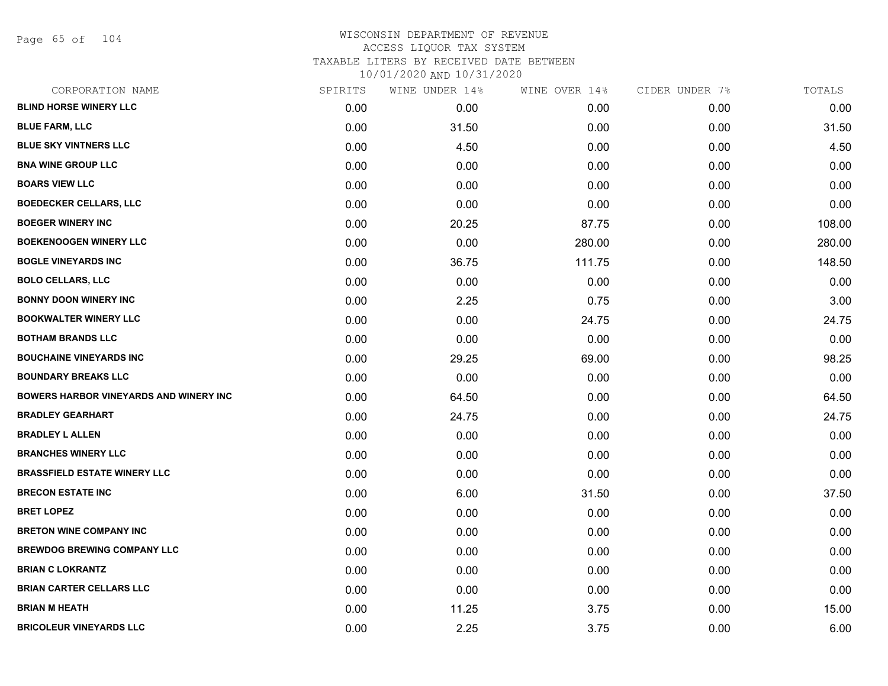# WISCONSIN DEPARTMENT OF REVENUE
ACCESS LIQUOR TAX SYSTEM
TAXABLE LITERS BY RECEIVED DATE BETWEEN
10/01/2020 AND 10/31/2020

| CORPORATION NAME | SPIRITS | WINE UNDER 14% | WINE OVER 14% | CIDER UNDER 7% | TOTALS |
|---|---|---|---|---|---|
| BLIND HORSE WINERY LLC | 0.00 | 0.00 | 0.00 | 0.00 | 0.00 |
| BLUE FARM, LLC | 0.00 | 31.50 | 0.00 | 0.00 | 31.50 |
| BLUE SKY VINTNERS LLC | 0.00 | 4.50 | 0.00 | 0.00 | 4.50 |
| BNA WINE GROUP LLC | 0.00 | 0.00 | 0.00 | 0.00 | 0.00 |
| BOARS VIEW LLC | 0.00 | 0.00 | 0.00 | 0.00 | 0.00 |
| BOEDECKER CELLARS, LLC | 0.00 | 0.00 | 0.00 | 0.00 | 0.00 |
| BOEGER WINERY INC | 0.00 | 20.25 | 87.75 | 0.00 | 108.00 |
| BOEKENOOGEN WINERY LLC | 0.00 | 0.00 | 280.00 | 0.00 | 280.00 |
| BOGLE VINEYARDS INC | 0.00 | 36.75 | 111.75 | 0.00 | 148.50 |
| BOLO CELLARS, LLC | 0.00 | 0.00 | 0.00 | 0.00 | 0.00 |
| BONNY DOON WINERY INC | 0.00 | 2.25 | 0.75 | 0.00 | 3.00 |
| BOOKWALTER WINERY LLC | 0.00 | 0.00 | 24.75 | 0.00 | 24.75 |
| BOTHAM BRANDS LLC | 0.00 | 0.00 | 0.00 | 0.00 | 0.00 |
| BOUCHAINE VINEYARDS INC | 0.00 | 29.25 | 69.00 | 0.00 | 98.25 |
| BOUNDARY BREAKS LLC | 0.00 | 0.00 | 0.00 | 0.00 | 0.00 |
| BOWERS HARBOR VINEYARDS AND WINERY INC | 0.00 | 64.50 | 0.00 | 0.00 | 64.50 |
| BRADLEY GEARHART | 0.00 | 24.75 | 0.00 | 0.00 | 24.75 |
| BRADLEY L ALLEN | 0.00 | 0.00 | 0.00 | 0.00 | 0.00 |
| BRANCHES WINERY LLC | 0.00 | 0.00 | 0.00 | 0.00 | 0.00 |
| BRASSFIELD ESTATE WINERY LLC | 0.00 | 0.00 | 0.00 | 0.00 | 0.00 |
| BRECON ESTATE INC | 0.00 | 6.00 | 31.50 | 0.00 | 37.50 |
| BRET LOPEZ | 0.00 | 0.00 | 0.00 | 0.00 | 0.00 |
| BRETON WINE COMPANY INC | 0.00 | 0.00 | 0.00 | 0.00 | 0.00 |
| BREWDOG BREWING COMPANY LLC | 0.00 | 0.00 | 0.00 | 0.00 | 0.00 |
| BRIAN C LOKRANTZ | 0.00 | 0.00 | 0.00 | 0.00 | 0.00 |
| BRIAN CARTER CELLARS LLC | 0.00 | 0.00 | 0.00 | 0.00 | 0.00 |
| BRIAN M HEATH | 0.00 | 11.25 | 3.75 | 0.00 | 15.00 |
| BRICOLEUR VINEYARDS LLC | 0.00 | 2.25 | 3.75 | 0.00 | 6.00 |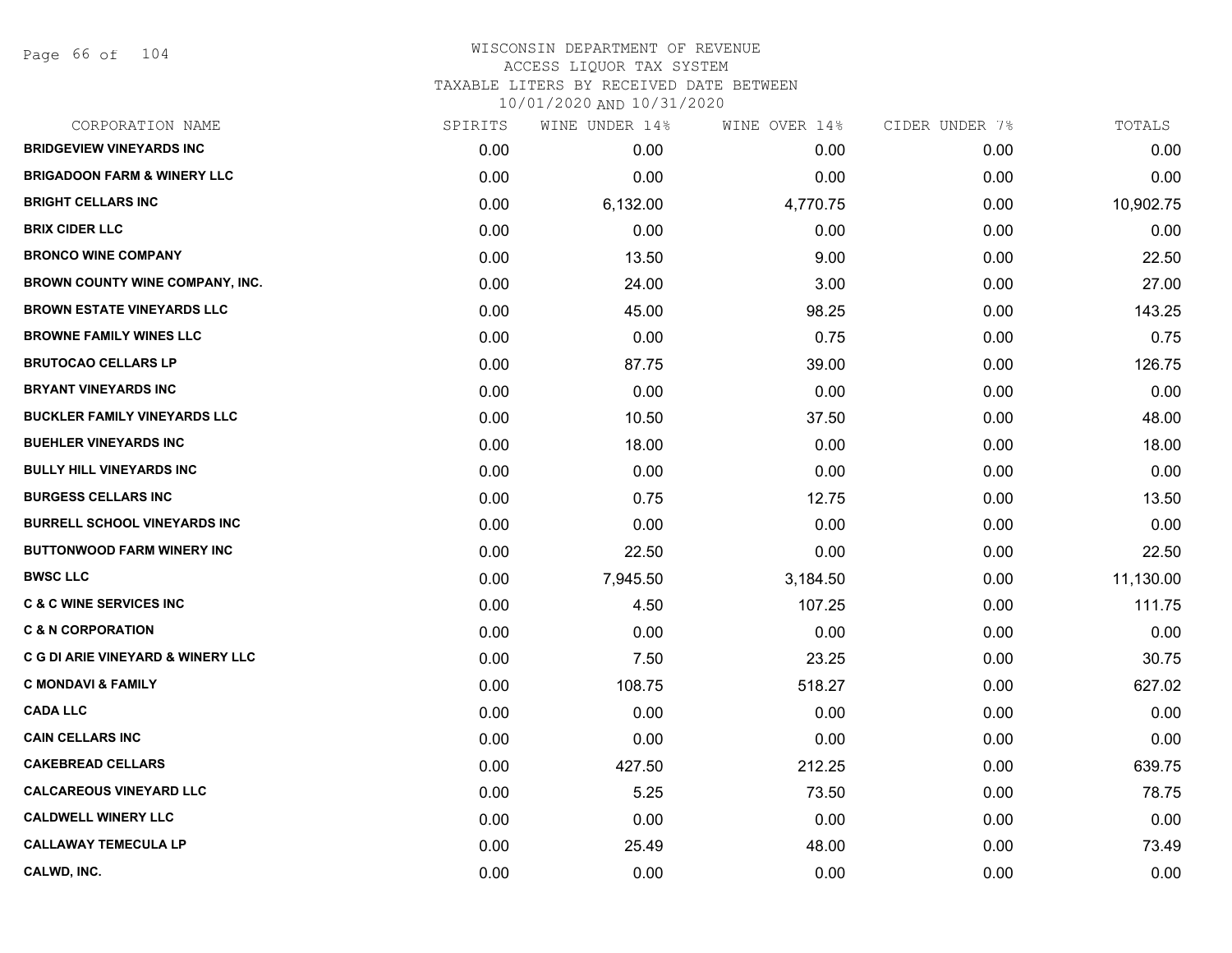# WISCONSIN DEPARTMENT OF REVENUE
## ACCESS LIQUOR TAX SYSTEM
### TAXABLE LITERS BY RECEIVED DATE BETWEEN 10/01/2020 AND 10/31/2020

| CORPORATION NAME | SPIRITS | WINE UNDER 14% | WINE OVER 14% | CIDER UNDER 7% | TOTALS |
|---|---|---|---|---|---|
| BRIDGEVIEW VINEYARDS INC | 0.00 | 0.00 | 0.00 | 0.00 | 0.00 |
| BRIGADOON FARM & WINERY LLC | 0.00 | 0.00 | 0.00 | 0.00 | 0.00 |
| BRIGHT CELLARS INC | 0.00 | 6,132.00 | 4,770.75 | 0.00 | 10,902.75 |
| BRIX CIDER LLC | 0.00 | 0.00 | 0.00 | 0.00 | 0.00 |
| BRONCO WINE COMPANY | 0.00 | 13.50 | 9.00 | 0.00 | 22.50 |
| BROWN COUNTY WINE COMPANY, INC. | 0.00 | 24.00 | 3.00 | 0.00 | 27.00 |
| BROWN ESTATE VINEYARDS LLC | 0.00 | 45.00 | 98.25 | 0.00 | 143.25 |
| BROWNE FAMILY WINES LLC | 0.00 | 0.00 | 0.75 | 0.00 | 0.75 |
| BRUTOCAO CELLARS LP | 0.00 | 87.75 | 39.00 | 0.00 | 126.75 |
| BRYANT VINEYARDS INC | 0.00 | 0.00 | 0.00 | 0.00 | 0.00 |
| BUCKLER FAMILY VINEYARDS LLC | 0.00 | 10.50 | 37.50 | 0.00 | 48.00 |
| BUEHLER VINEYARDS INC | 0.00 | 18.00 | 0.00 | 0.00 | 18.00 |
| BULLY HILL VINEYARDS INC | 0.00 | 0.00 | 0.00 | 0.00 | 0.00 |
| BURGESS CELLARS INC | 0.00 | 0.75 | 12.75 | 0.00 | 13.50 |
| BURRELL SCHOOL VINEYARDS INC | 0.00 | 0.00 | 0.00 | 0.00 | 0.00 |
| BUTTONWOOD FARM WINERY INC | 0.00 | 22.50 | 0.00 | 0.00 | 22.50 |
| BWSC LLC | 0.00 | 7,945.50 | 3,184.50 | 0.00 | 11,130.00 |
| C & C WINE SERVICES INC | 0.00 | 4.50 | 107.25 | 0.00 | 111.75 |
| C & N CORPORATION | 0.00 | 0.00 | 0.00 | 0.00 | 0.00 |
| C G DI ARIE VINEYARD & WINERY LLC | 0.00 | 7.50 | 23.25 | 0.00 | 30.75 |
| C MONDAVI & FAMILY | 0.00 | 108.75 | 518.27 | 0.00 | 627.02 |
| CADA LLC | 0.00 | 0.00 | 0.00 | 0.00 | 0.00 |
| CAIN CELLARS INC | 0.00 | 0.00 | 0.00 | 0.00 | 0.00 |
| CAKEBREAD CELLARS | 0.00 | 427.50 | 212.25 | 0.00 | 639.75 |
| CALCAREOUS VINEYARD LLC | 0.00 | 5.25 | 73.50 | 0.00 | 78.75 |
| CALDWELL WINERY LLC | 0.00 | 0.00 | 0.00 | 0.00 | 0.00 |
| CALLAWAY TEMECULA LP | 0.00 | 25.49 | 48.00 | 0.00 | 73.49 |
| CALWD, INC. | 0.00 | 0.00 | 0.00 | 0.00 | 0.00 |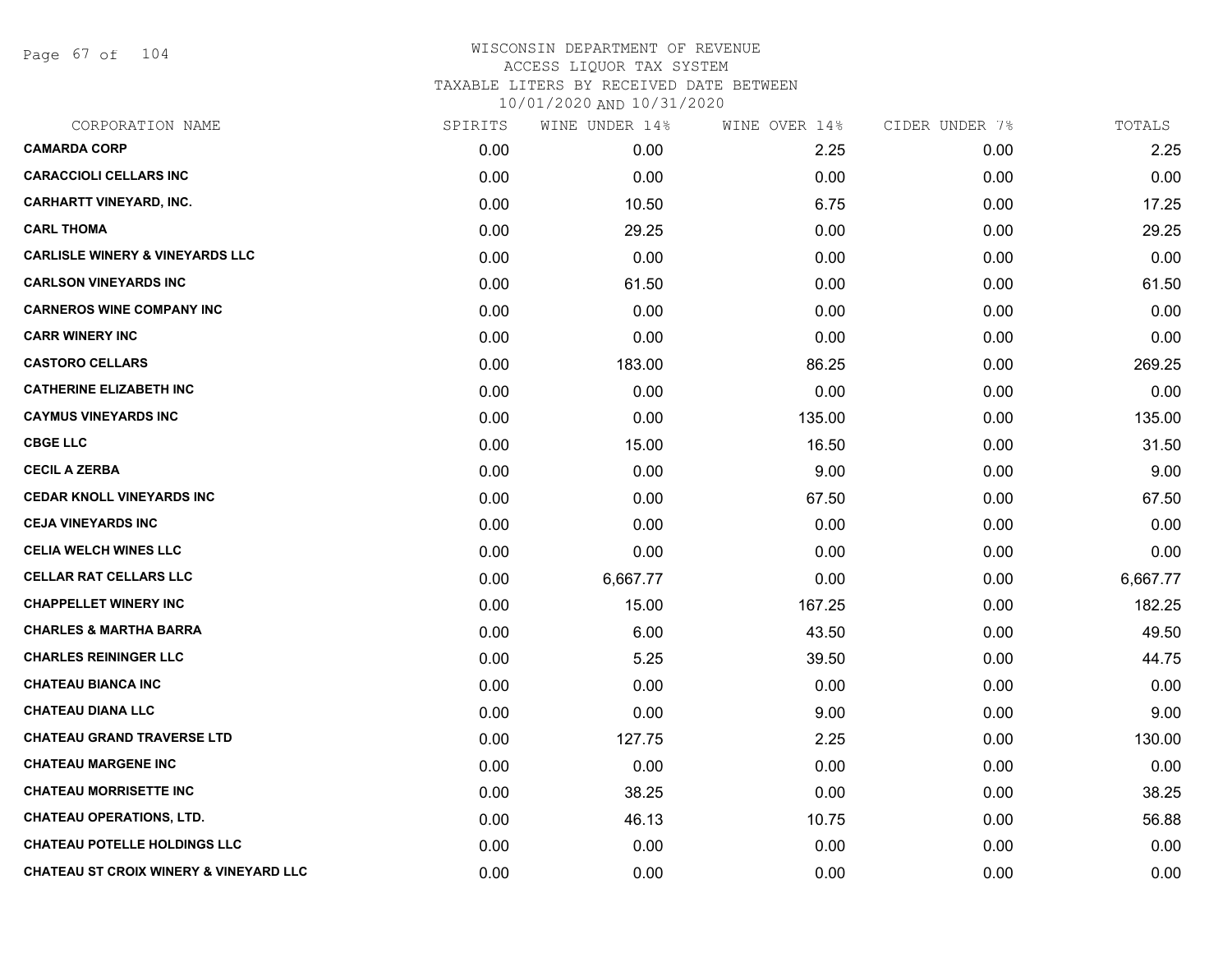WISCONSIN DEPARTMENT OF REVENUE
ACCESS LIQUOR TAX SYSTEM
TAXABLE LITERS BY RECEIVED DATE BETWEEN
10/01/2020 AND 10/31/2020

| CORPORATION NAME | SPIRITS | WINE UNDER 14% | WINE OVER 14% | CIDER UNDER 7% | TOTALS |
|---|---|---|---|---|---|
| **CAMARDA CORP** | 0.00 | 0.00 | 2.25 | 0.00 | 2.25 |
| **CARACCIOLI CELLARS INC** | 0.00 | 0.00 | 0.00 | 0.00 | 0.00 |
| **CARHARTT VINEYARD, INC.** | 0.00 | 10.50 | 6.75 | 0.00 | 17.25 |
| **CARL THOMA** | 0.00 | 29.25 | 0.00 | 0.00 | 29.25 |
| **CARLISLE WINERY & VINEYARDS LLC** | 0.00 | 0.00 | 0.00 | 0.00 | 0.00 |
| **CARLSON VINEYARDS INC** | 0.00 | 61.50 | 0.00 | 0.00 | 61.50 |
| **CARNEROS WINE COMPANY INC** | 0.00 | 0.00 | 0.00 | 0.00 | 0.00 |
| **CARR WINERY INC** | 0.00 | 0.00 | 0.00 | 0.00 | 0.00 |
| **CASTORO CELLARS** | 0.00 | 183.00 | 86.25 | 0.00 | 269.25 |
| **CATHERINE ELIZABETH INC** | 0.00 | 0.00 | 0.00 | 0.00 | 0.00 |
| **CAYMUS VINEYARDS INC** | 0.00 | 0.00 | 135.00 | 0.00 | 135.00 |
| **CBGE LLC** | 0.00 | 15.00 | 16.50 | 0.00 | 31.50 |
| **CECIL A ZERBA** | 0.00 | 0.00 | 9.00 | 0.00 | 9.00 |
| **CEDAR KNOLL VINEYARDS INC** | 0.00 | 0.00 | 67.50 | 0.00 | 67.50 |
| **CEJA VINEYARDS INC** | 0.00 | 0.00 | 0.00 | 0.00 | 0.00 |
| **CELIA WELCH WINES LLC** | 0.00 | 0.00 | 0.00 | 0.00 | 0.00 |
| **CELLAR RAT CELLARS LLC** | 0.00 | 6,667.77 | 0.00 | 0.00 | 6,667.77 |
| **CHAPPELLET WINERY INC** | 0.00 | 15.00 | 167.25 | 0.00 | 182.25 |
| **CHARLES & MARTHA BARRA** | 0.00 | 6.00 | 43.50 | 0.00 | 49.50 |
| **CHARLES REININGER LLC** | 0.00 | 5.25 | 39.50 | 0.00 | 44.75 |
| **CHATEAU BIANCA INC** | 0.00 | 0.00 | 0.00 | 0.00 | 0.00 |
| **CHATEAU DIANA LLC** | 0.00 | 0.00 | 9.00 | 0.00 | 9.00 |
| **CHATEAU GRAND TRAVERSE LTD** | 0.00 | 127.75 | 2.25 | 0.00 | 130.00 |
| **CHATEAU MARGENE INC** | 0.00 | 0.00 | 0.00 | 0.00 | 0.00 |
| **CHATEAU MORRISETTE INC** | 0.00 | 38.25 | 0.00 | 0.00 | 38.25 |
| **CHATEAU OPERATIONS, LTD.** | 0.00 | 46.13 | 10.75 | 0.00 | 56.88 |
| **CHATEAU POTELLE HOLDINGS LLC** | 0.00 | 0.00 | 0.00 | 0.00 | 0.00 |
| **CHATEAU ST CROIX WINERY & VINEYARD LLC** | 0.00 | 0.00 | 0.00 | 0.00 | 0.00 |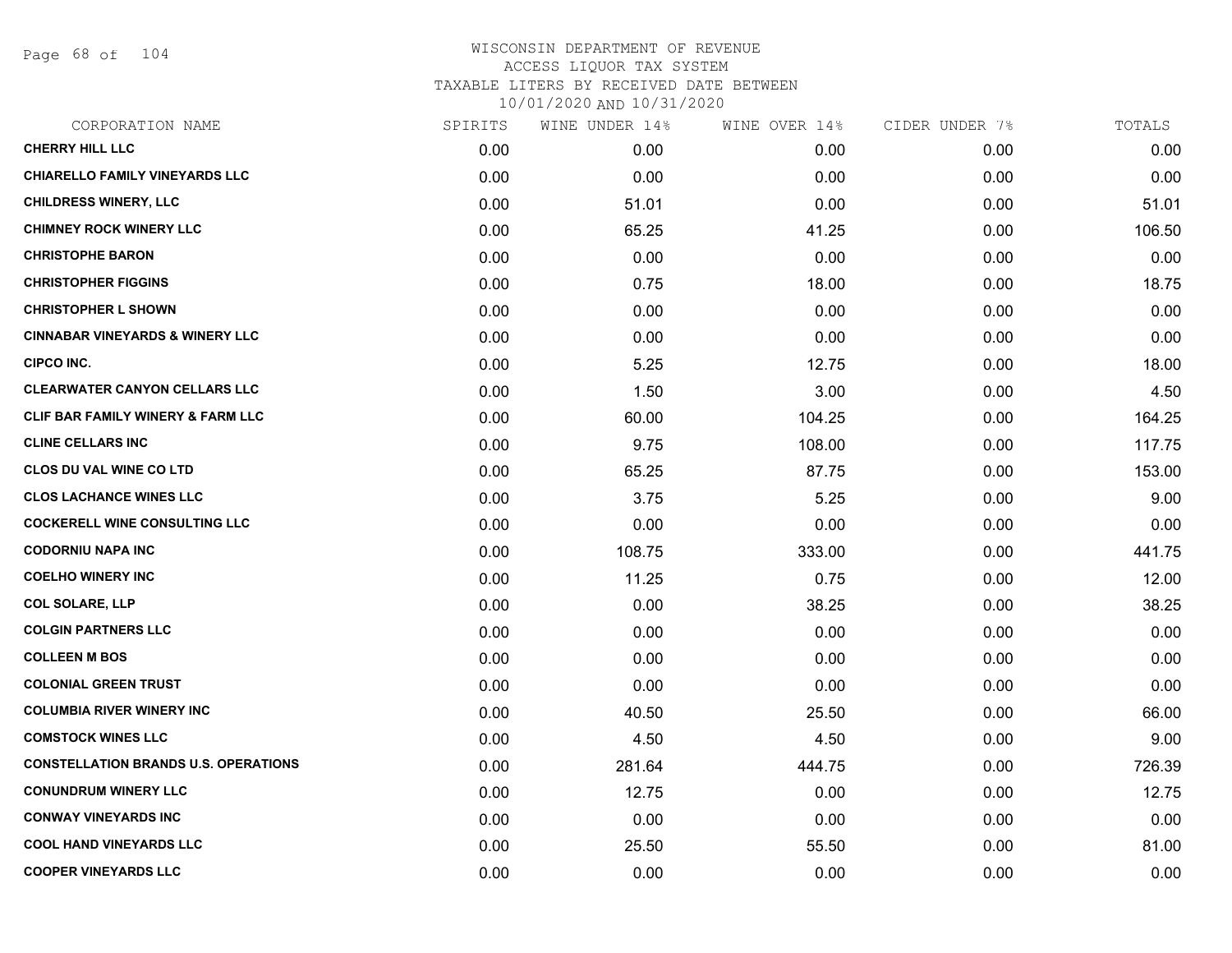WISCONSIN DEPARTMENT OF REVENUE
ACCESS LIQUOR TAX SYSTEM
TAXABLE LITERS BY RECEIVED DATE BETWEEN
10/01/2020 AND 10/31/2020

| CORPORATION NAME | SPIRITS | WINE UNDER 14% | WINE OVER 14% | CIDER UNDER 7% | TOTALS |
|---|---|---|---|---|---|
| CHERRY HILL LLC | 0.00 | 0.00 | 0.00 | 0.00 | 0.00 |
| CHIARELLO FAMILY VINEYARDS LLC | 0.00 | 0.00 | 0.00 | 0.00 | 0.00 |
| CHILDRESS WINERY, LLC | 0.00 | 51.01 | 0.00 | 0.00 | 51.01 |
| CHIMNEY ROCK WINERY LLC | 0.00 | 65.25 | 41.25 | 0.00 | 106.50 |
| CHRISTOPHE BARON | 0.00 | 0.00 | 0.00 | 0.00 | 0.00 |
| CHRISTOPHER FIGGINS | 0.00 | 0.75 | 18.00 | 0.00 | 18.75 |
| CHRISTOPHER L SHOWN | 0.00 | 0.00 | 0.00 | 0.00 | 0.00 |
| CINNABAR VINEYARDS & WINERY LLC | 0.00 | 0.00 | 0.00 | 0.00 | 0.00 |
| CIPCO INC. | 0.00 | 5.25 | 12.75 | 0.00 | 18.00 |
| CLEARWATER CANYON CELLARS LLC | 0.00 | 1.50 | 3.00 | 0.00 | 4.50 |
| CLIF BAR FAMILY WINERY & FARM LLC | 0.00 | 60.00 | 104.25 | 0.00 | 164.25 |
| CLINE CELLARS INC | 0.00 | 9.75 | 108.00 | 0.00 | 117.75 |
| CLOS DU VAL WINE CO LTD | 0.00 | 65.25 | 87.75 | 0.00 | 153.00 |
| CLOS LACHANCE WINES LLC | 0.00 | 3.75 | 5.25 | 0.00 | 9.00 |
| COCKERELL WINE CONSULTING LLC | 0.00 | 0.00 | 0.00 | 0.00 | 0.00 |
| CODORNIU NAPA INC | 0.00 | 108.75 | 333.00 | 0.00 | 441.75 |
| COELHO WINERY INC | 0.00 | 11.25 | 0.75 | 0.00 | 12.00 |
| COL SOLARE, LLP | 0.00 | 0.00 | 38.25 | 0.00 | 38.25 |
| COLGIN PARTNERS LLC | 0.00 | 0.00 | 0.00 | 0.00 | 0.00 |
| COLLEEN M BOS | 0.00 | 0.00 | 0.00 | 0.00 | 0.00 |
| COLONIAL GREEN TRUST | 0.00 | 0.00 | 0.00 | 0.00 | 0.00 |
| COLUMBIA RIVER WINERY INC | 0.00 | 40.50 | 25.50 | 0.00 | 66.00 |
| COMSTOCK WINES LLC | 0.00 | 4.50 | 4.50 | 0.00 | 9.00 |
| CONSTELLATION BRANDS U.S. OPERATIONS | 0.00 | 281.64 | 444.75 | 0.00 | 726.39 |
| CONUNDRUM WINERY LLC | 0.00 | 12.75 | 0.00 | 0.00 | 12.75 |
| CONWAY VINEYARDS INC | 0.00 | 0.00 | 0.00 | 0.00 | 0.00 |
| COOL HAND VINEYARDS LLC | 0.00 | 25.50 | 55.50 | 0.00 | 81.00 |
| COOPER VINEYARDS LLC | 0.00 | 0.00 | 0.00 | 0.00 | 0.00 |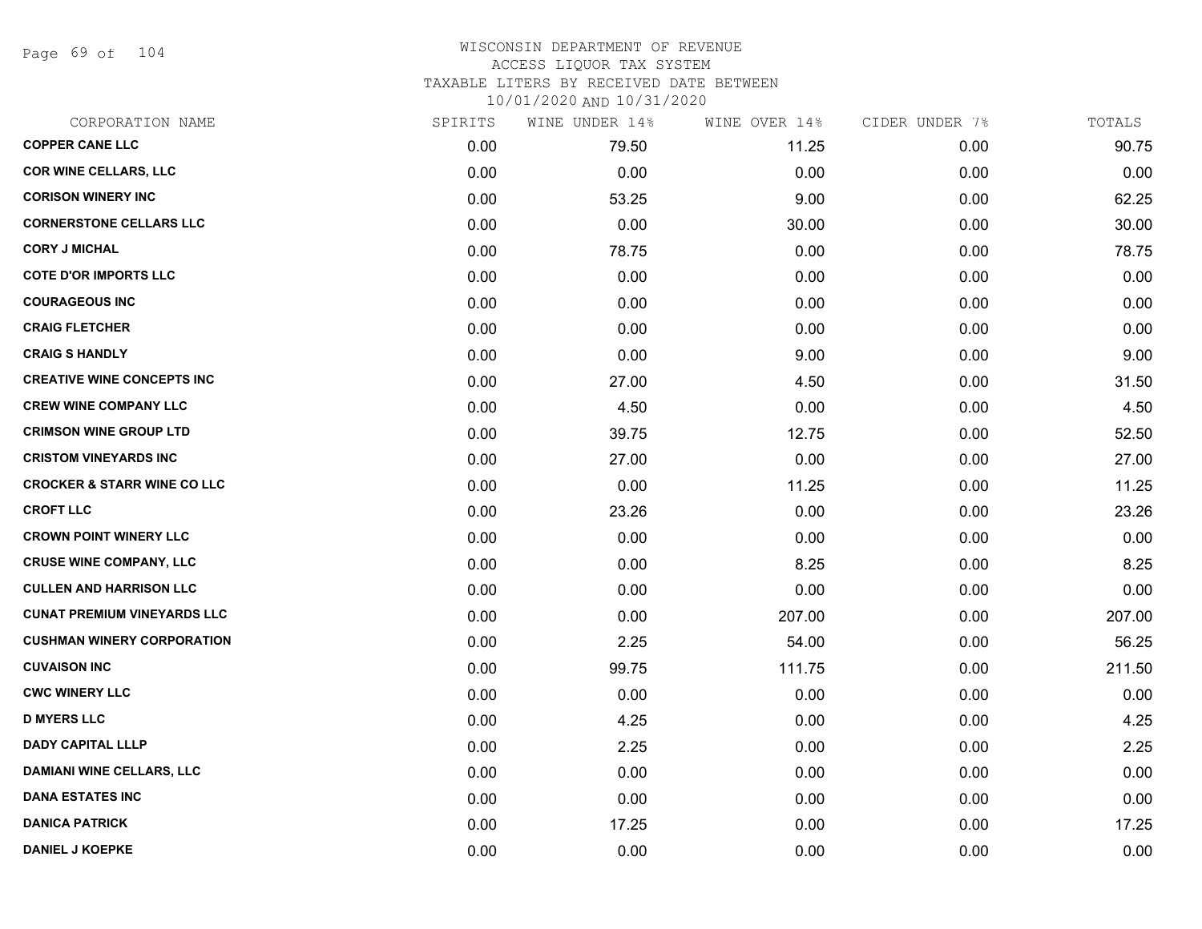# WISCONSIN DEPARTMENT OF REVENUE
ACCESS LIQUOR TAX SYSTEM
TAXABLE LITERS BY RECEIVED DATE BETWEEN
10/01/2020 AND 10/31/2020

| CORPORATION NAME | SPIRITS | WINE UNDER 14% | WINE OVER 14% | CIDER UNDER 7% | TOTALS |
|---|---|---|---|---|---|
| COPPER CANE LLC | 0.00 | 79.50 | 11.25 | 0.00 | 90.75 |
| COR WINE CELLARS, LLC | 0.00 | 0.00 | 0.00 | 0.00 | 0.00 |
| CORISON WINERY INC | 0.00 | 53.25 | 9.00 | 0.00 | 62.25 |
| CORNERSTONE CELLARS LLC | 0.00 | 0.00 | 30.00 | 0.00 | 30.00 |
| CORY J MICHAL | 0.00 | 78.75 | 0.00 | 0.00 | 78.75 |
| COTE D'OR IMPORTS LLC | 0.00 | 0.00 | 0.00 | 0.00 | 0.00 |
| COURAGEOUS INC | 0.00 | 0.00 | 0.00 | 0.00 | 0.00 |
| CRAIG FLETCHER | 0.00 | 0.00 | 0.00 | 0.00 | 0.00 |
| CRAIG S HANDLY | 0.00 | 0.00 | 9.00 | 0.00 | 9.00 |
| CREATIVE WINE CONCEPTS INC | 0.00 | 27.00 | 4.50 | 0.00 | 31.50 |
| CREW WINE COMPANY LLC | 0.00 | 4.50 | 0.00 | 0.00 | 4.50 |
| CRIMSON WINE GROUP LTD | 0.00 | 39.75 | 12.75 | 0.00 | 52.50 |
| CRISTOM VINEYARDS INC | 0.00 | 27.00 | 0.00 | 0.00 | 27.00 |
| CROCKER & STARR WINE CO LLC | 0.00 | 0.00 | 11.25 | 0.00 | 11.25 |
| CROFT LLC | 0.00 | 23.26 | 0.00 | 0.00 | 23.26 |
| CROWN POINT WINERY LLC | 0.00 | 0.00 | 0.00 | 0.00 | 0.00 |
| CRUSE WINE COMPANY, LLC | 0.00 | 0.00 | 8.25 | 0.00 | 8.25 |
| CULLEN AND HARRISON LLC | 0.00 | 0.00 | 0.00 | 0.00 | 0.00 |
| CUNAT PREMIUM VINEYARDS LLC | 0.00 | 0.00 | 207.00 | 0.00 | 207.00 |
| CUSHMAN WINERY CORPORATION | 0.00 | 2.25 | 54.00 | 0.00 | 56.25 |
| CUVAISON INC | 0.00 | 99.75 | 111.75 | 0.00 | 211.50 |
| CWC WINERY LLC | 0.00 | 0.00 | 0.00 | 0.00 | 0.00 |
| D MYERS LLC | 0.00 | 4.25 | 0.00 | 0.00 | 4.25 |
| DADY CAPITAL LLLP | 0.00 | 2.25 | 0.00 | 0.00 | 2.25 |
| DAMIANI WINE CELLARS, LLC | 0.00 | 0.00 | 0.00 | 0.00 | 0.00 |
| DANA ESTATES INC | 0.00 | 0.00 | 0.00 | 0.00 | 0.00 |
| DANICA PATRICK | 0.00 | 17.25 | 0.00 | 0.00 | 17.25 |
| DANIEL J KOEPKE | 0.00 | 0.00 | 0.00 | 0.00 | 0.00 |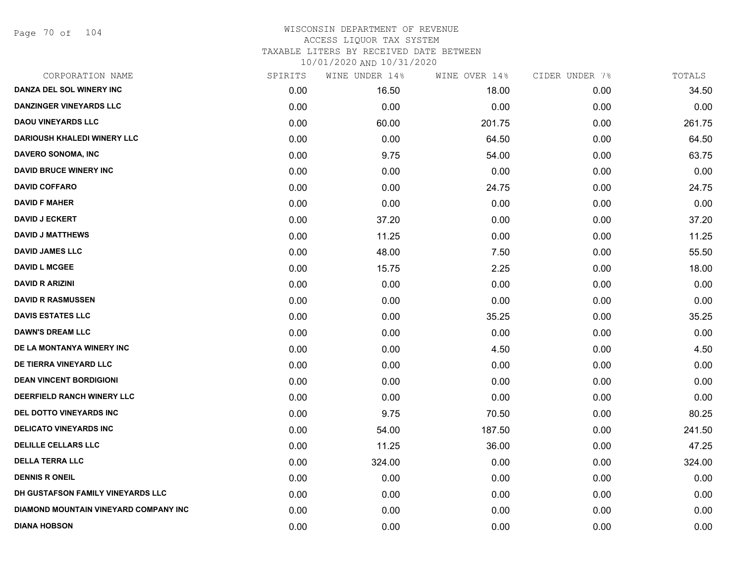# WISCONSIN DEPARTMENT OF REVENUE
ACCESS LIQUOR TAX SYSTEM
TAXABLE LITERS BY RECEIVED DATE BETWEEN
10/01/2020 AND 10/31/2020

| CORPORATION NAME | SPIRITS | WINE UNDER 14% | WINE OVER 14% | CIDER UNDER 7% | TOTALS |
|---|---|---|---|---|---|
| DANZA DEL SOL WINERY INC | 0.00 | 16.50 | 18.00 | 0.00 | 34.50 |
| DANZINGER VINEYARDS LLC | 0.00 | 0.00 | 0.00 | 0.00 | 0.00 |
| DAOU VINEYARDS LLC | 0.00 | 60.00 | 201.75 | 0.00 | 261.75 |
| DARIOUSH KHALEDI WINERY LLC | 0.00 | 0.00 | 64.50 | 0.00 | 64.50 |
| DAVERO SONOMA, INC | 0.00 | 9.75 | 54.00 | 0.00 | 63.75 |
| DAVID BRUCE WINERY INC | 0.00 | 0.00 | 0.00 | 0.00 | 0.00 |
| DAVID COFFARO | 0.00 | 0.00 | 24.75 | 0.00 | 24.75 |
| DAVID F MAHER | 0.00 | 0.00 | 0.00 | 0.00 | 0.00 |
| DAVID J ECKERT | 0.00 | 37.20 | 0.00 | 0.00 | 37.20 |
| DAVID J MATTHEWS | 0.00 | 11.25 | 0.00 | 0.00 | 11.25 |
| DAVID JAMES LLC | 0.00 | 48.00 | 7.50 | 0.00 | 55.50 |
| DAVID L MCGEE | 0.00 | 15.75 | 2.25 | 0.00 | 18.00 |
| DAVID R ARIZINI | 0.00 | 0.00 | 0.00 | 0.00 | 0.00 |
| DAVID R RASMUSSEN | 0.00 | 0.00 | 0.00 | 0.00 | 0.00 |
| DAVIS ESTATES LLC | 0.00 | 0.00 | 35.25 | 0.00 | 35.25 |
| DAWN'S DREAM LLC | 0.00 | 0.00 | 0.00 | 0.00 | 0.00 |
| DE LA MONTANYA WINERY INC | 0.00 | 0.00 | 4.50 | 0.00 | 4.50 |
| DE TIERRA VINEYARD LLC | 0.00 | 0.00 | 0.00 | 0.00 | 0.00 |
| DEAN VINCENT BORDIGIONI | 0.00 | 0.00 | 0.00 | 0.00 | 0.00 |
| DEERFIELD RANCH WINERY LLC | 0.00 | 0.00 | 0.00 | 0.00 | 0.00 |
| DEL DOTTO VINEYARDS INC | 0.00 | 9.75 | 70.50 | 0.00 | 80.25 |
| DELICATO VINEYARDS INC | 0.00 | 54.00 | 187.50 | 0.00 | 241.50 |
| DELILLE CELLARS LLC | 0.00 | 11.25 | 36.00 | 0.00 | 47.25 |
| DELLA TERRA LLC | 0.00 | 324.00 | 0.00 | 0.00 | 324.00 |
| DENNIS R ONEIL | 0.00 | 0.00 | 0.00 | 0.00 | 0.00 |
| DH GUSTAFSON FAMILY VINEYARDS LLC | 0.00 | 0.00 | 0.00 | 0.00 | 0.00 |
| DIAMOND MOUNTAIN VINEYARD COMPANY INC | 0.00 | 0.00 | 0.00 | 0.00 | 0.00 |
| DIANA HOBSON | 0.00 | 0.00 | 0.00 | 0.00 | 0.00 |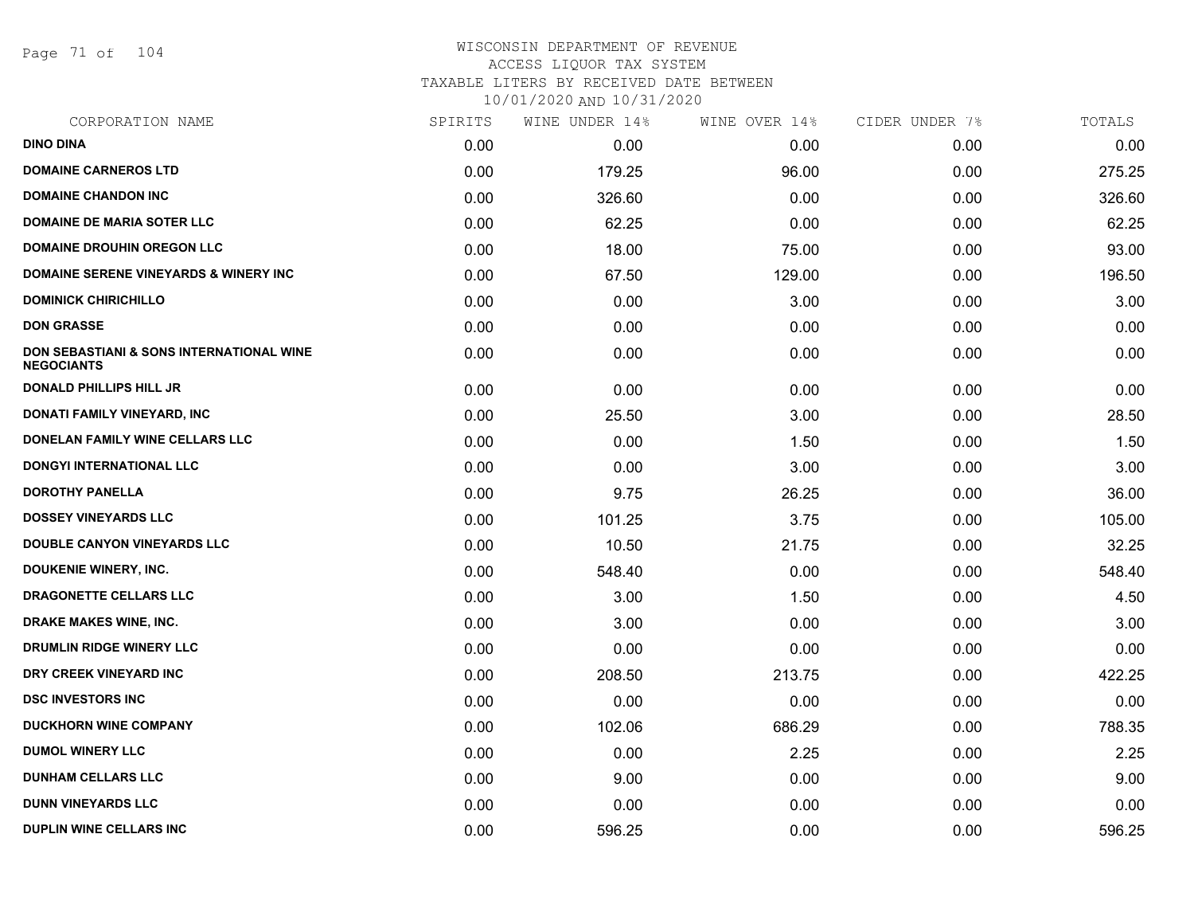WISCONSIN DEPARTMENT OF REVENUE
ACCESS LIQUOR TAX SYSTEM
TAXABLE LITERS BY RECEIVED DATE BETWEEN
10/01/2020 AND 10/31/2020

| CORPORATION NAME | SPIRITS | WINE UNDER 14% | WINE OVER 14% | CIDER UNDER 7% | TOTALS |
|---|---|---|---|---|---|
| DINO DINA | 0.00 | 0.00 | 0.00 | 0.00 | 0.00 |
| DOMAINE CARNEROS LTD | 0.00 | 179.25 | 96.00 | 0.00 | 275.25 |
| DOMAINE CHANDON INC | 0.00 | 326.60 | 0.00 | 0.00 | 326.60 |
| DOMAINE DE MARIA SOTER LLC | 0.00 | 62.25 | 0.00 | 0.00 | 62.25 |
| DOMAINE DROUHIN OREGON LLC | 0.00 | 18.00 | 75.00 | 0.00 | 93.00 |
| DOMAINE SERENE VINEYARDS & WINERY INC | 0.00 | 67.50 | 129.00 | 0.00 | 196.50 |
| DOMINICK CHIRICHILLO | 0.00 | 0.00 | 3.00 | 0.00 | 3.00 |
| DON GRASSE | 0.00 | 0.00 | 0.00 | 0.00 | 0.00 |
| DON SEBASTIANI & SONS INTERNATIONAL WINE NEGOCIANTS | 0.00 | 0.00 | 0.00 | 0.00 | 0.00 |
| DONALD PHILLIPS HILL JR | 0.00 | 0.00 | 0.00 | 0.00 | 0.00 |
| DONATI FAMILY VINEYARD, INC | 0.00 | 25.50 | 3.00 | 0.00 | 28.50 |
| DONELAN FAMILY WINE CELLARS LLC | 0.00 | 0.00 | 1.50 | 0.00 | 1.50 |
| DONGYI INTERNATIONAL LLC | 0.00 | 0.00 | 3.00 | 0.00 | 3.00 |
| DOROTHY PANELLA | 0.00 | 9.75 | 26.25 | 0.00 | 36.00 |
| DOSSEY VINEYARDS LLC | 0.00 | 101.25 | 3.75 | 0.00 | 105.00 |
| DOUBLE CANYON VINEYARDS LLC | 0.00 | 10.50 | 21.75 | 0.00 | 32.25 |
| DOUKENIE WINERY, INC. | 0.00 | 548.40 | 0.00 | 0.00 | 548.40 |
| DRAGONETTE CELLARS LLC | 0.00 | 3.00 | 1.50 | 0.00 | 4.50 |
| DRAKE MAKES WINE, INC. | 0.00 | 3.00 | 0.00 | 0.00 | 3.00 |
| DRUMLIN RIDGE WINERY LLC | 0.00 | 0.00 | 0.00 | 0.00 | 0.00 |
| DRY CREEK VINEYARD INC | 0.00 | 208.50 | 213.75 | 0.00 | 422.25 |
| DSC INVESTORS INC | 0.00 | 0.00 | 0.00 | 0.00 | 0.00 |
| DUCKHORN WINE COMPANY | 0.00 | 102.06 | 686.29 | 0.00 | 788.35 |
| DUMOL WINERY LLC | 0.00 | 0.00 | 2.25 | 0.00 | 2.25 |
| DUNHAM CELLARS LLC | 0.00 | 9.00 | 0.00 | 0.00 | 9.00 |
| DUNN VINEYARDS LLC | 0.00 | 0.00 | 0.00 | 0.00 | 0.00 |
| DUPLIN WINE CELLARS INC | 0.00 | 596.25 | 0.00 | 0.00 | 596.25 |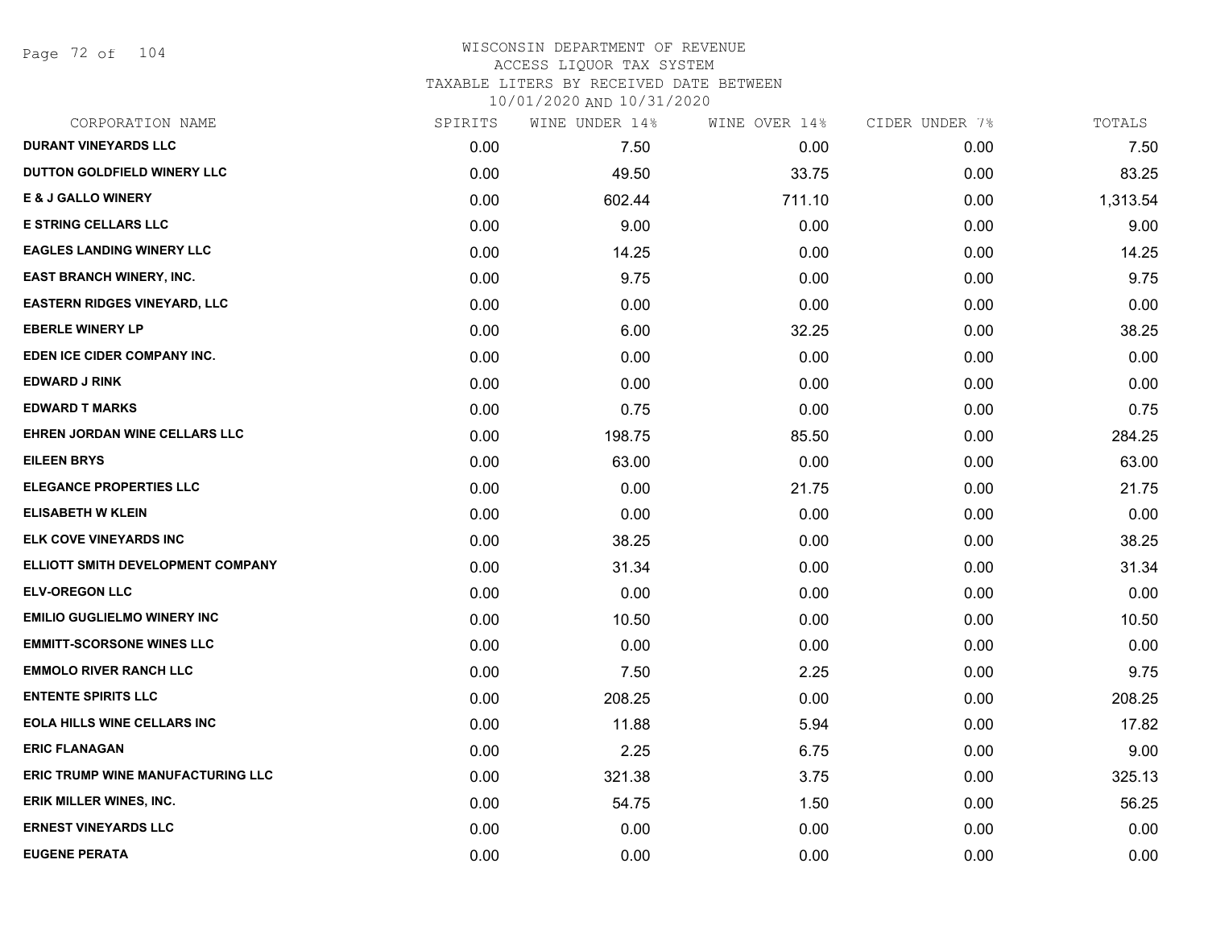WISCONSIN DEPARTMENT OF REVENUE
ACCESS LIQUOR TAX SYSTEM
TAXABLE LITERS BY RECEIVED DATE BETWEEN
10/01/2020 AND 10/31/2020

| CORPORATION NAME | SPIRITS | WINE UNDER 14% | WINE OVER 14% | CIDER UNDER 7% | TOTALS |
|---|---|---|---|---|---|
| DURANT VINEYARDS LLC | 0.00 | 7.50 | 0.00 | 0.00 | 7.50 |
| DUTTON GOLDFIELD WINERY LLC | 0.00 | 49.50 | 33.75 | 0.00 | 83.25 |
| E & J GALLO WINERY | 0.00 | 602.44 | 711.10 | 0.00 | 1,313.54 |
| E STRING CELLARS LLC | 0.00 | 9.00 | 0.00 | 0.00 | 9.00 |
| EAGLES LANDING WINERY LLC | 0.00 | 14.25 | 0.00 | 0.00 | 14.25 |
| EAST BRANCH WINERY, INC. | 0.00 | 9.75 | 0.00 | 0.00 | 9.75 |
| EASTERN RIDGES VINEYARD, LLC | 0.00 | 0.00 | 0.00 | 0.00 | 0.00 |
| EBERLE WINERY LP | 0.00 | 6.00 | 32.25 | 0.00 | 38.25 |
| EDEN ICE CIDER COMPANY INC. | 0.00 | 0.00 | 0.00 | 0.00 | 0.00 |
| EDWARD J RINK | 0.00 | 0.00 | 0.00 | 0.00 | 0.00 |
| EDWARD T MARKS | 0.00 | 0.75 | 0.00 | 0.00 | 0.75 |
| EHREN JORDAN WINE CELLARS LLC | 0.00 | 198.75 | 85.50 | 0.00 | 284.25 |
| EILEEN BRYS | 0.00 | 63.00 | 0.00 | 0.00 | 63.00 |
| ELEGANCE PROPERTIES LLC | 0.00 | 0.00 | 21.75 | 0.00 | 21.75 |
| ELISABETH W KLEIN | 0.00 | 0.00 | 0.00 | 0.00 | 0.00 |
| ELK COVE VINEYARDS INC | 0.00 | 38.25 | 0.00 | 0.00 | 38.25 |
| ELLIOTT SMITH DEVELOPMENT COMPANY | 0.00 | 31.34 | 0.00 | 0.00 | 31.34 |
| ELV-OREGON LLC | 0.00 | 0.00 | 0.00 | 0.00 | 0.00 |
| EMILIO GUGLIELMO WINERY INC | 0.00 | 10.50 | 0.00 | 0.00 | 10.50 |
| EMMITT-SCORSONE WINES LLC | 0.00 | 0.00 | 0.00 | 0.00 | 0.00 |
| EMMOLO RIVER RANCH LLC | 0.00 | 7.50 | 2.25 | 0.00 | 9.75 |
| ENTENTE SPIRITS LLC | 0.00 | 208.25 | 0.00 | 0.00 | 208.25 |
| EOLA HILLS WINE CELLARS INC | 0.00 | 11.88 | 5.94 | 0.00 | 17.82 |
| ERIC FLANAGAN | 0.00 | 2.25 | 6.75 | 0.00 | 9.00 |
| ERIC TRUMP WINE MANUFACTURING LLC | 0.00 | 321.38 | 3.75 | 0.00 | 325.13 |
| ERIK MILLER WINES, INC. | 0.00 | 54.75 | 1.50 | 0.00 | 56.25 |
| ERNEST VINEYARDS LLC | 0.00 | 0.00 | 0.00 | 0.00 | 0.00 |
| EUGENE PERATA | 0.00 | 0.00 | 0.00 | 0.00 | 0.00 |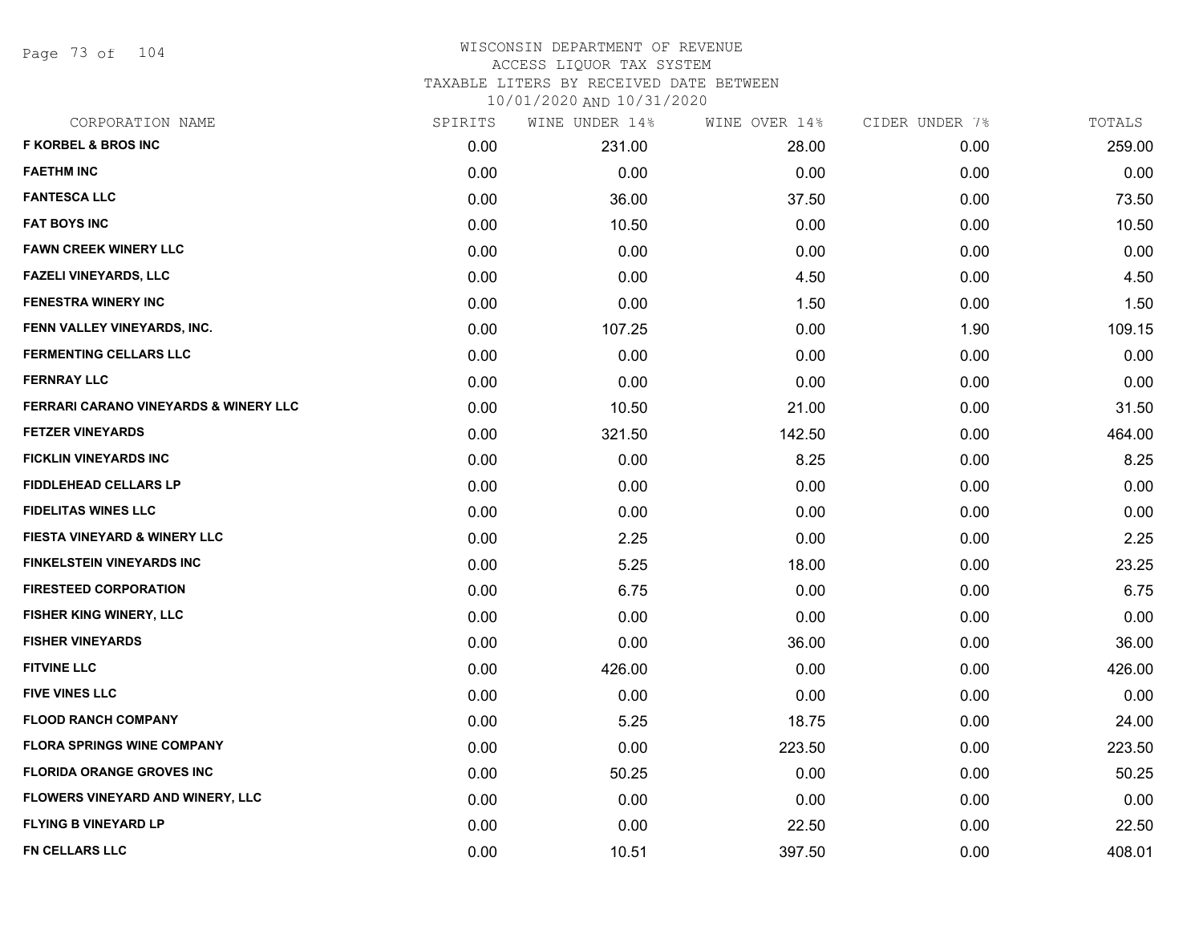# WISCONSIN DEPARTMENT OF REVENUE
## ACCESS LIQUOR TAX SYSTEM
## TAXABLE LITERS BY RECEIVED DATE BETWEEN
## 10/01/2020 AND 10/31/2020

| CORPORATION NAME | SPIRITS | WINE UNDER 14% | WINE OVER 14% | CIDER UNDER 7% | TOTALS |
|---|---|---|---|---|---|
| **F KORBEL & BROS INC** | 0.00 | 231.00 | 28.00 | 0.00 | 259.00 |
| **FAETHM INC** | 0.00 | 0.00 | 0.00 | 0.00 | 0.00 |
| **FANTESCA LLC** | 0.00 | 36.00 | 37.50 | 0.00 | 73.50 |
| **FAT BOYS INC** | 0.00 | 10.50 | 0.00 | 0.00 | 10.50 |
| **FAWN CREEK WINERY LLC** | 0.00 | 0.00 | 0.00 | 0.00 | 0.00 |
| **FAZELI VINEYARDS, LLC** | 0.00 | 0.00 | 4.50 | 0.00 | 4.50 |
| **FENESTRA WINERY INC** | 0.00 | 0.00 | 1.50 | 0.00 | 1.50 |
| **FENN VALLEY VINEYARDS, INC.** | 0.00 | 107.25 | 0.00 | 1.90 | 109.15 |
| **FERMENTING CELLARS LLC** | 0.00 | 0.00 | 0.00 | 0.00 | 0.00 |
| **FERNRAY LLC** | 0.00 | 0.00 | 0.00 | 0.00 | 0.00 |
| **FERRARI CARANO VINEYARDS & WINERY LLC** | 0.00 | 10.50 | 21.00 | 0.00 | 31.50 |
| **FETZER VINEYARDS** | 0.00 | 321.50 | 142.50 | 0.00 | 464.00 |
| **FICKLIN VINEYARDS INC** | 0.00 | 0.00 | 8.25 | 0.00 | 8.25 |
| **FIDDLEHEAD CELLARS LP** | 0.00 | 0.00 | 0.00 | 0.00 | 0.00 |
| **FIDELITAS WINES LLC** | 0.00 | 0.00 | 0.00 | 0.00 | 0.00 |
| **FIESTA VINEYARD & WINERY LLC** | 0.00 | 2.25 | 0.00 | 0.00 | 2.25 |
| **FINKELSTEIN VINEYARDS INC** | 0.00 | 5.25 | 18.00 | 0.00 | 23.25 |
| **FIRESTEED CORPORATION** | 0.00 | 6.75 | 0.00 | 0.00 | 6.75 |
| **FISHER KING WINERY, LLC** | 0.00 | 0.00 | 0.00 | 0.00 | 0.00 |
| **FISHER VINEYARDS** | 0.00 | 0.00 | 36.00 | 0.00 | 36.00 |
| **FITVINE LLC** | 0.00 | 426.00 | 0.00 | 0.00 | 426.00 |
| **FIVE VINES LLC** | 0.00 | 0.00 | 0.00 | 0.00 | 0.00 |
| **FLOOD RANCH COMPANY** | 0.00 | 5.25 | 18.75 | 0.00 | 24.00 |
| **FLORA SPRINGS WINE COMPANY** | 0.00 | 0.00 | 223.50 | 0.00 | 223.50 |
| **FLORIDA ORANGE GROVES INC** | 0.00 | 50.25 | 0.00 | 0.00 | 50.25 |
| **FLOWERS VINEYARD AND WINERY, LLC** | 0.00 | 0.00 | 0.00 | 0.00 | 0.00 |
| **FLYING B VINEYARD LP** | 0.00 | 0.00 | 22.50 | 0.00 | 22.50 |
| **FN CELLARS LLC** | 0.00 | 10.51 | 397.50 | 0.00 | 408.01 |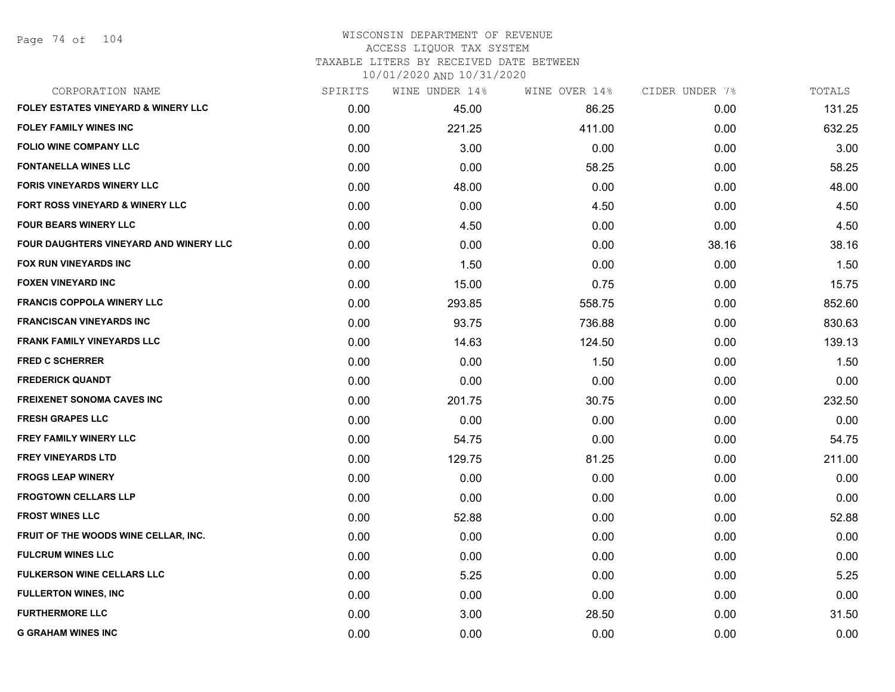# WISCONSIN DEPARTMENT OF REVENUE
ACCESS LIQUOR TAX SYSTEM
TAXABLE LITERS BY RECEIVED DATE BETWEEN
10/01/2020 AND 10/31/2020

| CORPORATION NAME | SPIRITS | WINE UNDER 14% | WINE OVER 14% | CIDER UNDER 7% | TOTALS |
|---|---|---|---|---|---|
| FOLEY ESTATES VINEYARD & WINERY LLC | 0.00 | 45.00 | 86.25 | 0.00 | 131.25 |
| FOLEY FAMILY WINES INC | 0.00 | 221.25 | 411.00 | 0.00 | 632.25 |
| FOLIO WINE COMPANY LLC | 0.00 | 3.00 | 0.00 | 0.00 | 3.00 |
| FONTANELLA WINES LLC | 0.00 | 0.00 | 58.25 | 0.00 | 58.25 |
| FORIS VINEYARDS WINERY LLC | 0.00 | 48.00 | 0.00 | 0.00 | 48.00 |
| FORT ROSS VINEYARD & WINERY LLC | 0.00 | 0.00 | 4.50 | 0.00 | 4.50 |
| FOUR BEARS WINERY LLC | 0.00 | 4.50 | 0.00 | 0.00 | 4.50 |
| FOUR DAUGHTERS VINEYARD AND WINERY LLC | 0.00 | 0.00 | 0.00 | 38.16 | 38.16 |
| FOX RUN VINEYARDS INC | 0.00 | 1.50 | 0.00 | 0.00 | 1.50 |
| FOXEN VINEYARD INC | 0.00 | 15.00 | 0.75 | 0.00 | 15.75 |
| FRANCIS COPPOLA WINERY LLC | 0.00 | 293.85 | 558.75 | 0.00 | 852.60 |
| FRANCISCAN VINEYARDS INC | 0.00 | 93.75 | 736.88 | 0.00 | 830.63 |
| FRANK FAMILY VINEYARDS LLC | 0.00 | 14.63 | 124.50 | 0.00 | 139.13 |
| FRED C SCHERRER | 0.00 | 0.00 | 1.50 | 0.00 | 1.50 |
| FREDERICK QUANDT | 0.00 | 0.00 | 0.00 | 0.00 | 0.00 |
| FREIXENET SONOMA CAVES INC | 0.00 | 201.75 | 30.75 | 0.00 | 232.50 |
| FRESH GRAPES LLC | 0.00 | 0.00 | 0.00 | 0.00 | 0.00 |
| FREY FAMILY WINERY LLC | 0.00 | 54.75 | 0.00 | 0.00 | 54.75 |
| FREY VINEYARDS LTD | 0.00 | 129.75 | 81.25 | 0.00 | 211.00 |
| FROGS LEAP WINERY | 0.00 | 0.00 | 0.00 | 0.00 | 0.00 |
| FROGTOWN CELLARS LLP | 0.00 | 0.00 | 0.00 | 0.00 | 0.00 |
| FROST WINES LLC | 0.00 | 52.88 | 0.00 | 0.00 | 52.88 |
| FRUIT OF THE WOODS WINE CELLAR, INC. | 0.00 | 0.00 | 0.00 | 0.00 | 0.00 |
| FULCRUM WINES LLC | 0.00 | 0.00 | 0.00 | 0.00 | 0.00 |
| FULKERSON WINE CELLARS LLC | 0.00 | 5.25 | 0.00 | 0.00 | 5.25 |
| FULLERTON WINES, INC | 0.00 | 0.00 | 0.00 | 0.00 | 0.00 |
| FURTHERMORE LLC | 0.00 | 3.00 | 28.50 | 0.00 | 31.50 |
| G GRAHAM WINES INC | 0.00 | 0.00 | 0.00 | 0.00 | 0.00 |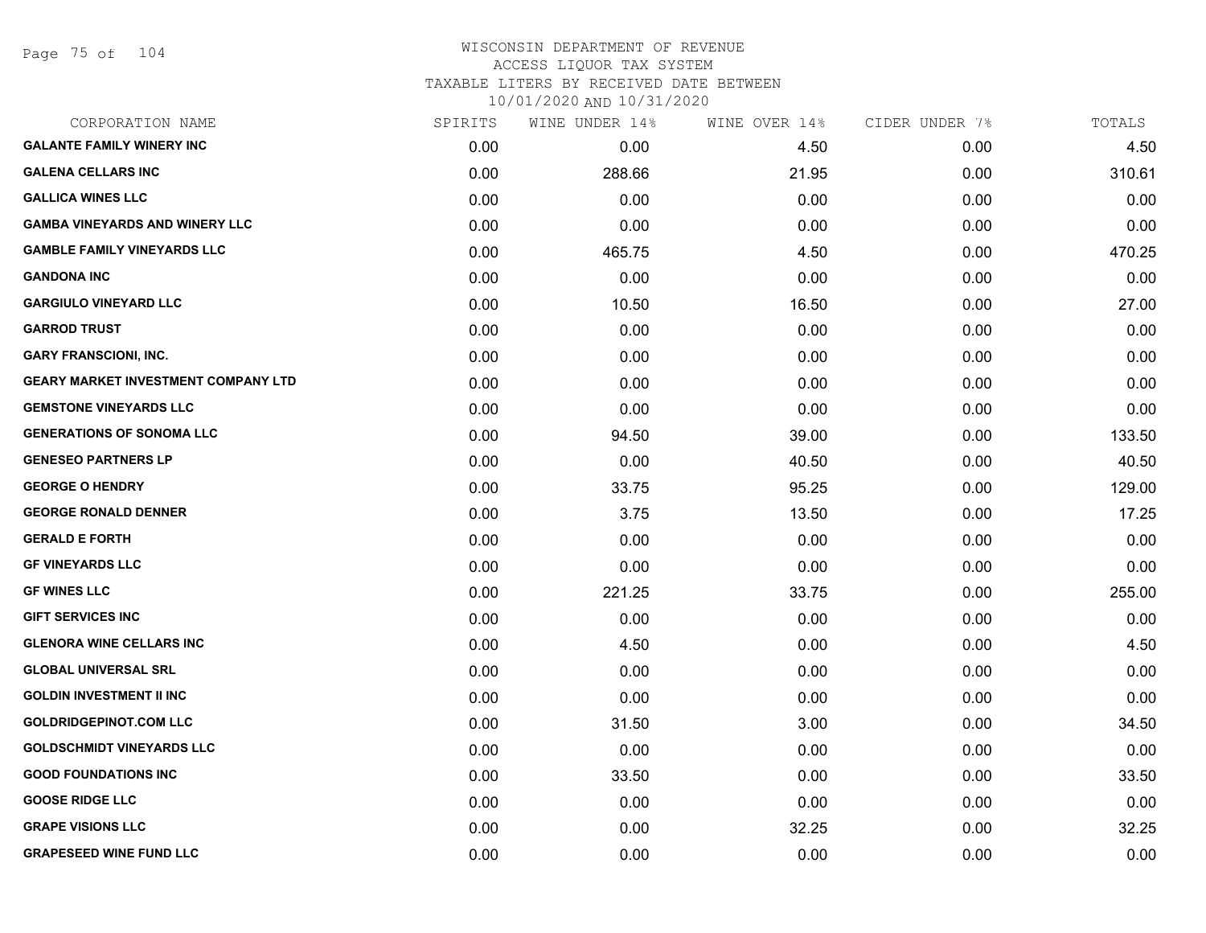WISCONSIN DEPARTMENT OF REVENUE
ACCESS LIQUOR TAX SYSTEM
TAXABLE LITERS BY RECEIVED DATE BETWEEN
10/01/2020 AND 10/31/2020

| CORPORATION NAME | SPIRITS | WINE UNDER 14% | WINE OVER 14% | CIDER UNDER 7% | TOTALS |
|---|---|---|---|---|---|
| GALANTE FAMILY WINERY INC | 0.00 | 0.00 | 4.50 | 0.00 | 4.50 |
| GALENA CELLARS INC | 0.00 | 288.66 | 21.95 | 0.00 | 310.61 |
| GALLICA WINES LLC | 0.00 | 0.00 | 0.00 | 0.00 | 0.00 |
| GAMBA VINEYARDS AND WINERY LLC | 0.00 | 0.00 | 0.00 | 0.00 | 0.00 |
| GAMBLE FAMILY VINEYARDS LLC | 0.00 | 465.75 | 4.50 | 0.00 | 470.25 |
| GANDONA INC | 0.00 | 0.00 | 0.00 | 0.00 | 0.00 |
| GARGIULO VINEYARD LLC | 0.00 | 10.50 | 16.50 | 0.00 | 27.00 |
| GARROD TRUST | 0.00 | 0.00 | 0.00 | 0.00 | 0.00 |
| GARY FRANSCIONI, INC. | 0.00 | 0.00 | 0.00 | 0.00 | 0.00 |
| GEARY MARKET INVESTMENT COMPANY LTD | 0.00 | 0.00 | 0.00 | 0.00 | 0.00 |
| GEMSTONE VINEYARDS LLC | 0.00 | 0.00 | 0.00 | 0.00 | 0.00 |
| GENERATIONS OF SONOMA LLC | 0.00 | 94.50 | 39.00 | 0.00 | 133.50 |
| GENESEO PARTNERS LP | 0.00 | 0.00 | 40.50 | 0.00 | 40.50 |
| GEORGE O HENDRY | 0.00 | 33.75 | 95.25 | 0.00 | 129.00 |
| GEORGE RONALD DENNER | 0.00 | 3.75 | 13.50 | 0.00 | 17.25 |
| GERALD E FORTH | 0.00 | 0.00 | 0.00 | 0.00 | 0.00 |
| GF VINEYARDS LLC | 0.00 | 0.00 | 0.00 | 0.00 | 0.00 |
| GF WINES LLC | 0.00 | 221.25 | 33.75 | 0.00 | 255.00 |
| GIFT SERVICES INC | 0.00 | 0.00 | 0.00 | 0.00 | 0.00 |
| GLENORA WINE CELLARS INC | 0.00 | 4.50 | 0.00 | 0.00 | 4.50 |
| GLOBAL UNIVERSAL SRL | 0.00 | 0.00 | 0.00 | 0.00 | 0.00 |
| GOLDIN INVESTMENT II INC | 0.00 | 0.00 | 0.00 | 0.00 | 0.00 |
| GOLDRIDGEPINOT.COM LLC | 0.00 | 31.50 | 3.00 | 0.00 | 34.50 |
| GOLDSCHMIDT VINEYARDS LLC | 0.00 | 0.00 | 0.00 | 0.00 | 0.00 |
| GOOD FOUNDATIONS INC | 0.00 | 33.50 | 0.00 | 0.00 | 33.50 |
| GOOSE RIDGE LLC | 0.00 | 0.00 | 0.00 | 0.00 | 0.00 |
| GRAPE VISIONS LLC | 0.00 | 0.00 | 32.25 | 0.00 | 32.25 |
| GRAPESEED WINE FUND LLC | 0.00 | 0.00 | 0.00 | 0.00 | 0.00 |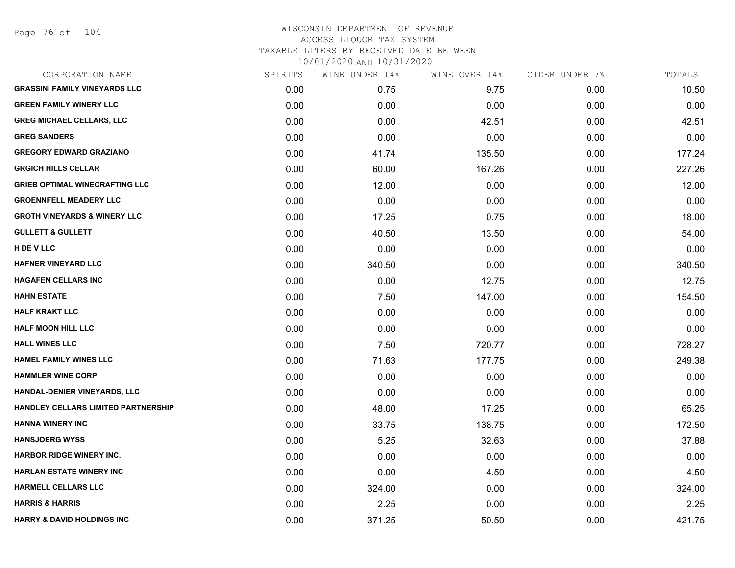WISCONSIN DEPARTMENT OF REVENUE
ACCESS LIQUOR TAX SYSTEM
TAXABLE LITERS BY RECEIVED DATE BETWEEN
10/01/2020 AND 10/31/2020

| CORPORATION NAME | SPIRITS | WINE UNDER 14% | WINE OVER 14% | CIDER UNDER 7% | TOTALS |
|---|---|---|---|---|---|
| GRASSINI FAMILY VINEYARDS LLC | 0.00 | 0.75 | 9.75 | 0.00 | 10.50 |
| GREEN FAMILY WINERY LLC | 0.00 | 0.00 | 0.00 | 0.00 | 0.00 |
| GREG MICHAEL CELLARS, LLC | 0.00 | 0.00 | 42.51 | 0.00 | 42.51 |
| GREG SANDERS | 0.00 | 0.00 | 0.00 | 0.00 | 0.00 |
| GREGORY EDWARD GRAZIANO | 0.00 | 41.74 | 135.50 | 0.00 | 177.24 |
| GRGICH HILLS CELLAR | 0.00 | 60.00 | 167.26 | 0.00 | 227.26 |
| GRIEB OPTIMAL WINECRAFTING LLC | 0.00 | 12.00 | 0.00 | 0.00 | 12.00 |
| GROENNFELL MEADERY LLC | 0.00 | 0.00 | 0.00 | 0.00 | 0.00 |
| GROTH VINEYARDS & WINERY LLC | 0.00 | 17.25 | 0.75 | 0.00 | 18.00 |
| GULLETT & GULLETT | 0.00 | 40.50 | 13.50 | 0.00 | 54.00 |
| H DE V LLC | 0.00 | 0.00 | 0.00 | 0.00 | 0.00 |
| HAFNER VINEYARD LLC | 0.00 | 340.50 | 0.00 | 0.00 | 340.50 |
| HAGAFEN CELLARS INC | 0.00 | 0.00 | 12.75 | 0.00 | 12.75 |
| HAHN ESTATE | 0.00 | 7.50 | 147.00 | 0.00 | 154.50 |
| HALF KRAKT LLC | 0.00 | 0.00 | 0.00 | 0.00 | 0.00 |
| HALF MOON HILL LLC | 0.00 | 0.00 | 0.00 | 0.00 | 0.00 |
| HALL WINES LLC | 0.00 | 7.50 | 720.77 | 0.00 | 728.27 |
| HAMEL FAMILY WINES LLC | 0.00 | 71.63 | 177.75 | 0.00 | 249.38 |
| HAMMLER WINE CORP | 0.00 | 0.00 | 0.00 | 0.00 | 0.00 |
| HANDAL-DENIER VINEYARDS, LLC | 0.00 | 0.00 | 0.00 | 0.00 | 0.00 |
| HANDLEY CELLARS LIMITED PARTNERSHIP | 0.00 | 48.00 | 17.25 | 0.00 | 65.25 |
| HANNA WINERY INC | 0.00 | 33.75 | 138.75 | 0.00 | 172.50 |
| HANSJOERG WYSS | 0.00 | 5.25 | 32.63 | 0.00 | 37.88 |
| HARBOR RIDGE WINERY INC. | 0.00 | 0.00 | 0.00 | 0.00 | 0.00 |
| HARLAN ESTATE WINERY INC | 0.00 | 0.00 | 4.50 | 0.00 | 4.50 |
| HARMELL CELLARS LLC | 0.00 | 324.00 | 0.00 | 0.00 | 324.00 |
| HARRIS & HARRIS | 0.00 | 2.25 | 0.00 | 0.00 | 2.25 |
| HARRY & DAVID HOLDINGS INC | 0.00 | 371.25 | 50.50 | 0.00 | 421.75 |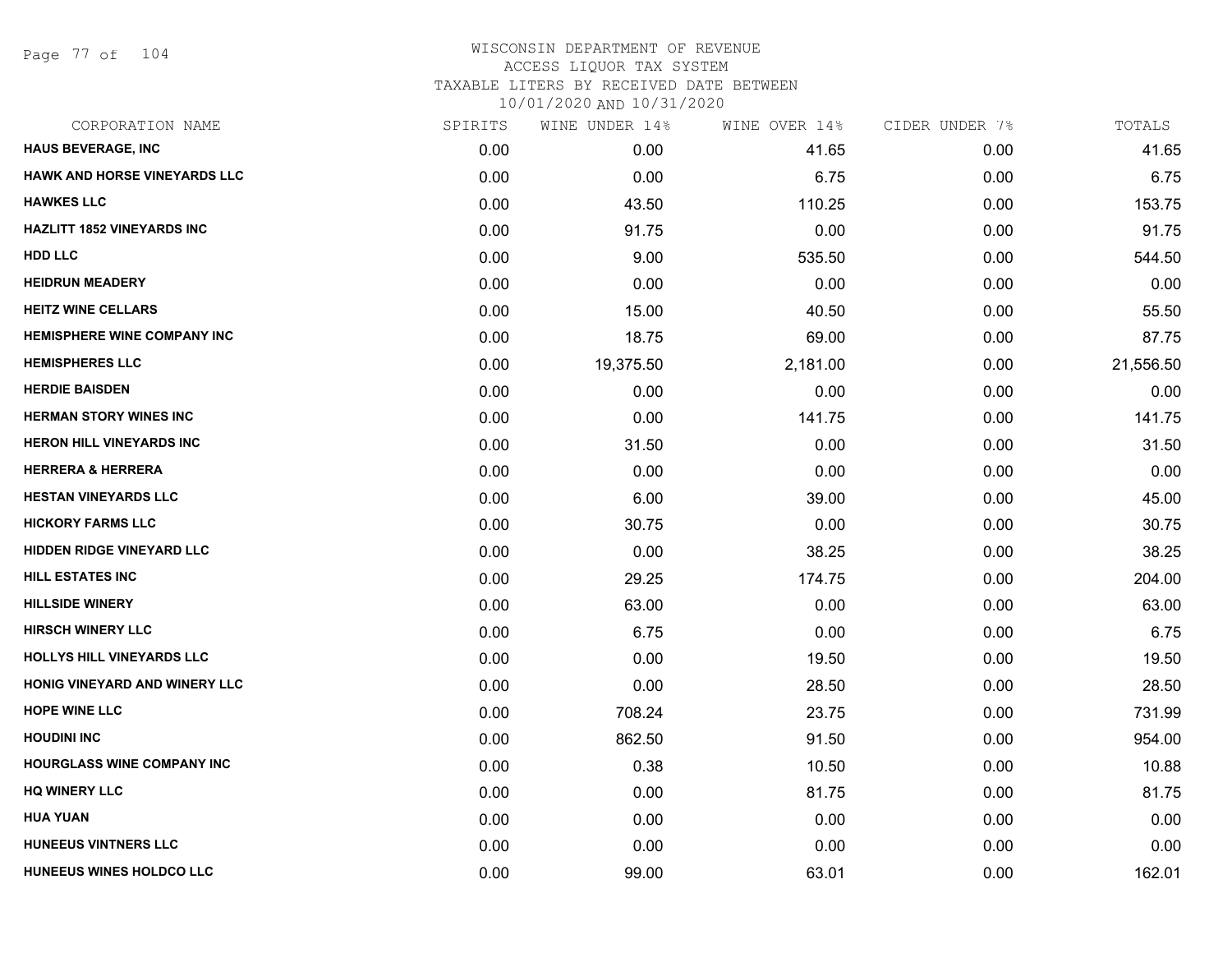# WISCONSIN DEPARTMENT OF REVENUE
## ACCESS LIQUOR TAX SYSTEM
### TAXABLE LITERS BY RECEIVED DATE BETWEEN 10/01/2020 AND 10/31/2020

| CORPORATION NAME | SPIRITS | WINE UNDER 14% | WINE OVER 14% | CIDER UNDER 7% | TOTALS |
|---|---|---|---|---|---|
| HAUS BEVERAGE, INC | 0.00 | 0.00 | 41.65 | 0.00 | 41.65 |
| HAWK AND HORSE VINEYARDS LLC | 0.00 | 0.00 | 6.75 | 0.00 | 6.75 |
| HAWKES LLC | 0.00 | 43.50 | 110.25 | 0.00 | 153.75 |
| HAZLITT 1852 VINEYARDS INC | 0.00 | 91.75 | 0.00 | 0.00 | 91.75 |
| HDD LLC | 0.00 | 9.00 | 535.50 | 0.00 | 544.50 |
| HEIDRUN MEADERY | 0.00 | 0.00 | 0.00 | 0.00 | 0.00 |
| HEITZ WINE CELLARS | 0.00 | 15.00 | 40.50 | 0.00 | 55.50 |
| HEMISPHERE WINE COMPANY INC | 0.00 | 18.75 | 69.00 | 0.00 | 87.75 |
| HEMISPHERES LLC | 0.00 | 19,375.50 | 2,181.00 | 0.00 | 21,556.50 |
| HERDIE BAISDEN | 0.00 | 0.00 | 0.00 | 0.00 | 0.00 |
| HERMAN STORY WINES INC | 0.00 | 0.00 | 141.75 | 0.00 | 141.75 |
| HERON HILL VINEYARDS INC | 0.00 | 31.50 | 0.00 | 0.00 | 31.50 |
| HERRERA & HERRERA | 0.00 | 0.00 | 0.00 | 0.00 | 0.00 |
| HESTAN VINEYARDS LLC | 0.00 | 6.00 | 39.00 | 0.00 | 45.00 |
| HICKORY FARMS LLC | 0.00 | 30.75 | 0.00 | 0.00 | 30.75 |
| HIDDEN RIDGE VINEYARD LLC | 0.00 | 0.00 | 38.25 | 0.00 | 38.25 |
| HILL ESTATES INC | 0.00 | 29.25 | 174.75 | 0.00 | 204.00 |
| HILLSIDE WINERY | 0.00 | 63.00 | 0.00 | 0.00 | 63.00 |
| HIRSCH WINERY LLC | 0.00 | 6.75 | 0.00 | 0.00 | 6.75 |
| HOLLYS HILL VINEYARDS LLC | 0.00 | 0.00 | 19.50 | 0.00 | 19.50 |
| HONIG VINEYARD AND WINERY LLC | 0.00 | 0.00 | 28.50 | 0.00 | 28.50 |
| HOPE WINE LLC | 0.00 | 708.24 | 23.75 | 0.00 | 731.99 |
| HOUDINI INC | 0.00 | 862.50 | 91.50 | 0.00 | 954.00 |
| HOURGLASS WINE COMPANY INC | 0.00 | 0.38 | 10.50 | 0.00 | 10.88 |
| HQ WINERY LLC | 0.00 | 0.00 | 81.75 | 0.00 | 81.75 |
| HUA YUAN | 0.00 | 0.00 | 0.00 | 0.00 | 0.00 |
| HUNEEUS VINTNERS LLC | 0.00 | 0.00 | 0.00 | 0.00 | 0.00 |
| HUNEEUS WINES HOLDCO LLC | 0.00 | 99.00 | 63.01 | 0.00 | 162.01 |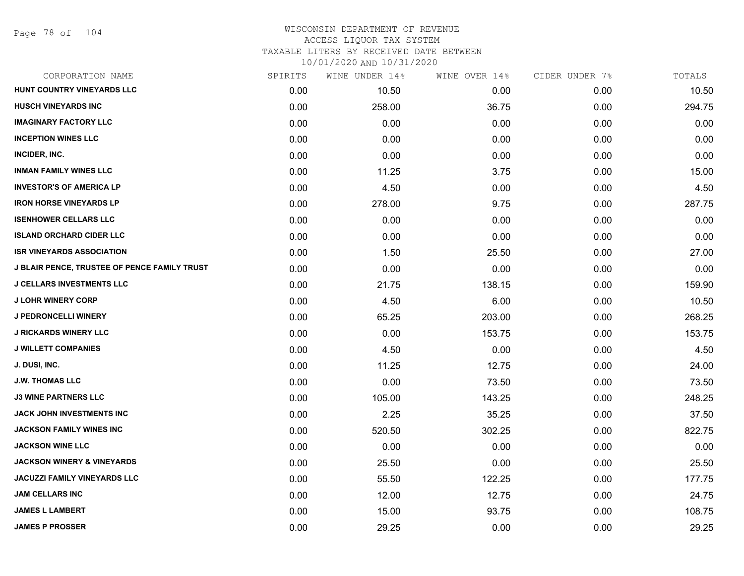WISCONSIN DEPARTMENT OF REVENUE
ACCESS LIQUOR TAX SYSTEM
TAXABLE LITERS BY RECEIVED DATE BETWEEN
10/01/2020 AND 10/31/2020

| CORPORATION NAME | SPIRITS | WINE UNDER 14% | WINE OVER 14% | CIDER UNDER 7% | TOTALS |
|---|---|---|---|---|---|
| **HUNT COUNTRY VINEYARDS LLC** | 0.00 | 10.50 | 0.00 | 0.00 | 10.50 |
| **HUSCH VINEYARDS INC** | 0.00 | 258.00 | 36.75 | 0.00 | 294.75 |
| **IMAGINARY FACTORY LLC** | 0.00 | 0.00 | 0.00 | 0.00 | 0.00 |
| **INCEPTION WINES LLC** | 0.00 | 0.00 | 0.00 | 0.00 | 0.00 |
| **INCIDER, INC.** | 0.00 | 0.00 | 0.00 | 0.00 | 0.00 |
| **INMAN FAMILY WINES LLC** | 0.00 | 11.25 | 3.75 | 0.00 | 15.00 |
| **INVESTOR'S OF AMERICA LP** | 0.00 | 4.50 | 0.00 | 0.00 | 4.50 |
| **IRON HORSE VINEYARDS LP** | 0.00 | 278.00 | 9.75 | 0.00 | 287.75 |
| **ISENHOWER CELLARS LLC** | 0.00 | 0.00 | 0.00 | 0.00 | 0.00 |
| **ISLAND ORCHARD CIDER LLC** | 0.00 | 0.00 | 0.00 | 0.00 | 0.00 |
| **ISR VINEYARDS ASSOCIATION** | 0.00 | 1.50 | 25.50 | 0.00 | 27.00 |
| **J BLAIR PENCE, TRUSTEE OF PENCE FAMILY TRUST** | 0.00 | 0.00 | 0.00 | 0.00 | 0.00 |
| **J CELLARS INVESTMENTS LLC** | 0.00 | 21.75 | 138.15 | 0.00 | 159.90 |
| **J LOHR WINERY CORP** | 0.00 | 4.50 | 6.00 | 0.00 | 10.50 |
| **J PEDRONCELLI WINERY** | 0.00 | 65.25 | 203.00 | 0.00 | 268.25 |
| **J RICKARDS WINERY LLC** | 0.00 | 0.00 | 153.75 | 0.00 | 153.75 |
| **J WILLETT COMPANIES** | 0.00 | 4.50 | 0.00 | 0.00 | 4.50 |
| **J. DUSI, INC.** | 0.00 | 11.25 | 12.75 | 0.00 | 24.00 |
| **J.W. THOMAS LLC** | 0.00 | 0.00 | 73.50 | 0.00 | 73.50 |
| **J3 WINE PARTNERS LLC** | 0.00 | 105.00 | 143.25 | 0.00 | 248.25 |
| **JACK JOHN INVESTMENTS INC** | 0.00 | 2.25 | 35.25 | 0.00 | 37.50 |
| **JACKSON FAMILY WINES INC** | 0.00 | 520.50 | 302.25 | 0.00 | 822.75 |
| **JACKSON WINE LLC** | 0.00 | 0.00 | 0.00 | 0.00 | 0.00 |
| **JACKSON WINERY & VINEYARDS** | 0.00 | 25.50 | 0.00 | 0.00 | 25.50 |
| **JACUZZI FAMILY VINEYARDS LLC** | 0.00 | 55.50 | 122.25 | 0.00 | 177.75 |
| **JAM CELLARS INC** | 0.00 | 12.00 | 12.75 | 0.00 | 24.75 |
| **JAMES L LAMBERT** | 0.00 | 15.00 | 93.75 | 0.00 | 108.75 |
| **JAMES P PROSSER** | 0.00 | 29.25 | 0.00 | 0.00 | 29.25 |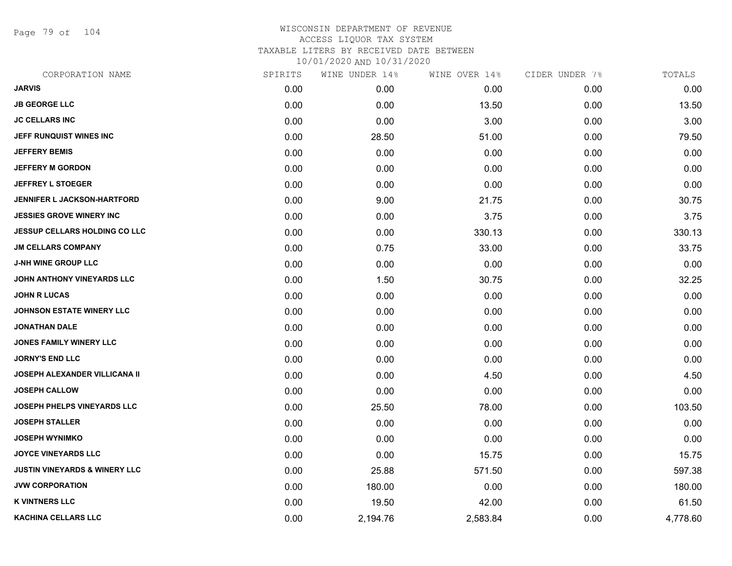WISCONSIN DEPARTMENT OF REVENUE
ACCESS LIQUOR TAX SYSTEM
TAXABLE LITERS BY RECEIVED DATE BETWEEN
10/01/2020 AND 10/31/2020

| CORPORATION NAME | SPIRITS | WINE UNDER 14% | WINE OVER 14% | CIDER UNDER 7% | TOTALS |
|---|---|---|---|---|---|
| JARVIS | 0.00 | 0.00 | 0.00 | 0.00 | 0.00 |
| JB GEORGE LLC | 0.00 | 0.00 | 13.50 | 0.00 | 13.50 |
| JC CELLARS INC | 0.00 | 0.00 | 3.00 | 0.00 | 3.00 |
| JEFF RUNQUIST WINES INC | 0.00 | 28.50 | 51.00 | 0.00 | 79.50 |
| JEFFERY BEMIS | 0.00 | 0.00 | 0.00 | 0.00 | 0.00 |
| JEFFERY M GORDON | 0.00 | 0.00 | 0.00 | 0.00 | 0.00 |
| JEFFREY L STOEGER | 0.00 | 0.00 | 0.00 | 0.00 | 0.00 |
| JENNIFER L JACKSON-HARTFORD | 0.00 | 9.00 | 21.75 | 0.00 | 30.75 |
| JESSIES GROVE WINERY INC | 0.00 | 0.00 | 3.75 | 0.00 | 3.75 |
| JESSUP CELLARS HOLDING CO LLC | 0.00 | 0.00 | 330.13 | 0.00 | 330.13 |
| JM CELLARS COMPANY | 0.00 | 0.75 | 33.00 | 0.00 | 33.75 |
| J-NH WINE GROUP LLC | 0.00 | 0.00 | 0.00 | 0.00 | 0.00 |
| JOHN ANTHONY VINEYARDS LLC | 0.00 | 1.50 | 30.75 | 0.00 | 32.25 |
| JOHN R LUCAS | 0.00 | 0.00 | 0.00 | 0.00 | 0.00 |
| JOHNSON ESTATE WINERY LLC | 0.00 | 0.00 | 0.00 | 0.00 | 0.00 |
| JONATHAN DALE | 0.00 | 0.00 | 0.00 | 0.00 | 0.00 |
| JONES FAMILY WINERY LLC | 0.00 | 0.00 | 0.00 | 0.00 | 0.00 |
| JORNY'S END LLC | 0.00 | 0.00 | 0.00 | 0.00 | 0.00 |
| JOSEPH ALEXANDER VILLICANA II | 0.00 | 0.00 | 4.50 | 0.00 | 4.50 |
| JOSEPH CALLOW | 0.00 | 0.00 | 0.00 | 0.00 | 0.00 |
| JOSEPH PHELPS VINEYARDS LLC | 0.00 | 25.50 | 78.00 | 0.00 | 103.50 |
| JOSEPH STALLER | 0.00 | 0.00 | 0.00 | 0.00 | 0.00 |
| JOSEPH WYNIMKO | 0.00 | 0.00 | 0.00 | 0.00 | 0.00 |
| JOYCE VINEYARDS LLC | 0.00 | 0.00 | 15.75 | 0.00 | 15.75 |
| JUSTIN VINEYARDS & WINERY LLC | 0.00 | 25.88 | 571.50 | 0.00 | 597.38 |
| JVW CORPORATION | 0.00 | 180.00 | 0.00 | 0.00 | 180.00 |
| K VINTNERS LLC | 0.00 | 19.50 | 42.00 | 0.00 | 61.50 |
| KACHINA CELLARS LLC | 0.00 | 2,194.76 | 2,583.84 | 0.00 | 4,778.60 |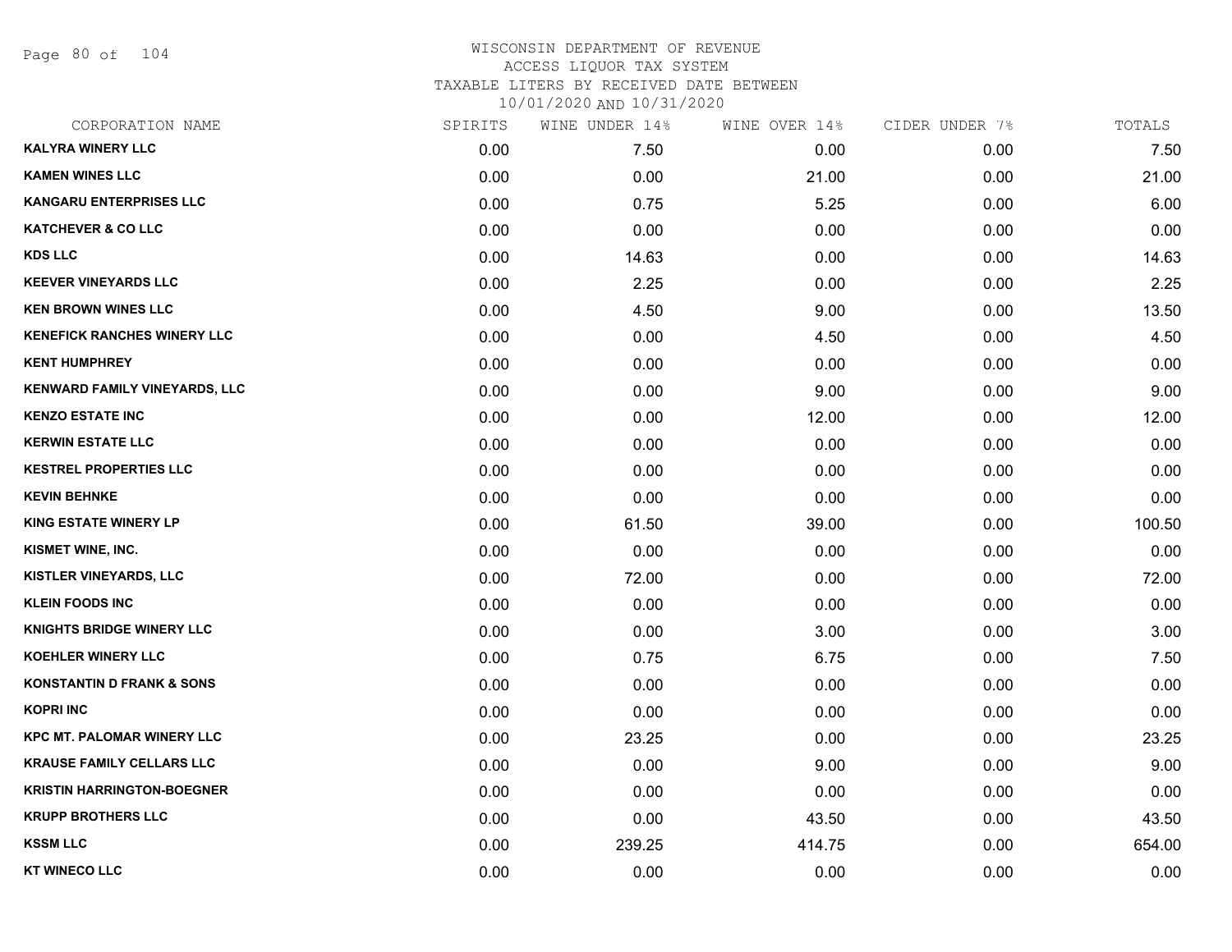WISCONSIN DEPARTMENT OF REVENUE
ACCESS LIQUOR TAX SYSTEM
TAXABLE LITERS BY RECEIVED DATE BETWEEN
10/01/2020 AND 10/31/2020

| CORPORATION NAME | SPIRITS | WINE UNDER 14% | WINE OVER 14% | CIDER UNDER 7% | TOTALS |
|---|---|---|---|---|---|
| KALYRA WINERY LLC | 0.00 | 7.50 | 0.00 | 0.00 | 7.50 |
| KAMEN WINES LLC | 0.00 | 0.00 | 21.00 | 0.00 | 21.00 |
| KANGARU ENTERPRISES LLC | 0.00 | 0.75 | 5.25 | 0.00 | 6.00 |
| KATCHEVER & CO LLC | 0.00 | 0.00 | 0.00 | 0.00 | 0.00 |
| KDS LLC | 0.00 | 14.63 | 0.00 | 0.00 | 14.63 |
| KEEVER VINEYARDS LLC | 0.00 | 2.25 | 0.00 | 0.00 | 2.25 |
| KEN BROWN WINES LLC | 0.00 | 4.50 | 9.00 | 0.00 | 13.50 |
| KENEFICK RANCHES WINERY LLC | 0.00 | 0.00 | 4.50 | 0.00 | 4.50 |
| KENT HUMPHREY | 0.00 | 0.00 | 0.00 | 0.00 | 0.00 |
| KENWARD FAMILY VINEYARDS, LLC | 0.00 | 0.00 | 9.00 | 0.00 | 9.00 |
| KENZO ESTATE INC | 0.00 | 0.00 | 12.00 | 0.00 | 12.00 |
| KERWIN ESTATE LLC | 0.00 | 0.00 | 0.00 | 0.00 | 0.00 |
| KESTREL PROPERTIES LLC | 0.00 | 0.00 | 0.00 | 0.00 | 0.00 |
| KEVIN BEHNKE | 0.00 | 0.00 | 0.00 | 0.00 | 0.00 |
| KING ESTATE WINERY LP | 0.00 | 61.50 | 39.00 | 0.00 | 100.50 |
| KISMET WINE, INC. | 0.00 | 0.00 | 0.00 | 0.00 | 0.00 |
| KISTLER VINEYARDS, LLC | 0.00 | 72.00 | 0.00 | 0.00 | 72.00 |
| KLEIN FOODS INC | 0.00 | 0.00 | 0.00 | 0.00 | 0.00 |
| KNIGHTS BRIDGE WINERY LLC | 0.00 | 0.00 | 3.00 | 0.00 | 3.00 |
| KOEHLER WINERY LLC | 0.00 | 0.75 | 6.75 | 0.00 | 7.50 |
| KONSTANTIN D FRANK & SONS | 0.00 | 0.00 | 0.00 | 0.00 | 0.00 |
| KOPRI INC | 0.00 | 0.00 | 0.00 | 0.00 | 0.00 |
| KPC MT. PALOMAR WINERY LLC | 0.00 | 23.25 | 0.00 | 0.00 | 23.25 |
| KRAUSE FAMILY CELLARS LLC | 0.00 | 0.00 | 9.00 | 0.00 | 9.00 |
| KRISTIN HARRINGTON-BOEGNER | 0.00 | 0.00 | 0.00 | 0.00 | 0.00 |
| KRUPP BROTHERS LLC | 0.00 | 0.00 | 43.50 | 0.00 | 43.50 |
| KSSM LLC | 0.00 | 239.25 | 414.75 | 0.00 | 654.00 |
| KT WINECO LLC | 0.00 | 0.00 | 0.00 | 0.00 | 0.00 |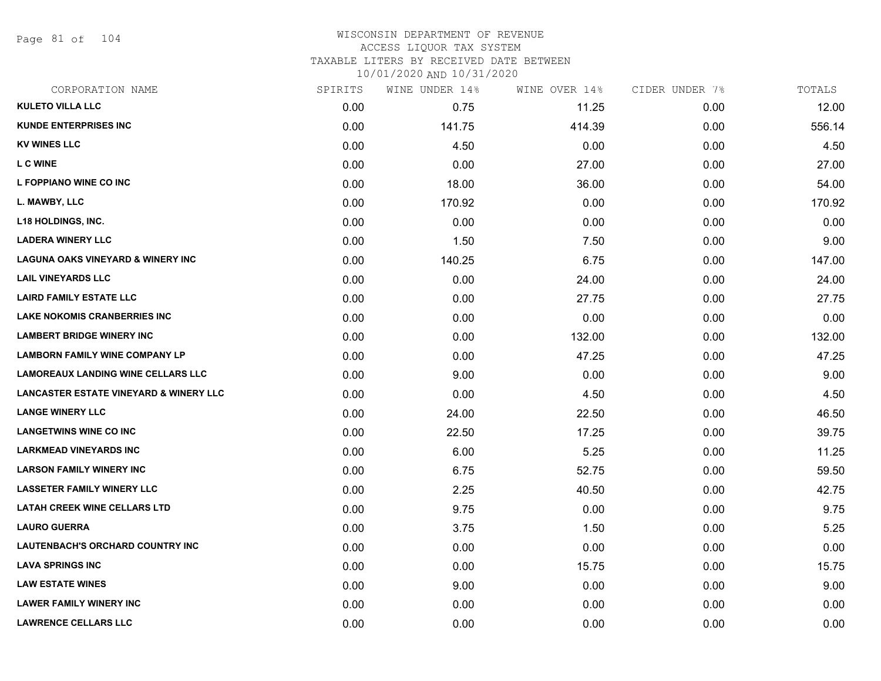# WISCONSIN DEPARTMENT OF REVENUE

ACCESS LIQUOR TAX SYSTEM

TAXABLE LITERS BY RECEIVED DATE BETWEEN

10/01/2020 AND 10/31/2020

| CORPORATION NAME | SPIRITS | WINE UNDER 14% | WINE OVER 14% | CIDER UNDER 7% | TOTALS |
|---|---|---|---|---|---|
| KULETO VILLA LLC | 0.00 | 0.75 | 11.25 | 0.00 | 12.00 |
| KUNDE ENTERPRISES INC | 0.00 | 141.75 | 414.39 | 0.00 | 556.14 |
| KV WINES LLC | 0.00 | 4.50 | 0.00 | 0.00 | 4.50 |
| L C WINE | 0.00 | 0.00 | 27.00 | 0.00 | 27.00 |
| L FOPPIANO WINE CO INC | 0.00 | 18.00 | 36.00 | 0.00 | 54.00 |
| L. MAWBY, LLC | 0.00 | 170.92 | 0.00 | 0.00 | 170.92 |
| L18 HOLDINGS, INC. | 0.00 | 0.00 | 0.00 | 0.00 | 0.00 |
| LADERA WINERY LLC | 0.00 | 1.50 | 7.50 | 0.00 | 9.00 |
| LAGUNA OAKS VINEYARD & WINERY INC | 0.00 | 140.25 | 6.75 | 0.00 | 147.00 |
| LAIL VINEYARDS LLC | 0.00 | 0.00 | 24.00 | 0.00 | 24.00 |
| LAIRD FAMILY ESTATE LLC | 0.00 | 0.00 | 27.75 | 0.00 | 27.75 |
| LAKE NOKOMIS CRANBERRIES INC | 0.00 | 0.00 | 0.00 | 0.00 | 0.00 |
| LAMBERT BRIDGE WINERY INC | 0.00 | 0.00 | 132.00 | 0.00 | 132.00 |
| LAMBORN FAMILY WINE COMPANY LP | 0.00 | 0.00 | 47.25 | 0.00 | 47.25 |
| LAMOREAUX LANDING WINE CELLARS LLC | 0.00 | 9.00 | 0.00 | 0.00 | 9.00 |
| LANCASTER ESTATE VINEYARD & WINERY LLC | 0.00 | 0.00 | 4.50 | 0.00 | 4.50 |
| LANGE WINERY LLC | 0.00 | 24.00 | 22.50 | 0.00 | 46.50 |
| LANGETWINS WINE CO INC | 0.00 | 22.50 | 17.25 | 0.00 | 39.75 |
| LARKMEAD VINEYARDS INC | 0.00 | 6.00 | 5.25 | 0.00 | 11.25 |
| LARSON FAMILY WINERY INC | 0.00 | 6.75 | 52.75 | 0.00 | 59.50 |
| LASSETER FAMILY WINERY LLC | 0.00 | 2.25 | 40.50 | 0.00 | 42.75 |
| LATAH CREEK WINE CELLARS LTD | 0.00 | 9.75 | 0.00 | 0.00 | 9.75 |
| LAURO GUERRA | 0.00 | 3.75 | 1.50 | 0.00 | 5.25 |
| LAUTENBACH'S ORCHARD COUNTRY INC | 0.00 | 0.00 | 0.00 | 0.00 | 0.00 |
| LAVA SPRINGS INC | 0.00 | 0.00 | 15.75 | 0.00 | 15.75 |
| LAW ESTATE WINES | 0.00 | 9.00 | 0.00 | 0.00 | 9.00 |
| LAWER FAMILY WINERY INC | 0.00 | 0.00 | 0.00 | 0.00 | 0.00 |
| LAWRENCE CELLARS LLC | 0.00 | 0.00 | 0.00 | 0.00 | 0.00 |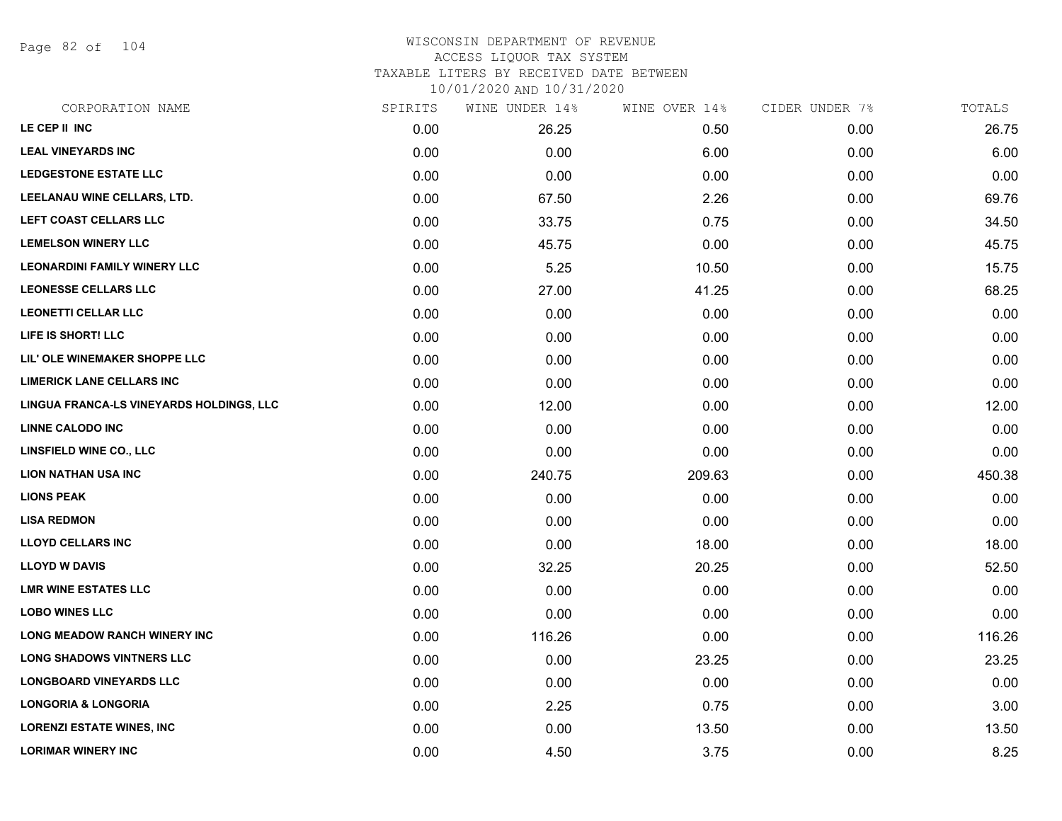WISCONSIN DEPARTMENT OF REVENUE
ACCESS LIQUOR TAX SYSTEM
TAXABLE LITERS BY RECEIVED DATE BETWEEN
10/01/2020 AND 10/31/2020

| CORPORATION NAME | SPIRITS | WINE UNDER 14% | WINE OVER 14% | CIDER UNDER 7% | TOTALS |
|---|---|---|---|---|---|
| LE CEP II INC | 0.00 | 26.25 | 0.50 | 0.00 | 26.75 |
| LEAL VINEYARDS INC | 0.00 | 0.00 | 6.00 | 0.00 | 6.00 |
| LEDGESTONE ESTATE LLC | 0.00 | 0.00 | 0.00 | 0.00 | 0.00 |
| LEELANAU WINE CELLARS, LTD. | 0.00 | 67.50 | 2.26 | 0.00 | 69.76 |
| LEFT COAST CELLARS LLC | 0.00 | 33.75 | 0.75 | 0.00 | 34.50 |
| LEMELSON WINERY LLC | 0.00 | 45.75 | 0.00 | 0.00 | 45.75 |
| LEONARDINI FAMILY WINERY LLC | 0.00 | 5.25 | 10.50 | 0.00 | 15.75 |
| LEONESSE CELLARS LLC | 0.00 | 27.00 | 41.25 | 0.00 | 68.25 |
| LEONETTI CELLAR LLC | 0.00 | 0.00 | 0.00 | 0.00 | 0.00 |
| LIFE IS SHORT! LLC | 0.00 | 0.00 | 0.00 | 0.00 | 0.00 |
| LIL' OLE WINEMAKER SHOPPE LLC | 0.00 | 0.00 | 0.00 | 0.00 | 0.00 |
| LIMERICK LANE CELLARS INC | 0.00 | 0.00 | 0.00 | 0.00 | 0.00 |
| LINGUA FRANCA-LS VINEYARDS HOLDINGS, LLC | 0.00 | 12.00 | 0.00 | 0.00 | 12.00 |
| LINNE CALODO INC | 0.00 | 0.00 | 0.00 | 0.00 | 0.00 |
| LINSFIELD WINE CO., LLC | 0.00 | 0.00 | 0.00 | 0.00 | 0.00 |
| LION NATHAN USA INC | 0.00 | 240.75 | 209.63 | 0.00 | 450.38 |
| LIONS PEAK | 0.00 | 0.00 | 0.00 | 0.00 | 0.00 |
| LISA REDMON | 0.00 | 0.00 | 0.00 | 0.00 | 0.00 |
| LLOYD CELLARS INC | 0.00 | 0.00 | 18.00 | 0.00 | 18.00 |
| LLOYD W DAVIS | 0.00 | 32.25 | 20.25 | 0.00 | 52.50 |
| LMR WINE ESTATES LLC | 0.00 | 0.00 | 0.00 | 0.00 | 0.00 |
| LOBO WINES LLC | 0.00 | 0.00 | 0.00 | 0.00 | 0.00 |
| LONG MEADOW RANCH WINERY INC | 0.00 | 116.26 | 0.00 | 0.00 | 116.26 |
| LONG SHADOWS VINTNERS LLC | 0.00 | 0.00 | 23.25 | 0.00 | 23.25 |
| LONGBOARD VINEYARDS LLC | 0.00 | 0.00 | 0.00 | 0.00 | 0.00 |
| LONGORIA & LONGORIA | 0.00 | 2.25 | 0.75 | 0.00 | 3.00 |
| LORENZI ESTATE WINES, INC | 0.00 | 0.00 | 13.50 | 0.00 | 13.50 |
| LORIMAR WINERY INC | 0.00 | 4.50 | 3.75 | 0.00 | 8.25 |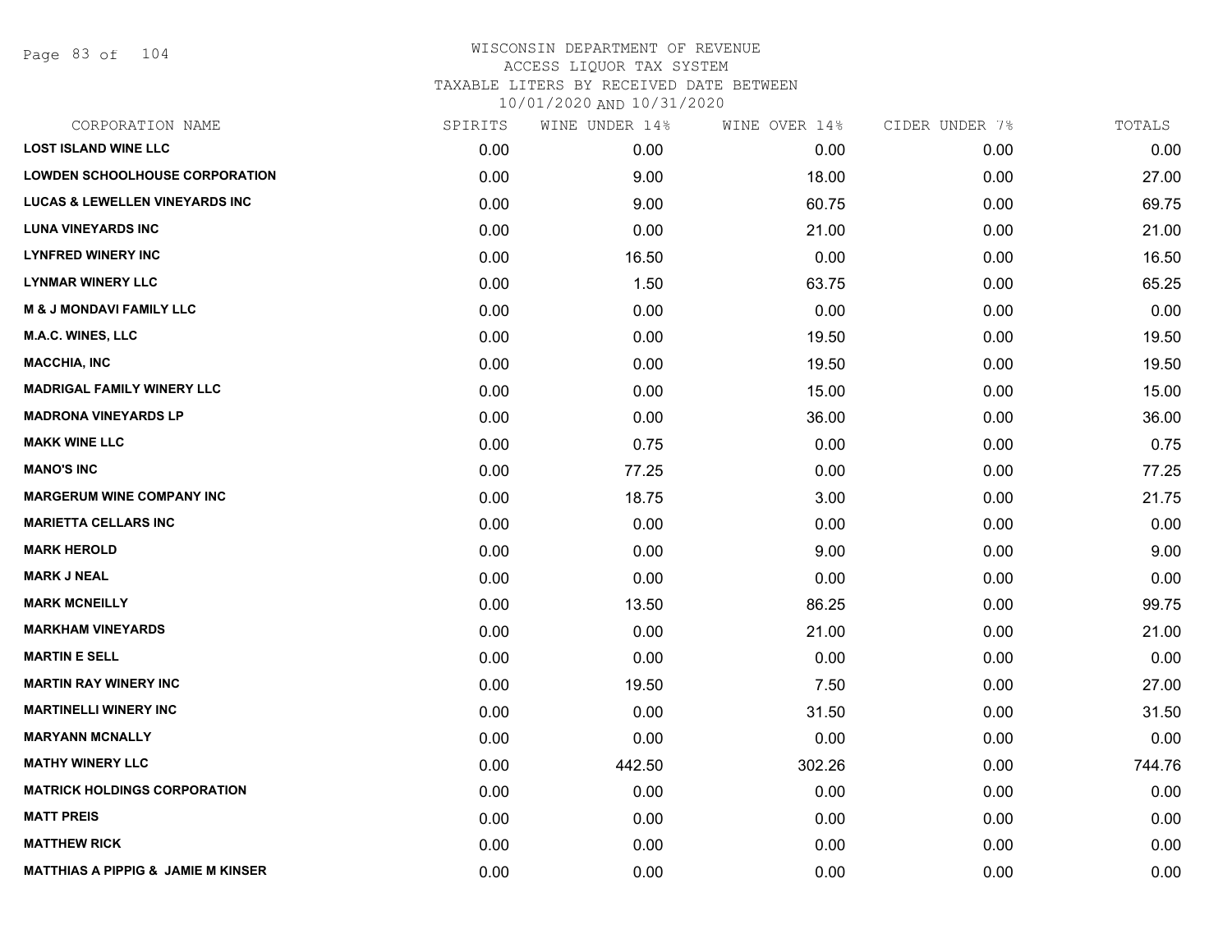# WISCONSIN DEPARTMENT OF REVENUE
ACCESS LIQUOR TAX SYSTEM
TAXABLE LITERS BY RECEIVED DATE BETWEEN
10/01/2020 AND 10/31/2020

| CORPORATION NAME | SPIRITS | WINE UNDER 14% | WINE OVER 14% | CIDER UNDER 7% | TOTALS |
|---|---|---|---|---|---|
| LOST ISLAND WINE LLC | 0.00 | 0.00 | 0.00 | 0.00 | 0.00 |
| LOWDEN SCHOOLHOUSE CORPORATION | 0.00 | 9.00 | 18.00 | 0.00 | 27.00 |
| LUCAS & LEWELLEN VINEYARDS INC | 0.00 | 9.00 | 60.75 | 0.00 | 69.75 |
| LUNA VINEYARDS INC | 0.00 | 0.00 | 21.00 | 0.00 | 21.00 |
| LYNFRED WINERY INC | 0.00 | 16.50 | 0.00 | 0.00 | 16.50 |
| LYNMAR WINERY LLC | 0.00 | 1.50 | 63.75 | 0.00 | 65.25 |
| M & J MONDAVI FAMILY LLC | 0.00 | 0.00 | 0.00 | 0.00 | 0.00 |
| M.A.C. WINES, LLC | 0.00 | 0.00 | 19.50 | 0.00 | 19.50 |
| MACCHIA, INC | 0.00 | 0.00 | 19.50 | 0.00 | 19.50 |
| MADRIGAL FAMILY WINERY LLC | 0.00 | 0.00 | 15.00 | 0.00 | 15.00 |
| MADRONA VINEYARDS LP | 0.00 | 0.00 | 36.00 | 0.00 | 36.00 |
| MAKK WINE LLC | 0.00 | 0.75 | 0.00 | 0.00 | 0.75 |
| MANO'S INC | 0.00 | 77.25 | 0.00 | 0.00 | 77.25 |
| MARGERUM WINE COMPANY INC | 0.00 | 18.75 | 3.00 | 0.00 | 21.75 |
| MARIETTA CELLARS INC | 0.00 | 0.00 | 0.00 | 0.00 | 0.00 |
| MARK HEROLD | 0.00 | 0.00 | 9.00 | 0.00 | 9.00 |
| MARK J NEAL | 0.00 | 0.00 | 0.00 | 0.00 | 0.00 |
| MARK MCNEILLY | 0.00 | 13.50 | 86.25 | 0.00 | 99.75 |
| MARKHAM VINEYARDS | 0.00 | 0.00 | 21.00 | 0.00 | 21.00 |
| MARTIN E SELL | 0.00 | 0.00 | 0.00 | 0.00 | 0.00 |
| MARTIN RAY WINERY INC | 0.00 | 19.50 | 7.50 | 0.00 | 27.00 |
| MARTINELLI WINERY INC | 0.00 | 0.00 | 31.50 | 0.00 | 31.50 |
| MARYANN MCNALLY | 0.00 | 0.00 | 0.00 | 0.00 | 0.00 |
| MATHY WINERY LLC | 0.00 | 442.50 | 302.26 | 0.00 | 744.76 |
| MATRICK HOLDINGS CORPORATION | 0.00 | 0.00 | 0.00 | 0.00 | 0.00 |
| MATT PREIS | 0.00 | 0.00 | 0.00 | 0.00 | 0.00 |
| MATTHEW RICK | 0.00 | 0.00 | 0.00 | 0.00 | 0.00 |
| MATTHIAS A PIPPIG & JAMIE M KINSER | 0.00 | 0.00 | 0.00 | 0.00 | 0.00 |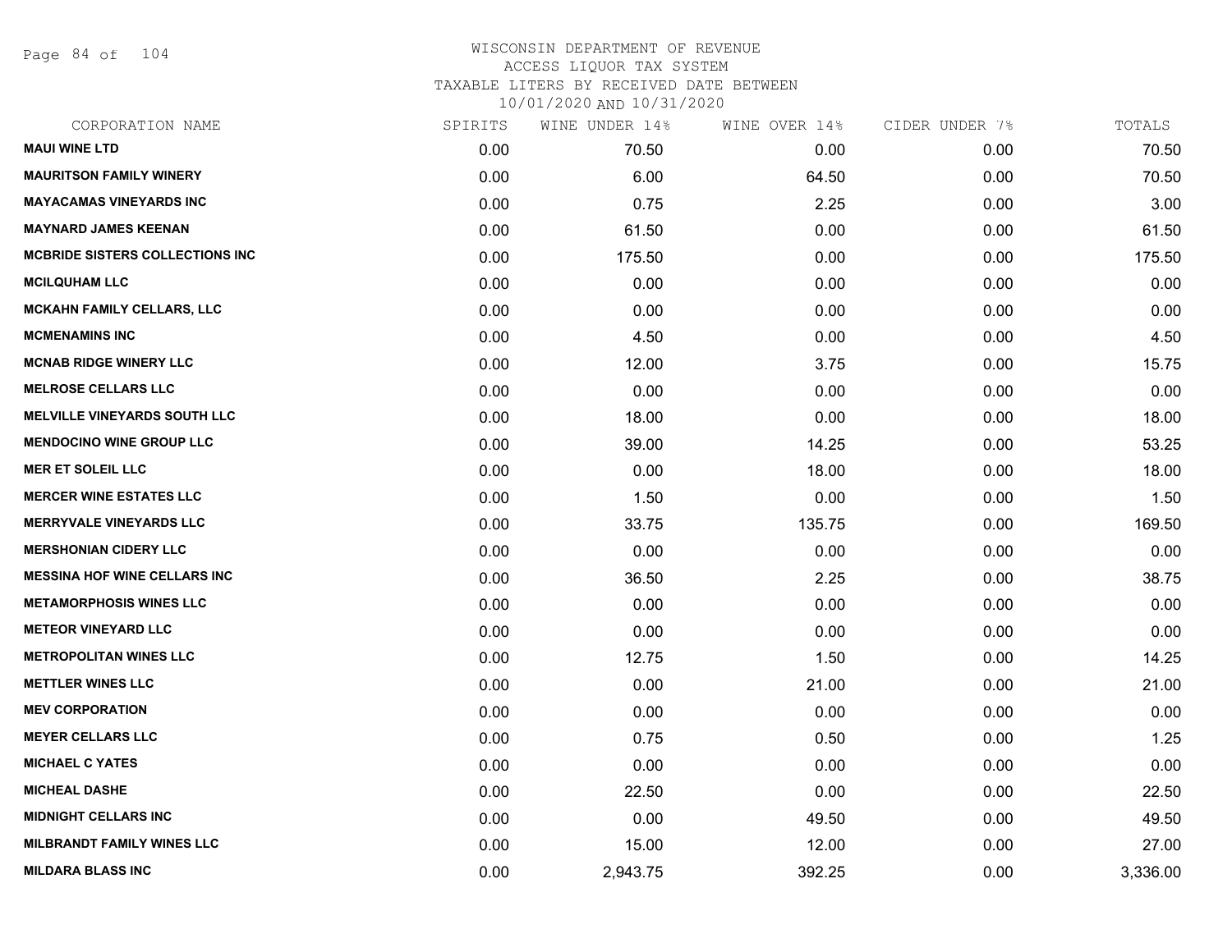WISCONSIN DEPARTMENT OF REVENUE
ACCESS LIQUOR TAX SYSTEM
TAXABLE LITERS BY RECEIVED DATE BETWEEN
10/01/2020 AND 10/31/2020

| CORPORATION NAME | SPIRITS | WINE UNDER 14% | WINE OVER 14% | CIDER UNDER 7% | TOTALS |
|---|---|---|---|---|---|
| **MAUI WINE LTD** | 0.00 | 70.50 | 0.00 | 0.00 | 70.50 |
| **MAURITSON FAMILY WINERY** | 0.00 | 6.00 | 64.50 | 0.00 | 70.50 |
| **MAYACAMAS VINEYARDS INC** | 0.00 | 0.75 | 2.25 | 0.00 | 3.00 |
| **MAYNARD JAMES KEENAN** | 0.00 | 61.50 | 0.00 | 0.00 | 61.50 |
| **MCBRIDE SISTERS COLLECTIONS INC** | 0.00 | 175.50 | 0.00 | 0.00 | 175.50 |
| **MCILQUHAM LLC** | 0.00 | 0.00 | 0.00 | 0.00 | 0.00 |
| **MCKAHN FAMILY CELLARS, LLC** | 0.00 | 0.00 | 0.00 | 0.00 | 0.00 |
| **MCMENAMINS INC** | 0.00 | 4.50 | 0.00 | 0.00 | 4.50 |
| **MCNAB RIDGE WINERY LLC** | 0.00 | 12.00 | 3.75 | 0.00 | 15.75 |
| **MELROSE CELLARS LLC** | 0.00 | 0.00 | 0.00 | 0.00 | 0.00 |
| **MELVILLE VINEYARDS SOUTH LLC** | 0.00 | 18.00 | 0.00 | 0.00 | 18.00 |
| **MENDOCINO WINE GROUP LLC** | 0.00 | 39.00 | 14.25 | 0.00 | 53.25 |
| **MER ET SOLEIL LLC** | 0.00 | 0.00 | 18.00 | 0.00 | 18.00 |
| **MERCER WINE ESTATES LLC** | 0.00 | 1.50 | 0.00 | 0.00 | 1.50 |
| **MERRYVALE VINEYARDS LLC** | 0.00 | 33.75 | 135.75 | 0.00 | 169.50 |
| **MERSHONIAN CIDERY LLC** | 0.00 | 0.00 | 0.00 | 0.00 | 0.00 |
| **MESSINA HOF WINE CELLARS INC** | 0.00 | 36.50 | 2.25 | 0.00 | 38.75 |
| **METAMORPHOSIS WINES LLC** | 0.00 | 0.00 | 0.00 | 0.00 | 0.00 |
| **METEOR VINEYARD LLC** | 0.00 | 0.00 | 0.00 | 0.00 | 0.00 |
| **METROPOLITAN WINES LLC** | 0.00 | 12.75 | 1.50 | 0.00 | 14.25 |
| **METTLER WINES LLC** | 0.00 | 0.00 | 21.00 | 0.00 | 21.00 |
| **MEV CORPORATION** | 0.00 | 0.00 | 0.00 | 0.00 | 0.00 |
| **MEYER CELLARS LLC** | 0.00 | 0.75 | 0.50 | 0.00 | 1.25 |
| **MICHAEL C YATES** | 0.00 | 0.00 | 0.00 | 0.00 | 0.00 |
| **MICHEAL DASHE** | 0.00 | 22.50 | 0.00 | 0.00 | 22.50 |
| **MIDNIGHT CELLARS INC** | 0.00 | 0.00 | 49.50 | 0.00 | 49.50 |
| **MILBRANDT FAMILY WINES LLC** | 0.00 | 15.00 | 12.00 | 0.00 | 27.00 |
| **MILDARA BLASS INC** | 0.00 | 2,943.75 | 392.25 | 0.00 | 3,336.00 |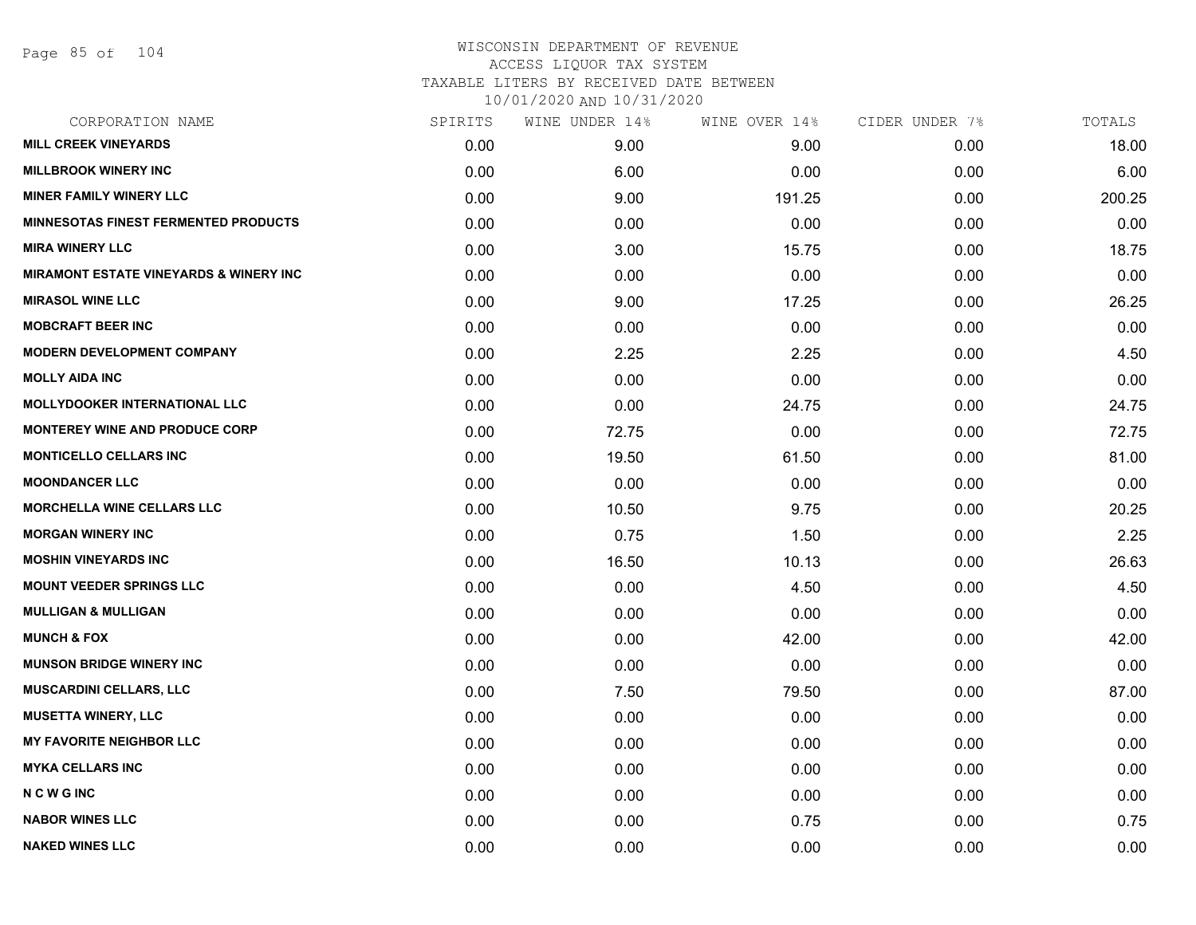WISCONSIN DEPARTMENT OF REVENUE
ACCESS LIQUOR TAX SYSTEM
TAXABLE LITERS BY RECEIVED DATE BETWEEN
10/01/2020 AND 10/31/2020

| CORPORATION NAME | SPIRITS | WINE UNDER 14% | WINE OVER 14% | CIDER UNDER 7% | TOTALS |
|---|---|---|---|---|---|
| MILL CREEK VINEYARDS | 0.00 | 9.00 | 9.00 | 0.00 | 18.00 |
| MILLBROOK WINERY INC | 0.00 | 6.00 | 0.00 | 0.00 | 6.00 |
| MINER FAMILY WINERY LLC | 0.00 | 9.00 | 191.25 | 0.00 | 200.25 |
| MINNESOTAS FINEST FERMENTED PRODUCTS | 0.00 | 0.00 | 0.00 | 0.00 | 0.00 |
| MIRA WINERY LLC | 0.00 | 3.00 | 15.75 | 0.00 | 18.75 |
| MIRAMONT ESTATE VINEYARDS & WINERY INC | 0.00 | 0.00 | 0.00 | 0.00 | 0.00 |
| MIRASOL WINE LLC | 0.00 | 9.00 | 17.25 | 0.00 | 26.25 |
| MOBCRAFT BEER INC | 0.00 | 0.00 | 0.00 | 0.00 | 0.00 |
| MODERN DEVELOPMENT COMPANY | 0.00 | 2.25 | 2.25 | 0.00 | 4.50 |
| MOLLY AIDA INC | 0.00 | 0.00 | 0.00 | 0.00 | 0.00 |
| MOLLYDOOKER INTERNATIONAL LLC | 0.00 | 0.00 | 24.75 | 0.00 | 24.75 |
| MONTEREY WINE AND PRODUCE CORP | 0.00 | 72.75 | 0.00 | 0.00 | 72.75 |
| MONTICELLO CELLARS INC | 0.00 | 19.50 | 61.50 | 0.00 | 81.00 |
| MOONDANCER LLC | 0.00 | 0.00 | 0.00 | 0.00 | 0.00 |
| MORCHELLA WINE CELLARS LLC | 0.00 | 10.50 | 9.75 | 0.00 | 20.25 |
| MORGAN WINERY INC | 0.00 | 0.75 | 1.50 | 0.00 | 2.25 |
| MOSHIN VINEYARDS INC | 0.00 | 16.50 | 10.13 | 0.00 | 26.63 |
| MOUNT VEEDER SPRINGS LLC | 0.00 | 0.00 | 4.50 | 0.00 | 4.50 |
| MULLIGAN & MULLIGAN | 0.00 | 0.00 | 0.00 | 0.00 | 0.00 |
| MUNCH & FOX | 0.00 | 0.00 | 42.00 | 0.00 | 42.00 |
| MUNSON BRIDGE WINERY INC | 0.00 | 0.00 | 0.00 | 0.00 | 0.00 |
| MUSCARDINI CELLARS, LLC | 0.00 | 7.50 | 79.50 | 0.00 | 87.00 |
| MUSETTA WINERY, LLC | 0.00 | 0.00 | 0.00 | 0.00 | 0.00 |
| MY FAVORITE NEIGHBOR LLC | 0.00 | 0.00 | 0.00 | 0.00 | 0.00 |
| MYKA CELLARS INC | 0.00 | 0.00 | 0.00 | 0.00 | 0.00 |
| N C W G INC | 0.00 | 0.00 | 0.00 | 0.00 | 0.00 |
| NABOR WINES LLC | 0.00 | 0.00 | 0.75 | 0.00 | 0.75 |
| NAKED WINES LLC | 0.00 | 0.00 | 0.00 | 0.00 | 0.00 |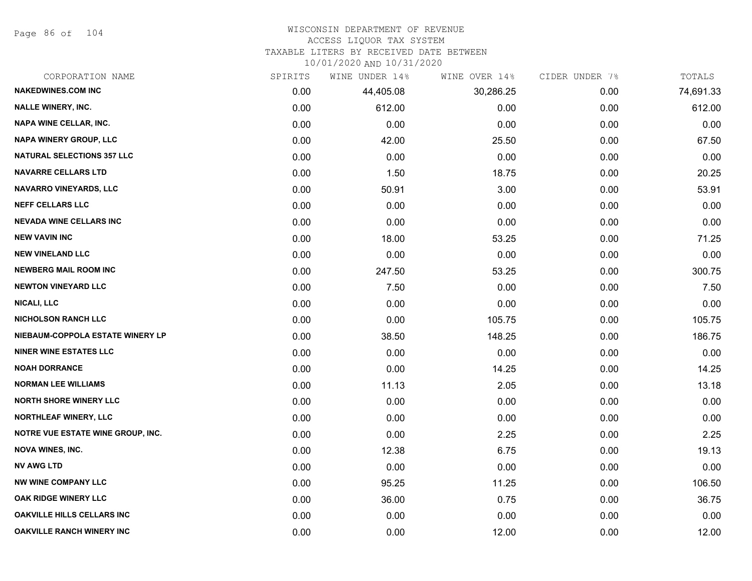WISCONSIN DEPARTMENT OF REVENUE
ACCESS LIQUOR TAX SYSTEM
TAXABLE LITERS BY RECEIVED DATE BETWEEN
10/01/2020 AND 10/31/2020

| CORPORATION NAME | SPIRITS | WINE UNDER 14% | WINE OVER 14% | CIDER UNDER 7% | TOTALS |
|---|---|---|---|---|---|
| NAKEDWINES.COM INC | 0.00 | 44,405.08 | 30,286.25 | 0.00 | 74,691.33 |
| NALLE WINERY, INC. | 0.00 | 612.00 | 0.00 | 0.00 | 612.00 |
| NAPA WINE CELLAR, INC. | 0.00 | 0.00 | 0.00 | 0.00 | 0.00 |
| NAPA WINERY GROUP, LLC | 0.00 | 42.00 | 25.50 | 0.00 | 67.50 |
| NATURAL SELECTIONS 357 LLC | 0.00 | 0.00 | 0.00 | 0.00 | 0.00 |
| NAVARRE CELLARS LTD | 0.00 | 1.50 | 18.75 | 0.00 | 20.25 |
| NAVARRO VINEYARDS, LLC | 0.00 | 50.91 | 3.00 | 0.00 | 53.91 |
| NEFF CELLARS LLC | 0.00 | 0.00 | 0.00 | 0.00 | 0.00 |
| NEVADA WINE CELLARS INC | 0.00 | 0.00 | 0.00 | 0.00 | 0.00 |
| NEW VAVIN INC | 0.00 | 18.00 | 53.25 | 0.00 | 71.25 |
| NEW VINELAND LLC | 0.00 | 0.00 | 0.00 | 0.00 | 0.00 |
| NEWBERG MAIL ROOM INC | 0.00 | 247.50 | 53.25 | 0.00 | 300.75 |
| NEWTON VINEYARD LLC | 0.00 | 7.50 | 0.00 | 0.00 | 7.50 |
| NICALI, LLC | 0.00 | 0.00 | 0.00 | 0.00 | 0.00 |
| NICHOLSON RANCH LLC | 0.00 | 0.00 | 105.75 | 0.00 | 105.75 |
| NIEBAUM-COPPOLA ESTATE WINERY LP | 0.00 | 38.50 | 148.25 | 0.00 | 186.75 |
| NINER WINE ESTATES LLC | 0.00 | 0.00 | 0.00 | 0.00 | 0.00 |
| NOAH DORRANCE | 0.00 | 0.00 | 14.25 | 0.00 | 14.25 |
| NORMAN LEE WILLIAMS | 0.00 | 11.13 | 2.05 | 0.00 | 13.18 |
| NORTH SHORE WINERY LLC | 0.00 | 0.00 | 0.00 | 0.00 | 0.00 |
| NORTHLEAF WINERY, LLC | 0.00 | 0.00 | 0.00 | 0.00 | 0.00 |
| NOTRE VUE ESTATE WINE GROUP, INC. | 0.00 | 0.00 | 2.25 | 0.00 | 2.25 |
| NOVA WINES, INC. | 0.00 | 12.38 | 6.75 | 0.00 | 19.13 |
| NV AWG LTD | 0.00 | 0.00 | 0.00 | 0.00 | 0.00 |
| NW WINE COMPANY LLC | 0.00 | 95.25 | 11.25 | 0.00 | 106.50 |
| OAK RIDGE WINERY LLC | 0.00 | 36.00 | 0.75 | 0.00 | 36.75 |
| OAKVILLE HILLS CELLARS INC | 0.00 | 0.00 | 0.00 | 0.00 | 0.00 |
| OAKVILLE RANCH WINERY INC | 0.00 | 0.00 | 12.00 | 0.00 | 12.00 |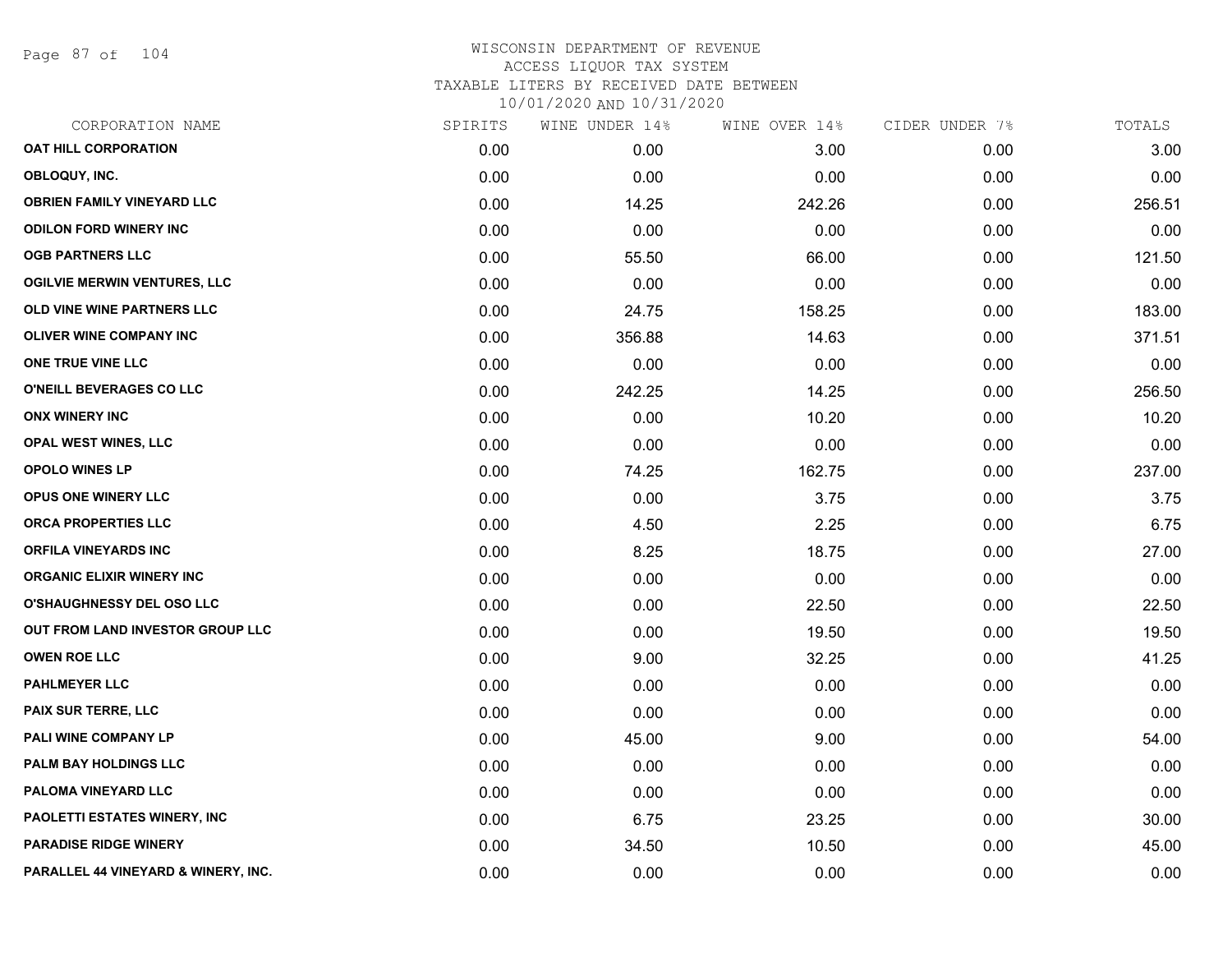WISCONSIN DEPARTMENT OF REVENUE
ACCESS LIQUOR TAX SYSTEM
TAXABLE LITERS BY RECEIVED DATE BETWEEN
10/01/2020 AND 10/31/2020

| CORPORATION NAME | SPIRITS | WINE UNDER 14% | WINE OVER 14% | CIDER UNDER 7% | TOTALS |
|---|---|---|---|---|---|
| OAT HILL CORPORATION | 0.00 | 0.00 | 3.00 | 0.00 | 3.00 |
| OBLOQUY, INC. | 0.00 | 0.00 | 0.00 | 0.00 | 0.00 |
| OBRIEN FAMILY VINEYARD LLC | 0.00 | 14.25 | 242.26 | 0.00 | 256.51 |
| ODILON FORD WINERY INC | 0.00 | 0.00 | 0.00 | 0.00 | 0.00 |
| OGB PARTNERS LLC | 0.00 | 55.50 | 66.00 | 0.00 | 121.50 |
| OGILVIE MERWIN VENTURES, LLC | 0.00 | 0.00 | 0.00 | 0.00 | 0.00 |
| OLD VINE WINE PARTNERS LLC | 0.00 | 24.75 | 158.25 | 0.00 | 183.00 |
| OLIVER WINE COMPANY INC | 0.00 | 356.88 | 14.63 | 0.00 | 371.51 |
| ONE TRUE VINE LLC | 0.00 | 0.00 | 0.00 | 0.00 | 0.00 |
| O'NEILL BEVERAGES CO LLC | 0.00 | 242.25 | 14.25 | 0.00 | 256.50 |
| ONX WINERY INC | 0.00 | 0.00 | 10.20 | 0.00 | 10.20 |
| OPAL WEST WINES, LLC | 0.00 | 0.00 | 0.00 | 0.00 | 0.00 |
| OPOLO WINES LP | 0.00 | 74.25 | 162.75 | 0.00 | 237.00 |
| OPUS ONE WINERY LLC | 0.00 | 0.00 | 3.75 | 0.00 | 3.75 |
| ORCA PROPERTIES LLC | 0.00 | 4.50 | 2.25 | 0.00 | 6.75 |
| ORFILA VINEYARDS INC | 0.00 | 8.25 | 18.75 | 0.00 | 27.00 |
| ORGANIC ELIXIR WINERY INC | 0.00 | 0.00 | 0.00 | 0.00 | 0.00 |
| O'SHAUGHNESSY DEL OSO LLC | 0.00 | 0.00 | 22.50 | 0.00 | 22.50 |
| OUT FROM LAND INVESTOR GROUP LLC | 0.00 | 0.00 | 19.50 | 0.00 | 19.50 |
| OWEN ROE LLC | 0.00 | 9.00 | 32.25 | 0.00 | 41.25 |
| PAHLMEYER LLC | 0.00 | 0.00 | 0.00 | 0.00 | 0.00 |
| PAIX SUR TERRE, LLC | 0.00 | 0.00 | 0.00 | 0.00 | 0.00 |
| PALI WINE COMPANY LP | 0.00 | 45.00 | 9.00 | 0.00 | 54.00 |
| PALM BAY HOLDINGS LLC | 0.00 | 0.00 | 0.00 | 0.00 | 0.00 |
| PALOMA VINEYARD LLC | 0.00 | 0.00 | 0.00 | 0.00 | 0.00 |
| PAOLETTI ESTATES WINERY, INC | 0.00 | 6.75 | 23.25 | 0.00 | 30.00 |
| PARADISE RIDGE WINERY | 0.00 | 34.50 | 10.50 | 0.00 | 45.00 |
| PARALLEL 44 VINEYARD & WINERY, INC. | 0.00 | 0.00 | 0.00 | 0.00 | 0.00 |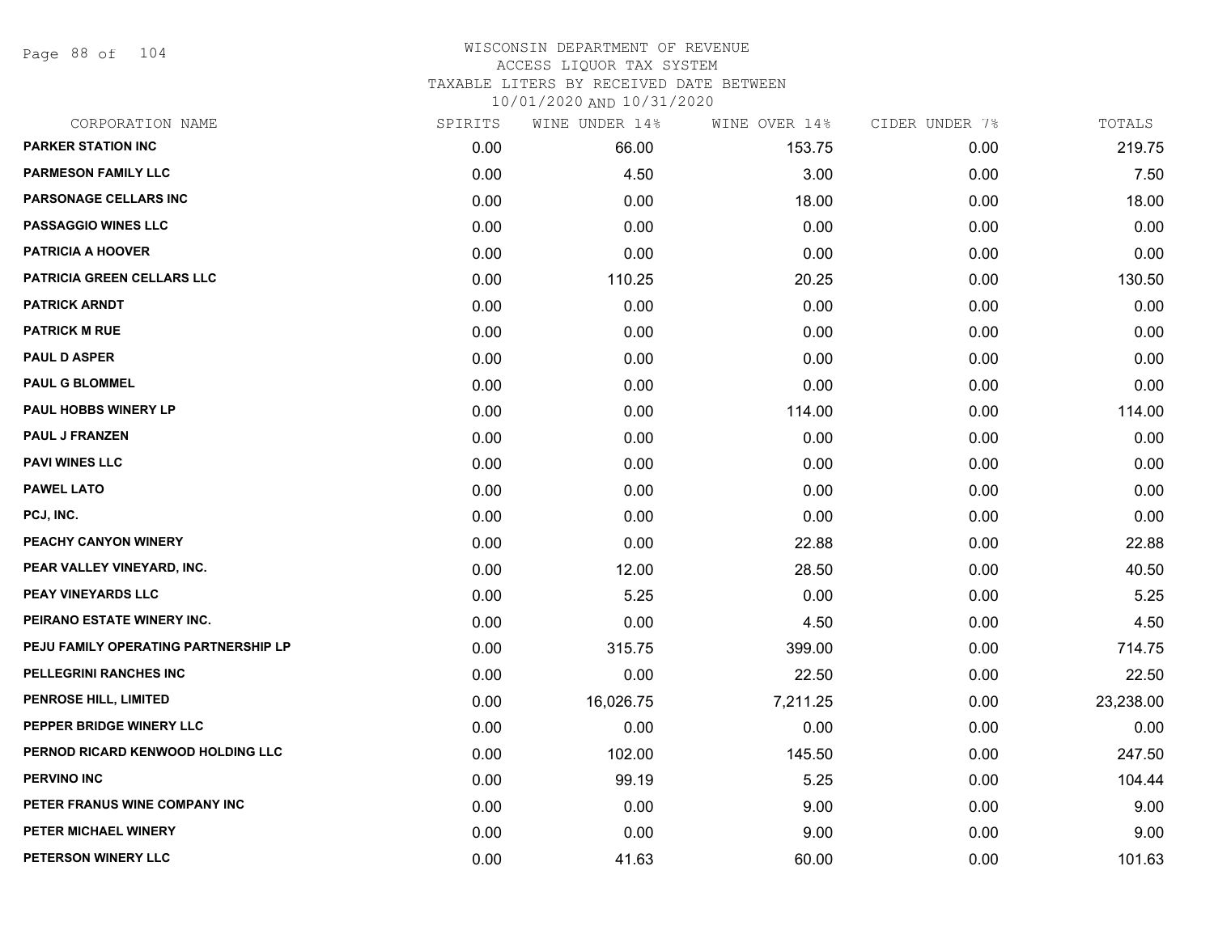# WISCONSIN DEPARTMENT OF REVENUE
ACCESS LIQUOR TAX SYSTEM
TAXABLE LITERS BY RECEIVED DATE BETWEEN
10/01/2020 AND 10/31/2020

| CORPORATION NAME | SPIRITS | WINE UNDER 14% | WINE OVER 14% | CIDER UNDER 7% | TOTALS |
|---|---|---|---|---|---|
| PARKER STATION INC | 0.00 | 66.00 | 153.75 | 0.00 | 219.75 |
| PARMESON FAMILY LLC | 0.00 | 4.50 | 3.00 | 0.00 | 7.50 |
| PARSONAGE CELLARS INC | 0.00 | 0.00 | 18.00 | 0.00 | 18.00 |
| PASSAGGIO WINES LLC | 0.00 | 0.00 | 0.00 | 0.00 | 0.00 |
| PATRICIA A HOOVER | 0.00 | 0.00 | 0.00 | 0.00 | 0.00 |
| PATRICIA GREEN CELLARS LLC | 0.00 | 110.25 | 20.25 | 0.00 | 130.50 |
| PATRICK ARNDT | 0.00 | 0.00 | 0.00 | 0.00 | 0.00 |
| PATRICK M RUE | 0.00 | 0.00 | 0.00 | 0.00 | 0.00 |
| PAUL D ASPER | 0.00 | 0.00 | 0.00 | 0.00 | 0.00 |
| PAUL G BLOMMEL | 0.00 | 0.00 | 0.00 | 0.00 | 0.00 |
| PAUL HOBBS WINERY LP | 0.00 | 0.00 | 114.00 | 0.00 | 114.00 |
| PAUL J FRANZEN | 0.00 | 0.00 | 0.00 | 0.00 | 0.00 |
| PAVI WINES LLC | 0.00 | 0.00 | 0.00 | 0.00 | 0.00 |
| PAWEL LATO | 0.00 | 0.00 | 0.00 | 0.00 | 0.00 |
| PCJ, INC. | 0.00 | 0.00 | 0.00 | 0.00 | 0.00 |
| PEACHY CANYON WINERY | 0.00 | 0.00 | 22.88 | 0.00 | 22.88 |
| PEAR VALLEY VINEYARD, INC. | 0.00 | 12.00 | 28.50 | 0.00 | 40.50 |
| PEAY VINEYARDS LLC | 0.00 | 5.25 | 0.00 | 0.00 | 5.25 |
| PEIRANO ESTATE WINERY INC. | 0.00 | 0.00 | 4.50 | 0.00 | 4.50 |
| PEJU FAMILY OPERATING PARTNERSHIP LP | 0.00 | 315.75 | 399.00 | 0.00 | 714.75 |
| PELLEGRINI RANCHES INC | 0.00 | 0.00 | 22.50 | 0.00 | 22.50 |
| PENROSE HILL, LIMITED | 0.00 | 16,026.75 | 7,211.25 | 0.00 | 23,238.00 |
| PEPPER BRIDGE WINERY LLC | 0.00 | 0.00 | 0.00 | 0.00 | 0.00 |
| PERNOD RICARD KENWOOD HOLDING LLC | 0.00 | 102.00 | 145.50 | 0.00 | 247.50 |
| PERVINO INC | 0.00 | 99.19 | 5.25 | 0.00 | 104.44 |
| PETER FRANUS WINE COMPANY INC | 0.00 | 0.00 | 9.00 | 0.00 | 9.00 |
| PETER MICHAEL WINERY | 0.00 | 0.00 | 9.00 | 0.00 | 9.00 |
| PETERSON WINERY LLC | 0.00 | 41.63 | 60.00 | 0.00 | 101.63 |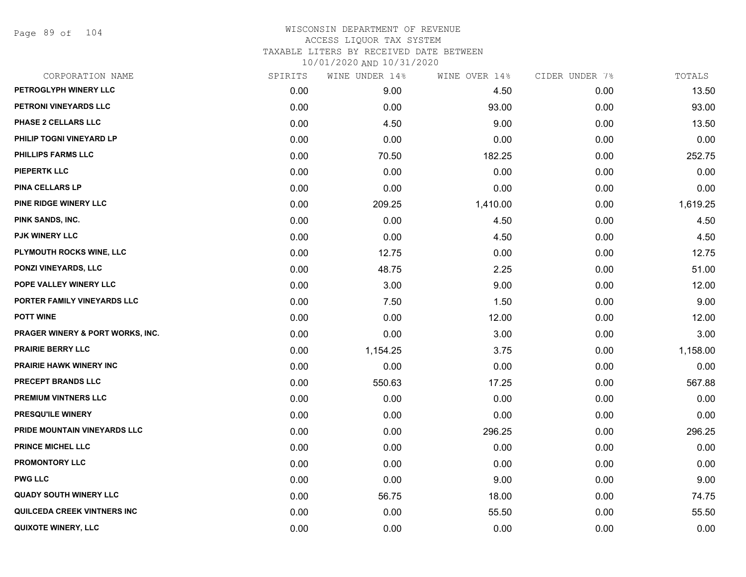WISCONSIN DEPARTMENT OF REVENUE
ACCESS LIQUOR TAX SYSTEM
TAXABLE LITERS BY RECEIVED DATE BETWEEN
10/01/2020 AND 10/31/2020

| CORPORATION NAME | SPIRITS | WINE UNDER 14% | WINE OVER 14% | CIDER UNDER 7% | TOTALS |
|---|---|---|---|---|---|
| PETROGLYPH WINERY LLC | 0.00 | 9.00 | 4.50 | 0.00 | 13.50 |
| PETRONI VINEYARDS LLC | 0.00 | 0.00 | 93.00 | 0.00 | 93.00 |
| PHASE 2 CELLARS LLC | 0.00 | 4.50 | 9.00 | 0.00 | 13.50 |
| PHILIP TOGNI VINEYARD LP | 0.00 | 0.00 | 0.00 | 0.00 | 0.00 |
| PHILLIPS FARMS LLC | 0.00 | 70.50 | 182.25 | 0.00 | 252.75 |
| PIEPERTK LLC | 0.00 | 0.00 | 0.00 | 0.00 | 0.00 |
| PINA CELLARS LP | 0.00 | 0.00 | 0.00 | 0.00 | 0.00 |
| PINE RIDGE WINERY LLC | 0.00 | 209.25 | 1,410.00 | 0.00 | 1,619.25 |
| PINK SANDS, INC. | 0.00 | 0.00 | 4.50 | 0.00 | 4.50 |
| PJK WINERY LLC | 0.00 | 0.00 | 4.50 | 0.00 | 4.50 |
| PLYMOUTH ROCKS WINE, LLC | 0.00 | 12.75 | 0.00 | 0.00 | 12.75 |
| PONZI VINEYARDS, LLC | 0.00 | 48.75 | 2.25 | 0.00 | 51.00 |
| POPE VALLEY WINERY LLC | 0.00 | 3.00 | 9.00 | 0.00 | 12.00 |
| PORTER FAMILY VINEYARDS LLC | 0.00 | 7.50 | 1.50 | 0.00 | 9.00 |
| POTT WINE | 0.00 | 0.00 | 12.00 | 0.00 | 12.00 |
| PRAGER WINERY & PORT WORKS, INC. | 0.00 | 0.00 | 3.00 | 0.00 | 3.00 |
| PRAIRIE BERRY LLC | 0.00 | 1,154.25 | 3.75 | 0.00 | 1,158.00 |
| PRAIRIE HAWK WINERY INC | 0.00 | 0.00 | 0.00 | 0.00 | 0.00 |
| PRECEPT BRANDS LLC | 0.00 | 550.63 | 17.25 | 0.00 | 567.88 |
| PREMIUM VINTNERS LLC | 0.00 | 0.00 | 0.00 | 0.00 | 0.00 |
| PRESQU'ILE WINERY | 0.00 | 0.00 | 0.00 | 0.00 | 0.00 |
| PRIDE MOUNTAIN VINEYARDS LLC | 0.00 | 0.00 | 296.25 | 0.00 | 296.25 |
| PRINCE MICHEL LLC | 0.00 | 0.00 | 0.00 | 0.00 | 0.00 |
| PROMONTORY LLC | 0.00 | 0.00 | 0.00 | 0.00 | 0.00 |
| PWG LLC | 0.00 | 0.00 | 9.00 | 0.00 | 9.00 |
| QUADY SOUTH WINERY LLC | 0.00 | 56.75 | 18.00 | 0.00 | 74.75 |
| QUILCEDA CREEK VINTNERS INC | 0.00 | 0.00 | 55.50 | 0.00 | 55.50 |
| QUIXOTE WINERY, LLC | 0.00 | 0.00 | 0.00 | 0.00 | 0.00 |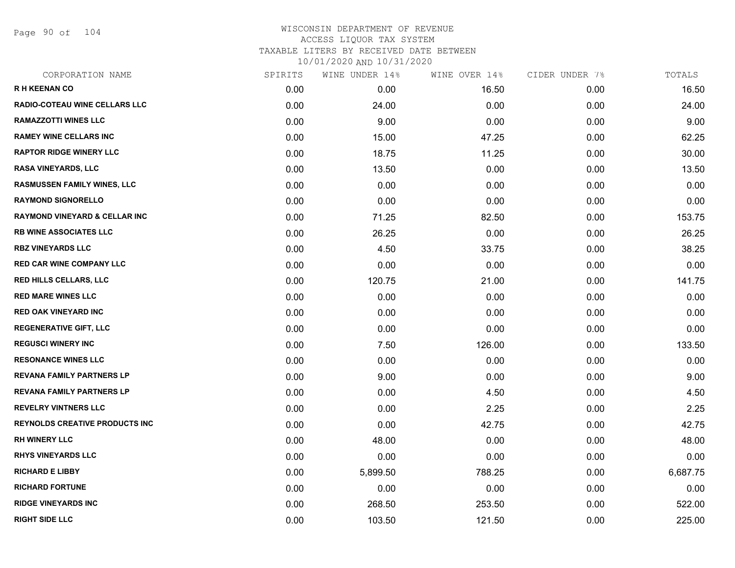WISCONSIN DEPARTMENT OF REVENUE
ACCESS LIQUOR TAX SYSTEM
TAXABLE LITERS BY RECEIVED DATE BETWEEN
10/01/2020 AND 10/31/2020

| CORPORATION NAME | SPIRITS | WINE UNDER 14% | WINE OVER 14% | CIDER UNDER 7% | TOTALS |
|---|---|---|---|---|---|
| R H KEENAN CO | 0.00 | 0.00 | 16.50 | 0.00 | 16.50 |
| RADIO-COTEAU WINE CELLARS LLC | 0.00 | 24.00 | 0.00 | 0.00 | 24.00 |
| RAMAZZOTTI WINES LLC | 0.00 | 9.00 | 0.00 | 0.00 | 9.00 |
| RAMEY WINE CELLARS INC | 0.00 | 15.00 | 47.25 | 0.00 | 62.25 |
| RAPTOR RIDGE WINERY LLC | 0.00 | 18.75 | 11.25 | 0.00 | 30.00 |
| RASA VINEYARDS, LLC | 0.00 | 13.50 | 0.00 | 0.00 | 13.50 |
| RASMUSSEN FAMILY WINES, LLC | 0.00 | 0.00 | 0.00 | 0.00 | 0.00 |
| RAYMOND SIGNORELLO | 0.00 | 0.00 | 0.00 | 0.00 | 0.00 |
| RAYMOND VINEYARD & CELLAR INC | 0.00 | 71.25 | 82.50 | 0.00 | 153.75 |
| RB WINE ASSOCIATES LLC | 0.00 | 26.25 | 0.00 | 0.00 | 26.25 |
| RBZ VINEYARDS LLC | 0.00 | 4.50 | 33.75 | 0.00 | 38.25 |
| RED CAR WINE COMPANY LLC | 0.00 | 0.00 | 0.00 | 0.00 | 0.00 |
| RED HILLS CELLARS, LLC | 0.00 | 120.75 | 21.00 | 0.00 | 141.75 |
| RED MARE WINES LLC | 0.00 | 0.00 | 0.00 | 0.00 | 0.00 |
| RED OAK VINEYARD INC | 0.00 | 0.00 | 0.00 | 0.00 | 0.00 |
| REGENERATIVE GIFT, LLC | 0.00 | 0.00 | 0.00 | 0.00 | 0.00 |
| REGUSCI WINERY INC | 0.00 | 7.50 | 126.00 | 0.00 | 133.50 |
| RESONANCE WINES LLC | 0.00 | 0.00 | 0.00 | 0.00 | 0.00 |
| REVANA FAMILY PARTNERS LP | 0.00 | 9.00 | 0.00 | 0.00 | 9.00 |
| REVANA FAMILY PARTNERS LP | 0.00 | 0.00 | 4.50 | 0.00 | 4.50 |
| REVELRY VINTNERS LLC | 0.00 | 0.00 | 2.25 | 0.00 | 2.25 |
| REYNOLDS CREATIVE PRODUCTS INC | 0.00 | 0.00 | 42.75 | 0.00 | 42.75 |
| RH WINERY LLC | 0.00 | 48.00 | 0.00 | 0.00 | 48.00 |
| RHYS VINEYARDS LLC | 0.00 | 0.00 | 0.00 | 0.00 | 0.00 |
| RICHARD E LIBBY | 0.00 | 5,899.50 | 788.25 | 0.00 | 6,687.75 |
| RICHARD FORTUNE | 0.00 | 0.00 | 0.00 | 0.00 | 0.00 |
| RIDGE VINEYARDS INC | 0.00 | 268.50 | 253.50 | 0.00 | 522.00 |
| RIGHT SIDE LLC | 0.00 | 103.50 | 121.50 | 0.00 | 225.00 |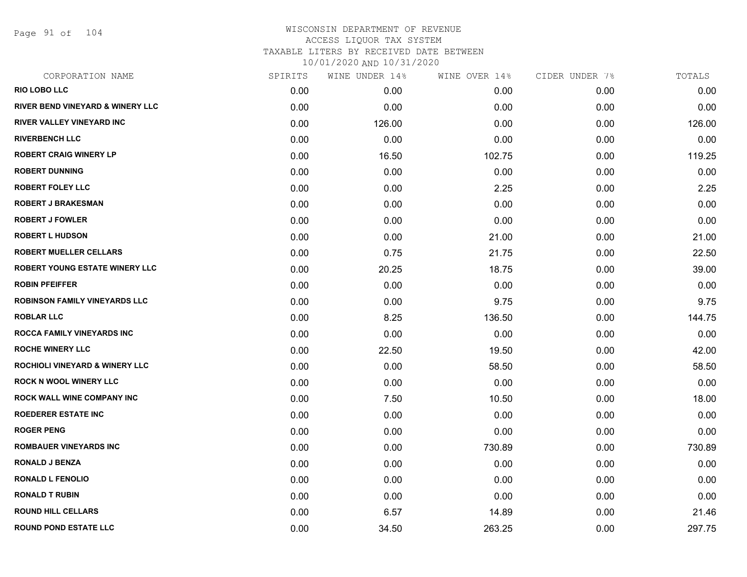WISCONSIN DEPARTMENT OF REVENUE
ACCESS LIQUOR TAX SYSTEM
TAXABLE LITERS BY RECEIVED DATE BETWEEN
10/01/2020 AND 10/31/2020

| CORPORATION NAME | SPIRITS | WINE UNDER 14% | WINE OVER 14% | CIDER UNDER 7% | TOTALS |
|---|---|---|---|---|---|
| RIO LOBO LLC | 0.00 | 0.00 | 0.00 | 0.00 | 0.00 |
| RIVER BEND VINEYARD & WINERY LLC | 0.00 | 0.00 | 0.00 | 0.00 | 0.00 |
| RIVER VALLEY VINEYARD INC | 0.00 | 126.00 | 0.00 | 0.00 | 126.00 |
| RIVERBENCH LLC | 0.00 | 0.00 | 0.00 | 0.00 | 0.00 |
| ROBERT CRAIG WINERY LP | 0.00 | 16.50 | 102.75 | 0.00 | 119.25 |
| ROBERT DUNNING | 0.00 | 0.00 | 0.00 | 0.00 | 0.00 |
| ROBERT FOLEY LLC | 0.00 | 0.00 | 2.25 | 0.00 | 2.25 |
| ROBERT J BRAKESMAN | 0.00 | 0.00 | 0.00 | 0.00 | 0.00 |
| ROBERT J FOWLER | 0.00 | 0.00 | 0.00 | 0.00 | 0.00 |
| ROBERT L HUDSON | 0.00 | 0.00 | 21.00 | 0.00 | 21.00 |
| ROBERT MUELLER CELLARS | 0.00 | 0.75 | 21.75 | 0.00 | 22.50 |
| ROBERT YOUNG ESTATE WINERY LLC | 0.00 | 20.25 | 18.75 | 0.00 | 39.00 |
| ROBIN PFEIFFER | 0.00 | 0.00 | 0.00 | 0.00 | 0.00 |
| ROBINSON FAMILY VINEYARDS LLC | 0.00 | 0.00 | 9.75 | 0.00 | 9.75 |
| ROBLAR LLC | 0.00 | 8.25 | 136.50 | 0.00 | 144.75 |
| ROCCA FAMILY VINEYARDS INC | 0.00 | 0.00 | 0.00 | 0.00 | 0.00 |
| ROCHE WINERY LLC | 0.00 | 22.50 | 19.50 | 0.00 | 42.00 |
| ROCHIOLI VINEYARD & WINERY LLC | 0.00 | 0.00 | 58.50 | 0.00 | 58.50 |
| ROCK N WOOL WINERY LLC | 0.00 | 0.00 | 0.00 | 0.00 | 0.00 |
| ROCK WALL WINE COMPANY INC | 0.00 | 7.50 | 10.50 | 0.00 | 18.00 |
| ROEDERER ESTATE INC | 0.00 | 0.00 | 0.00 | 0.00 | 0.00 |
| ROGER PENG | 0.00 | 0.00 | 0.00 | 0.00 | 0.00 |
| ROMBAUER VINEYARDS INC | 0.00 | 0.00 | 730.89 | 0.00 | 730.89 |
| RONALD J BENZA | 0.00 | 0.00 | 0.00 | 0.00 | 0.00 |
| RONALD L FENOLIO | 0.00 | 0.00 | 0.00 | 0.00 | 0.00 |
| RONALD T RUBIN | 0.00 | 0.00 | 0.00 | 0.00 | 0.00 |
| ROUND HILL CELLARS | 0.00 | 6.57 | 14.89 | 0.00 | 21.46 |
| ROUND POND ESTATE LLC | 0.00 | 34.50 | 263.25 | 0.00 | 297.75 |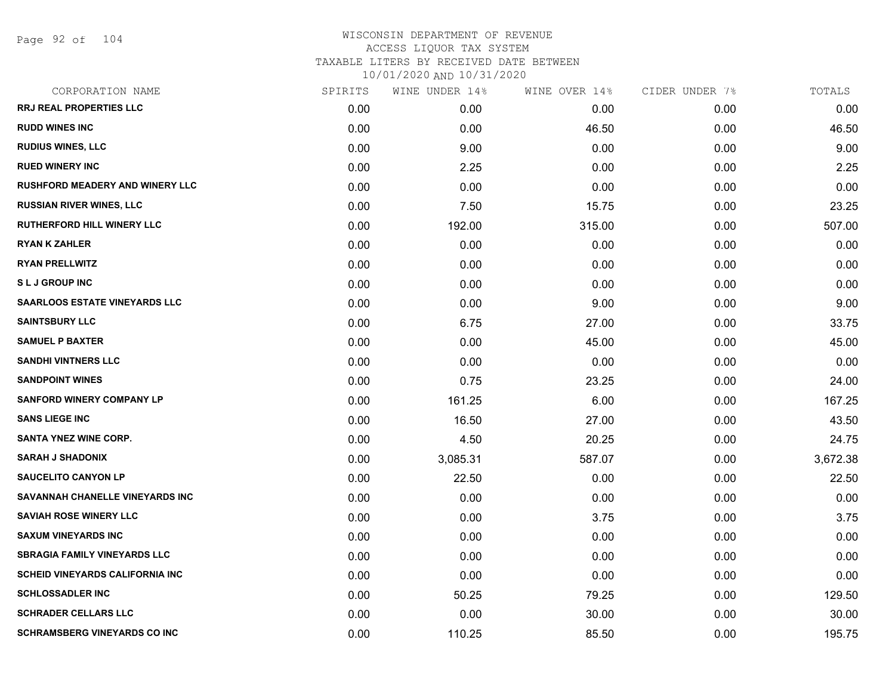# WISCONSIN DEPARTMENT OF REVENUE
ACCESS LIQUOR TAX SYSTEM
TAXABLE LITERS BY RECEIVED DATE BETWEEN
10/01/2020 AND 10/31/2020

| CORPORATION NAME | SPIRITS | WINE UNDER 14% | WINE OVER 14% | CIDER UNDER 7% | TOTALS |
|---|---|---|---|---|---|
| RRJ REAL PROPERTIES LLC | 0.00 | 0.00 | 0.00 | 0.00 | 0.00 |
| RUDD WINES INC | 0.00 | 0.00 | 46.50 | 0.00 | 46.50 |
| RUDIUS WINES, LLC | 0.00 | 9.00 | 0.00 | 0.00 | 9.00 |
| RUED WINERY INC | 0.00 | 2.25 | 0.00 | 0.00 | 2.25 |
| RUSHFORD MEADERY AND WINERY LLC | 0.00 | 0.00 | 0.00 | 0.00 | 0.00 |
| RUSSIAN RIVER WINES, LLC | 0.00 | 7.50 | 15.75 | 0.00 | 23.25 |
| RUTHERFORD HILL WINERY LLC | 0.00 | 192.00 | 315.00 | 0.00 | 507.00 |
| RYAN K ZAHLER | 0.00 | 0.00 | 0.00 | 0.00 | 0.00 |
| RYAN PRELLWITZ | 0.00 | 0.00 | 0.00 | 0.00 | 0.00 |
| S L J GROUP INC | 0.00 | 0.00 | 0.00 | 0.00 | 0.00 |
| SAARLOOS ESTATE VINEYARDS LLC | 0.00 | 0.00 | 9.00 | 0.00 | 9.00 |
| SAINTSBURY LLC | 0.00 | 6.75 | 27.00 | 0.00 | 33.75 |
| SAMUEL P BAXTER | 0.00 | 0.00 | 45.00 | 0.00 | 45.00 |
| SANDHI VINTNERS LLC | 0.00 | 0.00 | 0.00 | 0.00 | 0.00 |
| SANDPOINT WINES | 0.00 | 0.75 | 23.25 | 0.00 | 24.00 |
| SANFORD WINERY COMPANY LP | 0.00 | 161.25 | 6.00 | 0.00 | 167.25 |
| SANS LIEGE INC | 0.00 | 16.50 | 27.00 | 0.00 | 43.50 |
| SANTA YNEZ WINE CORP. | 0.00 | 4.50 | 20.25 | 0.00 | 24.75 |
| SARAH J SHADONIX | 0.00 | 3,085.31 | 587.07 | 0.00 | 3,672.38 |
| SAUCELITO CANYON LP | 0.00 | 22.50 | 0.00 | 0.00 | 22.50 |
| SAVANNAH CHANELLE VINEYARDS INC | 0.00 | 0.00 | 0.00 | 0.00 | 0.00 |
| SAVIAH ROSE WINERY LLC | 0.00 | 0.00 | 3.75 | 0.00 | 3.75 |
| SAXUM VINEYARDS INC | 0.00 | 0.00 | 0.00 | 0.00 | 0.00 |
| SBRAGIA FAMILY VINEYARDS LLC | 0.00 | 0.00 | 0.00 | 0.00 | 0.00 |
| SCHEID VINEYARDS CALIFORNIA INC | 0.00 | 0.00 | 0.00 | 0.00 | 0.00 |
| SCHLOSSADLER INC | 0.00 | 50.25 | 79.25 | 0.00 | 129.50 |
| SCHRADER CELLARS LLC | 0.00 | 0.00 | 30.00 | 0.00 | 30.00 |
| SCHRAMSBERG VINEYARDS CO INC | 0.00 | 110.25 | 85.50 | 0.00 | 195.75 |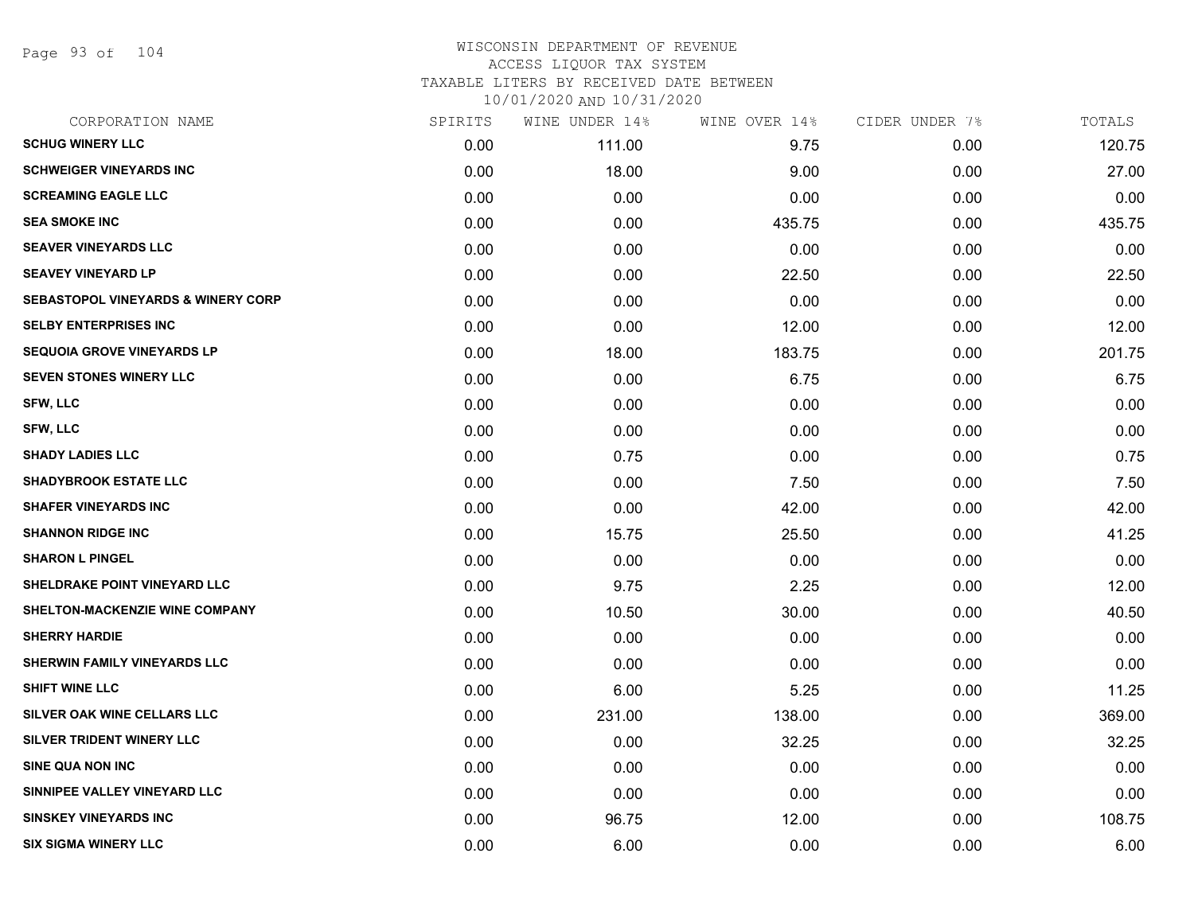# WISCONSIN DEPARTMENT OF REVENUE
## ACCESS LIQUOR TAX SYSTEM
### TAXABLE LITERS BY RECEIVED DATE BETWEEN 10/01/2020 AND 10/31/2020

| CORPORATION NAME | SPIRITS | WINE UNDER 14% | WINE OVER 14% | CIDER UNDER 7% | TOTALS |
|---|---|---|---|---|---|
| SCHUG WINERY LLC | 0.00 | 111.00 | 9.75 | 0.00 | 120.75 |
| SCHWEIGER VINEYARDS INC | 0.00 | 18.00 | 9.00 | 0.00 | 27.00 |
| SCREAMING EAGLE LLC | 0.00 | 0.00 | 0.00 | 0.00 | 0.00 |
| SEA SMOKE INC | 0.00 | 0.00 | 435.75 | 0.00 | 435.75 |
| SEAVER VINEYARDS LLC | 0.00 | 0.00 | 0.00 | 0.00 | 0.00 |
| SEAVEY VINEYARD LP | 0.00 | 0.00 | 22.50 | 0.00 | 22.50 |
| SEBASTOPOL VINEYARDS & WINERY CORP | 0.00 | 0.00 | 0.00 | 0.00 | 0.00 |
| SELBY ENTERPRISES INC | 0.00 | 0.00 | 12.00 | 0.00 | 12.00 |
| SEQUOIA GROVE VINEYARDS LP | 0.00 | 18.00 | 183.75 | 0.00 | 201.75 |
| SEVEN STONES WINERY LLC | 0.00 | 0.00 | 6.75 | 0.00 | 6.75 |
| SFW, LLC | 0.00 | 0.00 | 0.00 | 0.00 | 0.00 |
| SFW, LLC | 0.00 | 0.00 | 0.00 | 0.00 | 0.00 |
| SHADY LADIES LLC | 0.00 | 0.75 | 0.00 | 0.00 | 0.75 |
| SHADYBROOK ESTATE LLC | 0.00 | 0.00 | 7.50 | 0.00 | 7.50 |
| SHAFER VINEYARDS INC | 0.00 | 0.00 | 42.00 | 0.00 | 42.00 |
| SHANNON RIDGE INC | 0.00 | 15.75 | 25.50 | 0.00 | 41.25 |
| SHARON L PINGEL | 0.00 | 0.00 | 0.00 | 0.00 | 0.00 |
| SHELDRAKE POINT VINEYARD LLC | 0.00 | 9.75 | 2.25 | 0.00 | 12.00 |
| SHELTON-MACKENZIE WINE COMPANY | 0.00 | 10.50 | 30.00 | 0.00 | 40.50 |
| SHERRY HARDIE | 0.00 | 0.00 | 0.00 | 0.00 | 0.00 |
| SHERWIN FAMILY VINEYARDS LLC | 0.00 | 0.00 | 0.00 | 0.00 | 0.00 |
| SHIFT WINE LLC | 0.00 | 6.00 | 5.25 | 0.00 | 11.25 |
| SILVER OAK WINE CELLARS LLC | 0.00 | 231.00 | 138.00 | 0.00 | 369.00 |
| SILVER TRIDENT WINERY LLC | 0.00 | 0.00 | 32.25 | 0.00 | 32.25 |
| SINE QUA NON INC | 0.00 | 0.00 | 0.00 | 0.00 | 0.00 |
| SINNIPEE VALLEY VINEYARD LLC | 0.00 | 0.00 | 0.00 | 0.00 | 0.00 |
| SINSKEY VINEYARDS INC | 0.00 | 96.75 | 12.00 | 0.00 | 108.75 |
| SIX SIGMA WINERY LLC | 0.00 | 6.00 | 0.00 | 0.00 | 6.00 |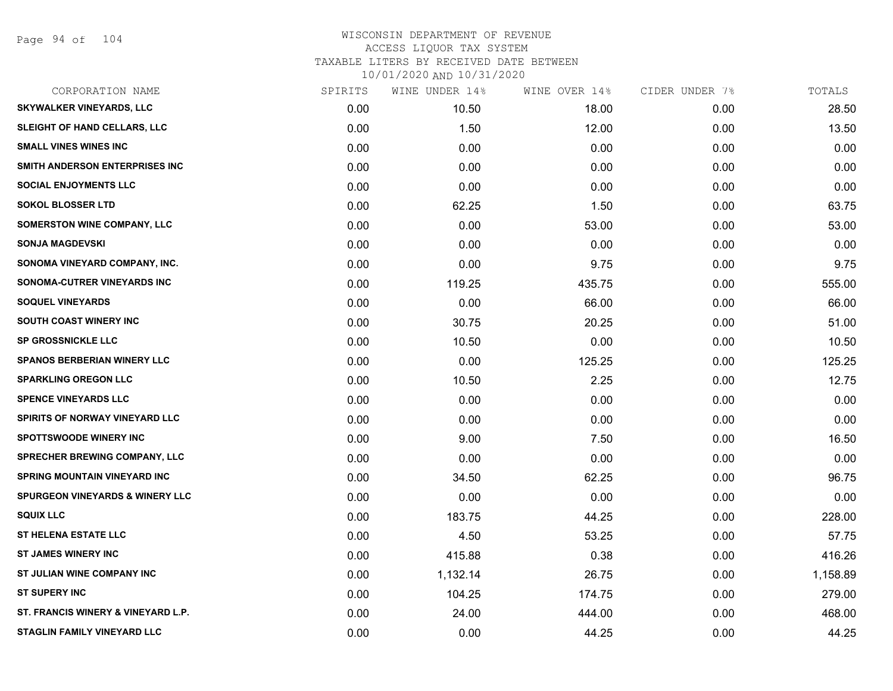# WISCONSIN DEPARTMENT OF REVENUE
## ACCESS LIQUOR TAX SYSTEM
## TAXABLE LITERS BY RECEIVED DATE BETWEEN 10/01/2020 AND 10/31/2020

| CORPORATION NAME | SPIRITS | WINE UNDER 14% | WINE OVER 14% | CIDER UNDER 7% | TOTALS |
|---|---|---|---|---|---|
| SKYWALKER VINEYARDS, LLC | 0.00 | 10.50 | 18.00 | 0.00 | 28.50 |
| SLEIGHT OF HAND CELLARS, LLC | 0.00 | 1.50 | 12.00 | 0.00 | 13.50 |
| SMALL VINES WINES INC | 0.00 | 0.00 | 0.00 | 0.00 | 0.00 |
| SMITH ANDERSON ENTERPRISES INC | 0.00 | 0.00 | 0.00 | 0.00 | 0.00 |
| SOCIAL ENJOYMENTS LLC | 0.00 | 0.00 | 0.00 | 0.00 | 0.00 |
| SOKOL BLOSSER LTD | 0.00 | 62.25 | 1.50 | 0.00 | 63.75 |
| SOMERSTON WINE COMPANY, LLC | 0.00 | 0.00 | 53.00 | 0.00 | 53.00 |
| SONJA MAGDEVSKI | 0.00 | 0.00 | 0.00 | 0.00 | 0.00 |
| SONOMA VINEYARD COMPANY, INC. | 0.00 | 0.00 | 9.75 | 0.00 | 9.75 |
| SONOMA-CUTRER VINEYARDS INC | 0.00 | 119.25 | 435.75 | 0.00 | 555.00 |
| SOQUEL VINEYARDS | 0.00 | 0.00 | 66.00 | 0.00 | 66.00 |
| SOUTH COAST WINERY INC | 0.00 | 30.75 | 20.25 | 0.00 | 51.00 |
| SP GROSSNICKLE LLC | 0.00 | 10.50 | 0.00 | 0.00 | 10.50 |
| SPANOS BERBERIAN WINERY LLC | 0.00 | 0.00 | 125.25 | 0.00 | 125.25 |
| SPARKLING OREGON LLC | 0.00 | 10.50 | 2.25 | 0.00 | 12.75 |
| SPENCE VINEYARDS LLC | 0.00 | 0.00 | 0.00 | 0.00 | 0.00 |
| SPIRITS OF NORWAY VINEYARD LLC | 0.00 | 0.00 | 0.00 | 0.00 | 0.00 |
| SPOTTSWOODE WINERY INC | 0.00 | 9.00 | 7.50 | 0.00 | 16.50 |
| SPRECHER BREWING COMPANY, LLC | 0.00 | 0.00 | 0.00 | 0.00 | 0.00 |
| SPRING MOUNTAIN VINEYARD INC | 0.00 | 34.50 | 62.25 | 0.00 | 96.75 |
| SPURGEON VINEYARDS & WINERY LLC | 0.00 | 0.00 | 0.00 | 0.00 | 0.00 |
| SQUIX LLC | 0.00 | 183.75 | 44.25 | 0.00 | 228.00 |
| ST HELENA ESTATE LLC | 0.00 | 4.50 | 53.25 | 0.00 | 57.75 |
| ST JAMES WINERY INC | 0.00 | 415.88 | 0.38 | 0.00 | 416.26 |
| ST JULIAN WINE COMPANY INC | 0.00 | 1,132.14 | 26.75 | 0.00 | 1,158.89 |
| ST SUPERY INC | 0.00 | 104.25 | 174.75 | 0.00 | 279.00 |
| ST. FRANCIS WINERY & VINEYARD L.P. | 0.00 | 24.00 | 444.00 | 0.00 | 468.00 |
| STAGLIN FAMILY VINEYARD LLC | 0.00 | 0.00 | 44.25 | 0.00 | 44.25 |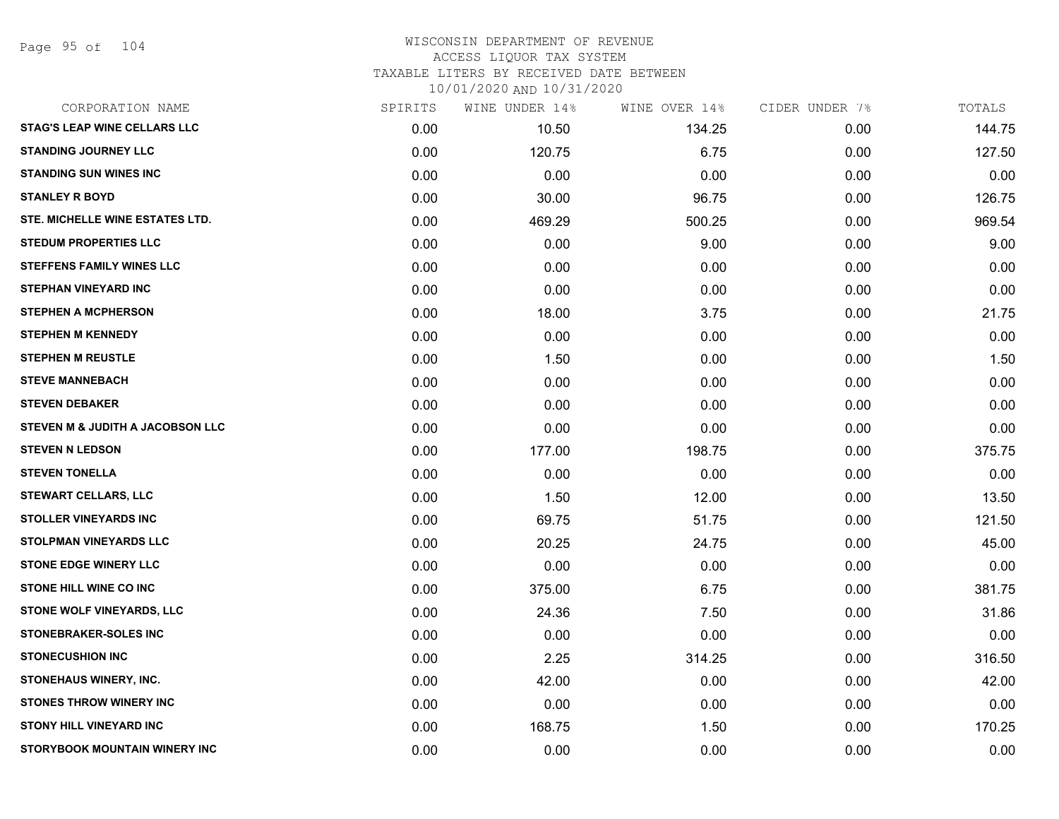WISCONSIN DEPARTMENT OF REVENUE
ACCESS LIQUOR TAX SYSTEM
TAXABLE LITERS BY RECEIVED DATE BETWEEN
10/01/2020 AND 10/31/2020

| CORPORATION NAME | SPIRITS | WINE UNDER 14% | WINE OVER 14% | CIDER UNDER 7% | TOTALS |
|---|---|---|---|---|---|
| STAG'S LEAP WINE CELLARS LLC | 0.00 | 10.50 | 134.25 | 0.00 | 144.75 |
| STANDING JOURNEY LLC | 0.00 | 120.75 | 6.75 | 0.00 | 127.50 |
| STANDING SUN WINES INC | 0.00 | 0.00 | 0.00 | 0.00 | 0.00 |
| STANLEY R BOYD | 0.00 | 30.00 | 96.75 | 0.00 | 126.75 |
| STE. MICHELLE WINE ESTATES LTD. | 0.00 | 469.29 | 500.25 | 0.00 | 969.54 |
| STEDUM PROPERTIES LLC | 0.00 | 0.00 | 9.00 | 0.00 | 9.00 |
| STEFFENS FAMILY WINES LLC | 0.00 | 0.00 | 0.00 | 0.00 | 0.00 |
| STEPHAN VINEYARD INC | 0.00 | 0.00 | 0.00 | 0.00 | 0.00 |
| STEPHEN A MCPHERSON | 0.00 | 18.00 | 3.75 | 0.00 | 21.75 |
| STEPHEN M KENNEDY | 0.00 | 0.00 | 0.00 | 0.00 | 0.00 |
| STEPHEN M REUSTLE | 0.00 | 1.50 | 0.00 | 0.00 | 1.50 |
| STEVE MANNEBACH | 0.00 | 0.00 | 0.00 | 0.00 | 0.00 |
| STEVEN DEBAKER | 0.00 | 0.00 | 0.00 | 0.00 | 0.00 |
| STEVEN M & JUDITH A JACOBSON LLC | 0.00 | 0.00 | 0.00 | 0.00 | 0.00 |
| STEVEN N LEDSON | 0.00 | 177.00 | 198.75 | 0.00 | 375.75 |
| STEVEN TONELLA | 0.00 | 0.00 | 0.00 | 0.00 | 0.00 |
| STEWART CELLARS, LLC | 0.00 | 1.50 | 12.00 | 0.00 | 13.50 |
| STOLLER VINEYARDS INC | 0.00 | 69.75 | 51.75 | 0.00 | 121.50 |
| STOLPMAN VINEYARDS LLC | 0.00 | 20.25 | 24.75 | 0.00 | 45.00 |
| STONE EDGE WINERY LLC | 0.00 | 0.00 | 0.00 | 0.00 | 0.00 |
| STONE HILL WINE CO INC | 0.00 | 375.00 | 6.75 | 0.00 | 381.75 |
| STONE WOLF VINEYARDS, LLC | 0.00 | 24.36 | 7.50 | 0.00 | 31.86 |
| STONEBRAKER-SOLES INC | 0.00 | 0.00 | 0.00 | 0.00 | 0.00 |
| STONECUSHION INC | 0.00 | 2.25 | 314.25 | 0.00 | 316.50 |
| STONEHAUS WINERY, INC. | 0.00 | 42.00 | 0.00 | 0.00 | 42.00 |
| STONES THROW WINERY INC | 0.00 | 0.00 | 0.00 | 0.00 | 0.00 |
| STONY HILL VINEYARD INC | 0.00 | 168.75 | 1.50 | 0.00 | 170.25 |
| STORYBOOK MOUNTAIN WINERY INC | 0.00 | 0.00 | 0.00 | 0.00 | 0.00 |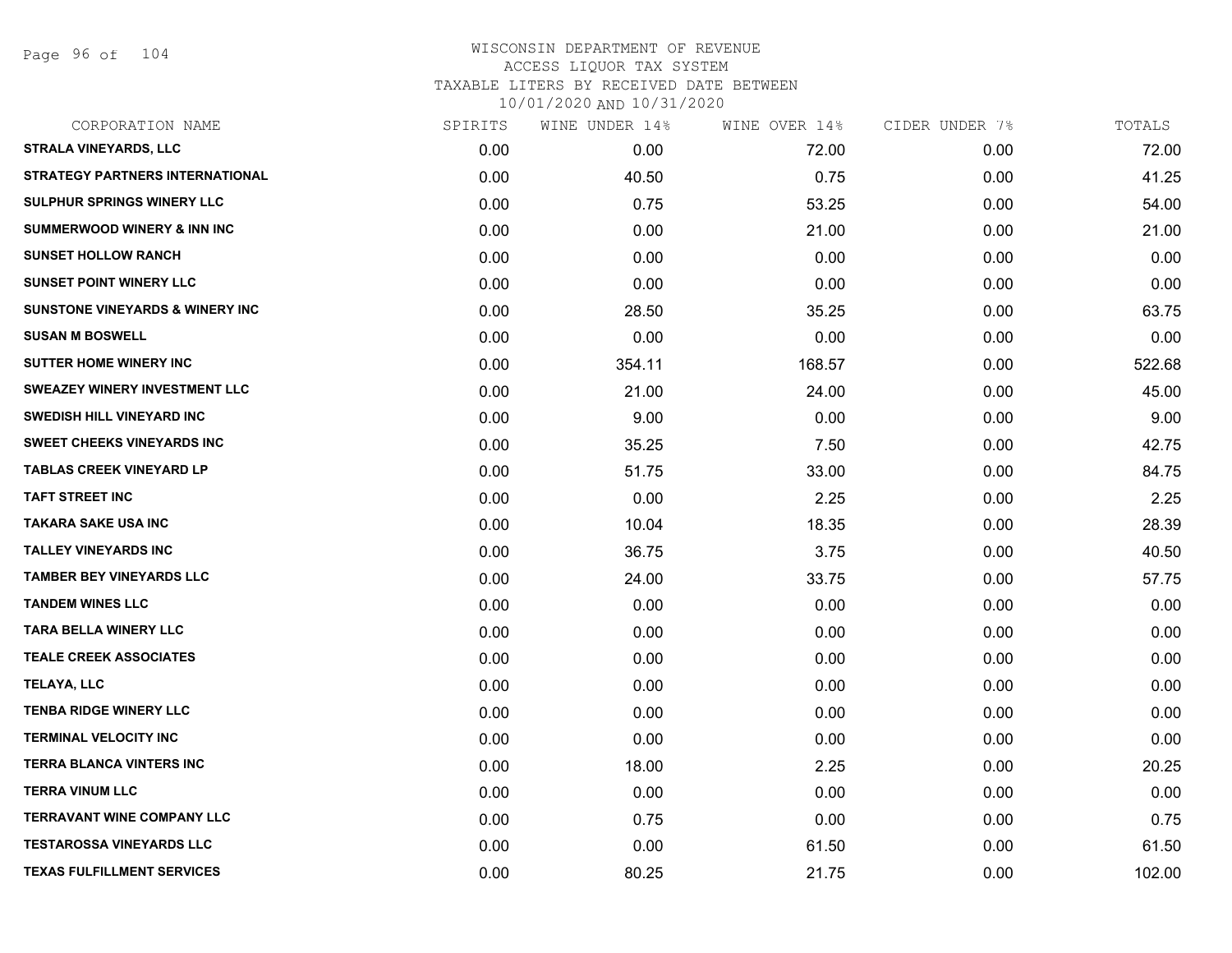WISCONSIN DEPARTMENT OF REVENUE
ACCESS LIQUOR TAX SYSTEM
TAXABLE LITERS BY RECEIVED DATE BETWEEN
10/01/2020 AND 10/31/2020

| CORPORATION NAME | SPIRITS | WINE UNDER 14% | WINE OVER 14% | CIDER UNDER 7% | TOTALS |
|---|---|---|---|---|---|
| STRALA VINEYARDS, LLC | 0.00 | 0.00 | 72.00 | 0.00 | 72.00 |
| STRATEGY PARTNERS INTERNATIONAL | 0.00 | 40.50 | 0.75 | 0.00 | 41.25 |
| SULPHUR SPRINGS WINERY LLC | 0.00 | 0.75 | 53.25 | 0.00 | 54.00 |
| SUMMERWOOD WINERY & INN INC | 0.00 | 0.00 | 21.00 | 0.00 | 21.00 |
| SUNSET HOLLOW RANCH | 0.00 | 0.00 | 0.00 | 0.00 | 0.00 |
| SUNSET POINT WINERY LLC | 0.00 | 0.00 | 0.00 | 0.00 | 0.00 |
| SUNSTONE VINEYARDS & WINERY INC | 0.00 | 28.50 | 35.25 | 0.00 | 63.75 |
| SUSAN M BOSWELL | 0.00 | 0.00 | 0.00 | 0.00 | 0.00 |
| SUTTER HOME WINERY INC | 0.00 | 354.11 | 168.57 | 0.00 | 522.68 |
| SWEAZEY WINERY INVESTMENT LLC | 0.00 | 21.00 | 24.00 | 0.00 | 45.00 |
| SWEDISH HILL VINEYARD INC | 0.00 | 9.00 | 0.00 | 0.00 | 9.00 |
| SWEET CHEEKS VINEYARDS INC | 0.00 | 35.25 | 7.50 | 0.00 | 42.75 |
| TABLAS CREEK VINEYARD LP | 0.00 | 51.75 | 33.00 | 0.00 | 84.75 |
| TAFT STREET INC | 0.00 | 0.00 | 2.25 | 0.00 | 2.25 |
| TAKARA SAKE USA INC | 0.00 | 10.04 | 18.35 | 0.00 | 28.39 |
| TALLEY VINEYARDS INC | 0.00 | 36.75 | 3.75 | 0.00 | 40.50 |
| TAMBER BEY VINEYARDS LLC | 0.00 | 24.00 | 33.75 | 0.00 | 57.75 |
| TANDEM WINES LLC | 0.00 | 0.00 | 0.00 | 0.00 | 0.00 |
| TARA BELLA WINERY LLC | 0.00 | 0.00 | 0.00 | 0.00 | 0.00 |
| TEALE CREEK ASSOCIATES | 0.00 | 0.00 | 0.00 | 0.00 | 0.00 |
| TELAYA, LLC | 0.00 | 0.00 | 0.00 | 0.00 | 0.00 |
| TENBA RIDGE WINERY LLC | 0.00 | 0.00 | 0.00 | 0.00 | 0.00 |
| TERMINAL VELOCITY INC | 0.00 | 0.00 | 0.00 | 0.00 | 0.00 |
| TERRA BLANCA VINTERS INC | 0.00 | 18.00 | 2.25 | 0.00 | 20.25 |
| TERRA VINUM LLC | 0.00 | 0.00 | 0.00 | 0.00 | 0.00 |
| TERRAVANT WINE COMPANY LLC | 0.00 | 0.75 | 0.00 | 0.00 | 0.75 |
| TESTAROSSA VINEYARDS LLC | 0.00 | 0.00 | 61.50 | 0.00 | 61.50 |
| TEXAS FULFILLMENT SERVICES | 0.00 | 80.25 | 21.75 | 0.00 | 102.00 |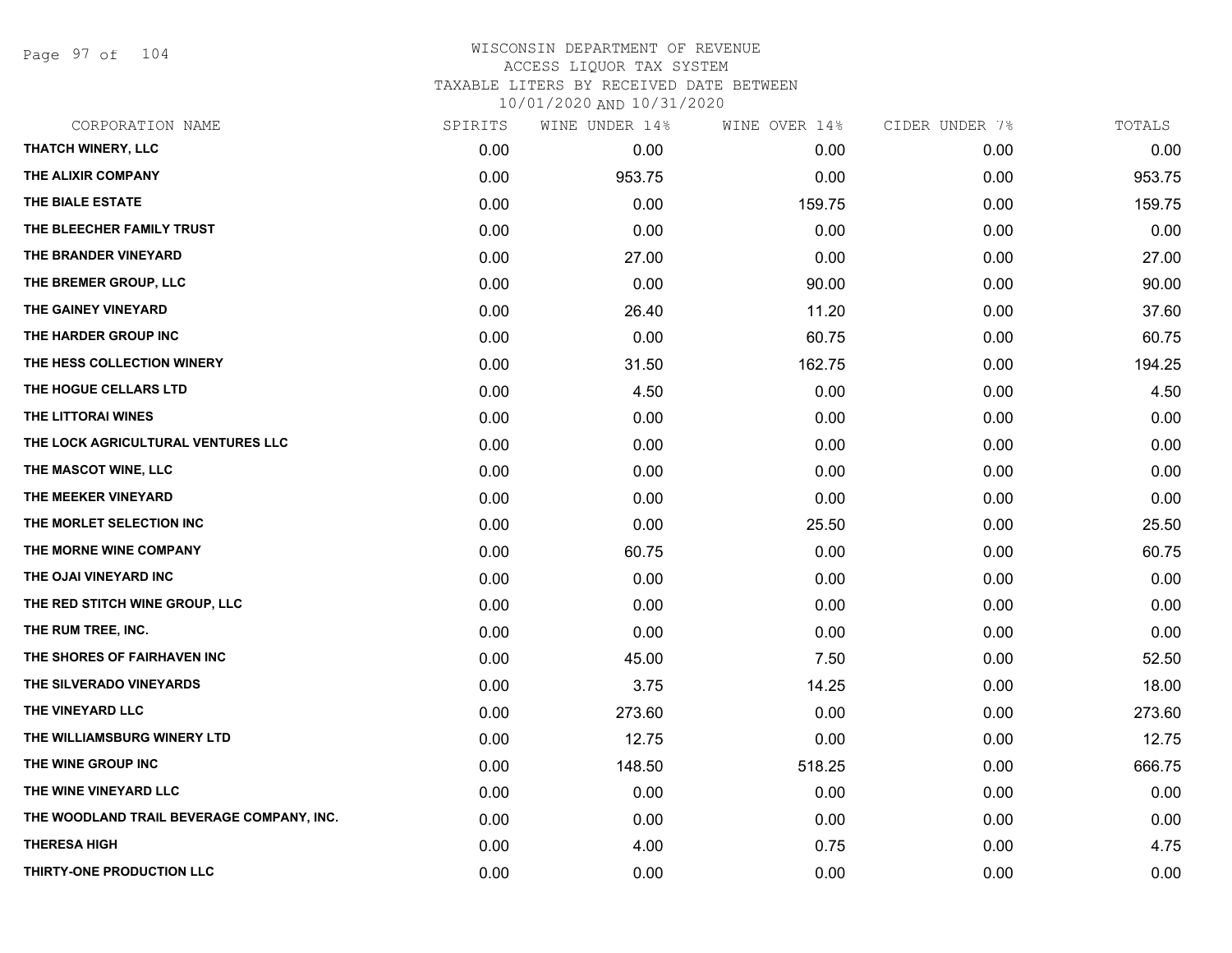WISCONSIN DEPARTMENT OF REVENUE
ACCESS LIQUOR TAX SYSTEM
TAXABLE LITERS BY RECEIVED DATE BETWEEN
10/01/2020 AND 10/31/2020

| CORPORATION NAME | SPIRITS | WINE UNDER 14% | WINE OVER 14% | CIDER UNDER 7% | TOTALS |
|---|---|---|---|---|---|
| THATCH WINERY, LLC | 0.00 | 0.00 | 0.00 | 0.00 | 0.00 |
| THE ALIXIR COMPANY | 0.00 | 953.75 | 0.00 | 0.00 | 953.75 |
| THE BIALE ESTATE | 0.00 | 0.00 | 159.75 | 0.00 | 159.75 |
| THE BLEECHER FAMILY TRUST | 0.00 | 0.00 | 0.00 | 0.00 | 0.00 |
| THE BRANDER VINEYARD | 0.00 | 27.00 | 0.00 | 0.00 | 27.00 |
| THE BREMER GROUP, LLC | 0.00 | 0.00 | 90.00 | 0.00 | 90.00 |
| THE GAINEY VINEYARD | 0.00 | 26.40 | 11.20 | 0.00 | 37.60 |
| THE HARDER GROUP INC | 0.00 | 0.00 | 60.75 | 0.00 | 60.75 |
| THE HESS COLLECTION WINERY | 0.00 | 31.50 | 162.75 | 0.00 | 194.25 |
| THE HOGUE CELLARS LTD | 0.00 | 4.50 | 0.00 | 0.00 | 4.50 |
| THE LITTORAI WINES | 0.00 | 0.00 | 0.00 | 0.00 | 0.00 |
| THE LOCK AGRICULTURAL VENTURES LLC | 0.00 | 0.00 | 0.00 | 0.00 | 0.00 |
| THE MASCOT WINE, LLC | 0.00 | 0.00 | 0.00 | 0.00 | 0.00 |
| THE MEEKER VINEYARD | 0.00 | 0.00 | 0.00 | 0.00 | 0.00 |
| THE MORLET SELECTION INC | 0.00 | 0.00 | 25.50 | 0.00 | 25.50 |
| THE MORNE WINE COMPANY | 0.00 | 60.75 | 0.00 | 0.00 | 60.75 |
| THE OJAI VINEYARD INC | 0.00 | 0.00 | 0.00 | 0.00 | 0.00 |
| THE RED STITCH WINE GROUP, LLC | 0.00 | 0.00 | 0.00 | 0.00 | 0.00 |
| THE RUM TREE, INC. | 0.00 | 0.00 | 0.00 | 0.00 | 0.00 |
| THE SHORES OF FAIRHAVEN INC | 0.00 | 45.00 | 7.50 | 0.00 | 52.50 |
| THE SILVERADO VINEYARDS | 0.00 | 3.75 | 14.25 | 0.00 | 18.00 |
| THE VINEYARD LLC | 0.00 | 273.60 | 0.00 | 0.00 | 273.60 |
| THE WILLIAMSBURG WINERY LTD | 0.00 | 12.75 | 0.00 | 0.00 | 12.75 |
| THE WINE GROUP INC | 0.00 | 148.50 | 518.25 | 0.00 | 666.75 |
| THE WINE VINEYARD LLC | 0.00 | 0.00 | 0.00 | 0.00 | 0.00 |
| THE WOODLAND TRAIL BEVERAGE COMPANY, INC. | 0.00 | 0.00 | 0.00 | 0.00 | 0.00 |
| THERESA HIGH | 0.00 | 4.00 | 0.75 | 0.00 | 4.75 |
| THIRTY-ONE PRODUCTION LLC | 0.00 | 0.00 | 0.00 | 0.00 | 0.00 |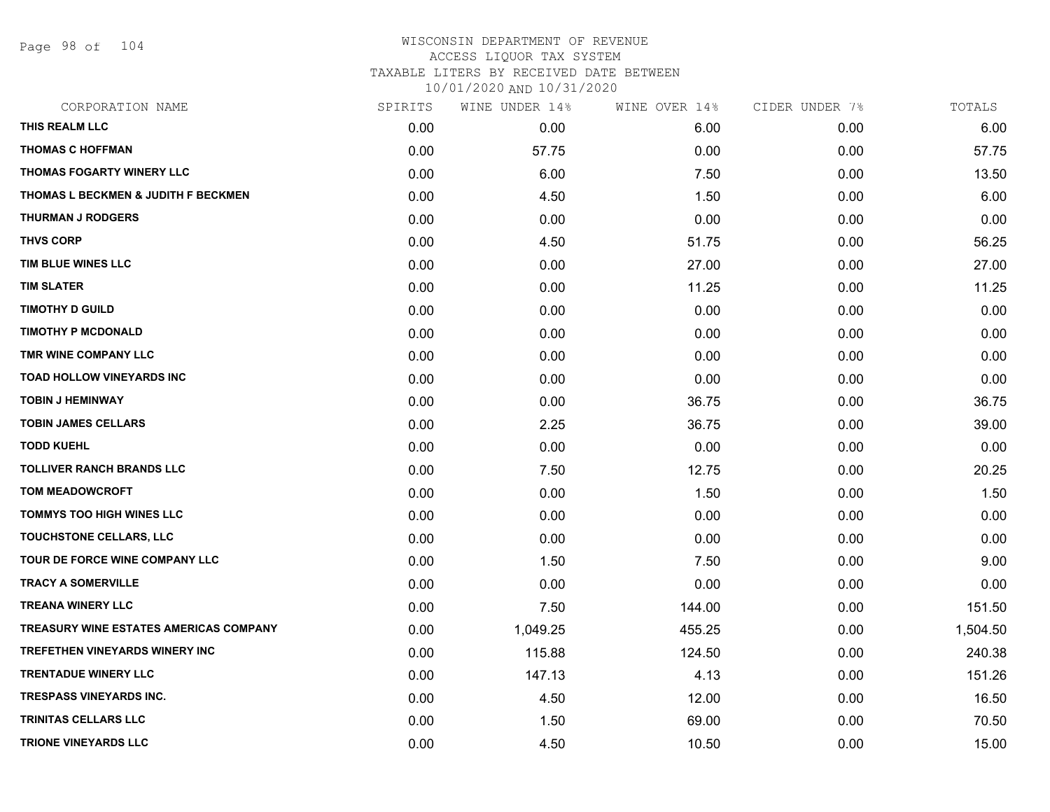# WISCONSIN DEPARTMENT OF REVENUE
ACCESS LIQUOR TAX SYSTEM
TAXABLE LITERS BY RECEIVED DATE BETWEEN
10/01/2020 AND 10/31/2020

| CORPORATION NAME | SPIRITS | WINE UNDER 14% | WINE OVER 14% | CIDER UNDER 7% | TOTALS |
|---|---|---|---|---|---|
| THIS REALM LLC | 0.00 | 0.00 | 6.00 | 0.00 | 6.00 |
| THOMAS C HOFFMAN | 0.00 | 57.75 | 0.00 | 0.00 | 57.75 |
| THOMAS FOGARTY WINERY LLC | 0.00 | 6.00 | 7.50 | 0.00 | 13.50 |
| THOMAS L BECKMEN & JUDITH F BECKMEN | 0.00 | 4.50 | 1.50 | 0.00 | 6.00 |
| THURMAN J RODGERS | 0.00 | 0.00 | 0.00 | 0.00 | 0.00 |
| THVS CORP | 0.00 | 4.50 | 51.75 | 0.00 | 56.25 |
| TIM BLUE WINES LLC | 0.00 | 0.00 | 27.00 | 0.00 | 27.00 |
| TIM SLATER | 0.00 | 0.00 | 11.25 | 0.00 | 11.25 |
| TIMOTHY D GUILD | 0.00 | 0.00 | 0.00 | 0.00 | 0.00 |
| TIMOTHY P MCDONALD | 0.00 | 0.00 | 0.00 | 0.00 | 0.00 |
| TMR WINE COMPANY LLC | 0.00 | 0.00 | 0.00 | 0.00 | 0.00 |
| TOAD HOLLOW VINEYARDS INC | 0.00 | 0.00 | 0.00 | 0.00 | 0.00 |
| TOBIN J HEMINWAY | 0.00 | 0.00 | 36.75 | 0.00 | 36.75 |
| TOBIN JAMES CELLARS | 0.00 | 2.25 | 36.75 | 0.00 | 39.00 |
| TODD KUEHL | 0.00 | 0.00 | 0.00 | 0.00 | 0.00 |
| TOLLIVER RANCH BRANDS LLC | 0.00 | 7.50 | 12.75 | 0.00 | 20.25 |
| TOM MEADOWCROFT | 0.00 | 0.00 | 1.50 | 0.00 | 1.50 |
| TOMMYS TOO HIGH WINES LLC | 0.00 | 0.00 | 0.00 | 0.00 | 0.00 |
| TOUCHSTONE CELLARS, LLC | 0.00 | 0.00 | 0.00 | 0.00 | 0.00 |
| TOUR DE FORCE WINE COMPANY LLC | 0.00 | 1.50 | 7.50 | 0.00 | 9.00 |
| TRACY A SOMERVILLE | 0.00 | 0.00 | 0.00 | 0.00 | 0.00 |
| TREANA WINERY LLC | 0.00 | 7.50 | 144.00 | 0.00 | 151.50 |
| TREASURY WINE ESTATES AMERICAS COMPANY | 0.00 | 1,049.25 | 455.25 | 0.00 | 1,504.50 |
| TREFETHEN VINEYARDS WINERY INC | 0.00 | 115.88 | 124.50 | 0.00 | 240.38 |
| TRENTADUE WINERY LLC | 0.00 | 147.13 | 4.13 | 0.00 | 151.26 |
| TRESPASS VINEYARDS INC. | 0.00 | 4.50 | 12.00 | 0.00 | 16.50 |
| TRINITAS CELLARS LLC | 0.00 | 1.50 | 69.00 | 0.00 | 70.50 |
| TRIONE VINEYARDS LLC | 0.00 | 4.50 | 10.50 | 0.00 | 15.00 |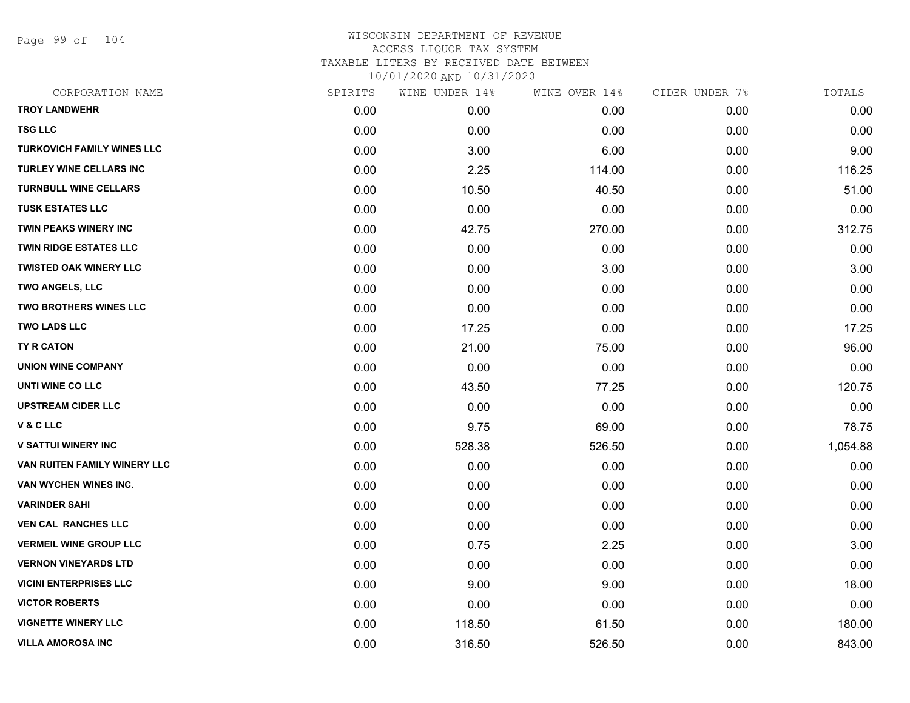WISCONSIN DEPARTMENT OF REVENUE
ACCESS LIQUOR TAX SYSTEM
TAXABLE LITERS BY RECEIVED DATE BETWEEN
10/01/2020 AND 10/31/2020

| CORPORATION NAME | SPIRITS | WINE UNDER 14% | WINE OVER 14% | CIDER UNDER 7% | TOTALS |
|---|---|---|---|---|---|
| TROY LANDWEHR | 0.00 | 0.00 | 0.00 | 0.00 | 0.00 |
| TSG LLC | 0.00 | 0.00 | 0.00 | 0.00 | 0.00 |
| TURKOVICH FAMILY WINES LLC | 0.00 | 3.00 | 6.00 | 0.00 | 9.00 |
| TURLEY WINE CELLARS INC | 0.00 | 2.25 | 114.00 | 0.00 | 116.25 |
| TURNBULL WINE CELLARS | 0.00 | 10.50 | 40.50 | 0.00 | 51.00 |
| TUSK ESTATES LLC | 0.00 | 0.00 | 0.00 | 0.00 | 0.00 |
| TWIN PEAKS WINERY INC | 0.00 | 42.75 | 270.00 | 0.00 | 312.75 |
| TWIN RIDGE ESTATES LLC | 0.00 | 0.00 | 0.00 | 0.00 | 0.00 |
| TWISTED OAK WINERY LLC | 0.00 | 0.00 | 3.00 | 0.00 | 3.00 |
| TWO ANGELS, LLC | 0.00 | 0.00 | 0.00 | 0.00 | 0.00 |
| TWO BROTHERS WINES LLC | 0.00 | 0.00 | 0.00 | 0.00 | 0.00 |
| TWO LADS LLC | 0.00 | 17.25 | 0.00 | 0.00 | 17.25 |
| TY R CATON | 0.00 | 21.00 | 75.00 | 0.00 | 96.00 |
| UNION WINE COMPANY | 0.00 | 0.00 | 0.00 | 0.00 | 0.00 |
| UNTI WINE CO LLC | 0.00 | 43.50 | 77.25 | 0.00 | 120.75 |
| UPSTREAM CIDER LLC | 0.00 | 0.00 | 0.00 | 0.00 | 0.00 |
| V & C LLC | 0.00 | 9.75 | 69.00 | 0.00 | 78.75 |
| V SATTUI WINERY INC | 0.00 | 528.38 | 526.50 | 0.00 | 1,054.88 |
| VAN RUITEN FAMILY WINERY LLC | 0.00 | 0.00 | 0.00 | 0.00 | 0.00 |
| VAN WYCHEN WINES INC. | 0.00 | 0.00 | 0.00 | 0.00 | 0.00 |
| VARINDER SAHI | 0.00 | 0.00 | 0.00 | 0.00 | 0.00 |
| VEN CAL RANCHES LLC | 0.00 | 0.00 | 0.00 | 0.00 | 0.00 |
| VERMEIL WINE GROUP LLC | 0.00 | 0.75 | 2.25 | 0.00 | 3.00 |
| VERNON VINEYARDS LTD | 0.00 | 0.00 | 0.00 | 0.00 | 0.00 |
| VICINI ENTERPRISES LLC | 0.00 | 9.00 | 9.00 | 0.00 | 18.00 |
| VICTOR ROBERTS | 0.00 | 0.00 | 0.00 | 0.00 | 0.00 |
| VIGNETTE WINERY LLC | 0.00 | 118.50 | 61.50 | 0.00 | 180.00 |
| VILLA AMOROSA INC | 0.00 | 316.50 | 526.50 | 0.00 | 843.00 |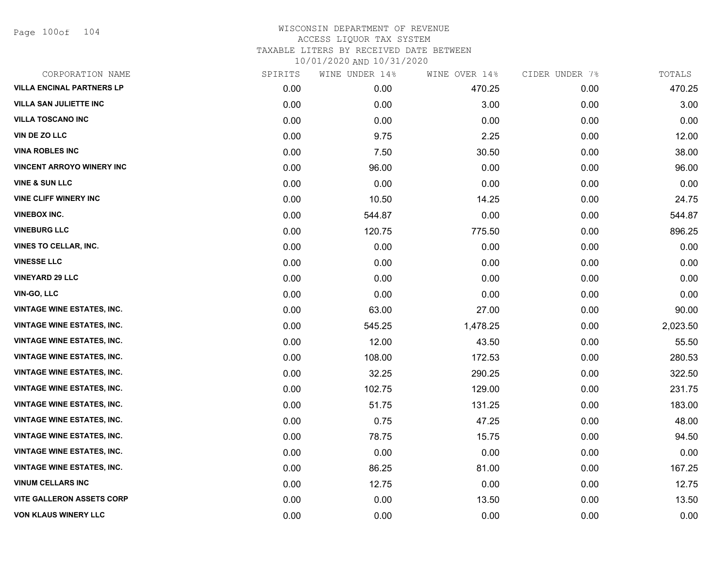# WISCONSIN DEPARTMENT OF REVENUE
## ACCESS LIQUOR TAX SYSTEM
### TAXABLE LITERS BY RECEIVED DATE BETWEEN 10/01/2020 AND 10/31/2020

| CORPORATION NAME | SPIRITS | WINE UNDER 14% | WINE OVER 14% | CIDER UNDER 7% | TOTALS |
|---|---|---|---|---|---|
| VILLA ENCINAL PARTNERS LP | 0.00 | 0.00 | 470.25 | 0.00 | 470.25 |
| VILLA SAN JULIETTE INC | 0.00 | 0.00 | 3.00 | 0.00 | 3.00 |
| VILLA TOSCANO INC | 0.00 | 0.00 | 0.00 | 0.00 | 0.00 |
| VIN DE ZO LLC | 0.00 | 9.75 | 2.25 | 0.00 | 12.00 |
| VINA ROBLES INC | 0.00 | 7.50 | 30.50 | 0.00 | 38.00 |
| VINCENT ARROYO WINERY INC | 0.00 | 96.00 | 0.00 | 0.00 | 96.00 |
| VINE & SUN LLC | 0.00 | 0.00 | 0.00 | 0.00 | 0.00 |
| VINE CLIFF WINERY INC | 0.00 | 10.50 | 14.25 | 0.00 | 24.75 |
| VINEBOX INC. | 0.00 | 544.87 | 0.00 | 0.00 | 544.87 |
| VINEBURG LLC | 0.00 | 120.75 | 775.50 | 0.00 | 896.25 |
| VINES TO CELLAR, INC. | 0.00 | 0.00 | 0.00 | 0.00 | 0.00 |
| VINESSE LLC | 0.00 | 0.00 | 0.00 | 0.00 | 0.00 |
| VINEYARD 29 LLC | 0.00 | 0.00 | 0.00 | 0.00 | 0.00 |
| VIN-GO, LLC | 0.00 | 0.00 | 0.00 | 0.00 | 0.00 |
| VINTAGE WINE ESTATES, INC. | 0.00 | 63.00 | 27.00 | 0.00 | 90.00 |
| VINTAGE WINE ESTATES, INC. | 0.00 | 545.25 | 1,478.25 | 0.00 | 2,023.50 |
| VINTAGE WINE ESTATES, INC. | 0.00 | 12.00 | 43.50 | 0.00 | 55.50 |
| VINTAGE WINE ESTATES, INC. | 0.00 | 108.00 | 172.53 | 0.00 | 280.53 |
| VINTAGE WINE ESTATES, INC. | 0.00 | 32.25 | 290.25 | 0.00 | 322.50 |
| VINTAGE WINE ESTATES, INC. | 0.00 | 102.75 | 129.00 | 0.00 | 231.75 |
| VINTAGE WINE ESTATES, INC. | 0.00 | 51.75 | 131.25 | 0.00 | 183.00 |
| VINTAGE WINE ESTATES, INC. | 0.00 | 0.75 | 47.25 | 0.00 | 48.00 |
| VINTAGE WINE ESTATES, INC. | 0.00 | 78.75 | 15.75 | 0.00 | 94.50 |
| VINTAGE WINE ESTATES, INC. | 0.00 | 0.00 | 0.00 | 0.00 | 0.00 |
| VINTAGE WINE ESTATES, INC. | 0.00 | 86.25 | 81.00 | 0.00 | 167.25 |
| VINUM CELLARS INC | 0.00 | 12.75 | 0.00 | 0.00 | 12.75 |
| VITE GALLERON ASSETS CORP | 0.00 | 0.00 | 13.50 | 0.00 | 13.50 |
| VON KLAUS WINERY LLC | 0.00 | 0.00 | 0.00 | 0.00 | 0.00 |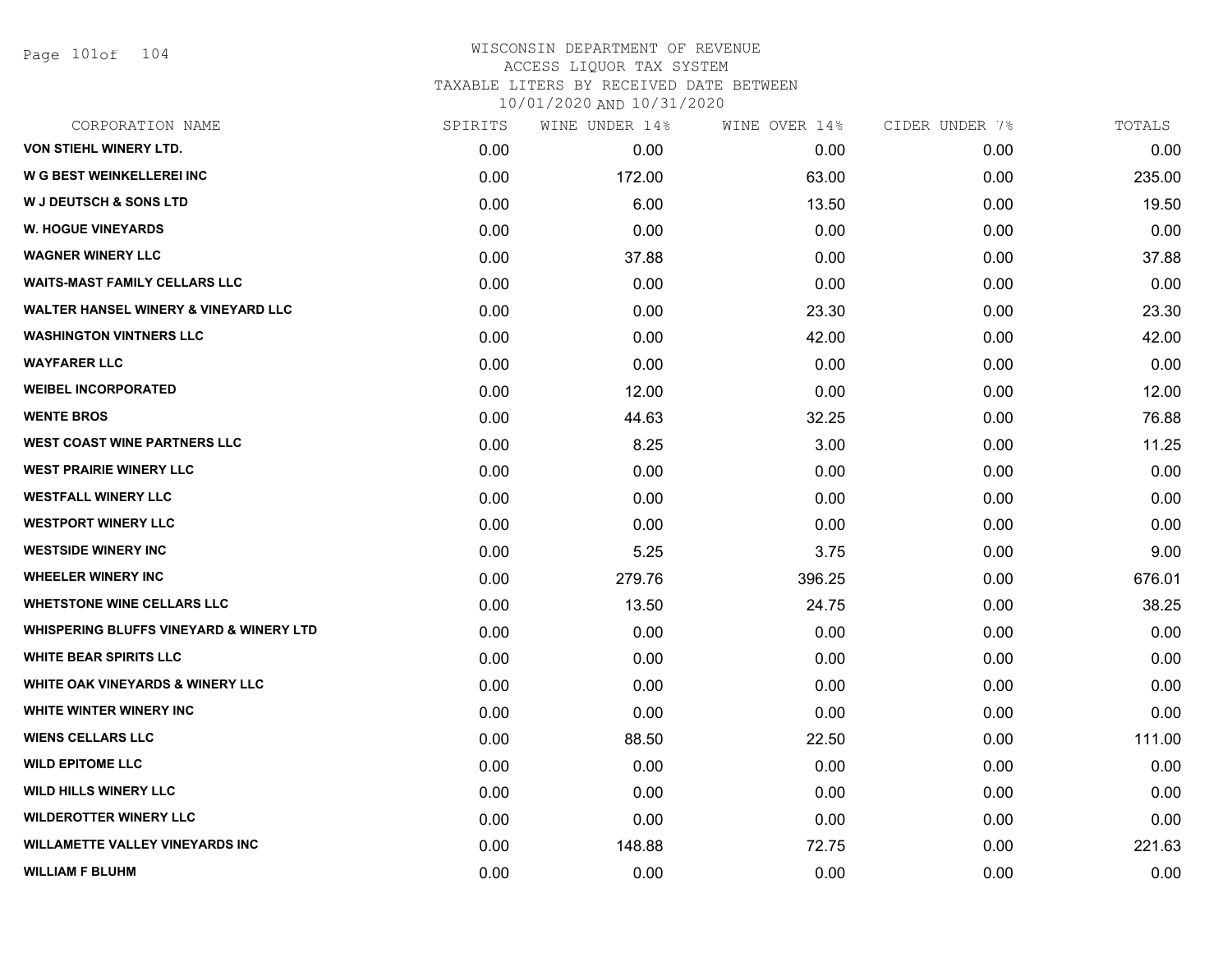# WISCONSIN DEPARTMENT OF REVENUE
## ACCESS LIQUOR TAX SYSTEM
### TAXABLE LITERS BY RECEIVED DATE BETWEEN 10/01/2020 AND 10/31/2020

| CORPORATION NAME | SPIRITS | WINE UNDER 14% | WINE OVER 14% | CIDER UNDER 7% | TOTALS |
|---|---|---|---|---|---|
| VON STIEHL WINERY LTD. | 0.00 | 0.00 | 0.00 | 0.00 | 0.00 |
| W G BEST WEINKELLEREI INC | 0.00 | 172.00 | 63.00 | 0.00 | 235.00 |
| W J DEUTSCH & SONS LTD | 0.00 | 6.00 | 13.50 | 0.00 | 19.50 |
| W. HOGUE VINEYARDS | 0.00 | 0.00 | 0.00 | 0.00 | 0.00 |
| WAGNER WINERY LLC | 0.00 | 37.88 | 0.00 | 0.00 | 37.88 |
| WAITS-MAST FAMILY CELLARS LLC | 0.00 | 0.00 | 0.00 | 0.00 | 0.00 |
| WALTER HANSEL WINERY & VINEYARD LLC | 0.00 | 0.00 | 23.30 | 0.00 | 23.30 |
| WASHINGTON VINTNERS LLC | 0.00 | 0.00 | 42.00 | 0.00 | 42.00 |
| WAYFARER LLC | 0.00 | 0.00 | 0.00 | 0.00 | 0.00 |
| WEIBEL INCORPORATED | 0.00 | 12.00 | 0.00 | 0.00 | 12.00 |
| WENTE BROS | 0.00 | 44.63 | 32.25 | 0.00 | 76.88 |
| WEST COAST WINE PARTNERS LLC | 0.00 | 8.25 | 3.00 | 0.00 | 11.25 |
| WEST PRAIRIE WINERY LLC | 0.00 | 0.00 | 0.00 | 0.00 | 0.00 |
| WESTFALL WINERY LLC | 0.00 | 0.00 | 0.00 | 0.00 | 0.00 |
| WESTPORT WINERY LLC | 0.00 | 0.00 | 0.00 | 0.00 | 0.00 |
| WESTSIDE WINERY INC | 0.00 | 5.25 | 3.75 | 0.00 | 9.00 |
| WHEELER WINERY INC | 0.00 | 279.76 | 396.25 | 0.00 | 676.01 |
| WHETSTONE WINE CELLARS LLC | 0.00 | 13.50 | 24.75 | 0.00 | 38.25 |
| WHISPERING BLUFFS VINEYARD & WINERY LTD | 0.00 | 0.00 | 0.00 | 0.00 | 0.00 |
| WHITE BEAR SPIRITS LLC | 0.00 | 0.00 | 0.00 | 0.00 | 0.00 |
| WHITE OAK VINEYARDS & WINERY LLC | 0.00 | 0.00 | 0.00 | 0.00 | 0.00 |
| WHITE WINTER WINERY INC | 0.00 | 0.00 | 0.00 | 0.00 | 0.00 |
| WIENS CELLARS LLC | 0.00 | 88.50 | 22.50 | 0.00 | 111.00 |
| WILD EPITOME LLC | 0.00 | 0.00 | 0.00 | 0.00 | 0.00 |
| WILD HILLS WINERY LLC | 0.00 | 0.00 | 0.00 | 0.00 | 0.00 |
| WILDEROTTER WINERY LLC | 0.00 | 0.00 | 0.00 | 0.00 | 0.00 |
| WILLAMETTE VALLEY VINEYARDS INC | 0.00 | 148.88 | 72.75 | 0.00 | 221.63 |
| WILLIAM F BLUHM | 0.00 | 0.00 | 0.00 | 0.00 | 0.00 |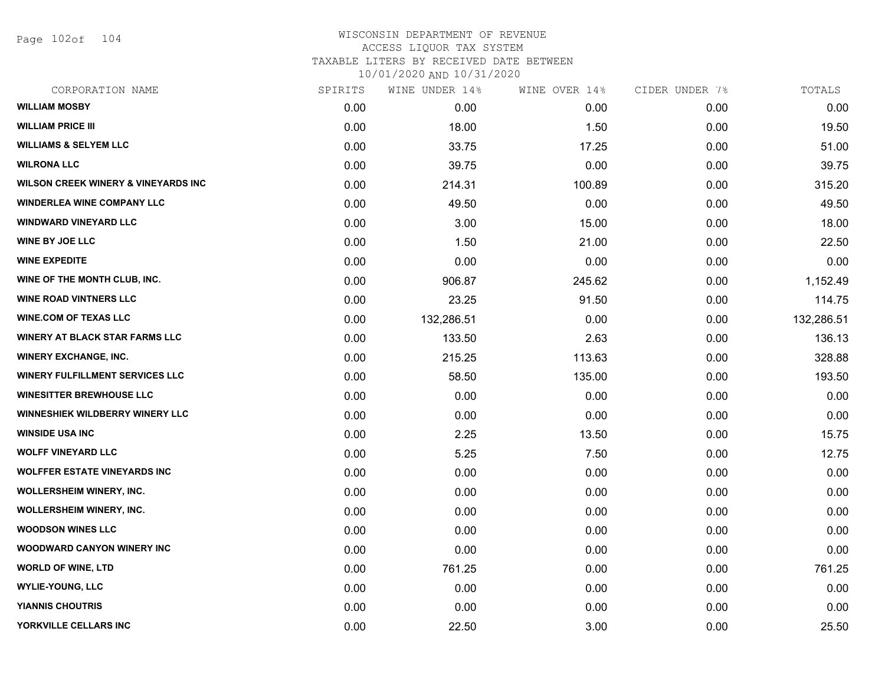WISCONSIN DEPARTMENT OF REVENUE
ACCESS LIQUOR TAX SYSTEM
TAXABLE LITERS BY RECEIVED DATE BETWEEN
10/01/2020 AND 10/31/2020

| CORPORATION NAME | SPIRITS | WINE UNDER 14% | WINE OVER 14% | CIDER UNDER 7% | TOTALS |
|---|---|---|---|---|---|
| WILLIAM MOSBY | 0.00 | 0.00 | 0.00 | 0.00 | 0.00 |
| WILLIAM PRICE III | 0.00 | 18.00 | 1.50 | 0.00 | 19.50 |
| WILLIAMS & SELYEM LLC | 0.00 | 33.75 | 17.25 | 0.00 | 51.00 |
| WILRONA LLC | 0.00 | 39.75 | 0.00 | 0.00 | 39.75 |
| WILSON CREEK WINERY & VINEYARDS INC | 0.00 | 214.31 | 100.89 | 0.00 | 315.20 |
| WINDERLEA WINE COMPANY LLC | 0.00 | 49.50 | 0.00 | 0.00 | 49.50 |
| WINDWARD VINEYARD LLC | 0.00 | 3.00 | 15.00 | 0.00 | 18.00 |
| WINE BY JOE LLC | 0.00 | 1.50 | 21.00 | 0.00 | 22.50 |
| WINE EXPEDITE | 0.00 | 0.00 | 0.00 | 0.00 | 0.00 |
| WINE OF THE MONTH CLUB, INC. | 0.00 | 906.87 | 245.62 | 0.00 | 1,152.49 |
| WINE ROAD VINTNERS LLC | 0.00 | 23.25 | 91.50 | 0.00 | 114.75 |
| WINE.COM OF TEXAS LLC | 0.00 | 132,286.51 | 0.00 | 0.00 | 132,286.51 |
| WINERY AT BLACK STAR FARMS LLC | 0.00 | 133.50 | 2.63 | 0.00 | 136.13 |
| WINERY EXCHANGE, INC. | 0.00 | 215.25 | 113.63 | 0.00 | 328.88 |
| WINERY FULFILLMENT SERVICES LLC | 0.00 | 58.50 | 135.00 | 0.00 | 193.50 |
| WINESITTER BREWHOUSE LLC | 0.00 | 0.00 | 0.00 | 0.00 | 0.00 |
| WINNESHIEK WILDBERRY WINERY LLC | 0.00 | 0.00 | 0.00 | 0.00 | 0.00 |
| WINSIDE USA INC | 0.00 | 2.25 | 13.50 | 0.00 | 15.75 |
| WOLFF VINEYARD LLC | 0.00 | 5.25 | 7.50 | 0.00 | 12.75 |
| WOLFFER ESTATE VINEYARDS INC | 0.00 | 0.00 | 0.00 | 0.00 | 0.00 |
| WOLLERSHEIM WINERY, INC. | 0.00 | 0.00 | 0.00 | 0.00 | 0.00 |
| WOLLERSHEIM WINERY, INC. | 0.00 | 0.00 | 0.00 | 0.00 | 0.00 |
| WOODSON WINES LLC | 0.00 | 0.00 | 0.00 | 0.00 | 0.00 |
| WOODWARD CANYON WINERY INC | 0.00 | 0.00 | 0.00 | 0.00 | 0.00 |
| WORLD OF WINE, LTD | 0.00 | 761.25 | 0.00 | 0.00 | 761.25 |
| WYLIE-YOUNG, LLC | 0.00 | 0.00 | 0.00 | 0.00 | 0.00 |
| YIANNIS CHOUTRIS | 0.00 | 0.00 | 0.00 | 0.00 | 0.00 |
| YORKVILLE CELLARS INC | 0.00 | 22.50 | 3.00 | 0.00 | 25.50 |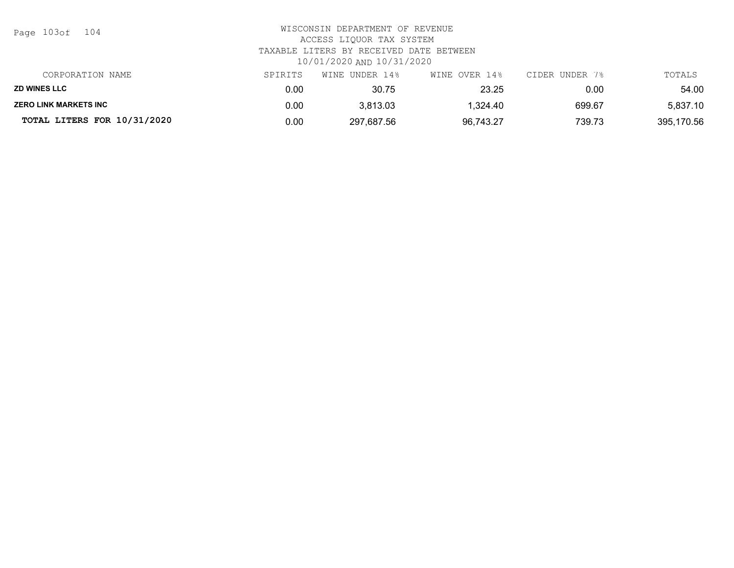WISCONSIN DEPARTMENT OF REVENUE
ACCESS LIQUOR TAX SYSTEM
TAXABLE LITERS BY RECEIVED DATE BETWEEN
10/01/2020 AND 10/31/2020

| CORPORATION NAME | SPIRITS | WINE UNDER 14% | WINE OVER 14% | CIDER UNDER 7% | TOTALS |
|---|---|---|---|---|---|
| **ZD WINES LLC** | 0.00 | 30.75 | 23.25 | 0.00 | 54.00 |
| **ZERO LINK MARKETS INC** | 0.00 | 3,813.03 | 1,324.40 | 699.67 | 5,837.10 |
| **TOTAL LITERS FOR 10/31/2020** | 0.00 | 297,687.56 | 96,743.27 | 739.73 | 395,170.56 |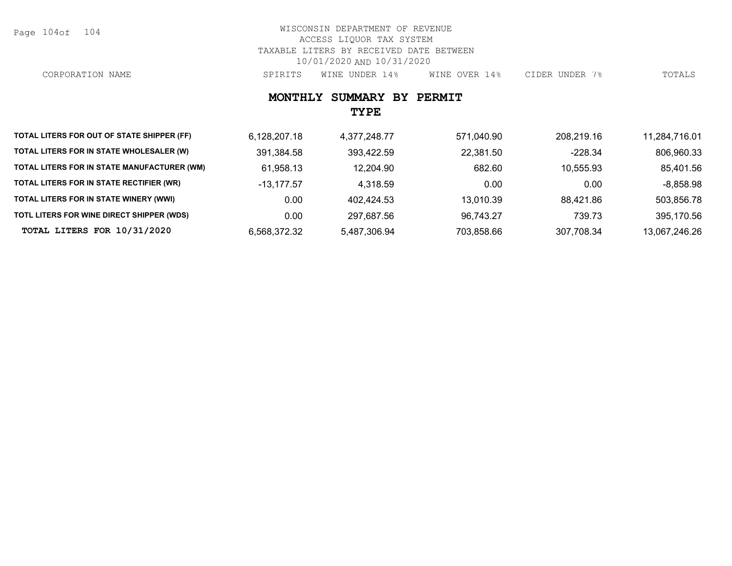WISCONSIN DEPARTMENT OF REVENUE
ACCESS LIQUOR TAX SYSTEM
TAXABLE LITERS BY RECEIVED DATE BETWEEN
10/01/2020 AND 10/31/2020

## MONTHLY SUMMARY BY PERMIT TYPE

| CORPORATION NAME | SPIRITS | WINE UNDER 14% | WINE OVER 14% | CIDER UNDER 7% | TOTALS |
|---|---|---|---|---|---|
| TOTAL LITERS FOR OUT OF STATE SHIPPER (FF) | 6,128,207.18 | 4,377,248.77 | 571,040.90 | 208,219.16 | 11,284,716.01 |
| TOTAL LITERS FOR IN STATE WHOLESALER (W) | 391,384.58 | 393,422.59 | 22,381.50 | -228.34 | 806,960.33 |
| TOTAL LITERS FOR IN STATE MANUFACTURER (WM) | 61,958.13 | 12,204.90 | 682.60 | 10,555.93 | 85,401.56 |
| TOTAL LITERS FOR IN STATE RECTIFIER (WR) | -13,177.57 | 4,318.59 | 0.00 | 0.00 | -8,858.98 |
| TOTAL LITERS FOR IN STATE WINERY (WWI) | 0.00 | 402,424.53 | 13,010.39 | 88,421.86 | 503,856.78 |
| TOTL LITERS FOR WINE DIRECT SHIPPER (WDS) | 0.00 | 297,687.56 | 96,743.27 | 739.73 | 395,170.56 |
| **TOTAL LITERS FOR 10/31/2020** | 6,568,372.32 | 5,487,306.94 | 703,858.66 | 307,708.34 | 13,067,246.26 |